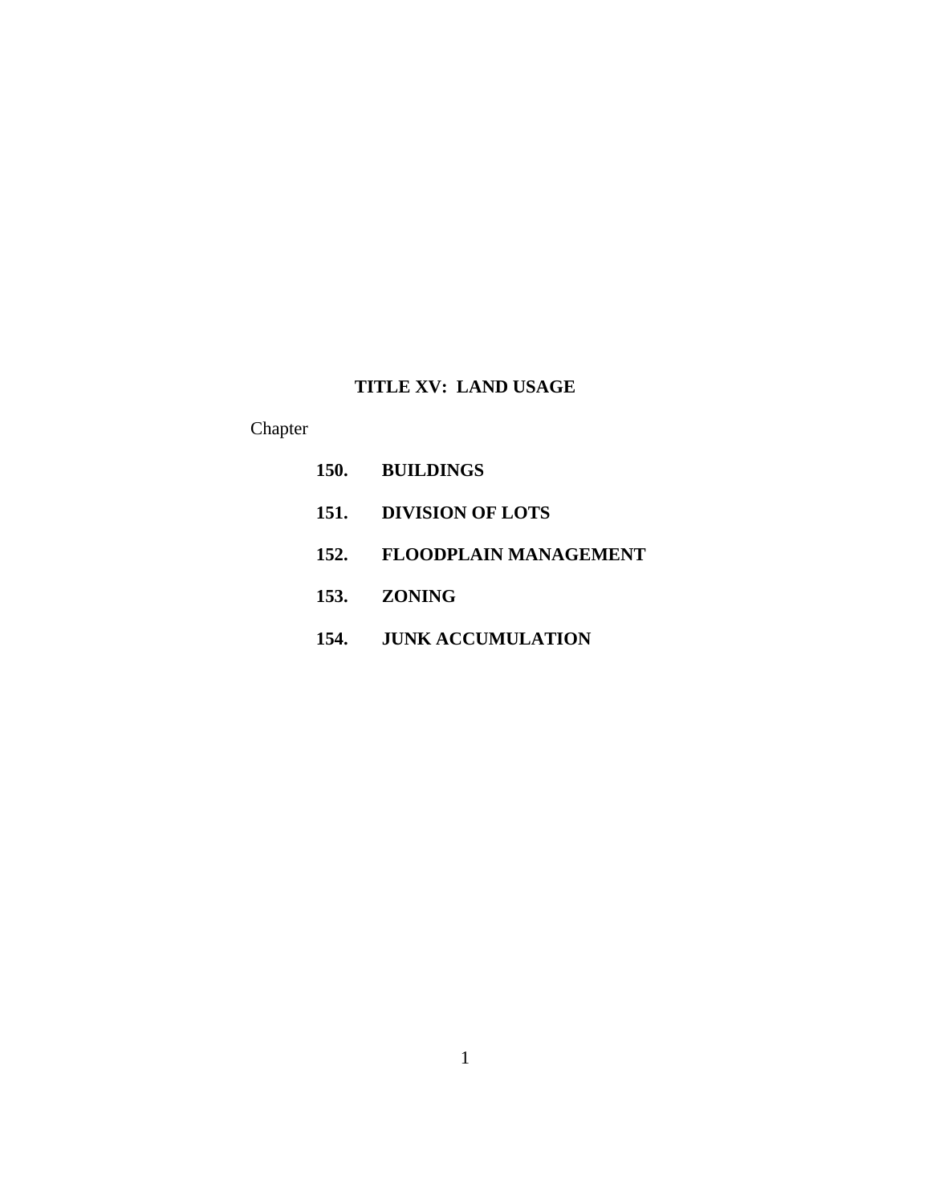# TITLE XV: LAND USAGE

Chapter

**150. BUILDINGS**

**151. DIVISION OF LOTS**

**152. FLOODPLAIN MANAGEMENT**

**153. ZONING**

**154. JUNK ACCUMULATION**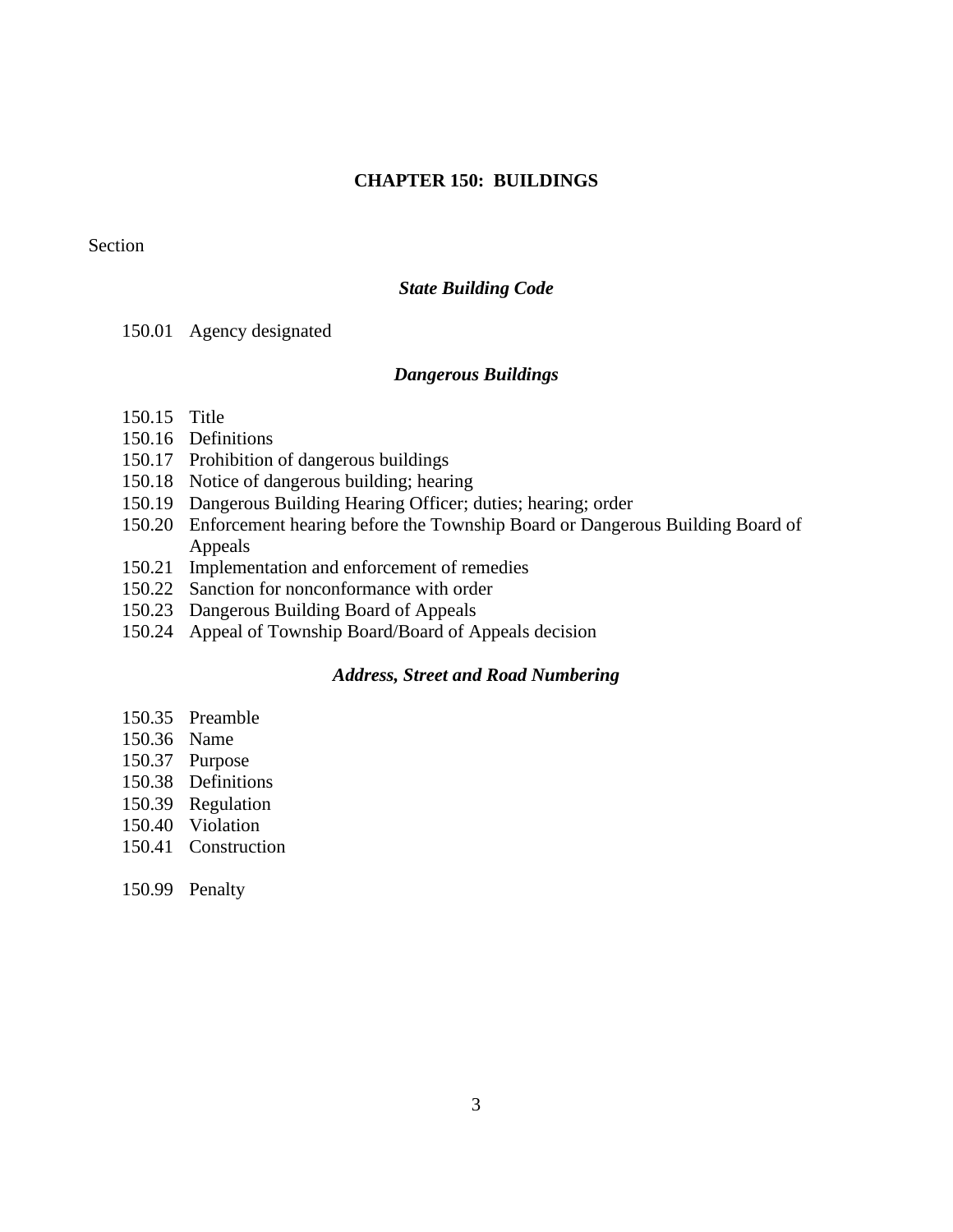# CHAPTER 150: BUILDINGS

Section

### *State Building Code*

150.01 Agency designated

### *Dangerous Buildings*

150.15 Title
150.16 Definitions
150.17 Prohibition of dangerous buildings
150.18 Notice of dangerous building; hearing
150.19 Dangerous Building Hearing Officer; duties; hearing; order
150.20 Enforcement hearing before the Township Board or Dangerous Building Board of Appeals
150.21 Implementation and enforcement of remedies
150.22 Sanction for nonconformance with order
150.23 Dangerous Building Board of Appeals
150.24 Appeal of Township Board/Board of Appeals decision

### *Address, Street and Road Numbering*

150.35 Preamble
150.36 Name
150.37 Purpose
150.38 Definitions
150.39 Regulation
150.40 Violation
150.41 Construction

150.99 Penalty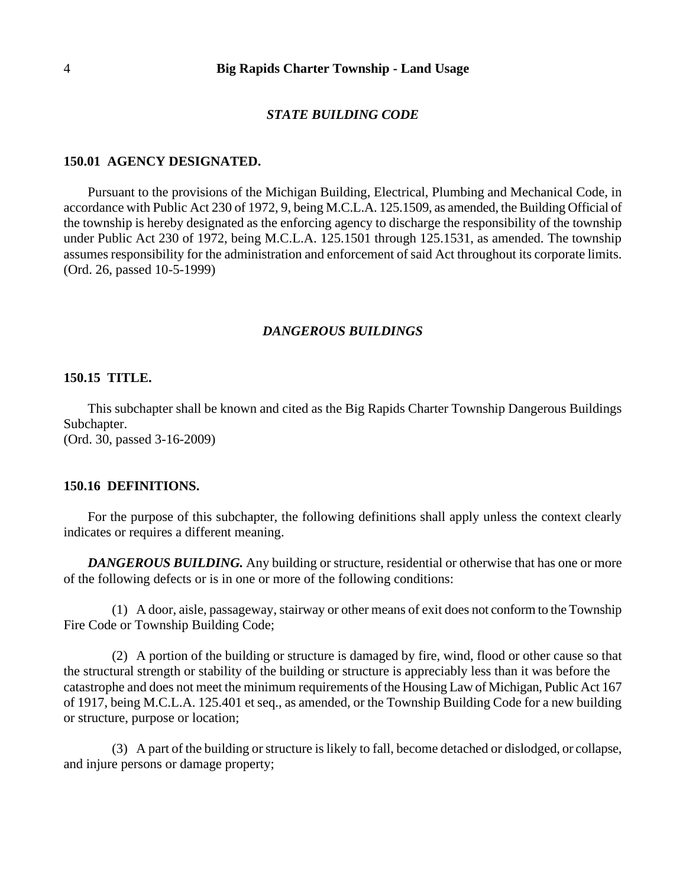## *STATE BUILDING CODE*

### 150.01 AGENCY DESIGNATED.

Pursuant to the provisions of the Michigan Building, Electrical, Plumbing and Mechanical Code, in accordance with Public Act 230 of 1972, 9, being M.C.L.A. 125.1509, as amended, the Building Official of the township is hereby designated as the enforcing agency to discharge the responsibility of the township under Public Act 230 of 1972, being M.C.L.A. 125.1501 through 125.1531, as amended. The township assumes responsibility for the administration and enforcement of said Act throughout its corporate limits. (Ord. 26, passed 10-5-1999)

## *DANGEROUS BUILDINGS*

### 150.15 TITLE.

This subchapter shall be known and cited as the Big Rapids Charter Township Dangerous Buildings Subchapter.
(Ord. 30, passed 3-16-2009)

### 150.16 DEFINITIONS.

For the purpose of this subchapter, the following definitions shall apply unless the context clearly indicates or requires a different meaning.

***DANGEROUS BUILDING.*** Any building or structure, residential or otherwise that has one or more of the following defects or is in one or more of the following conditions:

(1) A door, aisle, passageway, stairway or other means of exit does not conform to the Township Fire Code or Township Building Code;

(2) A portion of the building or structure is damaged by fire, wind, flood or other cause so that the structural strength or stability of the building or structure is appreciably less than it was before the catastrophe and does not meet the minimum requirements of the Housing Law of Michigan, Public Act 167 of 1917, being M.C.L.A. 125.401 et seq., as amended, or the Township Building Code for a new building or structure, purpose or location;

(3) A part of the building or structure is likely to fall, become detached or dislodged, or collapse, and injure persons or damage property;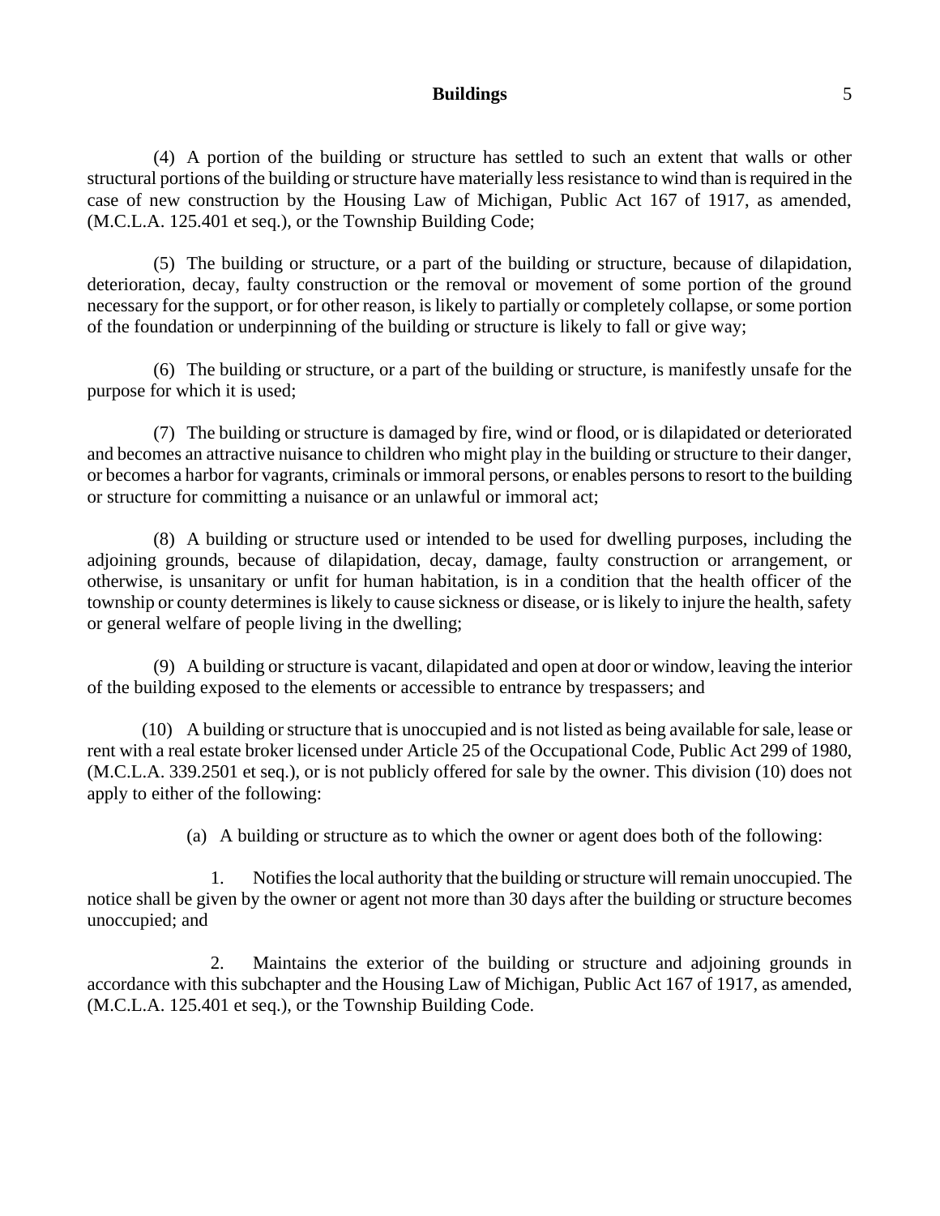(4) A portion of the building or structure has settled to such an extent that walls or other structural portions of the building or structure have materially less resistance to wind than is required in the case of new construction by the Housing Law of Michigan, Public Act 167 of 1917, as amended, (M.C.L.A. 125.401 et seq.), or the Township Building Code;

(5) The building or structure, or a part of the building or structure, because of dilapidation, deterioration, decay, faulty construction or the removal or movement of some portion of the ground necessary for the support, or for other reason, is likely to partially or completely collapse, or some portion of the foundation or underpinning of the building or structure is likely to fall or give way;

(6) The building or structure, or a part of the building or structure, is manifestly unsafe for the purpose for which it is used;

(7) The building or structure is damaged by fire, wind or flood, or is dilapidated or deteriorated and becomes an attractive nuisance to children who might play in the building or structure to their danger, or becomes a harbor for vagrants, criminals or immoral persons, or enables persons to resort to the building or structure for committing a nuisance or an unlawful or immoral act;

(8) A building or structure used or intended to be used for dwelling purposes, including the adjoining grounds, because of dilapidation, decay, damage, faulty construction or arrangement, or otherwise, is unsanitary or unfit for human habitation, is in a condition that the health officer of the township or county determines is likely to cause sickness or disease, or is likely to injure the health, safety or general welfare of people living in the dwelling;

(9) A building or structure is vacant, dilapidated and open at door or window, leaving the interior of the building exposed to the elements or accessible to entrance by trespassers; and

(10) A building or structure that is unoccupied and is not listed as being available for sale, lease or rent with a real estate broker licensed under Article 25 of the Occupational Code, Public Act 299 of 1980, (M.C.L.A. 339.2501 et seq.), or is not publicly offered for sale by the owner. This division (10) does not apply to either of the following:

(a) A building or structure as to which the owner or agent does both of the following:

1. Notifies the local authority that the building or structure will remain unoccupied. The notice shall be given by the owner or agent not more than 30 days after the building or structure becomes unoccupied; and

2. Maintains the exterior of the building or structure and adjoining grounds in accordance with this subchapter and the Housing Law of Michigan, Public Act 167 of 1917, as amended, (M.C.L.A. 125.401 et seq.), or the Township Building Code.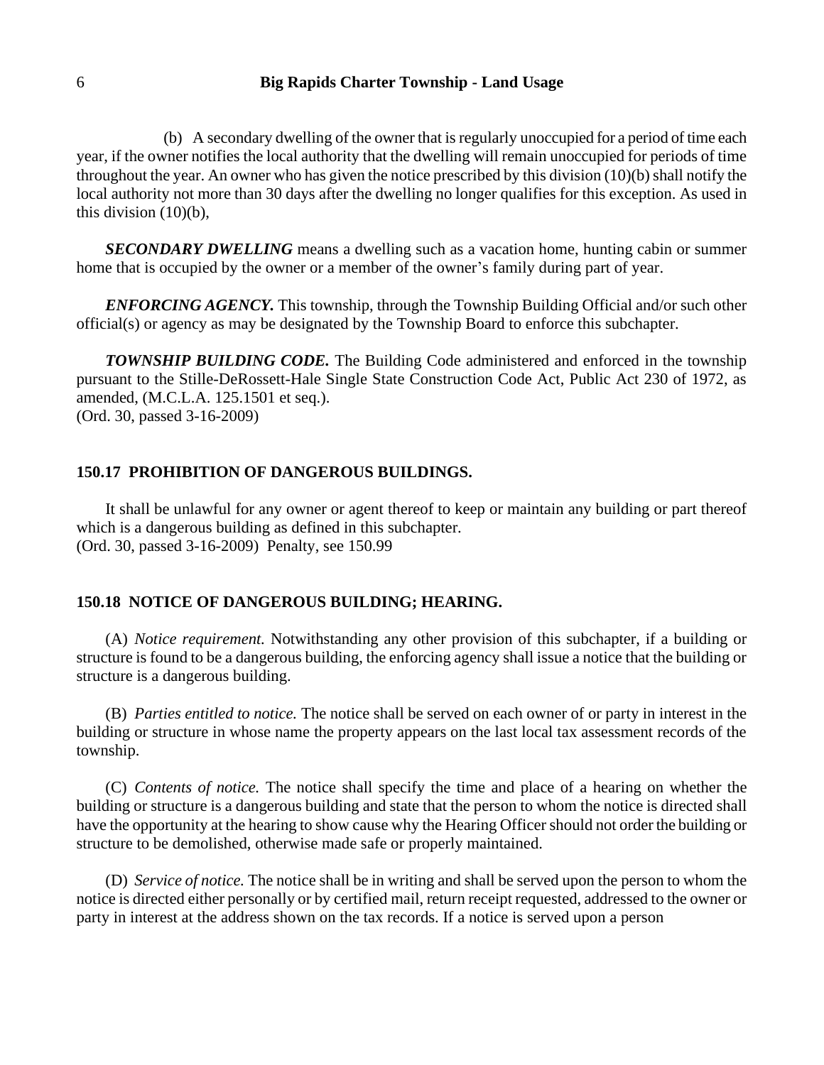(b) A secondary dwelling of the owner that is regularly unoccupied for a period of time each year, if the owner notifies the local authority that the dwelling will remain unoccupied for periods of time throughout the year. An owner who has given the notice prescribed by this division (10)(b) shall notify the local authority not more than 30 days after the dwelling no longer qualifies for this exception. As used in this division (10)(b),

***SECONDARY DWELLING*** means a dwelling such as a vacation home, hunting cabin or summer home that is occupied by the owner or a member of the owner's family during part of year.

***ENFORCING AGENCY.*** This township, through the Township Building Official and/or such other official(s) or agency as may be designated by the Township Board to enforce this subchapter.

***TOWNSHIP BUILDING CODE.*** The Building Code administered and enforced in the township pursuant to the Stille-DeRossett-Hale Single State Construction Code Act, Public Act 230 of 1972, as amended, (M.C.L.A. 125.1501 et seq.).
(Ord. 30, passed 3-16-2009)

## 150.17 PROHIBITION OF DANGEROUS BUILDINGS.

It shall be unlawful for any owner or agent thereof to keep or maintain any building or part thereof which is a dangerous building as defined in this subchapter.
(Ord. 30, passed 3-16-2009) Penalty, see 150.99

## 150.18 NOTICE OF DANGEROUS BUILDING; HEARING.

(A) *Notice requirement.* Notwithstanding any other provision of this subchapter, if a building or structure is found to be a dangerous building, the enforcing agency shall issue a notice that the building or structure is a dangerous building.

(B) *Parties entitled to notice.* The notice shall be served on each owner of or party in interest in the building or structure in whose name the property appears on the last local tax assessment records of the township.

(C) *Contents of notice.* The notice shall specify the time and place of a hearing on whether the building or structure is a dangerous building and state that the person to whom the notice is directed shall have the opportunity at the hearing to show cause why the Hearing Officer should not order the building or structure to be demolished, otherwise made safe or properly maintained.

(D) *Service of notice.* The notice shall be in writing and shall be served upon the person to whom the notice is directed either personally or by certified mail, return receipt requested, addressed to the owner or party in interest at the address shown on the tax records. If a notice is served upon a person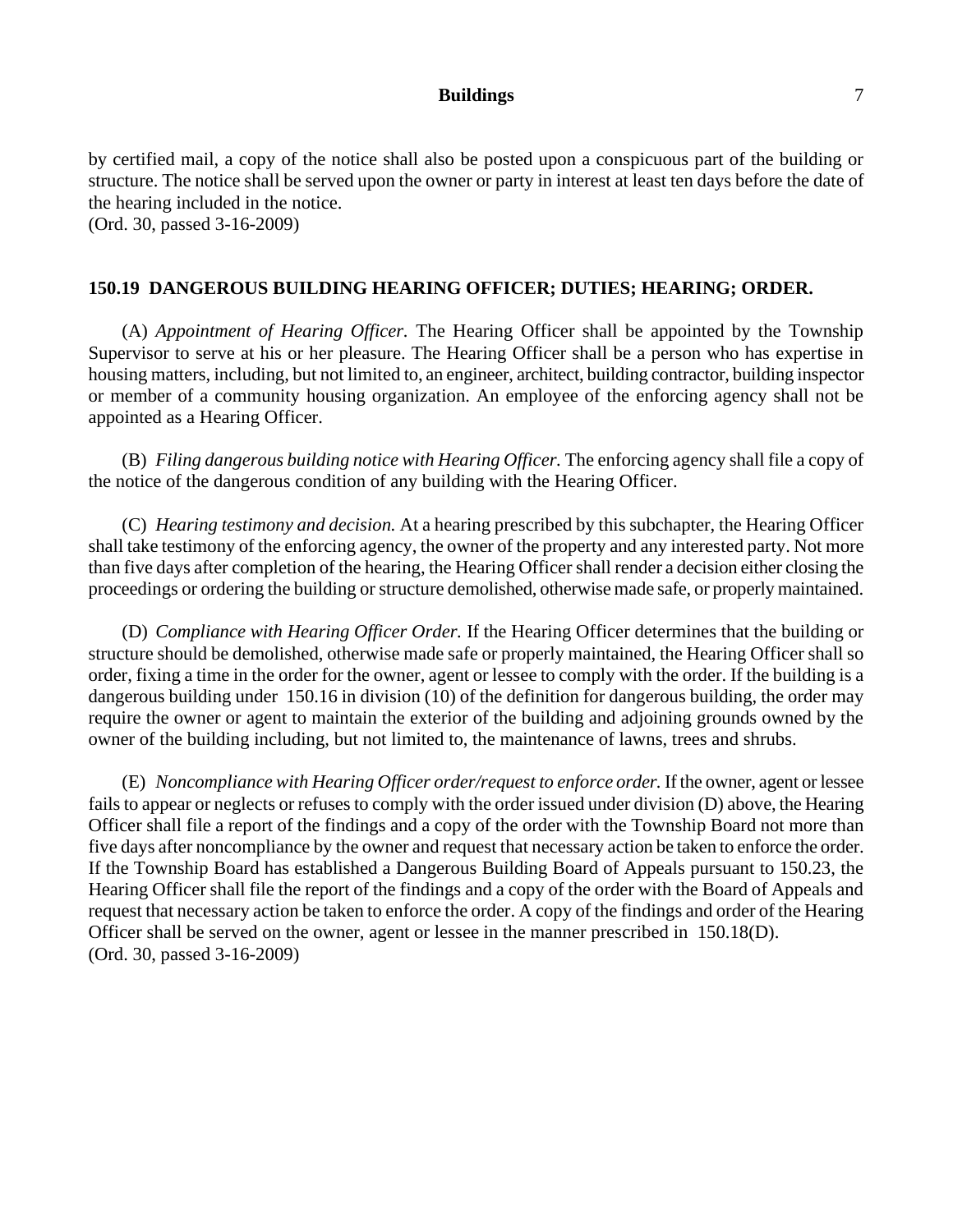by certified mail, a copy of the notice shall also be posted upon a conspicuous part of the building or structure. The notice shall be served upon the owner or party in interest at least ten days before the date of the hearing included in the notice.
(Ord. 30, passed 3-16-2009)

## 150.19 DANGEROUS BUILDING HEARING OFFICER; DUTIES; HEARING; ORDER.

(A) *Appointment of Hearing Officer.* The Hearing Officer shall be appointed by the Township Supervisor to serve at his or her pleasure. The Hearing Officer shall be a person who has expertise in housing matters, including, but not limited to, an engineer, architect, building contractor, building inspector or member of a community housing organization. An employee of the enforcing agency shall not be appointed as a Hearing Officer.

(B) *Filing dangerous building notice with Hearing Officer.* The enforcing agency shall file a copy of the notice of the dangerous condition of any building with the Hearing Officer.

(C) *Hearing testimony and decision.* At a hearing prescribed by this subchapter, the Hearing Officer shall take testimony of the enforcing agency, the owner of the property and any interested party. Not more than five days after completion of the hearing, the Hearing Officer shall render a decision either closing the proceedings or ordering the building or structure demolished, otherwise made safe, or properly maintained.

(D) *Compliance with Hearing Officer Order.* If the Hearing Officer determines that the building or structure should be demolished, otherwise made safe or properly maintained, the Hearing Officer shall so order, fixing a time in the order for the owner, agent or lessee to comply with the order. If the building is a dangerous building under 150.16 in division (10) of the definition for dangerous building, the order may require the owner or agent to maintain the exterior of the building and adjoining grounds owned by the owner of the building including, but not limited to, the maintenance of lawns, trees and shrubs.

(E) *Noncompliance with Hearing Officer order/request to enforce order.* If the owner, agent or lessee fails to appear or neglects or refuses to comply with the order issued under division (D) above, the Hearing Officer shall file a report of the findings and a copy of the order with the Township Board not more than five days after noncompliance by the owner and request that necessary action be taken to enforce the order. If the Township Board has established a Dangerous Building Board of Appeals pursuant to 150.23, the Hearing Officer shall file the report of the findings and a copy of the order with the Board of Appeals and request that necessary action be taken to enforce the order. A copy of the findings and order of the Hearing Officer shall be served on the owner, agent or lessee in the manner prescribed in 150.18(D).
(Ord. 30, passed 3-16-2009)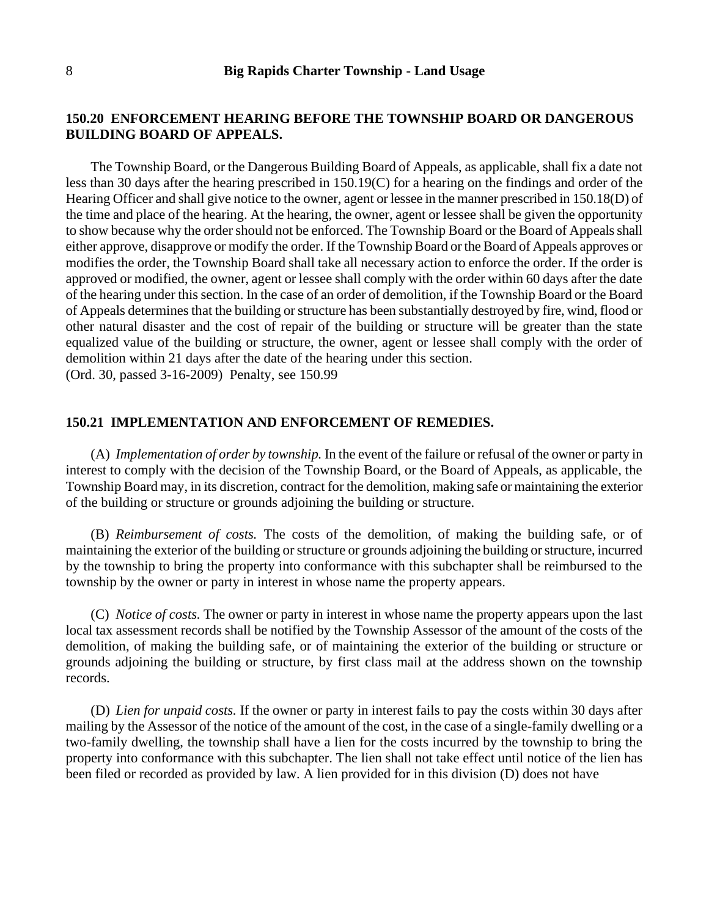## 150.20 ENFORCEMENT HEARING BEFORE THE TOWNSHIP BOARD OR DANGEROUS BUILDING BOARD OF APPEALS.

The Township Board, or the Dangerous Building Board of Appeals, as applicable, shall fix a date not less than 30 days after the hearing prescribed in 150.19(C) for a hearing on the findings and order of the Hearing Officer and shall give notice to the owner, agent or lessee in the manner prescribed in 150.18(D) of the time and place of the hearing. At the hearing, the owner, agent or lessee shall be given the opportunity to show because why the order should not be enforced. The Township Board or the Board of Appeals shall either approve, disapprove or modify the order. If the Township Board or the Board of Appeals approves or modifies the order, the Township Board shall take all necessary action to enforce the order. If the order is approved or modified, the owner, agent or lessee shall comply with the order within 60 days after the date of the hearing under this section. In the case of an order of demolition, if the Township Board or the Board of Appeals determines that the building or structure has been substantially destroyed by fire, wind, flood or other natural disaster and the cost of repair of the building or structure will be greater than the state equalized value of the building or structure, the owner, agent or lessee shall comply with the order of demolition within 21 days after the date of the hearing under this section.
(Ord. 30, passed 3-16-2009) Penalty, see 150.99

## 150.21 IMPLEMENTATION AND ENFORCEMENT OF REMEDIES.

(A) *Implementation of order by township.* In the event of the failure or refusal of the owner or party in interest to comply with the decision of the Township Board, or the Board of Appeals, as applicable, the Township Board may, in its discretion, contract for the demolition, making safe or maintaining the exterior of the building or structure or grounds adjoining the building or structure.

(B) *Reimbursement of costs.* The costs of the demolition, of making the building safe, or of maintaining the exterior of the building or structure or grounds adjoining the building or structure, incurred by the township to bring the property into conformance with this subchapter shall be reimbursed to the township by the owner or party in interest in whose name the property appears.

(C) *Notice of costs.* The owner or party in interest in whose name the property appears upon the last local tax assessment records shall be notified by the Township Assessor of the amount of the costs of the demolition, of making the building safe, or of maintaining the exterior of the building or structure or grounds adjoining the building or structure, by first class mail at the address shown on the township records.

(D) *Lien for unpaid costs.* If the owner or party in interest fails to pay the costs within 30 days after mailing by the Assessor of the notice of the amount of the cost, in the case of a single-family dwelling or a two-family dwelling, the township shall have a lien for the costs incurred by the township to bring the property into conformance with this subchapter. The lien shall not take effect until notice of the lien has been filed or recorded as provided by law. A lien provided for in this division (D) does not have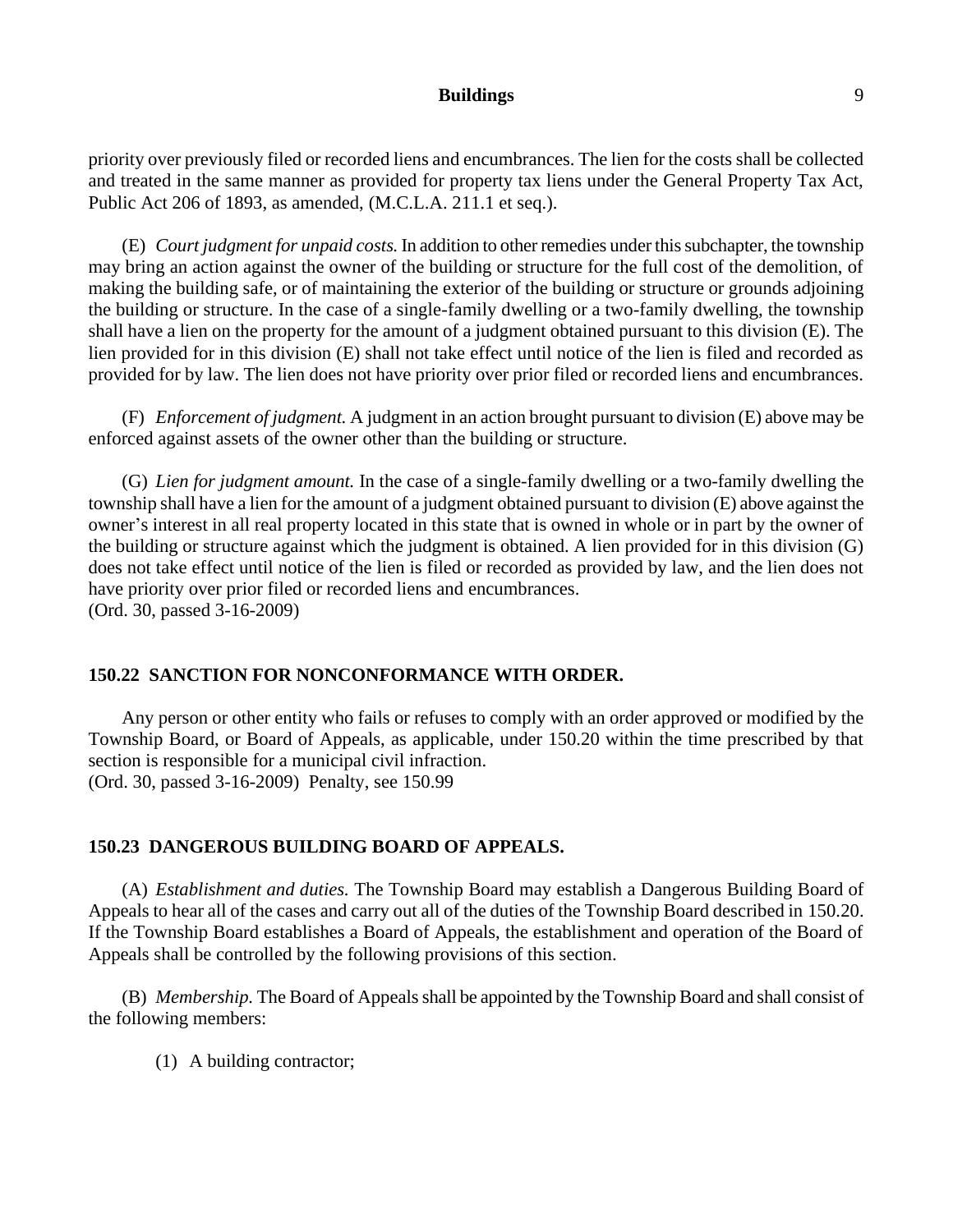priority over previously filed or recorded liens and encumbrances. The lien for the costs shall be collected and treated in the same manner as provided for property tax liens under the General Property Tax Act, Public Act 206 of 1893, as amended, (M.C.L.A. 211.1 et seq.).

(E) *Court judgment for unpaid costs.* In addition to other remedies under this subchapter, the township may bring an action against the owner of the building or structure for the full cost of the demolition, of making the building safe, or of maintaining the exterior of the building or structure or grounds adjoining the building or structure. In the case of a single-family dwelling or a two-family dwelling, the township shall have a lien on the property for the amount of a judgment obtained pursuant to this division (E). The lien provided for in this division (E) shall not take effect until notice of the lien is filed and recorded as provided for by law. The lien does not have priority over prior filed or recorded liens and encumbrances.

(F) *Enforcement of judgment.* A judgment in an action brought pursuant to division (E) above may be enforced against assets of the owner other than the building or structure.

(G) *Lien for judgment amount.* In the case of a single-family dwelling or a two-family dwelling the township shall have a lien for the amount of a judgment obtained pursuant to division (E) above against the owner's interest in all real property located in this state that is owned in whole or in part by the owner of the building or structure against which the judgment is obtained. A lien provided for in this division (G) does not take effect until notice of the lien is filed or recorded as provided by law, and the lien does not have priority over prior filed or recorded liens and encumbrances.
(Ord. 30, passed 3-16-2009)

### 150.22 SANCTION FOR NONCONFORMANCE WITH ORDER.

Any person or other entity who fails or refuses to comply with an order approved or modified by the Township Board, or Board of Appeals, as applicable, under 150.20 within the time prescribed by that section is responsible for a municipal civil infraction.
(Ord. 30, passed 3-16-2009) Penalty, see 150.99

### 150.23 DANGEROUS BUILDING BOARD OF APPEALS.

(A) *Establishment and duties.* The Township Board may establish a Dangerous Building Board of Appeals to hear all of the cases and carry out all of the duties of the Township Board described in 150.20. If the Township Board establishes a Board of Appeals, the establishment and operation of the Board of Appeals shall be controlled by the following provisions of this section.

(B) *Membership.* The Board of Appeals shall be appointed by the Township Board and shall consist of the following members:

(1) A building contractor;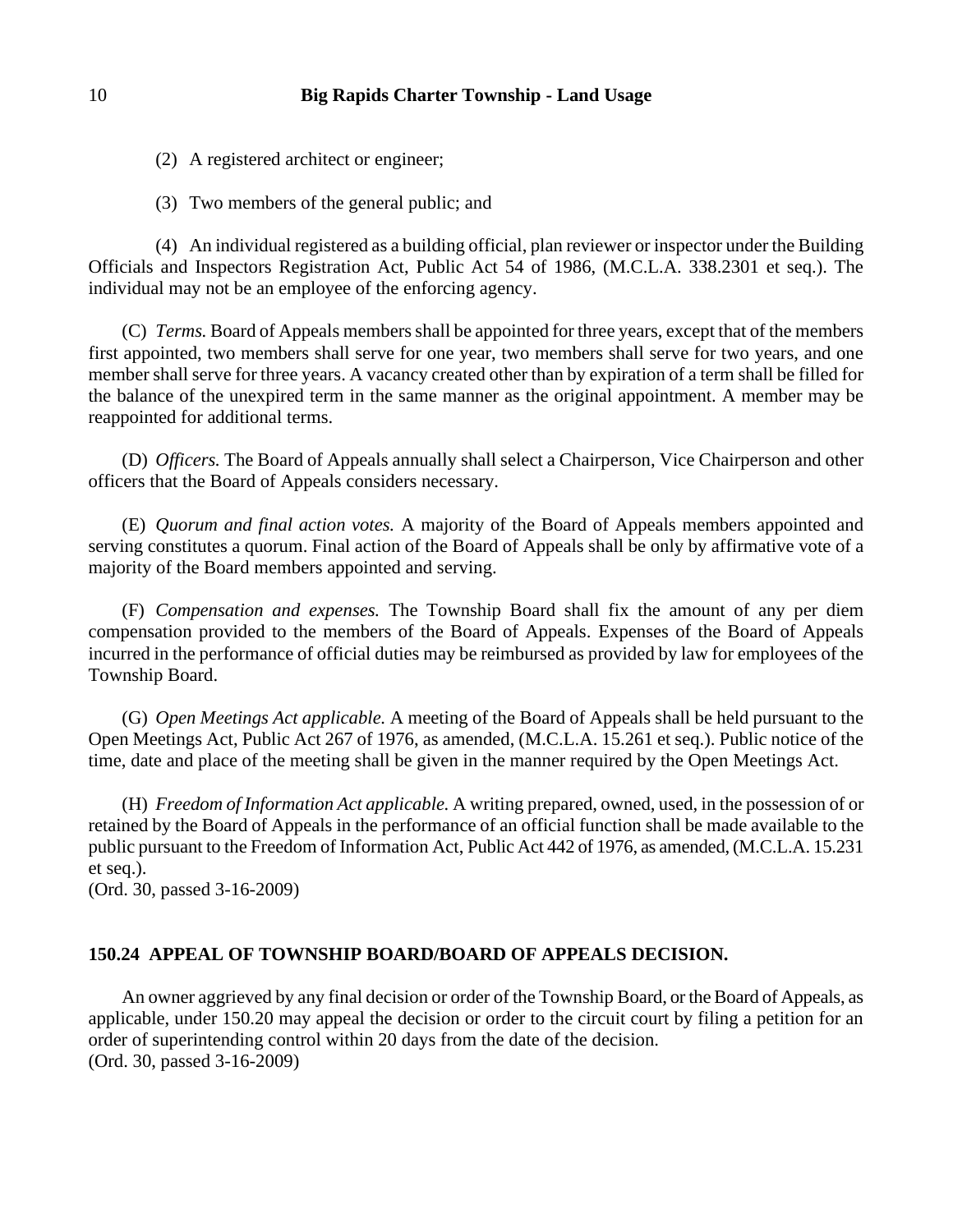(2) A registered architect or engineer;

(3) Two members of the general public; and

(4) An individual registered as a building official, plan reviewer or inspector under the Building Officials and Inspectors Registration Act, Public Act 54 of 1986, (M.C.L.A. 338.2301 et seq.). The individual may not be an employee of the enforcing agency.

(C) *Terms.* Board of Appeals members shall be appointed for three years, except that of the members first appointed, two members shall serve for one year, two members shall serve for two years, and one member shall serve for three years. A vacancy created other than by expiration of a term shall be filled for the balance of the unexpired term in the same manner as the original appointment. A member may be reappointed for additional terms.

(D) *Officers.* The Board of Appeals annually shall select a Chairperson, Vice Chairperson and other officers that the Board of Appeals considers necessary.

(E) *Quorum and final action votes.* A majority of the Board of Appeals members appointed and serving constitutes a quorum. Final action of the Board of Appeals shall be only by affirmative vote of a majority of the Board members appointed and serving.

(F) *Compensation and expenses.* The Township Board shall fix the amount of any per diem compensation provided to the members of the Board of Appeals. Expenses of the Board of Appeals incurred in the performance of official duties may be reimbursed as provided by law for employees of the Township Board.

(G) *Open Meetings Act applicable.* A meeting of the Board of Appeals shall be held pursuant to the Open Meetings Act, Public Act 267 of 1976, as amended, (M.C.L.A. 15.261 et seq.). Public notice of the time, date and place of the meeting shall be given in the manner required by the Open Meetings Act.

(H) *Freedom of Information Act applicable.* A writing prepared, owned, used, in the possession of or retained by the Board of Appeals in the performance of an official function shall be made available to the public pursuant to the Freedom of Information Act, Public Act 442 of 1976, as amended, (M.C.L.A. 15.231 et seq.).
(Ord. 30, passed 3-16-2009)

### 150.24 APPEAL OF TOWNSHIP BOARD/BOARD OF APPEALS DECISION.

An owner aggrieved by any final decision or order of the Township Board, or the Board of Appeals, as applicable, under 150.20 may appeal the decision or order to the circuit court by filing a petition for an order of superintending control within 20 days from the date of the decision.
(Ord. 30, passed 3-16-2009)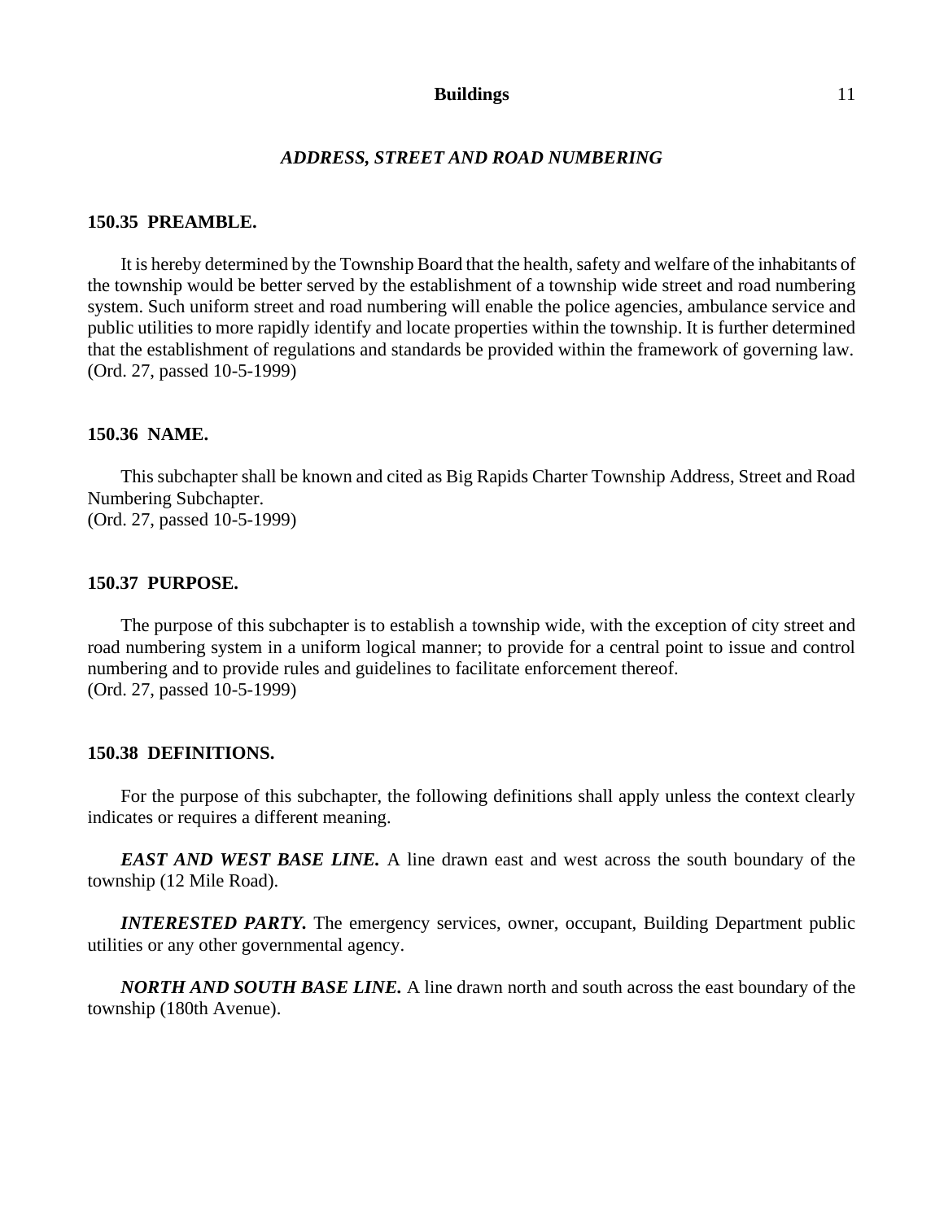## *ADDRESS, STREET AND ROAD NUMBERING*

### 150.35 PREAMBLE.

It is hereby determined by the Township Board that the health, safety and welfare of the inhabitants of the township would be better served by the establishment of a township wide street and road numbering system. Such uniform street and road numbering will enable the police agencies, ambulance service and public utilities to more rapidly identify and locate properties within the township. It is further determined that the establishment of regulations and standards be provided within the framework of governing law.
(Ord. 27, passed 10-5-1999)

### 150.36 NAME.

This subchapter shall be known and cited as Big Rapids Charter Township Address, Street and Road Numbering Subchapter.
(Ord. 27, passed 10-5-1999)

### 150.37 PURPOSE.

The purpose of this subchapter is to establish a township wide, with the exception of city street and road numbering system in a uniform logical manner; to provide for a central point to issue and control numbering and to provide rules and guidelines to facilitate enforcement thereof.
(Ord. 27, passed 10-5-1999)

### 150.38 DEFINITIONS.

For the purpose of this subchapter, the following definitions shall apply unless the context clearly indicates or requires a different meaning.

***EAST AND WEST BASE LINE.*** A line drawn east and west across the south boundary of the township (12 Mile Road).

***INTERESTED PARTY.*** The emergency services, owner, occupant, Building Department public utilities or any other governmental agency.

***NORTH AND SOUTH BASE LINE.*** A line drawn north and south across the east boundary of the township (180th Avenue).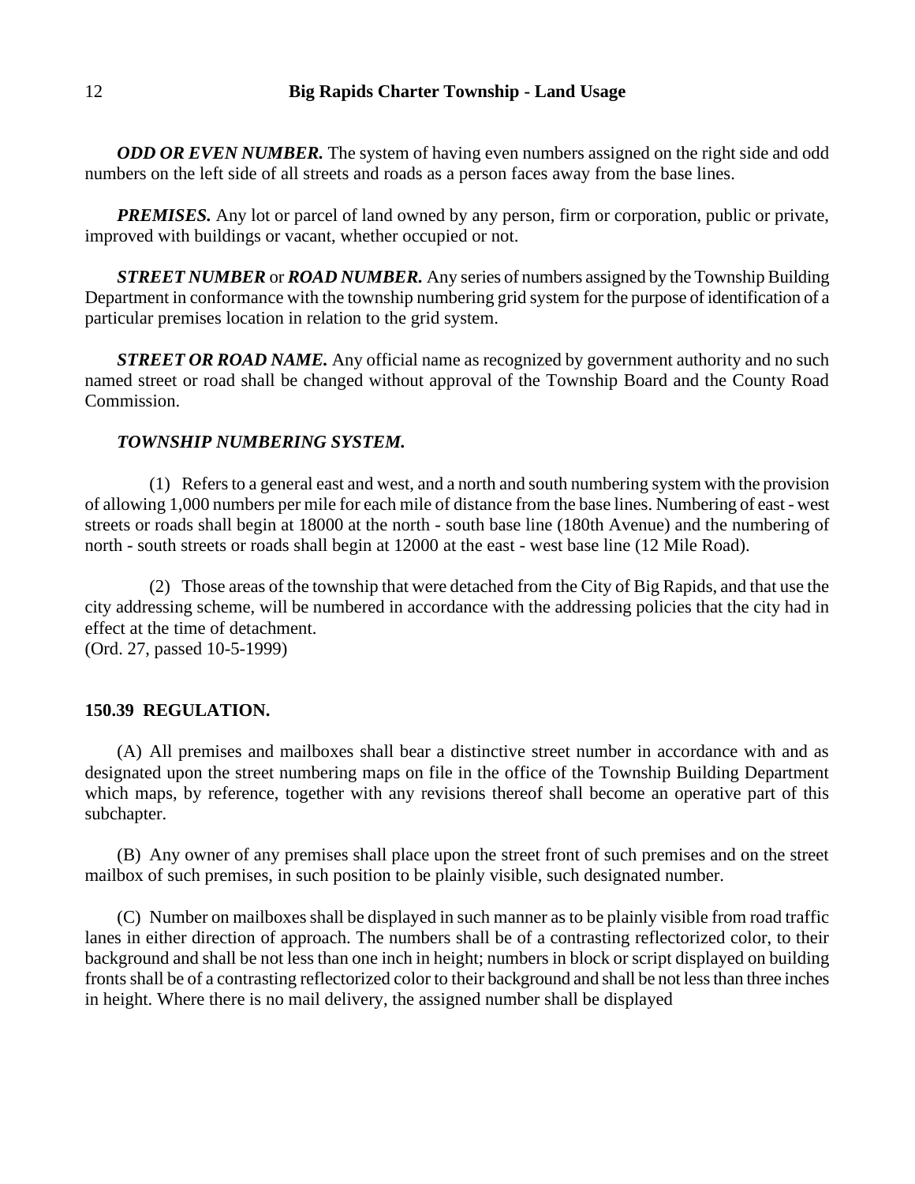***ODD OR EVEN NUMBER.*** The system of having even numbers assigned on the right side and odd numbers on the left side of all streets and roads as a person faces away from the base lines.

***PREMISES.*** Any lot or parcel of land owned by any person, firm or corporation, public or private, improved with buildings or vacant, whether occupied or not.

***STREET NUMBER*** or ***ROAD NUMBER.*** Any series of numbers assigned by the Township Building Department in conformance with the township numbering grid system for the purpose of identification of a particular premises location in relation to the grid system.

***STREET OR ROAD NAME.*** Any official name as recognized by government authority and no such named street or road shall be changed without approval of the Township Board and the County Road Commission.

***TOWNSHIP NUMBERING SYSTEM.***

(1) Refers to a general east and west, and a north and south numbering system with the provision of allowing 1,000 numbers per mile for each mile of distance from the base lines. Numbering of east - west streets or roads shall begin at 18000 at the north - south base line (180th Avenue) and the numbering of north - south streets or roads shall begin at 12000 at the east - west base line (12 Mile Road).

(2) Those areas of the township that were detached from the City of Big Rapids, and that use the city addressing scheme, will be numbered in accordance with the addressing policies that the city had in effect at the time of detachment.
(Ord. 27, passed 10-5-1999)

**150.39 REGULATION.**

(A) All premises and mailboxes shall bear a distinctive street number in accordance with and as designated upon the street numbering maps on file in the office of the Township Building Department which maps, by reference, together with any revisions thereof shall become an operative part of this subchapter.

(B) Any owner of any premises shall place upon the street front of such premises and on the street mailbox of such premises, in such position to be plainly visible, such designated number.

(C) Number on mailboxes shall be displayed in such manner as to be plainly visible from road traffic lanes in either direction of approach. The numbers shall be of a contrasting reflectorized color, to their background and shall be not less than one inch in height; numbers in block or script displayed on building fronts shall be of a contrasting reflectorized color to their background and shall be not less than three inches in height. Where there is no mail delivery, the assigned number shall be displayed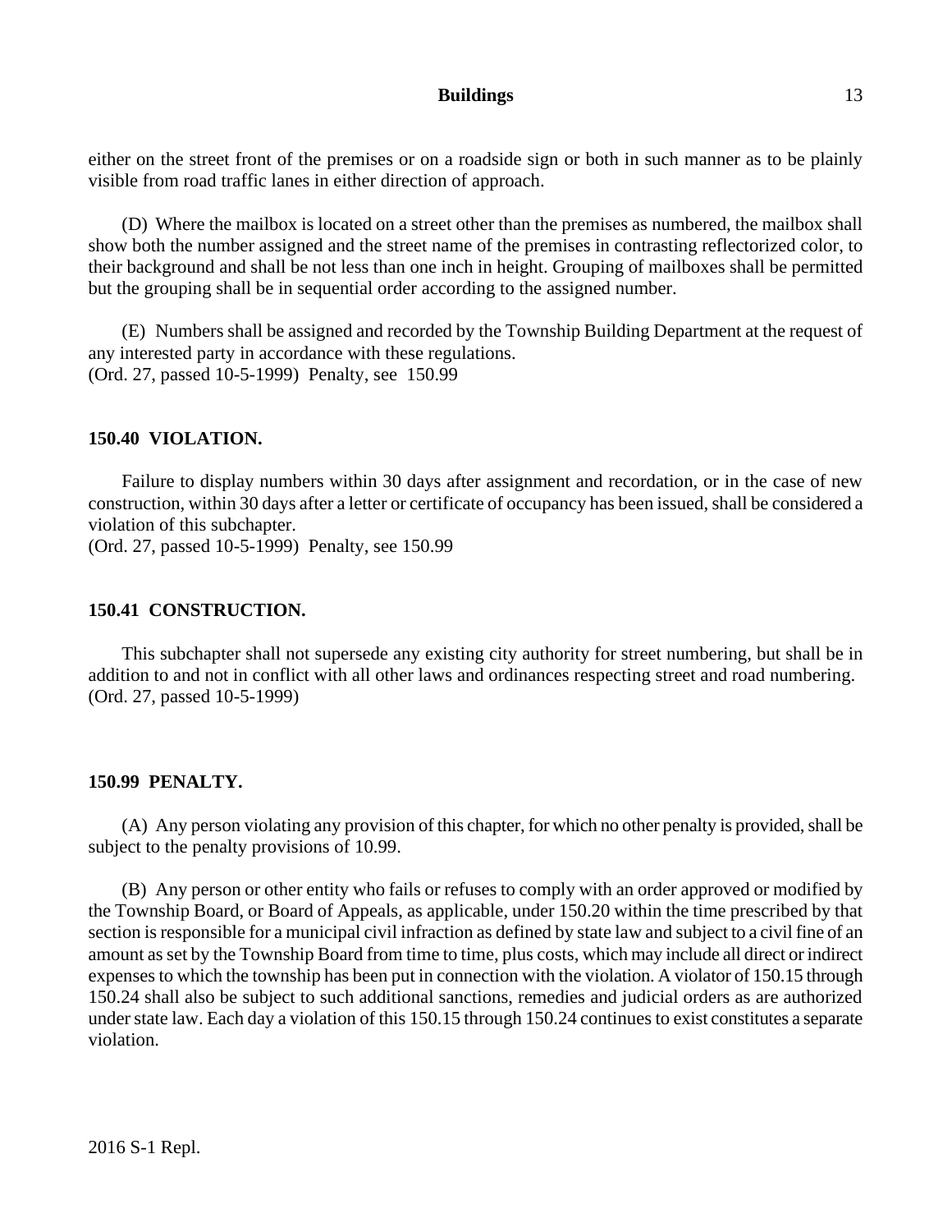either on the street front of the premises or on a roadside sign or both in such manner as to be plainly visible from road traffic lanes in either direction of approach.

(D) Where the mailbox is located on a street other than the premises as numbered, the mailbox shall show both the number assigned and the street name of the premises in contrasting reflectorized color, to their background and shall be not less than one inch in height. Grouping of mailboxes shall be permitted but the grouping shall be in sequential order according to the assigned number.

(E) Numbers shall be assigned and recorded by the Township Building Department at the request of any interested party in accordance with these regulations.
(Ord. 27, passed 10-5-1999) Penalty, see 150.99

### 150.40 VIOLATION.

Failure to display numbers within 30 days after assignment and recordation, or in the case of new construction, within 30 days after a letter or certificate of occupancy has been issued, shall be considered a violation of this subchapter.
(Ord. 27, passed 10-5-1999) Penalty, see 150.99

### 150.41 CONSTRUCTION.

This subchapter shall not supersede any existing city authority for street numbering, but shall be in addition to and not in conflict with all other laws and ordinances respecting street and road numbering.
(Ord. 27, passed 10-5-1999)

### 150.99 PENALTY.

(A) Any person violating any provision of this chapter, for which no other penalty is provided, shall be subject to the penalty provisions of 10.99.

(B) Any person or other entity who fails or refuses to comply with an order approved or modified by the Township Board, or Board of Appeals, as applicable, under 150.20 within the time prescribed by that section is responsible for a municipal civil infraction as defined by state law and subject to a civil fine of an amount as set by the Township Board from time to time, plus costs, which may include all direct or indirect expenses to which the township has been put in connection with the violation. A violator of 150.15 through 150.24 shall also be subject to such additional sanctions, remedies and judicial orders as are authorized under state law. Each day a violation of this 150.15 through 150.24 continues to exist constitutes a separate violation.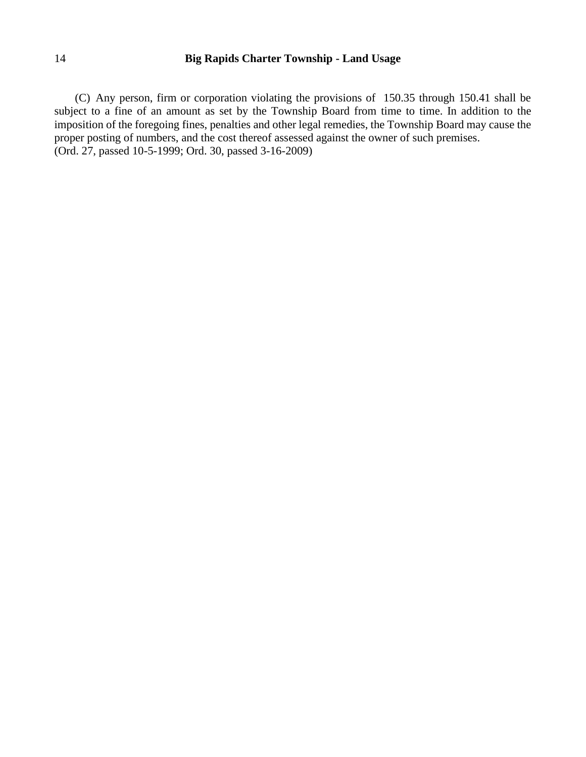(C) Any person, firm or corporation violating the provisions of  150.35 through 150.41 shall be subject to a fine of an amount as set by the Township Board from time to time. In addition to the imposition of the foregoing fines, penalties and other legal remedies, the Township Board may cause the proper posting of numbers, and the cost thereof assessed against the owner of such premises.
(Ord. 27, passed 10-5-1999; Ord. 30, passed 3-16-2009)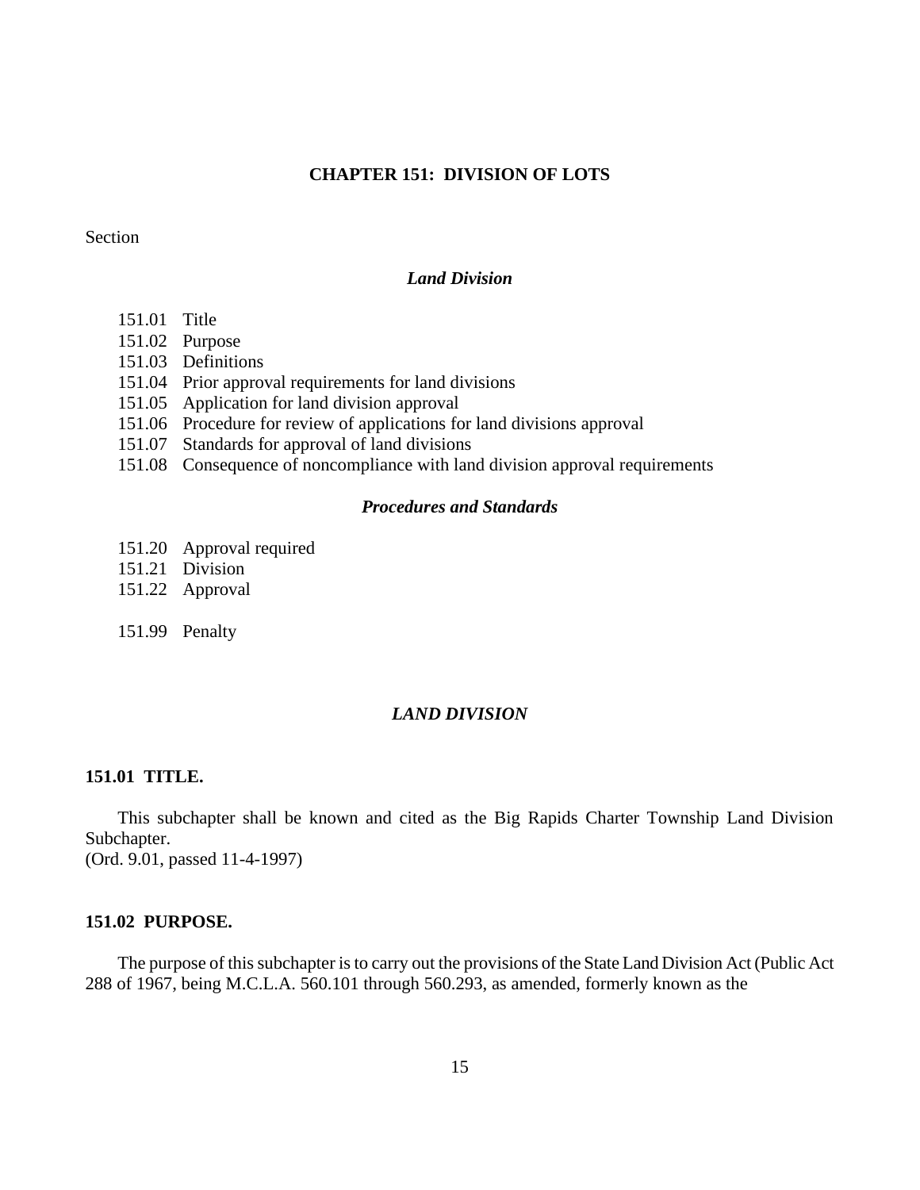# CHAPTER 151: DIVISION OF LOTS

Section

*Land Division*

151.01 Title
151.02 Purpose
151.03 Definitions
151.04 Prior approval requirements for land divisions
151.05 Application for land division approval
151.06 Procedure for review of applications for land divisions approval
151.07 Standards for approval of land divisions
151.08 Consequence of noncompliance with land division approval requirements

*Procedures and Standards*

151.20 Approval required
151.21 Division
151.22 Approval

151.99 Penalty

## *LAND DIVISION*

### 151.01 TITLE.

This subchapter shall be known and cited as the Big Rapids Charter Township Land Division Subchapter.
(Ord. 9.01, passed 11-4-1997)

### 151.02 PURPOSE.

The purpose of this subchapter is to carry out the provisions of the State Land Division Act (Public Act 288 of 1967, being M.C.L.A. 560.101 through 560.293, as amended, formerly known as the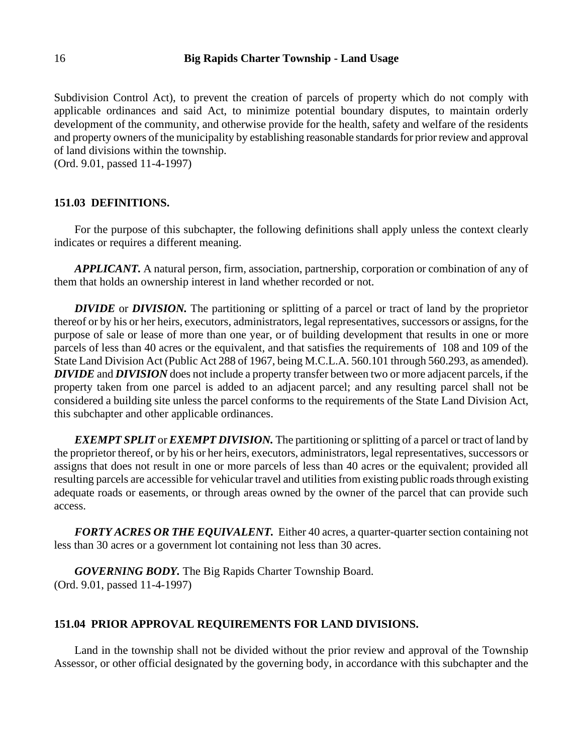Subdivision Control Act), to prevent the creation of parcels of property which do not comply with applicable ordinances and said Act, to minimize potential boundary disputes, to maintain orderly development of the community, and otherwise provide for the health, safety and welfare of the residents and property owners of the municipality by establishing reasonable standards for prior review and approval of land divisions within the township.
(Ord. 9.01, passed 11-4-1997)

## 151.03 DEFINITIONS.

For the purpose of this subchapter, the following definitions shall apply unless the context clearly indicates or requires a different meaning.

***APPLICANT.*** A natural person, firm, association, partnership, corporation or combination of any of them that holds an ownership interest in land whether recorded or not.

***DIVIDE*** or ***DIVISION.*** The partitioning or splitting of a parcel or tract of land by the proprietor thereof or by his or her heirs, executors, administrators, legal representatives, successors or assigns, for the purpose of sale or lease of more than one year, or of building development that results in one or more parcels of less than 40 acres or the equivalent, and that satisfies the requirements of 108 and 109 of the State Land Division Act (Public Act 288 of 1967, being M.C.L.A. 560.101 through 560.293, as amended). ***DIVIDE*** and ***DIVISION*** does not include a property transfer between two or more adjacent parcels, if the property taken from one parcel is added to an adjacent parcel; and any resulting parcel shall not be considered a building site unless the parcel conforms to the requirements of the State Land Division Act, this subchapter and other applicable ordinances.

***EXEMPT SPLIT*** or ***EXEMPT DIVISION.*** The partitioning or splitting of a parcel or tract of land by the proprietor thereof, or by his or her heirs, executors, administrators, legal representatives, successors or assigns that does not result in one or more parcels of less than 40 acres or the equivalent; provided all resulting parcels are accessible for vehicular travel and utilities from existing public roads through existing adequate roads or easements, or through areas owned by the owner of the parcel that can provide such access.

***FORTY ACRES OR THE EQUIVALENT.*** Either 40 acres, a quarter-quarter section containing not less than 30 acres or a government lot containing not less than 30 acres.

***GOVERNING BODY.*** The Big Rapids Charter Township Board.
(Ord. 9.01, passed 11-4-1997)

## 151.04 PRIOR APPROVAL REQUIREMENTS FOR LAND DIVISIONS.

Land in the township shall not be divided without the prior review and approval of the Township Assessor, or other official designated by the governing body, in accordance with this subchapter and the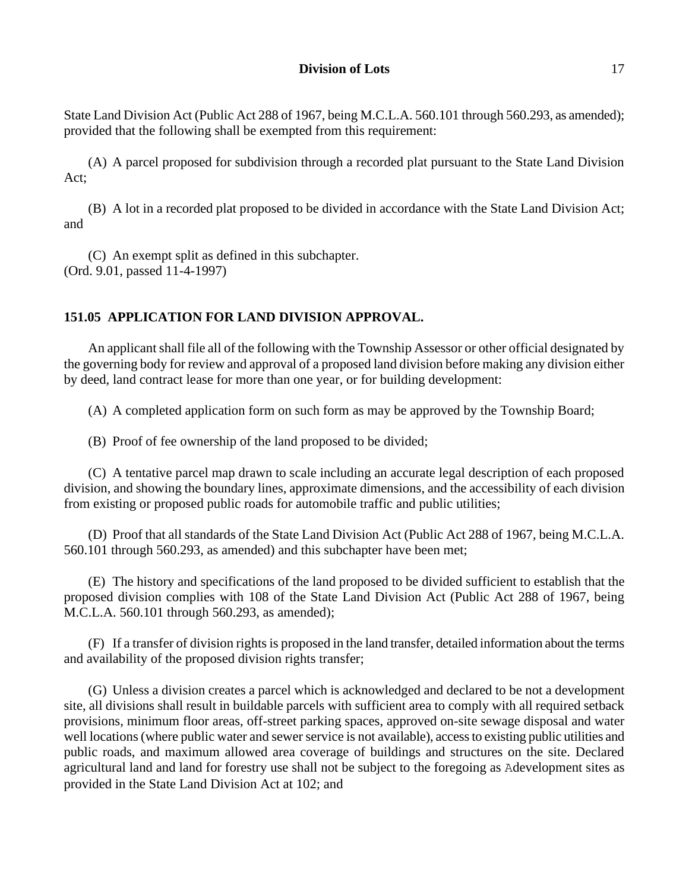State Land Division Act (Public Act 288 of 1967, being M.C.L.A. 560.101 through 560.293, as amended); provided that the following shall be exempted from this requirement:

(A) A parcel proposed for subdivision through a recorded plat pursuant to the State Land Division Act;

(B) A lot in a recorded plat proposed to be divided in accordance with the State Land Division Act; and

(C) An exempt split as defined in this subchapter.
(Ord. 9.01, passed 11-4-1997)

## 151.05 APPLICATION FOR LAND DIVISION APPROVAL.

An applicant shall file all of the following with the Township Assessor or other official designated by the governing body for review and approval of a proposed land division before making any division either by deed, land contract lease for more than one year, or for building development:

(A) A completed application form on such form as may be approved by the Township Board;

(B) Proof of fee ownership of the land proposed to be divided;

(C) A tentative parcel map drawn to scale including an accurate legal description of each proposed division, and showing the boundary lines, approximate dimensions, and the accessibility of each division from existing or proposed public roads for automobile traffic and public utilities;

(D) Proof that all standards of the State Land Division Act (Public Act 288 of 1967, being M.C.L.A. 560.101 through 560.293, as amended) and this subchapter have been met;

(E) The history and specifications of the land proposed to be divided sufficient to establish that the proposed division complies with 108 of the State Land Division Act (Public Act 288 of 1967, being M.C.L.A. 560.101 through 560.293, as amended);

(F) If a transfer of division rights is proposed in the land transfer, detailed information about the terms and availability of the proposed division rights transfer;

(G) Unless a division creates a parcel which is acknowledged and declared to be not a development site, all divisions shall result in buildable parcels with sufficient area to comply with all required setback provisions, minimum floor areas, off-street parking spaces, approved on-site sewage disposal and water well locations (where public water and sewer service is not available), access to existing public utilities and public roads, and maximum allowed area coverage of buildings and structures on the site. Declared agricultural land and land for forestry use shall not be subject to the foregoing as Adevelopment sites as provided in the State Land Division Act at 102; and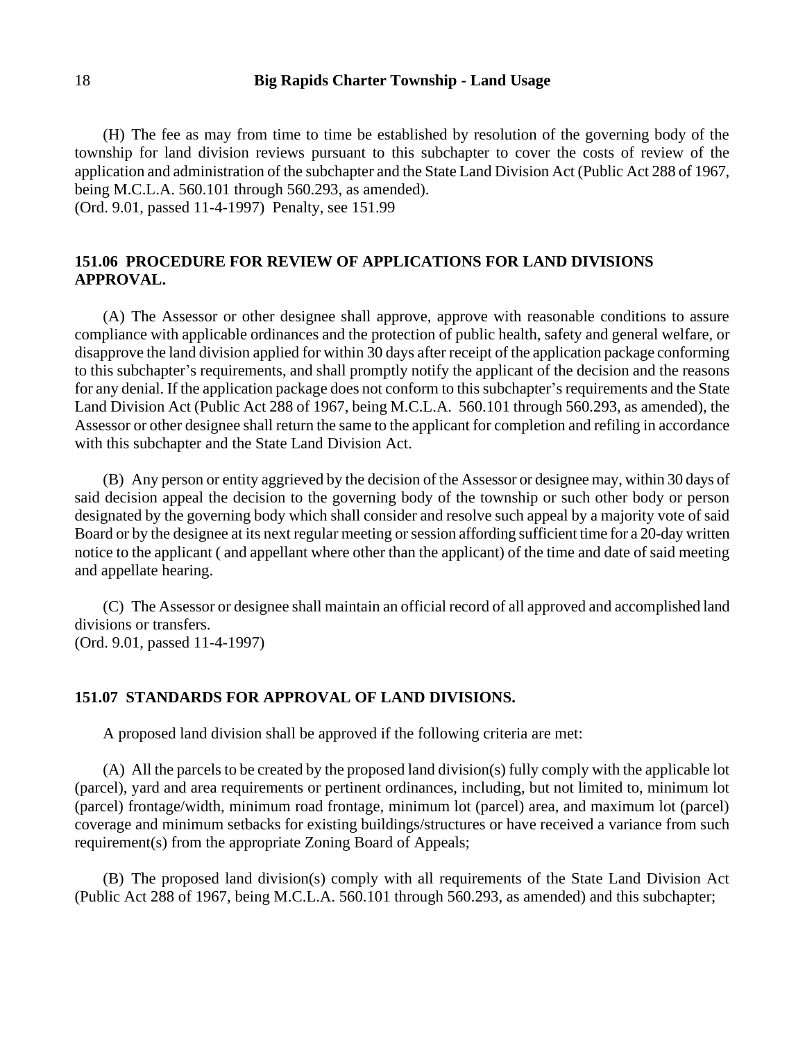(H) The fee as may from time to time be established by resolution of the governing body of the township for land division reviews pursuant to this subchapter to cover the costs of review of the application and administration of the subchapter and the State Land Division Act (Public Act 288 of 1967, being M.C.L.A. 560.101 through 560.293, as amended).
(Ord. 9.01, passed 11-4-1997) Penalty, see 151.99

## 151.06 PROCEDURE FOR REVIEW OF APPLICATIONS FOR LAND DIVISIONS APPROVAL.

(A) The Assessor or other designee shall approve, approve with reasonable conditions to assure compliance with applicable ordinances and the protection of public health, safety and general welfare, or disapprove the land division applied for within 30 days after receipt of the application package conforming to this subchapter's requirements, and shall promptly notify the applicant of the decision and the reasons for any denial. If the application package does not conform to this subchapter's requirements and the State Land Division Act (Public Act 288 of 1967, being M.C.L.A. 560.101 through 560.293, as amended), the Assessor or other designee shall return the same to the applicant for completion and refiling in accordance with this subchapter and the State Land Division Act.

(B) Any person or entity aggrieved by the decision of the Assessor or designee may, within 30 days of said decision appeal the decision to the governing body of the township or such other body or person designated by the governing body which shall consider and resolve such appeal by a majority vote of said Board or by the designee at its next regular meeting or session affording sufficient time for a 20-day written notice to the applicant ( and appellant where other than the applicant) of the time and date of said meeting and appellate hearing.

(C) The Assessor or designee shall maintain an official record of all approved and accomplished land divisions or transfers.
(Ord. 9.01, passed 11-4-1997)

## 151.07 STANDARDS FOR APPROVAL OF LAND DIVISIONS.

A proposed land division shall be approved if the following criteria are met:

(A) All the parcels to be created by the proposed land division(s) fully comply with the applicable lot (parcel), yard and area requirements or pertinent ordinances, including, but not limited to, minimum lot (parcel) frontage/width, minimum road frontage, minimum lot (parcel) area, and maximum lot (parcel) coverage and minimum setbacks for existing buildings/structures or have received a variance from such requirement(s) from the appropriate Zoning Board of Appeals;

(B) The proposed land division(s) comply with all requirements of the State Land Division Act (Public Act 288 of 1967, being M.C.L.A. 560.101 through 560.293, as amended) and this subchapter;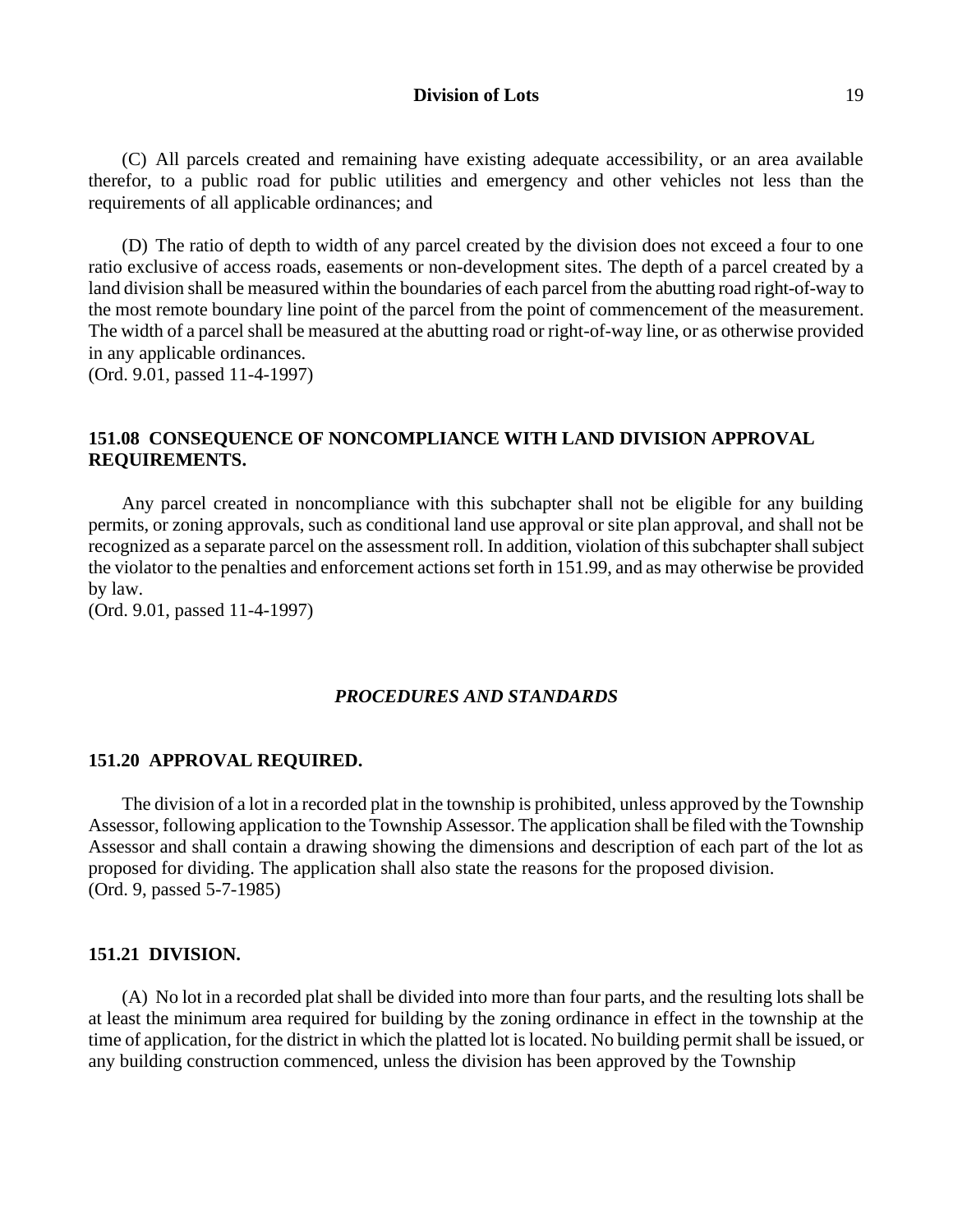(C) All parcels created and remaining have existing adequate accessibility, or an area available therefor, to a public road for public utilities and emergency and other vehicles not less than the requirements of all applicable ordinances; and

(D) The ratio of depth to width of any parcel created by the division does not exceed a four to one ratio exclusive of access roads, easements or non-development sites. The depth of a parcel created by a land division shall be measured within the boundaries of each parcel from the abutting road right-of-way to the most remote boundary line point of the parcel from the point of commencement of the measurement. The width of a parcel shall be measured at the abutting road or right-of-way line, or as otherwise provided in any applicable ordinances.
(Ord. 9.01, passed 11-4-1997)

### 151.08 CONSEQUENCE OF NONCOMPLIANCE WITH LAND DIVISION APPROVAL REQUIREMENTS.

Any parcel created in noncompliance with this subchapter shall not be eligible for any building permits, or zoning approvals, such as conditional land use approval or site plan approval, and shall not be recognized as a separate parcel on the assessment roll. In addition, violation of this subchapter shall subject the violator to the penalties and enforcement actions set forth in 151.99, and as may otherwise be provided by law.
(Ord. 9.01, passed 11-4-1997)

## *PROCEDURES AND STANDARDS*

### 151.20 APPROVAL REQUIRED.

The division of a lot in a recorded plat in the township is prohibited, unless approved by the Township Assessor, following application to the Township Assessor. The application shall be filed with the Township Assessor and shall contain a drawing showing the dimensions and description of each part of the lot as proposed for dividing. The application shall also state the reasons for the proposed division.
(Ord. 9, passed 5-7-1985)

### 151.21 DIVISION.

(A) No lot in a recorded plat shall be divided into more than four parts, and the resulting lots shall be at least the minimum area required for building by the zoning ordinance in effect in the township at the time of application, for the district in which the platted lot is located. No building permit shall be issued, or any building construction commenced, unless the division has been approved by the Township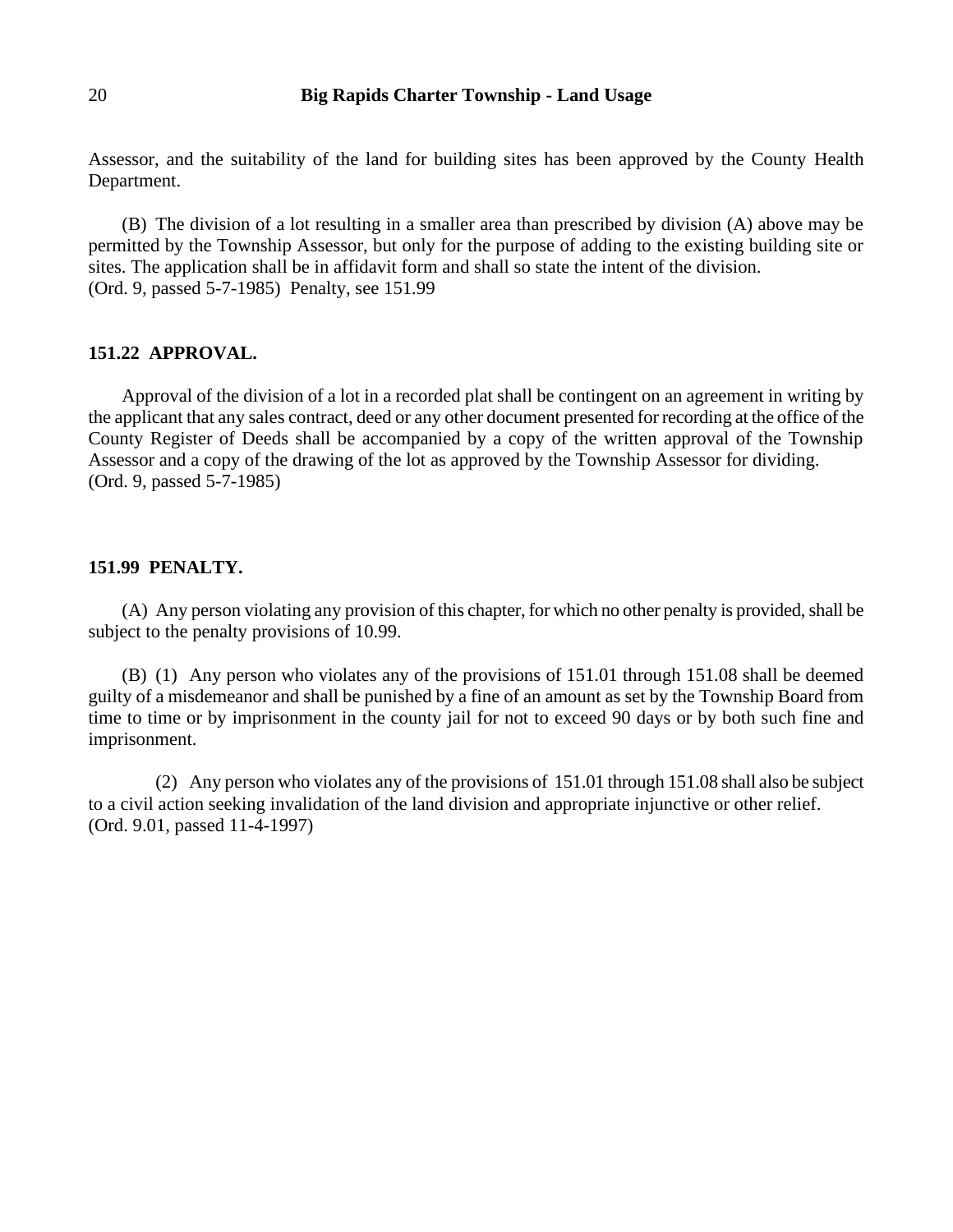Assessor, and the suitability of the land for building sites has been approved by the County Health Department.

(B) The division of a lot resulting in a smaller area than prescribed by division (A) above may be permitted by the Township Assessor, but only for the purpose of adding to the existing building site or sites. The application shall be in affidavit form and shall so state the intent of the division.
(Ord. 9, passed 5-7-1985) Penalty, see 151.99

### 151.22 APPROVAL.

Approval of the division of a lot in a recorded plat shall be contingent on an agreement in writing by the applicant that any sales contract, deed or any other document presented for recording at the office of the County Register of Deeds shall be accompanied by a copy of the written approval of the Township Assessor and a copy of the drawing of the lot as approved by the Township Assessor for dividing.
(Ord. 9, passed 5-7-1985)

### 151.99 PENALTY.

(A) Any person violating any provision of this chapter, for which no other penalty is provided, shall be subject to the penalty provisions of 10.99.

(B) (1) Any person who violates any of the provisions of 151.01 through 151.08 shall be deemed guilty of a misdemeanor and shall be punished by a fine of an amount as set by the Township Board from time to time or by imprisonment in the county jail for not to exceed 90 days or by both such fine and imprisonment.

(2) Any person who violates any of the provisions of 151.01 through 151.08 shall also be subject to a civil action seeking invalidation of the land division and appropriate injunctive or other relief.
(Ord. 9.01, passed 11-4-1997)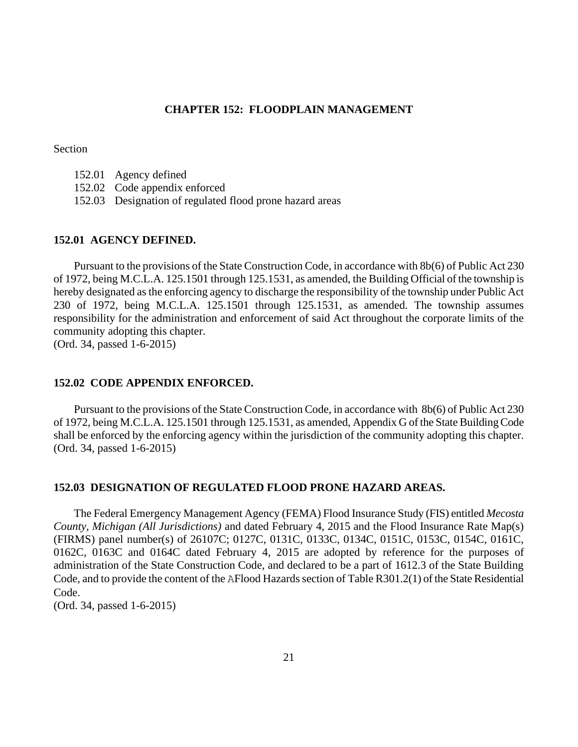# CHAPTER 152: FLOODPLAIN MANAGEMENT

Section

- 152.01 Agency defined
- 152.02 Code appendix enforced
- 152.03 Designation of regulated flood prone hazard areas

## 152.01 AGENCY DEFINED.

Pursuant to the provisions of the State Construction Code, in accordance with 8b(6) of Public Act 230 of 1972, being M.C.L.A. 125.1501 through 125.1531, as amended, the Building Official of the township is hereby designated as the enforcing agency to discharge the responsibility of the township under Public Act 230 of 1972, being M.C.L.A. 125.1501 through 125.1531, as amended. The township assumes responsibility for the administration and enforcement of said Act throughout the corporate limits of the community adopting this chapter.
(Ord. 34, passed 1-6-2015)

## 152.02 CODE APPENDIX ENFORCED.

Pursuant to the provisions of the State Construction Code, in accordance with 8b(6) of Public Act 230 of 1972, being M.C.L.A. 125.1501 through 125.1531, as amended, Appendix G of the State Building Code shall be enforced by the enforcing agency within the jurisdiction of the community adopting this chapter.
(Ord. 34, passed 1-6-2015)

## 152.03 DESIGNATION OF REGULATED FLOOD PRONE HAZARD AREAS.

The Federal Emergency Management Agency (FEMA) Flood Insurance Study (FIS) entitled *Mecosta County, Michigan (All Jurisdictions)* and dated February 4, 2015 and the Flood Insurance Rate Map(s) (FIRMS) panel number(s) of 26107C; 0127C, 0131C, 0133C, 0134C, 0151C, 0153C, 0154C, 0161C, 0162C, 0163C and 0164C dated February 4, 2015 are adopted by reference for the purposes of administration of the State Construction Code, and declared to be a part of 1612.3 of the State Building Code, and to provide the content of the AFlood Hazards section of Table R301.2(1) of the State Residential Code.
(Ord. 34, passed 1-6-2015)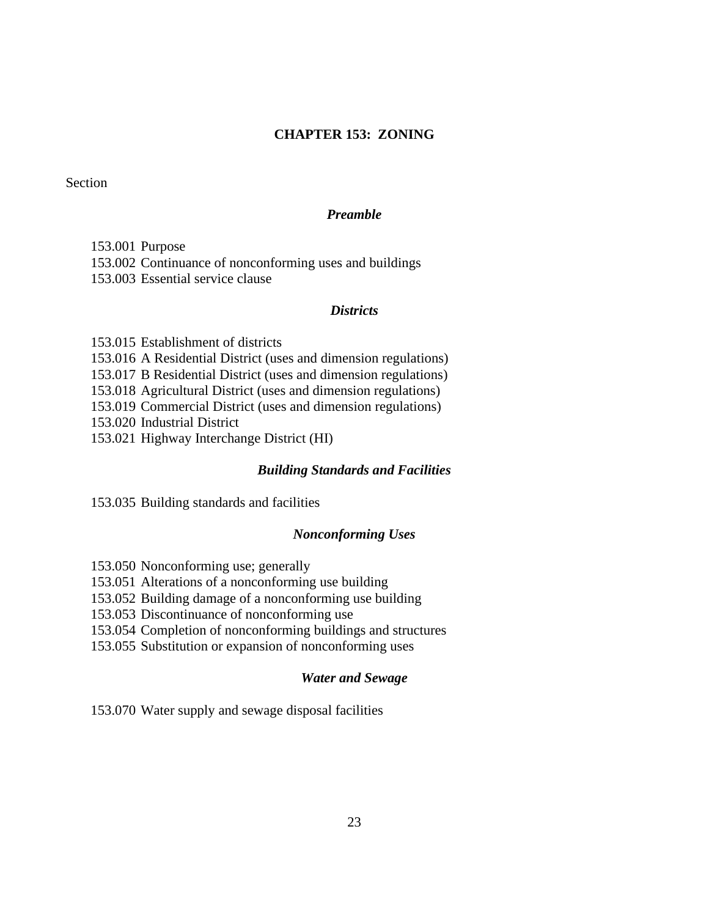# CHAPTER 153: ZONING

Section

### *Preamble*

153.001 Purpose
153.002 Continuance of nonconforming uses and buildings
153.003 Essential service clause

### *Districts*

153.015 Establishment of districts
153.016 A Residential District (uses and dimension regulations)
153.017 B Residential District (uses and dimension regulations)
153.018 Agricultural District (uses and dimension regulations)
153.019 Commercial District (uses and dimension regulations)
153.020 Industrial District
153.021 Highway Interchange District (HI)

### *Building Standards and Facilities*

153.035 Building standards and facilities

### *Nonconforming Uses*

153.050 Nonconforming use; generally
153.051 Alterations of a nonconforming use building
153.052 Building damage of a nonconforming use building
153.053 Discontinuance of nonconforming use
153.054 Completion of nonconforming buildings and structures
153.055 Substitution or expansion of nonconforming uses

### *Water and Sewage*

153.070 Water supply and sewage disposal facilities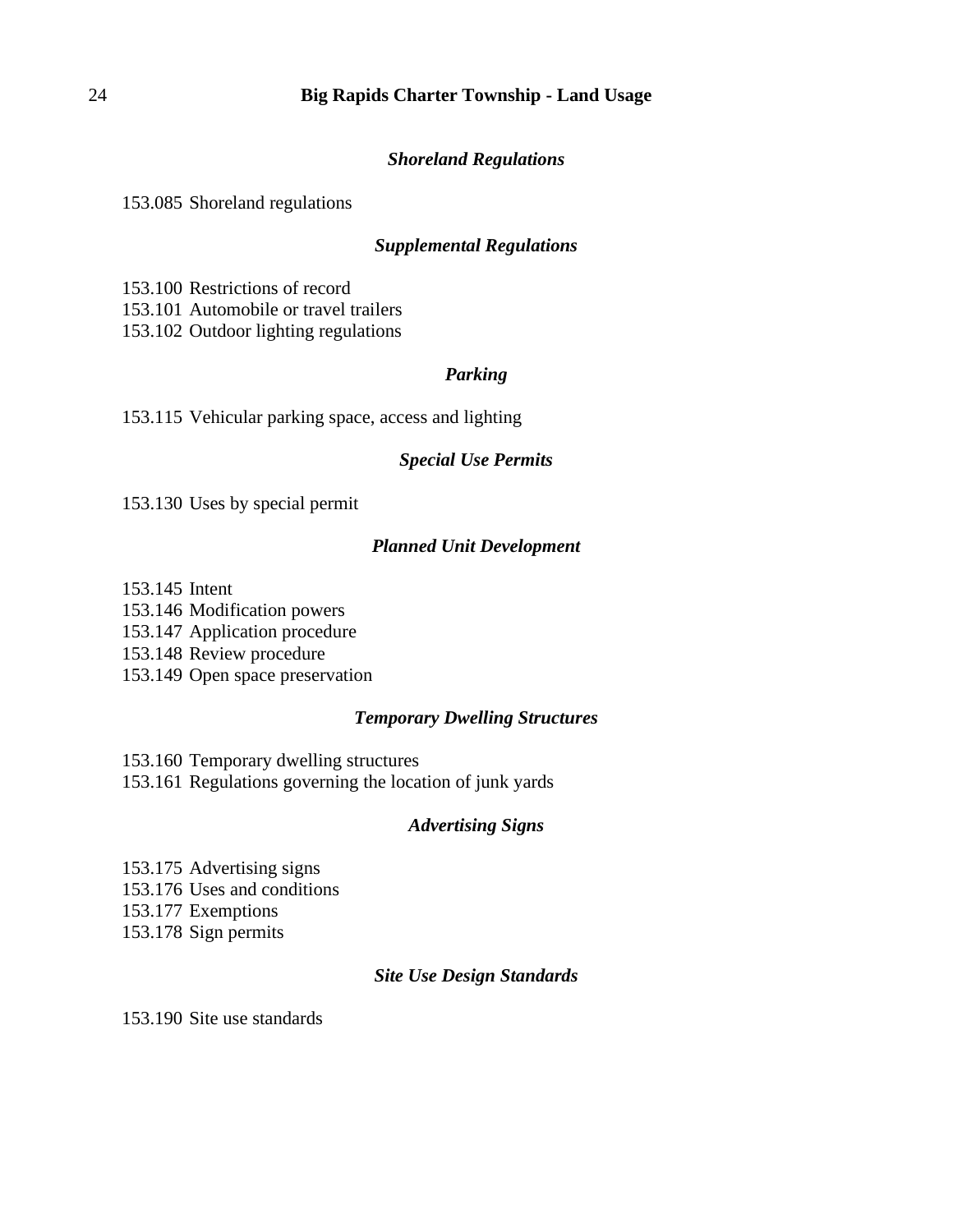### *Shoreland Regulations*

153.085 Shoreland regulations

### *Supplemental Regulations*

153.100 Restrictions of record
153.101 Automobile or travel trailers
153.102 Outdoor lighting regulations

### *Parking*

153.115 Vehicular parking space, access and lighting

### *Special Use Permits*

153.130 Uses by special permit

### *Planned Unit Development*

153.145 Intent
153.146 Modification powers
153.147 Application procedure
153.148 Review procedure
153.149 Open space preservation

### *Temporary Dwelling Structures*

153.160 Temporary dwelling structures
153.161 Regulations governing the location of junk yards

### *Advertising Signs*

153.175 Advertising signs
153.176 Uses and conditions
153.177 Exemptions
153.178 Sign permits

### *Site Use Design Standards*

153.190 Site use standards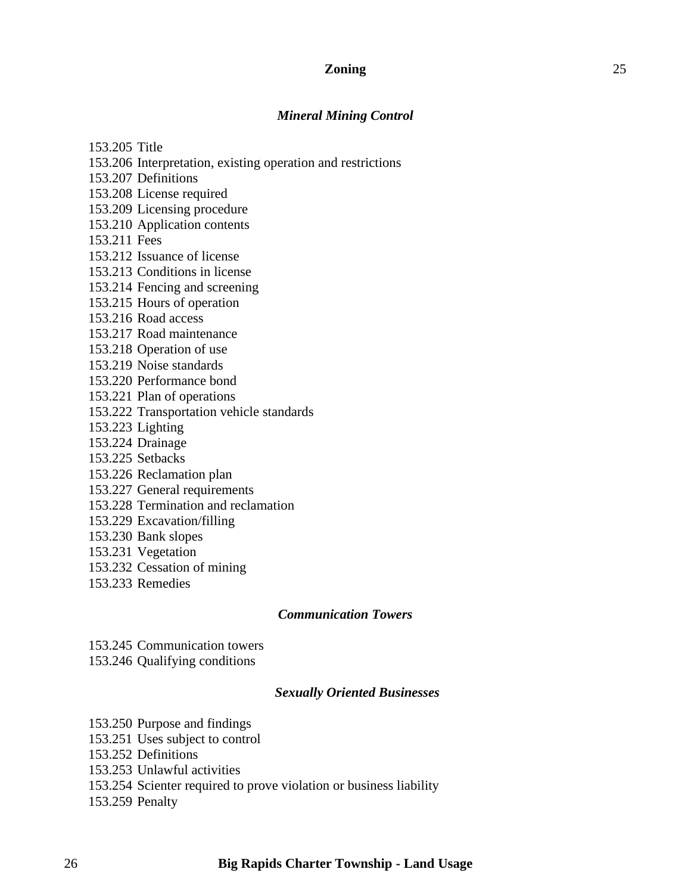### *Mineral Mining Control*

153.205 Title
153.206 Interpretation, existing operation and restrictions
153.207 Definitions
153.208 License required
153.209 Licensing procedure
153.210 Application contents
153.211 Fees
153.212 Issuance of license
153.213 Conditions in license
153.214 Fencing and screening
153.215 Hours of operation
153.216 Road access
153.217 Road maintenance
153.218 Operation of use
153.219 Noise standards
153.220 Performance bond
153.221 Plan of operations
153.222 Transportation vehicle standards
153.223 Lighting
153.224 Drainage
153.225 Setbacks
153.226 Reclamation plan
153.227 General requirements
153.228 Termination and reclamation
153.229 Excavation/filling
153.230 Bank slopes
153.231 Vegetation
153.232 Cessation of mining
153.233 Remedies

### *Communication Towers*

153.245 Communication towers
153.246 Qualifying conditions

### *Sexually Oriented Businesses*

153.250 Purpose and findings
153.251 Uses subject to control
153.252 Definitions
153.253 Unlawful activities
153.254 Scienter required to prove violation or business liability
153.259 Penalty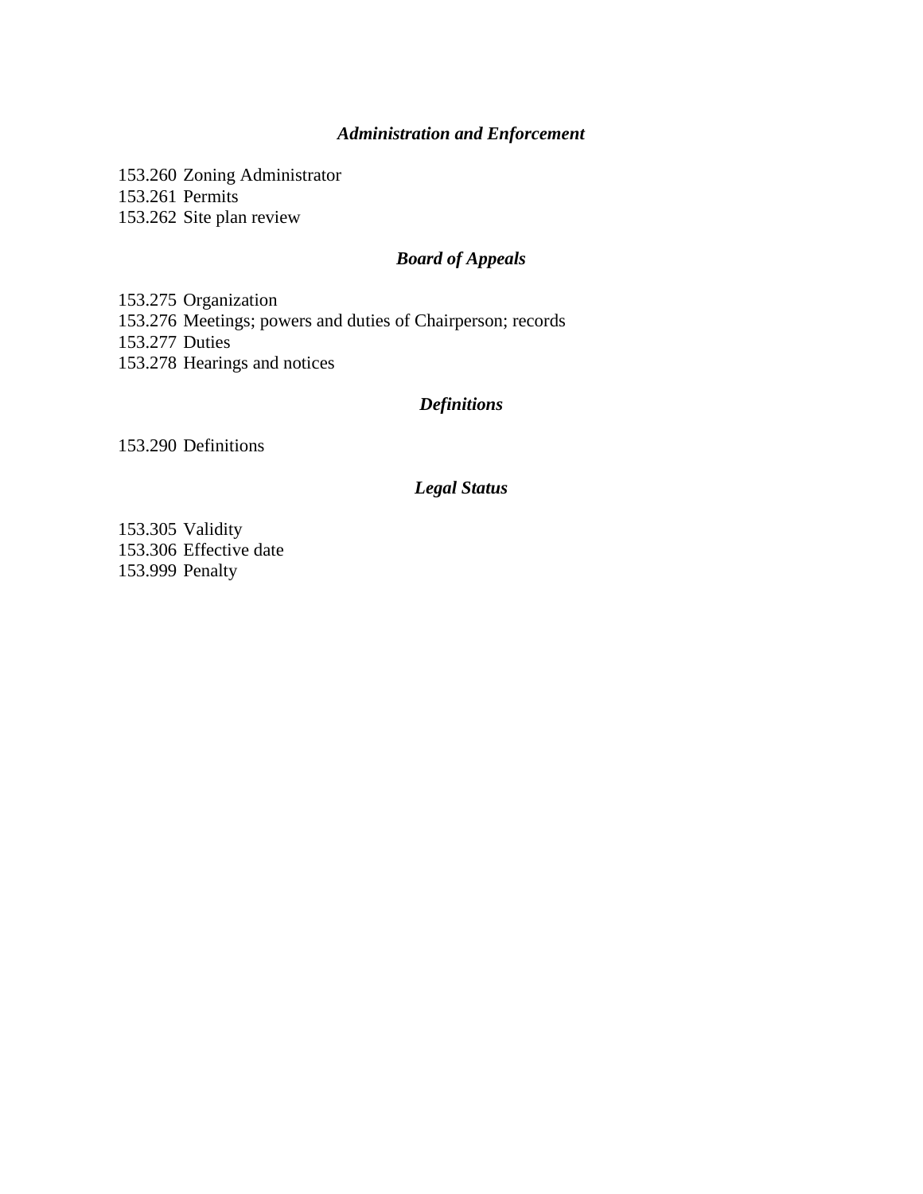### *Administration and Enforcement*

153.260 Zoning Administrator
153.261 Permits
153.262 Site plan review

### *Board of Appeals*

153.275 Organization
153.276 Meetings; powers and duties of Chairperson; records
153.277 Duties
153.278 Hearings and notices

### *Definitions*

153.290 Definitions

### *Legal Status*

153.305 Validity
153.306 Effective date
153.999 Penalty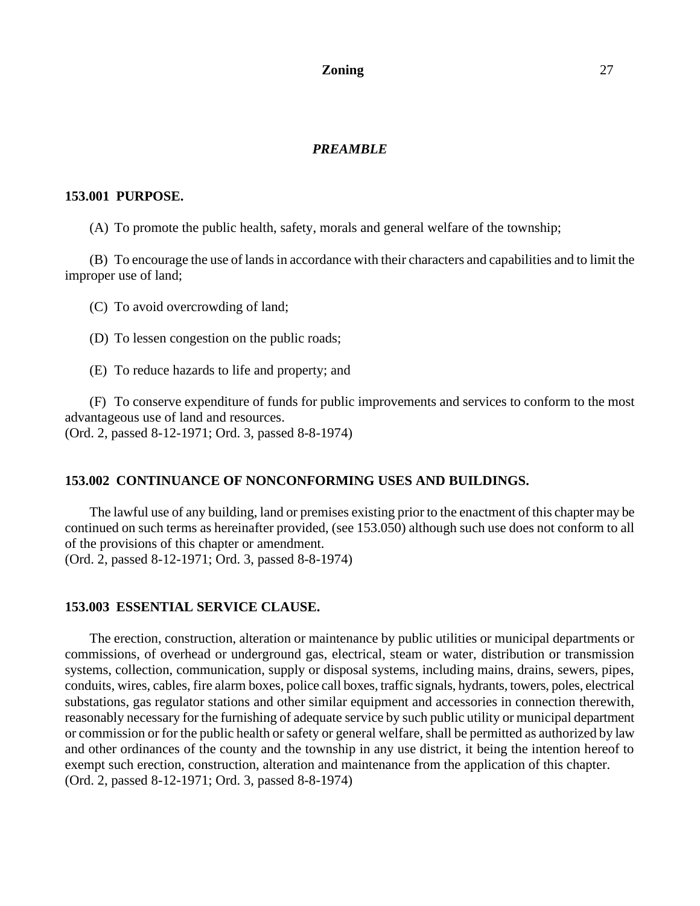## *PREAMBLE*

### 153.001 PURPOSE.

(A) To promote the public health, safety, morals and general welfare of the township;

(B) To encourage the use of lands in accordance with their characters and capabilities and to limit the improper use of land;

(C) To avoid overcrowding of land;

(D) To lessen congestion on the public roads;

(E) To reduce hazards to life and property; and

(F) To conserve expenditure of funds for public improvements and services to conform to the most advantageous use of land and resources.
(Ord. 2, passed 8-12-1971; Ord. 3, passed 8-8-1974)

### 153.002 CONTINUANCE OF NONCONFORMING USES AND BUILDINGS.

The lawful use of any building, land or premises existing prior to the enactment of this chapter may be continued on such terms as hereinafter provided, (see 153.050) although such use does not conform to all of the provisions of this chapter or amendment.
(Ord. 2, passed 8-12-1971; Ord. 3, passed 8-8-1974)

### 153.003 ESSENTIAL SERVICE CLAUSE.

The erection, construction, alteration or maintenance by public utilities or municipal departments or commissions, of overhead or underground gas, electrical, steam or water, distribution or transmission systems, collection, communication, supply or disposal systems, including mains, drains, sewers, pipes, conduits, wires, cables, fire alarm boxes, police call boxes, traffic signals, hydrants, towers, poles, electrical substations, gas regulator stations and other similar equipment and accessories in connection therewith, reasonably necessary for the furnishing of adequate service by such public utility or municipal department or commission or for the public health or safety or general welfare, shall be permitted as authorized by law and other ordinances of the county and the township in any use district, it being the intention hereof to exempt such erection, construction, alteration and maintenance from the application of this chapter.
(Ord. 2, passed 8-12-1971; Ord. 3, passed 8-8-1974)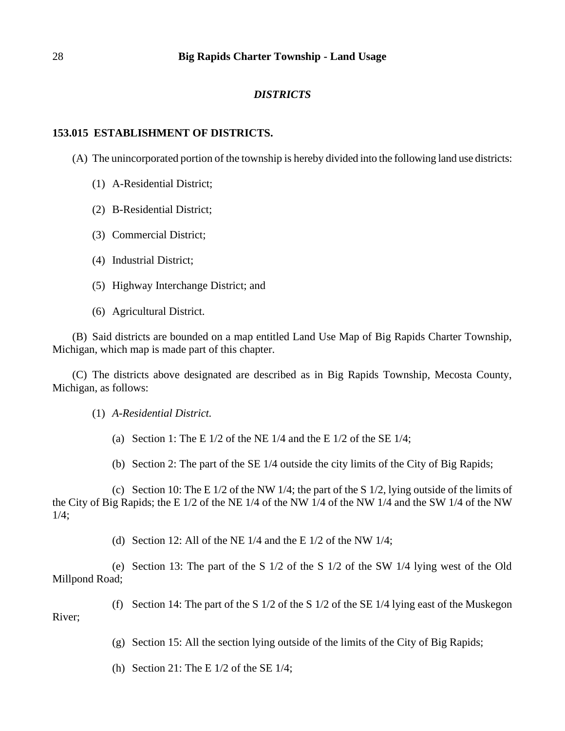## *DISTRICTS*

### 153.015 ESTABLISHMENT OF DISTRICTS.

(A) The unincorporated portion of the township is hereby divided into the following land use districts:

(1) A-Residential District;

(2) B-Residential District;

(3) Commercial District;

(4) Industrial District;

(5) Highway Interchange District; and

(6) Agricultural District.

(B) Said districts are bounded on a map entitled Land Use Map of Big Rapids Charter Township, Michigan, which map is made part of this chapter.

(C) The districts above designated are described as in Big Rapids Township, Mecosta County, Michigan, as follows:

(1) *A-Residential District.*

(a) Section 1: The E 1/2 of the NE 1/4 and the E 1/2 of the SE 1/4;

(b) Section 2: The part of the SE 1/4 outside the city limits of the City of Big Rapids;

(c) Section 10: The E 1/2 of the NW 1/4; the part of the S 1/2, lying outside of the limits of the City of Big Rapids; the E 1/2 of the NE 1/4 of the NW 1/4 of the NW 1/4 and the SW 1/4 of the NW 1/4;

(d) Section 12: All of the NE 1/4 and the E 1/2 of the NW 1/4;

(e) Section 13: The part of the S 1/2 of the S 1/2 of the SW 1/4 lying west of the Old Millpond Road;

(f) Section 14: The part of the S 1/2 of the S 1/2 of the SE 1/4 lying east of the Muskegon River;

(g) Section 15: All the section lying outside of the limits of the City of Big Rapids;

(h) Section 21: The E 1/2 of the SE 1/4;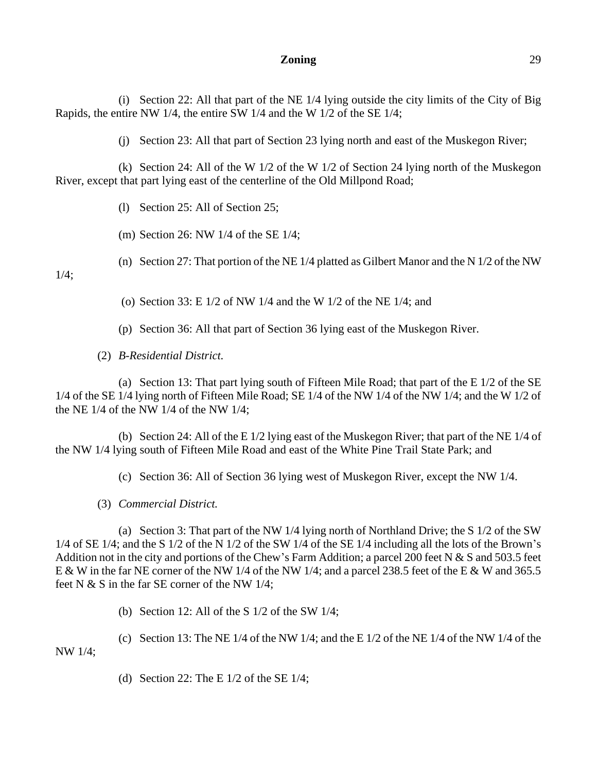(i) Section 22: All that part of the NE 1/4 lying outside the city limits of the City of Big Rapids, the entire NW 1/4, the entire SW 1/4 and the W 1/2 of the SE 1/4;

(j) Section 23: All that part of Section 23 lying north and east of the Muskegon River;

(k) Section 24: All of the W 1/2 of the W 1/2 of Section 24 lying north of the Muskegon River, except that part lying east of the centerline of the Old Millpond Road;

(l) Section 25: All of Section 25;

(m) Section 26: NW 1/4 of the SE 1/4;

(n) Section 27: That portion of the NE 1/4 platted as Gilbert Manor and the N 1/2 of the NW 1/4;

(o) Section 33: E 1/2 of NW 1/4 and the W 1/2 of the NE 1/4; and

(p) Section 36: All that part of Section 36 lying east of the Muskegon River.

(2) *B-Residential District.*

(a) Section 13: That part lying south of Fifteen Mile Road; that part of the E 1/2 of the SE 1/4 of the SE 1/4 lying north of Fifteen Mile Road; SE 1/4 of the NW 1/4 of the NW 1/4; and the W 1/2 of the NE 1/4 of the NW 1/4 of the NW 1/4;

(b) Section 24: All of the E 1/2 lying east of the Muskegon River; that part of the NE 1/4 of the NW 1/4 lying south of Fifteen Mile Road and east of the White Pine Trail State Park; and

(c) Section 36: All of Section 36 lying west of Muskegon River, except the NW 1/4.

(3) *Commercial District.*

(a) Section 3: That part of the NW 1/4 lying north of Northland Drive; the S 1/2 of the SW 1/4 of SE 1/4; and the S 1/2 of the N 1/2 of the SW 1/4 of the SE 1/4 including all the lots of the Brown's Addition not in the city and portions of the Chew's Farm Addition; a parcel 200 feet N & S and 503.5 feet E & W in the far NE corner of the NW 1/4 of the NW 1/4; and a parcel 238.5 feet of the E & W and 365.5 feet N & S in the far SE corner of the NW 1/4;

(b) Section 12: All of the S 1/2 of the SW 1/4;

(c) Section 13: The NE 1/4 of the NW 1/4; and the E 1/2 of the NE 1/4 of the NW 1/4 of the NW 1/4;

(d) Section 22: The E 1/2 of the SE 1/4;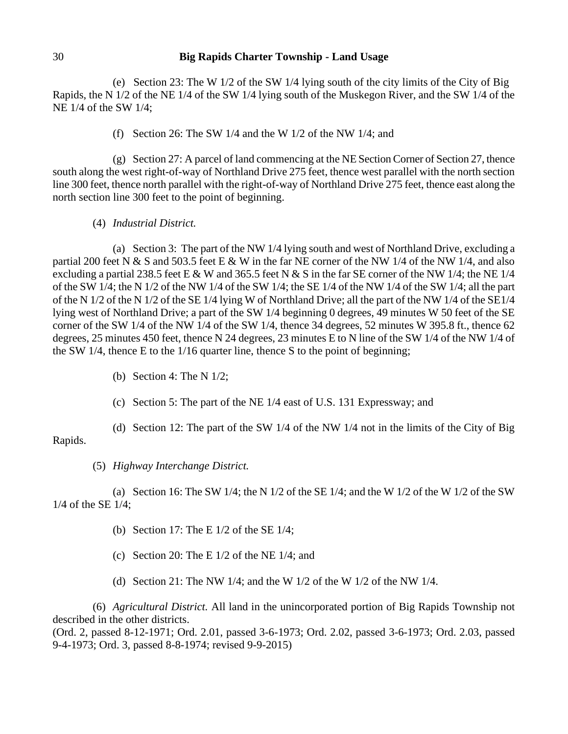(e) Section 23: The W 1/2 of the SW 1/4 lying south of the city limits of the City of Big Rapids, the N 1/2 of the NE 1/4 of the SW 1/4 lying south of the Muskegon River, and the SW 1/4 of the NE 1/4 of the SW 1/4;

(f) Section 26: The SW 1/4 and the W 1/2 of the NW 1/4; and

(g) Section 27: A parcel of land commencing at the NE Section Corner of Section 27, thence south along the west right-of-way of Northland Drive 275 feet, thence west parallel with the north section line 300 feet, thence north parallel with the right-of-way of Northland Drive 275 feet, thence east along the north section line 300 feet to the point of beginning.

(4) *Industrial District.*

(a) Section 3: The part of the NW 1/4 lying south and west of Northland Drive, excluding a partial 200 feet N & S and 503.5 feet E & W in the far NE corner of the NW 1/4 of the NW 1/4, and also excluding a partial 238.5 feet E & W and 365.5 feet N & S in the far SE corner of the NW 1/4; the NE 1/4 of the SW 1/4; the N 1/2 of the NW 1/4 of the SW 1/4; the SE 1/4 of the NW 1/4 of the SW 1/4; all the part of the N 1/2 of the N 1/2 of the SE 1/4 lying W of Northland Drive; all the part of the NW 1/4 of the SE1/4 lying west of Northland Drive; a part of the SW 1/4 beginning 0 degrees, 49 minutes W 50 feet of the SE corner of the SW 1/4 of the NW 1/4 of the SW 1/4, thence 34 degrees, 52 minutes W 395.8 ft., thence 62 degrees, 25 minutes 450 feet, thence N 24 degrees, 23 minutes E to N line of the SW 1/4 of the NW 1/4 of the SW 1/4, thence E to the 1/16 quarter line, thence S to the point of beginning;

(b) Section 4: The N 1/2;

(c) Section 5: The part of the NE 1/4 east of U.S. 131 Expressway; and

(d) Section 12: The part of the SW 1/4 of the NW 1/4 not in the limits of the City of Big Rapids.

(5) *Highway Interchange District.*

(a) Section 16: The SW 1/4; the N 1/2 of the SE 1/4; and the W 1/2 of the W 1/2 of the SW 1/4 of the SE 1/4;

(b) Section 17: The E 1/2 of the SE 1/4;

(c) Section 20: The E 1/2 of the NE 1/4; and

(d) Section 21: The NW 1/4; and the W 1/2 of the W 1/2 of the NW 1/4.

(6) *Agricultural District.* All land in the unincorporated portion of Big Rapids Township not described in the other districts.

(Ord. 2, passed 8-12-1971; Ord. 2.01, passed 3-6-1973; Ord. 2.02, passed 3-6-1973; Ord. 2.03, passed 9-4-1973; Ord. 3, passed 8-8-1974; revised 9-9-2015)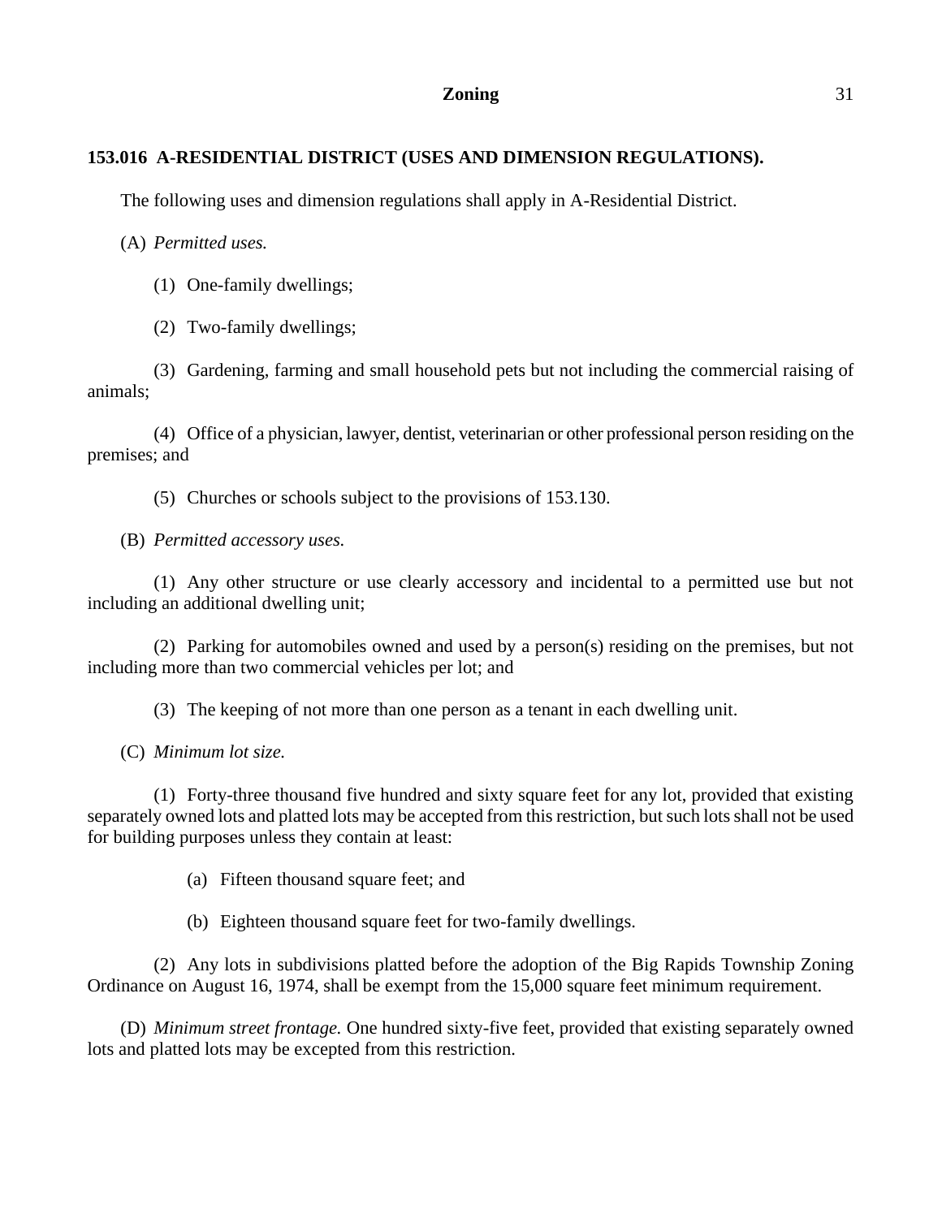### 153.016 A-RESIDENTIAL DISTRICT (USES AND DIMENSION REGULATIONS).

The following uses and dimension regulations shall apply in A-Residential District.

(A) *Permitted uses.*

(1) One-family dwellings;

(2) Two-family dwellings;

(3) Gardening, farming and small household pets but not including the commercial raising of animals;

(4) Office of a physician, lawyer, dentist, veterinarian or other professional person residing on the premises; and

(5) Churches or schools subject to the provisions of 153.130.

(B) *Permitted accessory uses.*

(1) Any other structure or use clearly accessory and incidental to a permitted use but not including an additional dwelling unit;

(2) Parking for automobiles owned and used by a person(s) residing on the premises, but not including more than two commercial vehicles per lot; and

(3) The keeping of not more than one person as a tenant in each dwelling unit.

(C) *Minimum lot size.*

(1) Forty-three thousand five hundred and sixty square feet for any lot, provided that existing separately owned lots and platted lots may be accepted from this restriction, but such lots shall not be used for building purposes unless they contain at least:

(a) Fifteen thousand square feet; and

(b) Eighteen thousand square feet for two-family dwellings.

(2) Any lots in subdivisions platted before the adoption of the Big Rapids Township Zoning Ordinance on August 16, 1974, shall be exempt from the 15,000 square feet minimum requirement.

(D) *Minimum street frontage.* One hundred sixty-five feet, provided that existing separately owned lots and platted lots may be excepted from this restriction.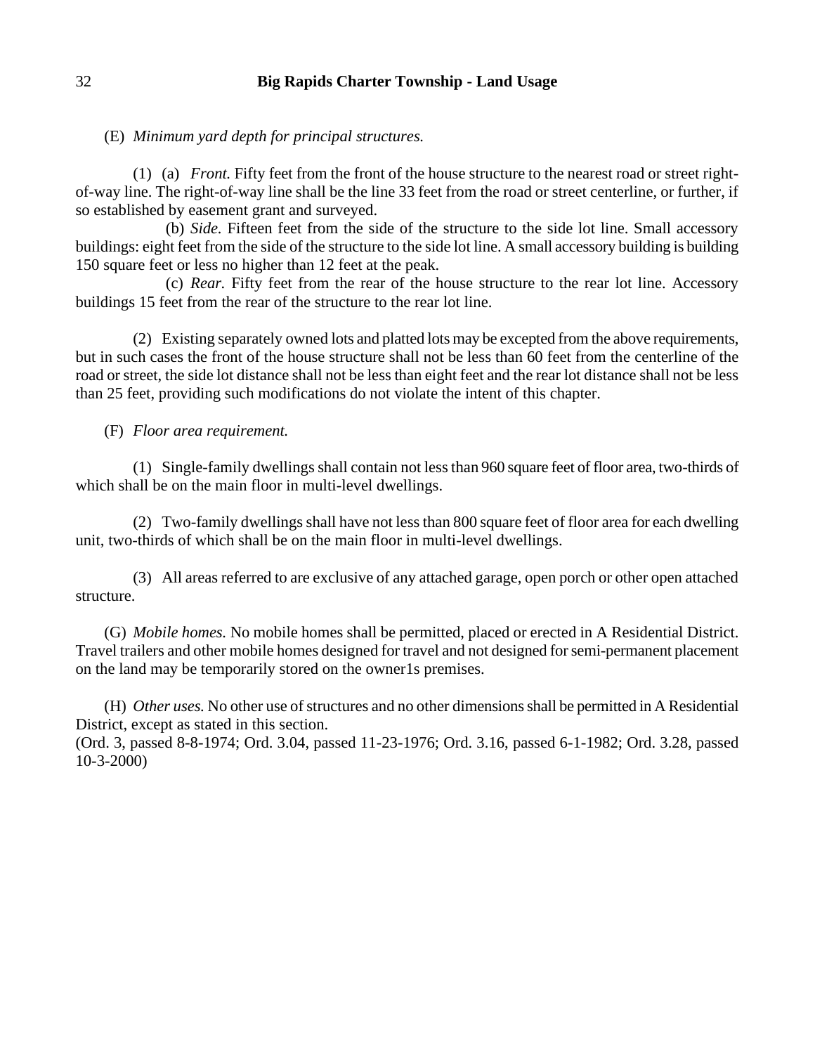(E) *Minimum yard depth for principal structures.*

(1) (a) *Front.* Fifty feet from the front of the house structure to the nearest road or street right-of-way line. The right-of-way line shall be the line 33 feet from the road or street centerline, or further, if so established by easement grant and surveyed.

(b) *Side.* Fifteen feet from the side of the structure to the side lot line. Small accessory buildings: eight feet from the side of the structure to the side lot line. A small accessory building is building 150 square feet or less no higher than 12 feet at the peak.

(c) *Rear.* Fifty feet from the rear of the house structure to the rear lot line. Accessory buildings 15 feet from the rear of the structure to the rear lot line.

(2) Existing separately owned lots and platted lots may be excepted from the above requirements, but in such cases the front of the house structure shall not be less than 60 feet from the centerline of the road or street, the side lot distance shall not be less than eight feet and the rear lot distance shall not be less than 25 feet, providing such modifications do not violate the intent of this chapter.

(F) *Floor area requirement.*

(1) Single-family dwellings shall contain not less than 960 square feet of floor area, two-thirds of which shall be on the main floor in multi-level dwellings.

(2) Two-family dwellings shall have not less than 800 square feet of floor area for each dwelling unit, two-thirds of which shall be on the main floor in multi-level dwellings.

(3) All areas referred to are exclusive of any attached garage, open porch or other open attached structure.

(G) *Mobile homes.* No mobile homes shall be permitted, placed or erected in A Residential District. Travel trailers and other mobile homes designed for travel and not designed for semi-permanent placement on the land may be temporarily stored on the owner1s premises.

(H) *Other uses.* No other use of structures and no other dimensions shall be permitted in A Residential District, except as stated in this section.
(Ord. 3, passed 8-8-1974; Ord. 3.04, passed 11-23-1976; Ord. 3.16, passed 6-1-1982; Ord. 3.28, passed 10-3-2000)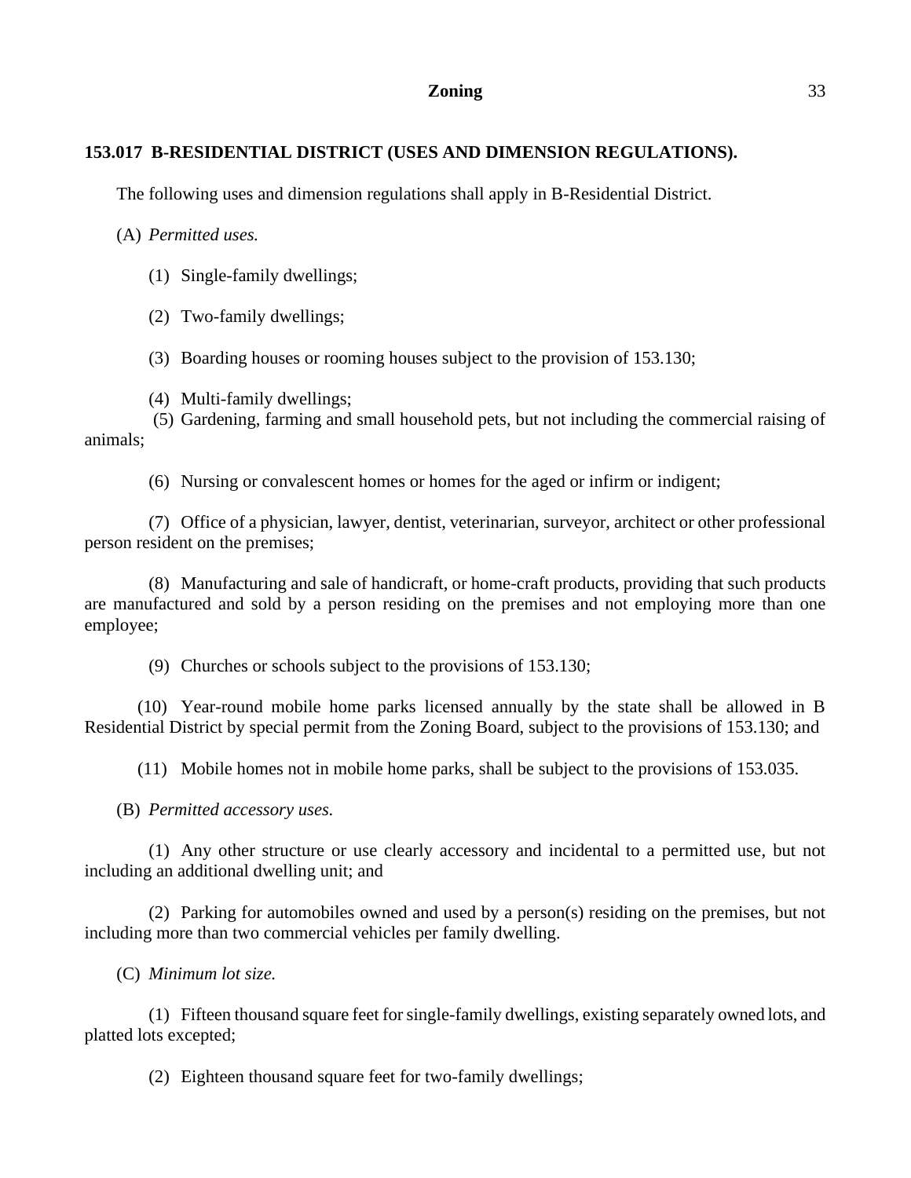## 153.017 B-RESIDENTIAL DISTRICT (USES AND DIMENSION REGULATIONS).

The following uses and dimension regulations shall apply in B-Residential District.

(A) *Permitted uses.*

(1) Single-family dwellings;

(2) Two-family dwellings;

(3) Boarding houses or rooming houses subject to the provision of 153.130;

(4) Multi-family dwellings;

(5) Gardening, farming and small household pets, but not including the commercial raising of animals;

(6) Nursing or convalescent homes or homes for the aged or infirm or indigent;

(7) Office of a physician, lawyer, dentist, veterinarian, surveyor, architect or other professional person resident on the premises;

(8) Manufacturing and sale of handicraft, or home-craft products, providing that such products are manufactured and sold by a person residing on the premises and not employing more than one employee;

(9) Churches or schools subject to the provisions of 153.130;

(10) Year-round mobile home parks licensed annually by the state shall be allowed in B Residential District by special permit from the Zoning Board, subject to the provisions of 153.130; and

(11) Mobile homes not in mobile home parks, shall be subject to the provisions of 153.035.

(B) *Permitted accessory uses.*

(1) Any other structure or use clearly accessory and incidental to a permitted use, but not including an additional dwelling unit; and

(2) Parking for automobiles owned and used by a person(s) residing on the premises, but not including more than two commercial vehicles per family dwelling.

(C) *Minimum lot size.*

(1) Fifteen thousand square feet for single-family dwellings, existing separately owned lots, and platted lots excepted;

(2) Eighteen thousand square feet for two-family dwellings;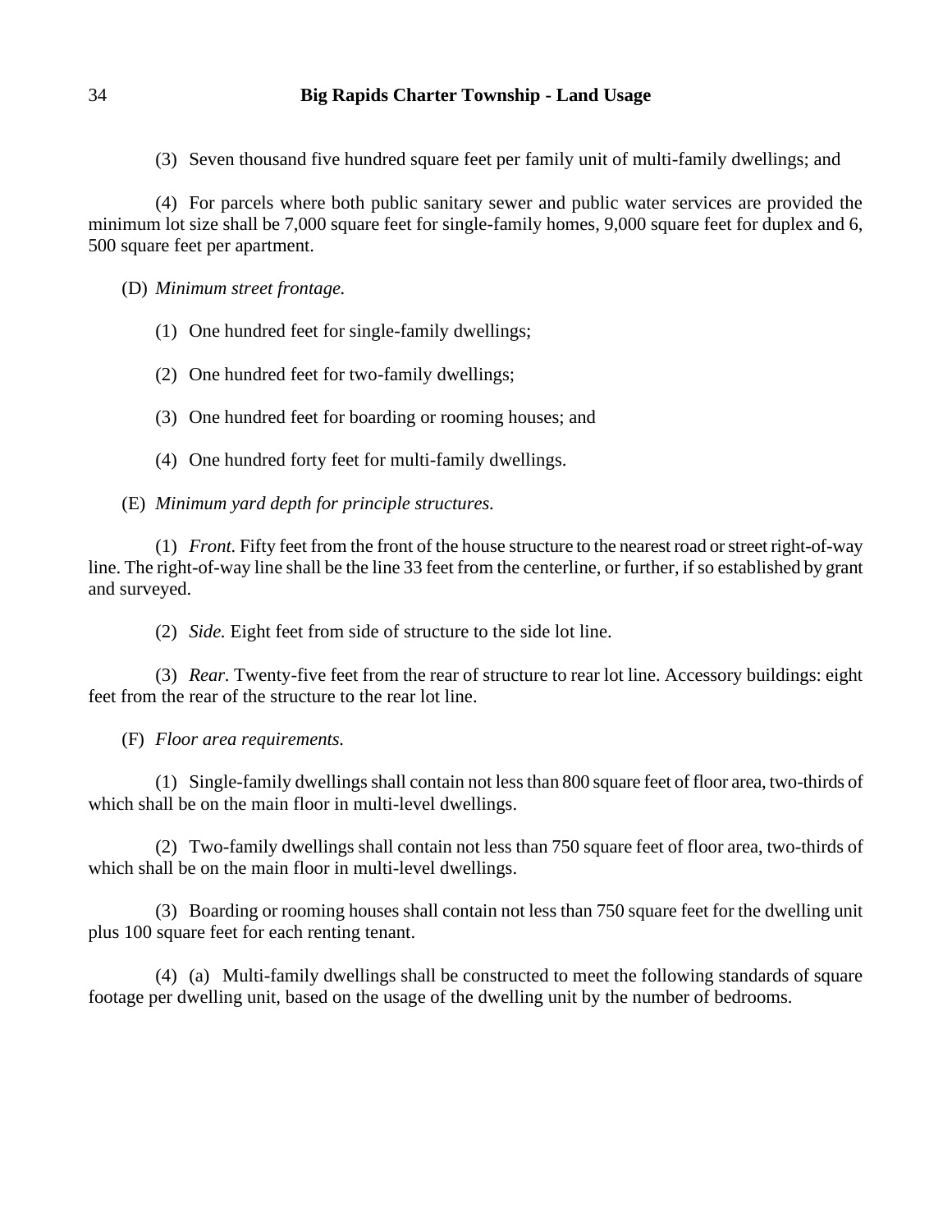(3) Seven thousand five hundred square feet per family unit of multi-family dwellings; and

(4) For parcels where both public sanitary sewer and public water services are provided the minimum lot size shall be 7,000 square feet for single-family homes, 9,000 square feet for duplex and 6, 500 square feet per apartment.

(D) *Minimum street frontage.*

(1) One hundred feet for single-family dwellings;

(2) One hundred feet for two-family dwellings;

(3) One hundred feet for boarding or rooming houses; and

(4) One hundred forty feet for multi-family dwellings.

(E) *Minimum yard depth for principle structures.*

(1) *Front.* Fifty feet from the front of the house structure to the nearest road or street right-of-way line. The right-of-way line shall be the line 33 feet from the centerline, or further, if so established by grant and surveyed.

(2) *Side.* Eight feet from side of structure to the side lot line.

(3) *Rear.* Twenty-five feet from the rear of structure to rear lot line. Accessory buildings: eight feet from the rear of the structure to the rear lot line.

(F) *Floor area requirements.*

(1) Single-family dwellings shall contain not less than 800 square feet of floor area, two-thirds of which shall be on the main floor in multi-level dwellings.

(2) Two-family dwellings shall contain not less than 750 square feet of floor area, two-thirds of which shall be on the main floor in multi-level dwellings.

(3) Boarding or rooming houses shall contain not less than 750 square feet for the dwelling unit plus 100 square feet for each renting tenant.

(4) (a) Multi-family dwellings shall be constructed to meet the following standards of square footage per dwelling unit, based on the usage of the dwelling unit by the number of bedrooms.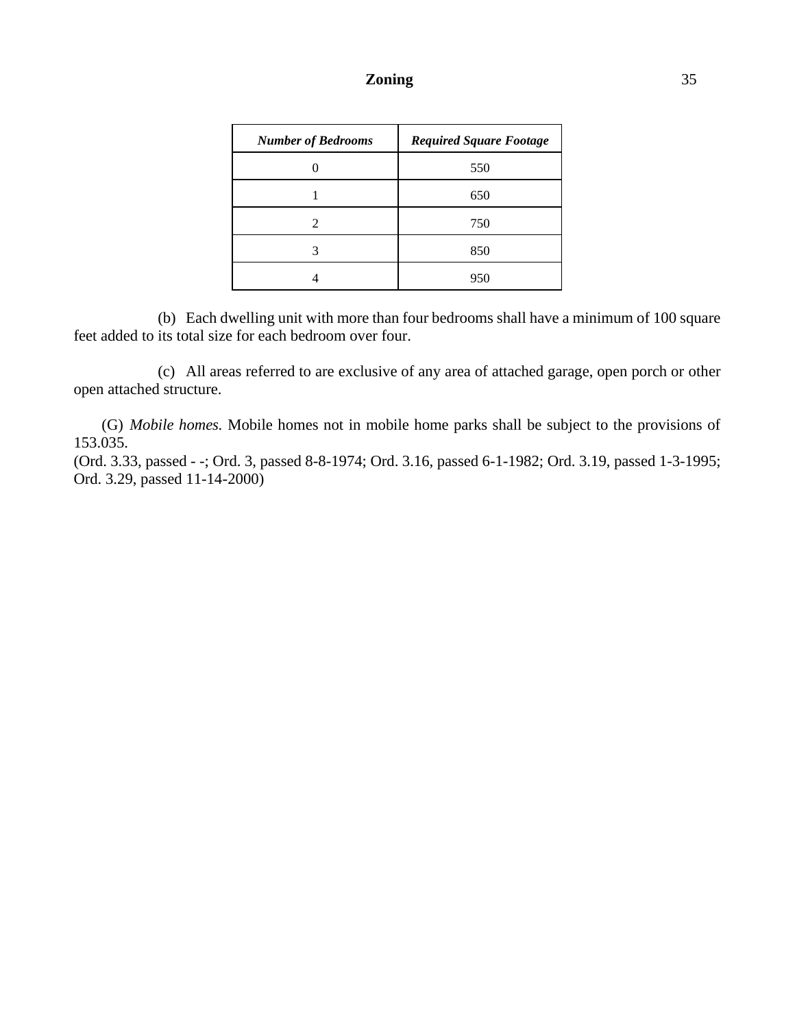| *Number of Bedrooms* | *Required Square Footage* |
|---|---|
| 0 | 550 |
| 1 | 650 |
| 2 | 750 |
| 3 | 850 |
| 4 | 950 |

(b) Each dwelling unit with more than four bedrooms shall have a minimum of 100 square feet added to its total size for each bedroom over four.

(c) All areas referred to are exclusive of any area of attached garage, open porch or other open attached structure.

(G) *Mobile homes.* Mobile homes not in mobile home parks shall be subject to the provisions of 153.035.

(Ord. 3.33, passed - -; Ord. 3, passed 8-8-1974; Ord. 3.16, passed 6-1-1982; Ord. 3.19, passed 1-3-1995; Ord. 3.29, passed 11-14-2000)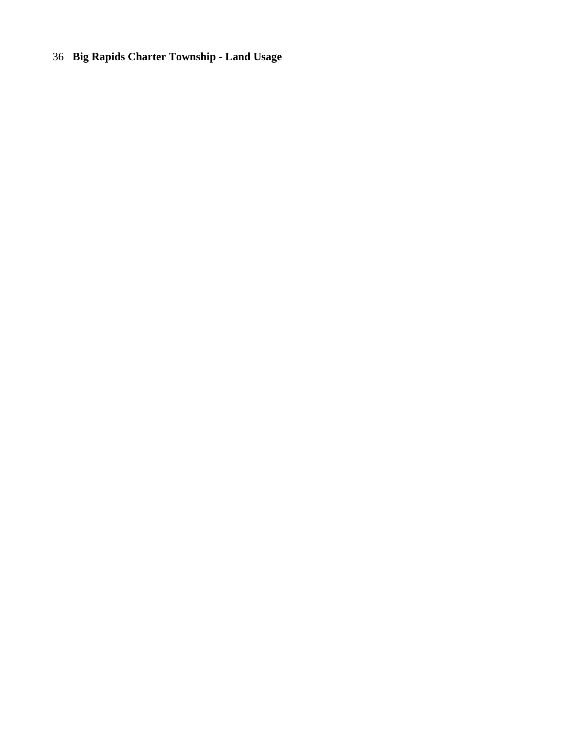36 **Big Rapids Charter Township - Land Usage**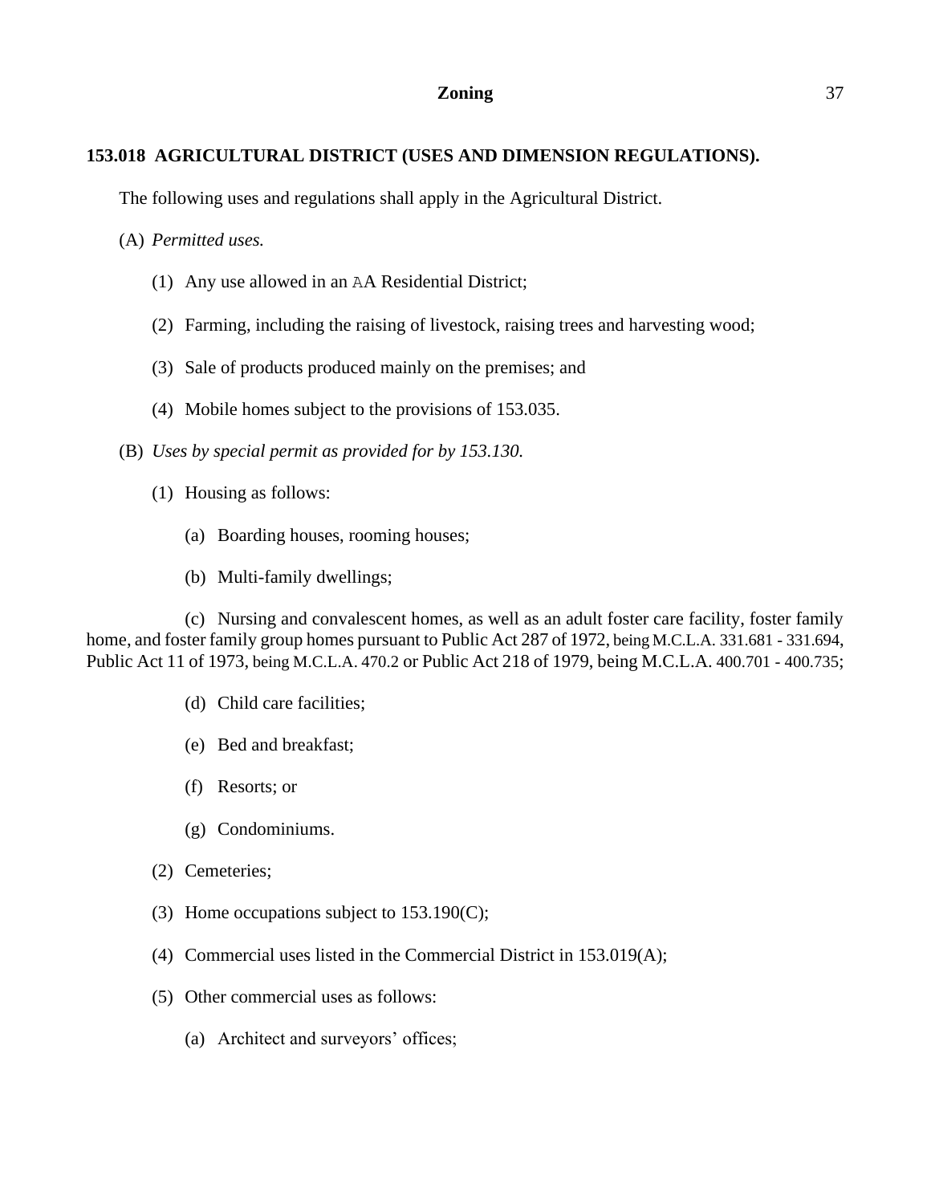## 153.018 AGRICULTURAL DISTRICT (USES AND DIMENSION REGULATIONS).

The following uses and regulations shall apply in the Agricultural District.

(A) *Permitted uses.*

(1) Any use allowed in an AA Residential District;

(2) Farming, including the raising of livestock, raising trees and harvesting wood;

(3) Sale of products produced mainly on the premises; and

(4) Mobile homes subject to the provisions of 153.035.

(B) *Uses by special permit as provided for by 153.130.*

(1) Housing as follows:

(a) Boarding houses, rooming houses;

(b) Multi-family dwellings;

(c) Nursing and convalescent homes, as well as an adult foster care facility, foster family home, and foster family group homes pursuant to Public Act 287 of 1972, being M.C.L.A. 331.681 - 331.694, Public Act 11 of 1973, being M.C.L.A. 470.2 or Public Act 218 of 1979, being M.C.L.A. 400.701 - 400.735;

(d) Child care facilities;

(e) Bed and breakfast;

(f) Resorts; or

(g) Condominiums.

(2) Cemeteries;

(3) Home occupations subject to 153.190(C);

(4) Commercial uses listed in the Commercial District in 153.019(A);

(5) Other commercial uses as follows:

(a) Architect and surveyors' offices;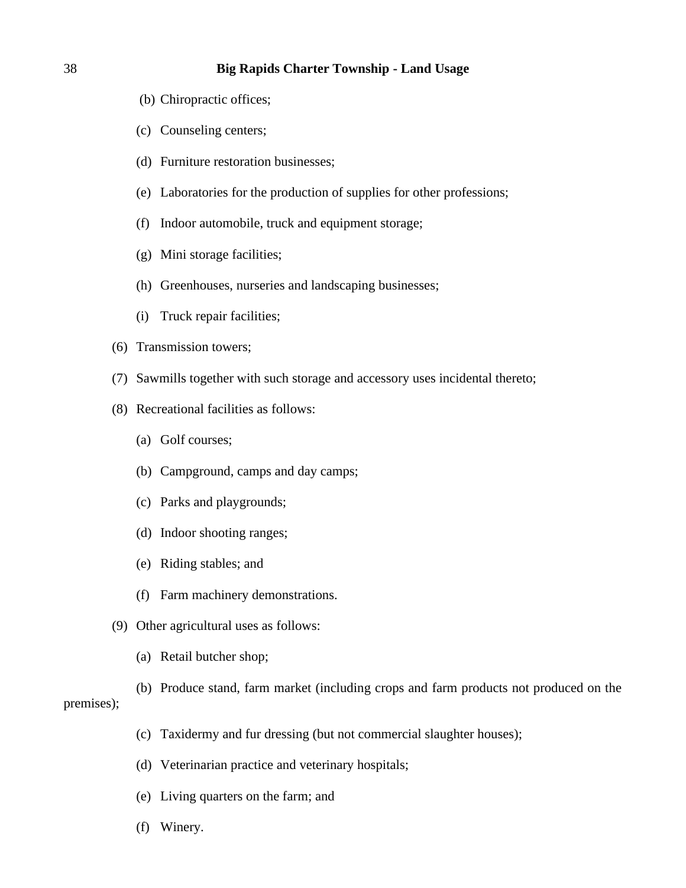(b) Chiropractic offices;

(c) Counseling centers;

(d) Furniture restoration businesses;

(e) Laboratories for the production of supplies for other professions;

(f) Indoor automobile, truck and equipment storage;

(g) Mini storage facilities;

(h) Greenhouses, nurseries and landscaping businesses;

(i) Truck repair facilities;

(6) Transmission towers;

(7) Sawmills together with such storage and accessory uses incidental thereto;

(8) Recreational facilities as follows:

(a) Golf courses;

(b) Campground, camps and day camps;

(c) Parks and playgrounds;

(d) Indoor shooting ranges;

(e) Riding stables; and

(f) Farm machinery demonstrations.

(9) Other agricultural uses as follows:

(a) Retail butcher shop;

(b) Produce stand, farm market (including crops and farm products not produced on the premises);

(c) Taxidermy and fur dressing (but not commercial slaughter houses);

(d) Veterinarian practice and veterinary hospitals;

(e) Living quarters on the farm; and

(f) Winery.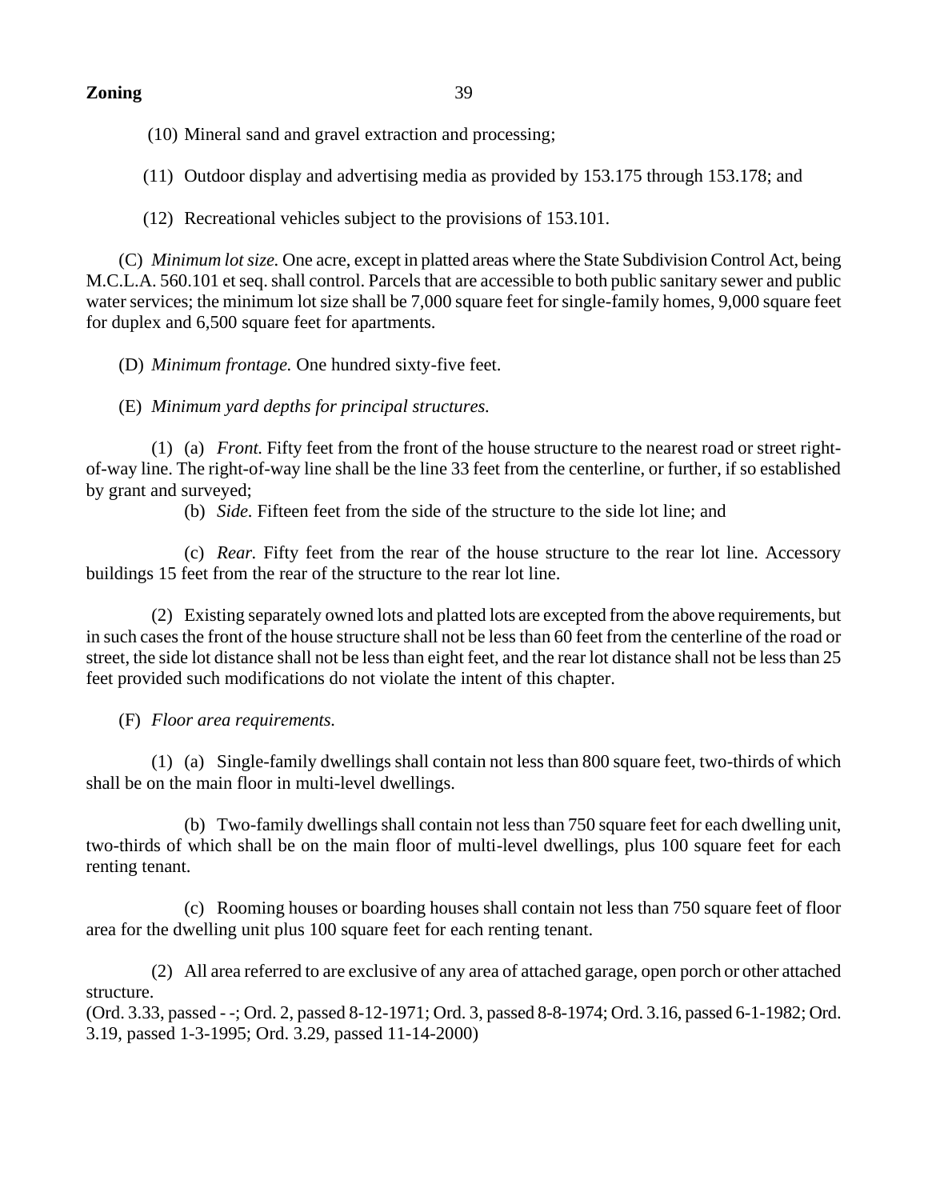(10) Mineral sand and gravel extraction and processing;

(11) Outdoor display and advertising media as provided by 153.175 through 153.178; and

(12) Recreational vehicles subject to the provisions of 153.101.

(C) *Minimum lot size.* One acre, except in platted areas where the State Subdivision Control Act, being M.C.L.A. 560.101 et seq. shall control. Parcels that are accessible to both public sanitary sewer and public water services; the minimum lot size shall be 7,000 square feet for single-family homes, 9,000 square feet for duplex and 6,500 square feet for apartments.

(D) *Minimum frontage.* One hundred sixty-five feet.

(E) *Minimum yard depths for principal structures.*

(1) (a) *Front.* Fifty feet from the front of the house structure to the nearest road or street right-of-way line. The right-of-way line shall be the line 33 feet from the centerline, or further, if so established by grant and surveyed;

(b) *Side.* Fifteen feet from the side of the structure to the side lot line; and

(c) *Rear.* Fifty feet from the rear of the house structure to the rear lot line. Accessory buildings 15 feet from the rear of the structure to the rear lot line.

(2) Existing separately owned lots and platted lots are excepted from the above requirements, but in such cases the front of the house structure shall not be less than 60 feet from the centerline of the road or street, the side lot distance shall not be less than eight feet, and the rear lot distance shall not be less than 25 feet provided such modifications do not violate the intent of this chapter.

(F) *Floor area requirements.*

(1) (a) Single-family dwellings shall contain not less than 800 square feet, two-thirds of which shall be on the main floor in multi-level dwellings.

(b) Two-family dwellings shall contain not less than 750 square feet for each dwelling unit, two-thirds of which shall be on the main floor of multi-level dwellings, plus 100 square feet for each renting tenant.

(c) Rooming houses or boarding houses shall contain not less than 750 square feet of floor area for the dwelling unit plus 100 square feet for each renting tenant.

(2) All area referred to are exclusive of any area of attached garage, open porch or other attached structure.
(Ord. 3.33, passed - -; Ord. 2, passed 8-12-1971; Ord. 3, passed 8-8-1974; Ord. 3.16, passed 6-1-1982; Ord. 3.19, passed 1-3-1995; Ord. 3.29, passed 11-14-2000)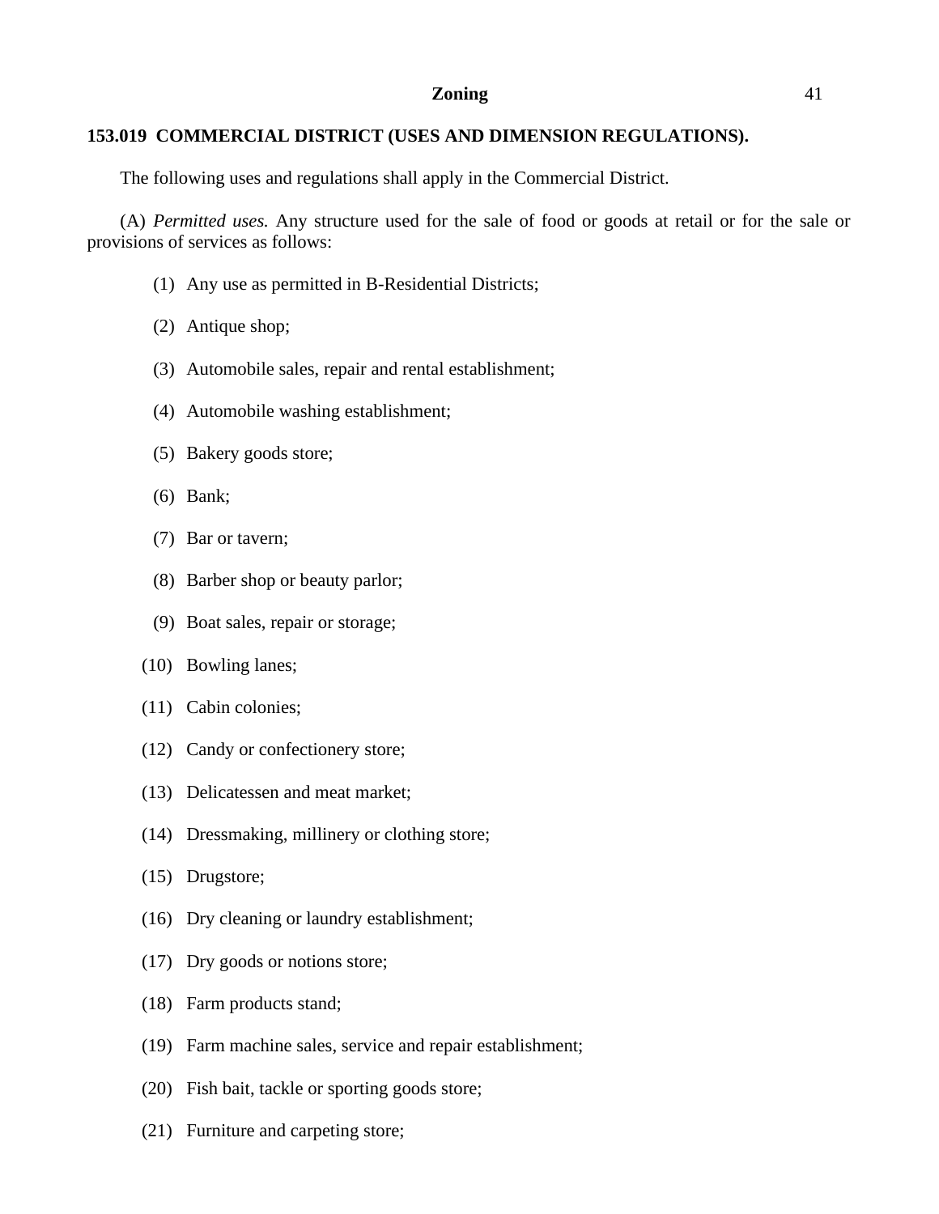## 153.019 COMMERCIAL DISTRICT (USES AND DIMENSION REGULATIONS).

The following uses and regulations shall apply in the Commercial District.

(A) *Permitted uses.* Any structure used for the sale of food or goods at retail or for the sale or provisions of services as follows:

(1) Any use as permitted in B-Residential Districts;

(2) Antique shop;

(3) Automobile sales, repair and rental establishment;

(4) Automobile washing establishment;

(5) Bakery goods store;

(6) Bank;

(7) Bar or tavern;

(8) Barber shop or beauty parlor;

(9) Boat sales, repair or storage;

(10) Bowling lanes;

(11) Cabin colonies;

(12) Candy or confectionery store;

(13) Delicatessen and meat market;

(14) Dressmaking, millinery or clothing store;

(15) Drugstore;

(16) Dry cleaning or laundry establishment;

(17) Dry goods or notions store;

(18) Farm products stand;

(19) Farm machine sales, service and repair establishment;

(20) Fish bait, tackle or sporting goods store;

(21) Furniture and carpeting store;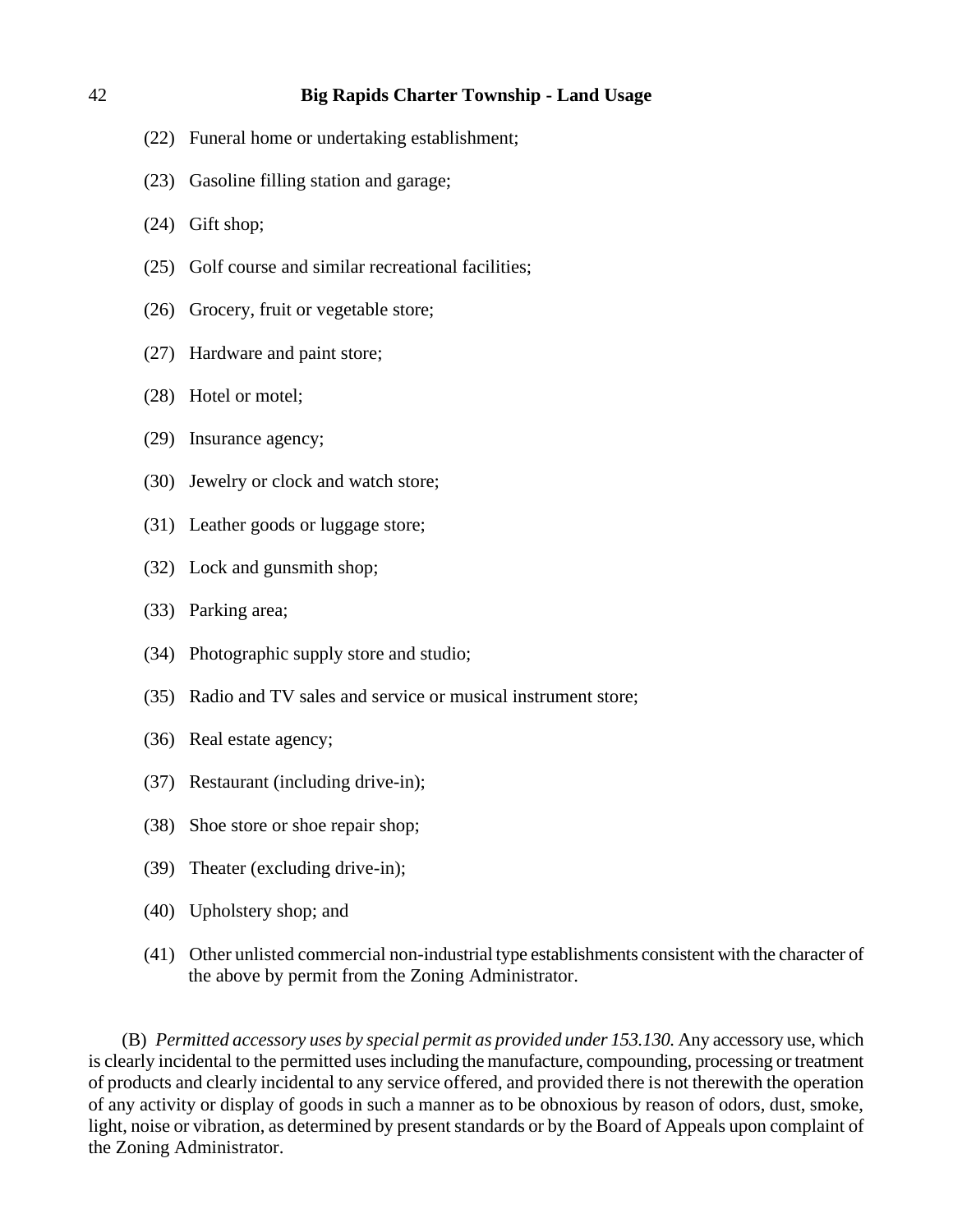(22) Funeral home or undertaking establishment;

(23) Gasoline filling station and garage;

(24) Gift shop;

(25) Golf course and similar recreational facilities;

(26) Grocery, fruit or vegetable store;

(27) Hardware and paint store;

(28) Hotel or motel;

(29) Insurance agency;

(30) Jewelry or clock and watch store;

(31) Leather goods or luggage store;

(32) Lock and gunsmith shop;

(33) Parking area;

(34) Photographic supply store and studio;

(35) Radio and TV sales and service or musical instrument store;

(36) Real estate agency;

(37) Restaurant (including drive-in);

(38) Shoe store or shoe repair shop;

(39) Theater (excluding drive-in);

(40) Upholstery shop; and

(41) Other unlisted commercial non-industrial type establishments consistent with the character of the above by permit from the Zoning Administrator.

(B) *Permitted accessory uses by special permit as provided under 153.130.* Any accessory use, which is clearly incidental to the permitted uses including the manufacture, compounding, processing or treatment of products and clearly incidental to any service offered, and provided there is not therewith the operation of any activity or display of goods in such a manner as to be obnoxious by reason of odors, dust, smoke, light, noise or vibration, as determined by present standards or by the Board of Appeals upon complaint of the Zoning Administrator.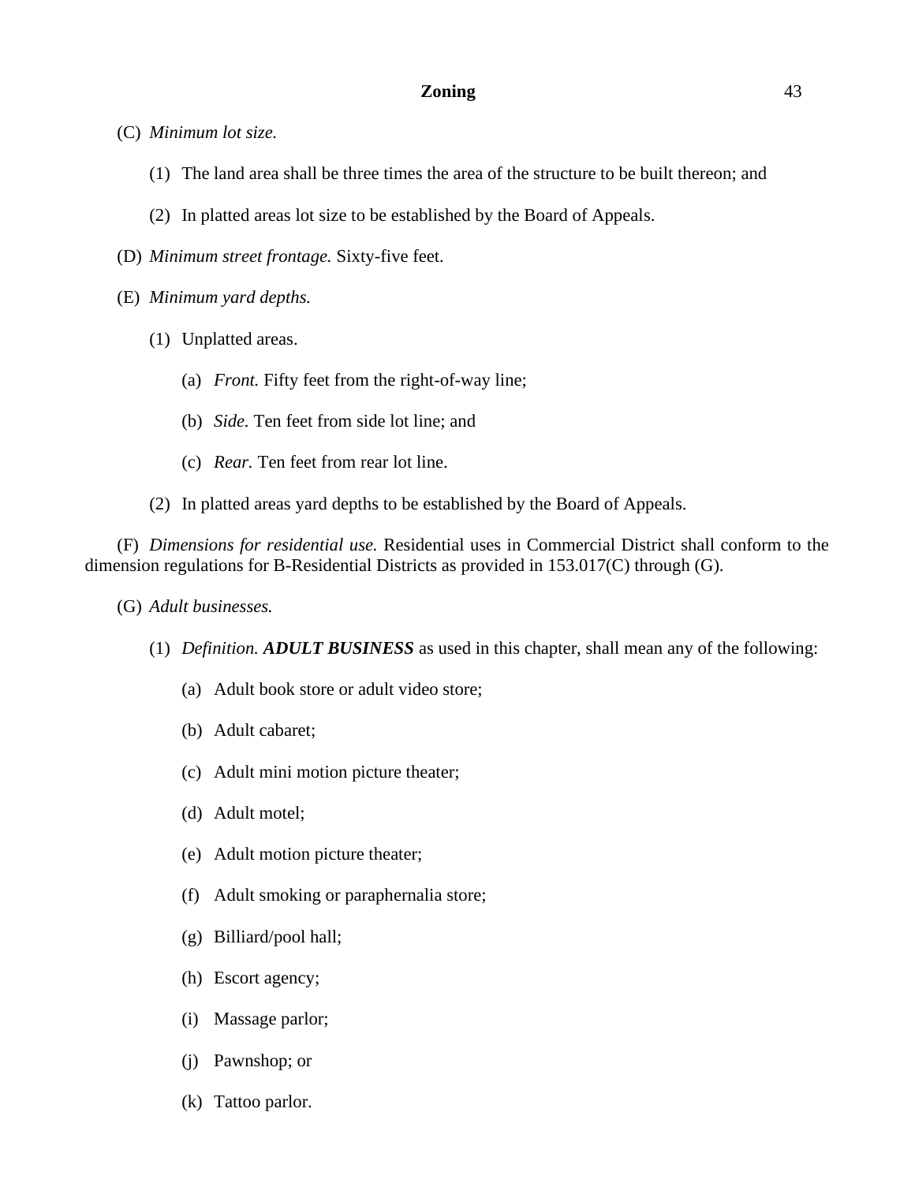(C) *Minimum lot size.*

(1) The land area shall be three times the area of the structure to be built thereon; and

(2) In platted areas lot size to be established by the Board of Appeals.

(D) *Minimum street frontage.* Sixty-five feet.

(E) *Minimum yard depths.*

(1) Unplatted areas.

(a) *Front.* Fifty feet from the right-of-way line;

(b) *Side.* Ten feet from side lot line; and

(c) *Rear.* Ten feet from rear lot line.

(2) In platted areas yard depths to be established by the Board of Appeals.

(F) *Dimensions for residential use.* Residential uses in Commercial District shall conform to the dimension regulations for B-Residential Districts as provided in 153.017(C) through (G).

(G) *Adult businesses.*

(1) *Definition.* ***ADULT BUSINESS*** as used in this chapter, shall mean any of the following:

(a) Adult book store or adult video store;

(b) Adult cabaret;

(c) Adult mini motion picture theater;

(d) Adult motel;

(e) Adult motion picture theater;

(f) Adult smoking or paraphernalia store;

(g) Billiard/pool hall;

(h) Escort agency;

(i) Massage parlor;

(j) Pawnshop; or

(k) Tattoo parlor.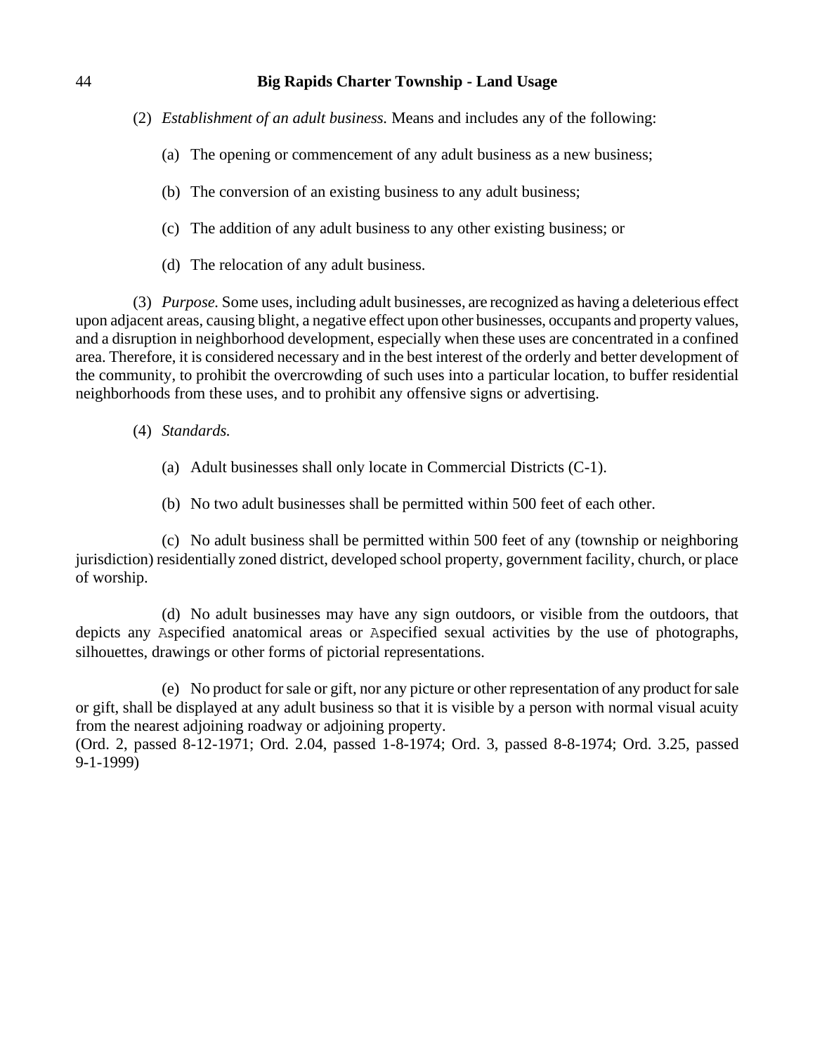(2) *Establishment of an adult business.* Means and includes any of the following:

(a) The opening or commencement of any adult business as a new business;

(b) The conversion of an existing business to any adult business;

(c) The addition of any adult business to any other existing business; or

(d) The relocation of any adult business.

(3) *Purpose.* Some uses, including adult businesses, are recognized as having a deleterious effect upon adjacent areas, causing blight, a negative effect upon other businesses, occupants and property values, and a disruption in neighborhood development, especially when these uses are concentrated in a confined area. Therefore, it is considered necessary and in the best interest of the orderly and better development of the community, to prohibit the overcrowding of such uses into a particular location, to buffer residential neighborhoods from these uses, and to prohibit any offensive signs or advertising.

(4) *Standards.*

(a) Adult businesses shall only locate in Commercial Districts (C-1).

(b) No two adult businesses shall be permitted within 500 feet of each other.

(c) No adult business shall be permitted within 500 feet of any (township or neighboring jurisdiction) residentially zoned district, developed school property, government facility, church, or place of worship.

(d) No adult businesses may have any sign outdoors, or visible from the outdoors, that depicts any Aspecified anatomical areas or Aspecified sexual activities by the use of photographs, silhouettes, drawings or other forms of pictorial representations.

(e) No product for sale or gift, nor any picture or other representation of any product for sale or gift, shall be displayed at any adult business so that it is visible by a person with normal visual acuity from the nearest adjoining roadway or adjoining property.
(Ord. 2, passed 8-12-1971; Ord. 2.04, passed 1-8-1974; Ord. 3, passed 8-8-1974; Ord. 3.25, passed 9-1-1999)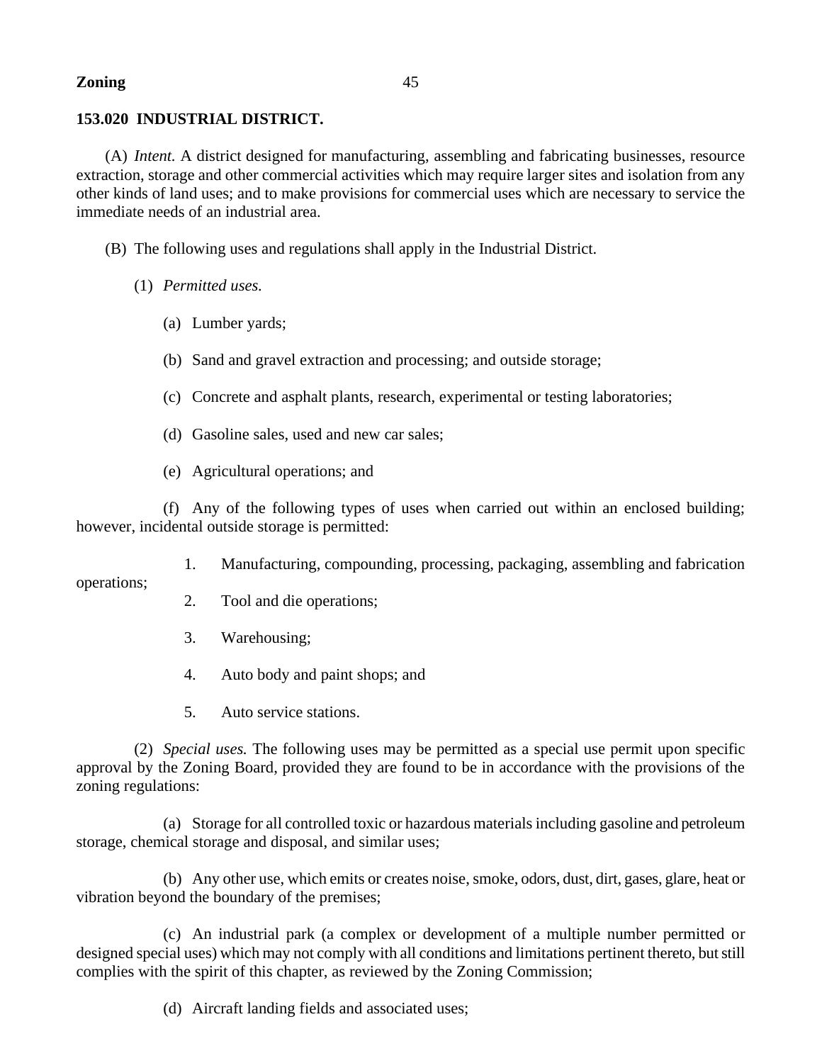**153.020 INDUSTRIAL DISTRICT.**

(A) *Intent.* A district designed for manufacturing, assembling and fabricating businesses, resource extraction, storage and other commercial activities which may require larger sites and isolation from any other kinds of land uses; and to make provisions for commercial uses which are necessary to service the immediate needs of an industrial area.

(B) The following uses and regulations shall apply in the Industrial District.

(1) *Permitted uses.*

(a) Lumber yards;

(b) Sand and gravel extraction and processing; and outside storage;

(c) Concrete and asphalt plants, research, experimental or testing laboratories;

(d) Gasoline sales, used and new car sales;

(e) Agricultural operations; and

(f) Any of the following types of uses when carried out within an enclosed building; however, incidental outside storage is permitted:

1. Manufacturing, compounding, processing, packaging, assembling and fabrication operations;
2. Tool and die operations;
3. Warehousing;
4. Auto body and paint shops; and
5. Auto service stations.

(2) *Special uses.* The following uses may be permitted as a special use permit upon specific approval by the Zoning Board, provided they are found to be in accordance with the provisions of the zoning regulations:

(a) Storage for all controlled toxic or hazardous materials including gasoline and petroleum storage, chemical storage and disposal, and similar uses;

(b) Any other use, which emits or creates noise, smoke, odors, dust, dirt, gases, glare, heat or vibration beyond the boundary of the premises;

(c) An industrial park (a complex or development of a multiple number permitted or designed special uses) which may not comply with all conditions and limitations pertinent thereto, but still complies with the spirit of this chapter, as reviewed by the Zoning Commission;

(d) Aircraft landing fields and associated uses;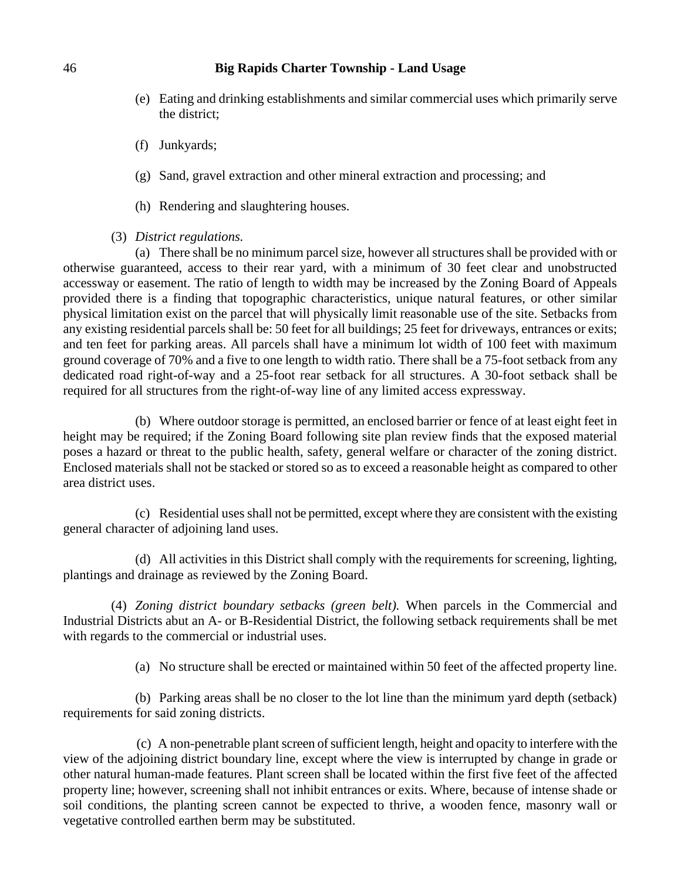(e) Eating and drinking establishments and similar commercial uses which primarily serve the district;

(f) Junkyards;

(g) Sand, gravel extraction and other mineral extraction and processing; and

(h) Rendering and slaughtering houses.

(3) *District regulations.*

(a) There shall be no minimum parcel size, however all structures shall be provided with or otherwise guaranteed, access to their rear yard, with a minimum of 30 feet clear and unobstructed accessway or easement. The ratio of length to width may be increased by the Zoning Board of Appeals provided there is a finding that topographic characteristics, unique natural features, or other similar physical limitation exist on the parcel that will physically limit reasonable use of the site. Setbacks from any existing residential parcels shall be: 50 feet for all buildings; 25 feet for driveways, entrances or exits; and ten feet for parking areas. All parcels shall have a minimum lot width of 100 feet with maximum ground coverage of 70% and a five to one length to width ratio. There shall be a 75-foot setback from any dedicated road right-of-way and a 25-foot rear setback for all structures. A 30-foot setback shall be required for all structures from the right-of-way line of any limited access expressway.

(b) Where outdoor storage is permitted, an enclosed barrier or fence of at least eight feet in height may be required; if the Zoning Board following site plan review finds that the exposed material poses a hazard or threat to the public health, safety, general welfare or character of the zoning district. Enclosed materials shall not be stacked or stored so as to exceed a reasonable height as compared to other area district uses.

(c) Residential uses shall not be permitted, except where they are consistent with the existing general character of adjoining land uses.

(d) All activities in this District shall comply with the requirements for screening, lighting, plantings and drainage as reviewed by the Zoning Board.

(4) *Zoning district boundary setbacks (green belt).* When parcels in the Commercial and Industrial Districts abut an A- or B-Residential District, the following setback requirements shall be met with regards to the commercial or industrial uses.

(a) No structure shall be erected or maintained within 50 feet of the affected property line.

(b) Parking areas shall be no closer to the lot line than the minimum yard depth (setback) requirements for said zoning districts.

(c) A non-penetrable plant screen of sufficient length, height and opacity to interfere with the view of the adjoining district boundary line, except where the view is interrupted by change in grade or other natural human-made features. Plant screen shall be located within the first five feet of the affected property line; however, screening shall not inhibit entrances or exits. Where, because of intense shade or soil conditions, the planting screen cannot be expected to thrive, a wooden fence, masonry wall or vegetative controlled earthen berm may be substituted.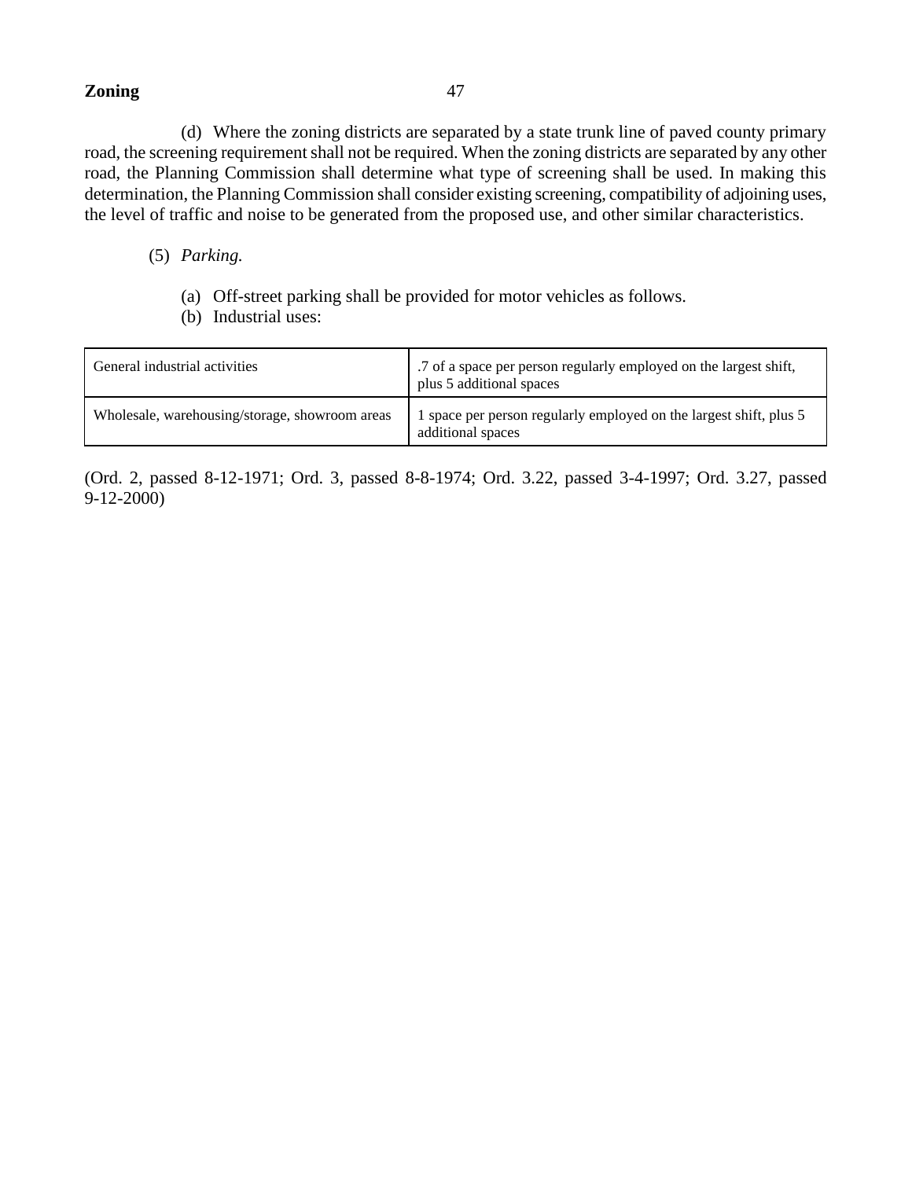(d) Where the zoning districts are separated by a state trunk line of paved county primary road, the screening requirement shall not be required. When the zoning districts are separated by any other road, the Planning Commission shall determine what type of screening shall be used. In making this determination, the Planning Commission shall consider existing screening, compatibility of adjoining uses, the level of traffic and noise to be generated from the proposed use, and other similar characteristics.

(5) *Parking.*

(a) Off-street parking shall be provided for motor vehicles as follows.

(b) Industrial uses:

| | |
|---|---|
| General industrial activities | .7 of a space per person regularly employed on the largest shift, plus 5 additional spaces |
| Wholesale, warehousing/storage, showroom areas | 1 space per person regularly employed on the largest shift, plus 5 additional spaces |

(Ord. 2, passed 8-12-1971; Ord. 3, passed 8-8-1974; Ord. 3.22, passed 3-4-1997; Ord. 3.27, passed 9-12-2000)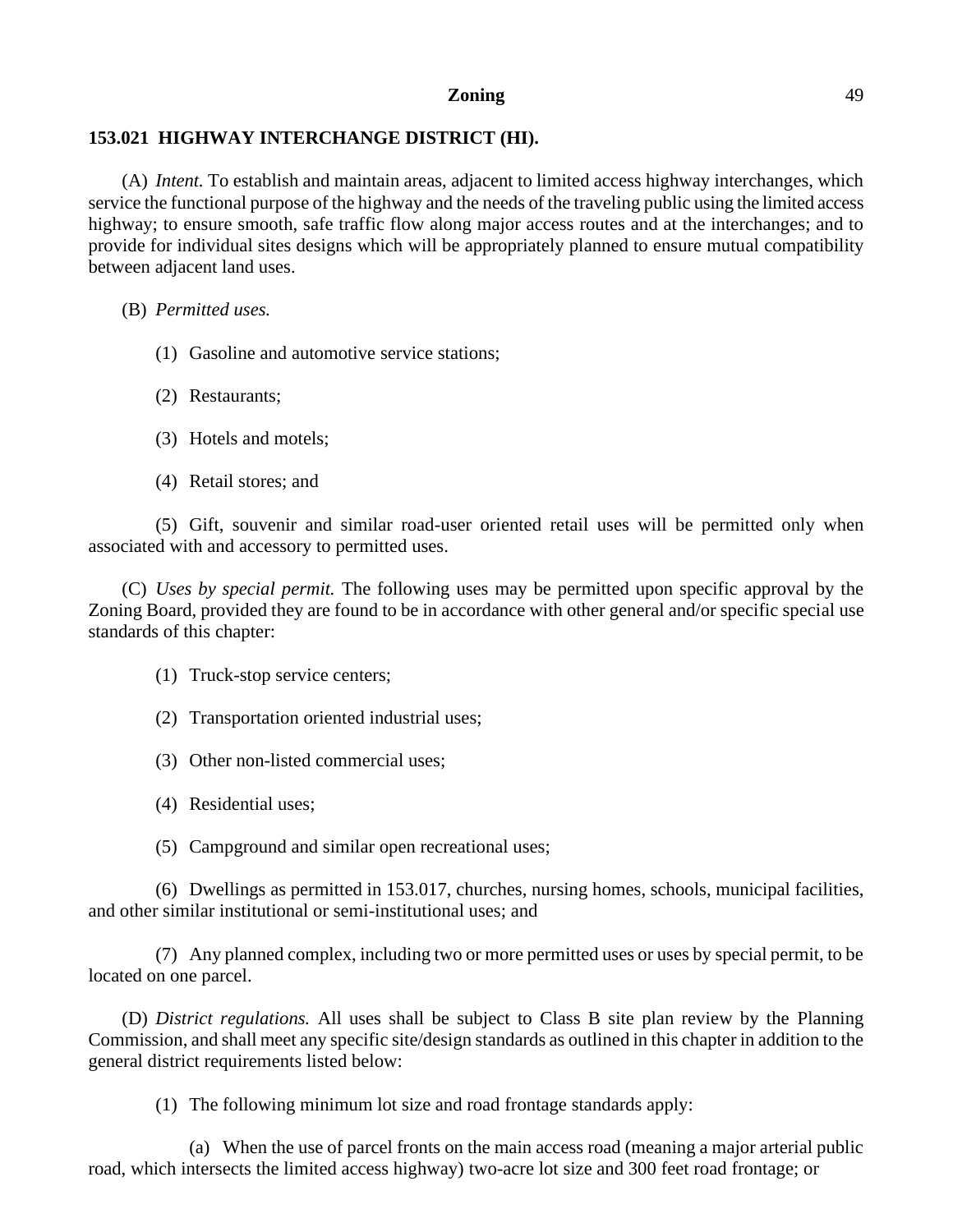## 153.021 HIGHWAY INTERCHANGE DISTRICT (HI).

(A) *Intent.* To establish and maintain areas, adjacent to limited access highway interchanges, which service the functional purpose of the highway and the needs of the traveling public using the limited access highway; to ensure smooth, safe traffic flow along major access routes and at the interchanges; and to provide for individual sites designs which will be appropriately planned to ensure mutual compatibility between adjacent land uses.

(B) *Permitted uses.*

(1) Gasoline and automotive service stations;

(2) Restaurants;

(3) Hotels and motels;

(4) Retail stores; and

(5) Gift, souvenir and similar road-user oriented retail uses will be permitted only when associated with and accessory to permitted uses.

(C) *Uses by special permit.* The following uses may be permitted upon specific approval by the Zoning Board, provided they are found to be in accordance with other general and/or specific special use standards of this chapter:

(1) Truck-stop service centers;

(2) Transportation oriented industrial uses;

(3) Other non-listed commercial uses;

(4) Residential uses;

(5) Campground and similar open recreational uses;

(6) Dwellings as permitted in 153.017, churches, nursing homes, schools, municipal facilities, and other similar institutional or semi-institutional uses; and

(7) Any planned complex, including two or more permitted uses or uses by special permit, to be located on one parcel.

(D) *District regulations.* All uses shall be subject to Class B site plan review by the Planning Commission, and shall meet any specific site/design standards as outlined in this chapter in addition to the general district requirements listed below:

(1) The following minimum lot size and road frontage standards apply:

(a) When the use of parcel fronts on the main access road (meaning a major arterial public road, which intersects the limited access highway) two-acre lot size and 300 feet road frontage; or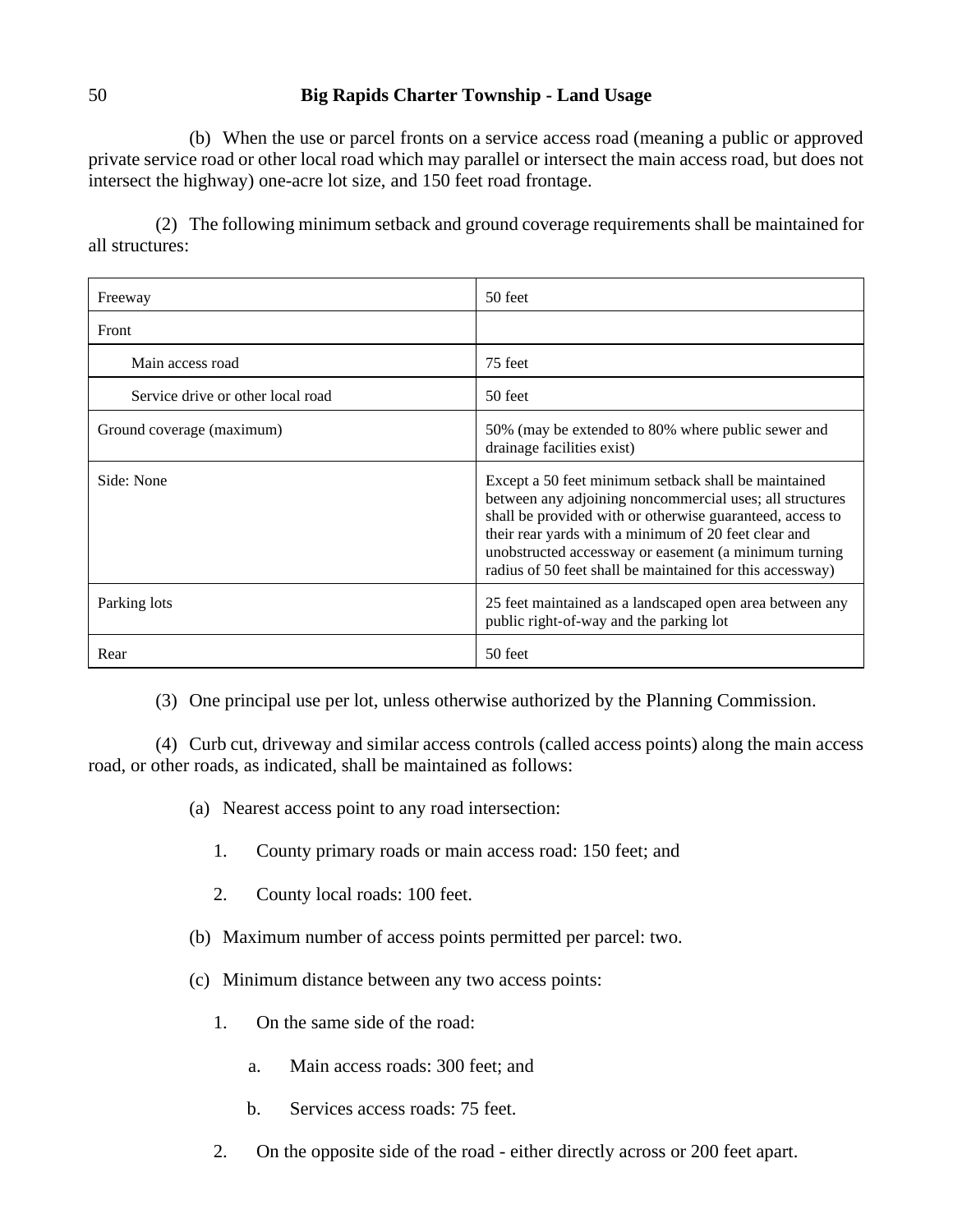(b) When the use or parcel fronts on a service access road (meaning a public or approved private service road or other local road which may parallel or intersect the main access road, but does not intersect the highway) one-acre lot size, and 150 feet road frontage.

(2) The following minimum setback and ground coverage requirements shall be maintained for all structures:

| | |
|---|---|
| Freeway | 50 feet |
| Front | |
| Main access road | 75 feet |
| Service drive or other local road | 50 feet |
| Ground coverage (maximum) | 50% (may be extended to 80% where public sewer and drainage facilities exist) |
| Side: None | Except a 50 feet minimum setback shall be maintained between any adjoining noncommercial uses; all structures shall be provided with or otherwise guaranteed, access to their rear yards with a minimum of 20 feet clear and unobstructed accessway or easement (a minimum turning radius of 50 feet shall be maintained for this accessway) |
| Parking lots | 25 feet maintained as a landscaped open area between any public right-of-way and the parking lot |
| Rear | 50 feet |

(3) One principal use per lot, unless otherwise authorized by the Planning Commission.

(4) Curb cut, driveway and similar access controls (called access points) along the main access road, or other roads, as indicated, shall be maintained as follows:

(a) Nearest access point to any road intersection:

1. County primary roads or main access road: 150 feet; and

2. County local roads: 100 feet.

(b) Maximum number of access points permitted per parcel: two.

(c) Minimum distance between any two access points:

1. On the same side of the road:

   a. Main access roads: 300 feet; and

   b. Services access roads: 75 feet.

2. On the opposite side of the road - either directly across or 200 feet apart.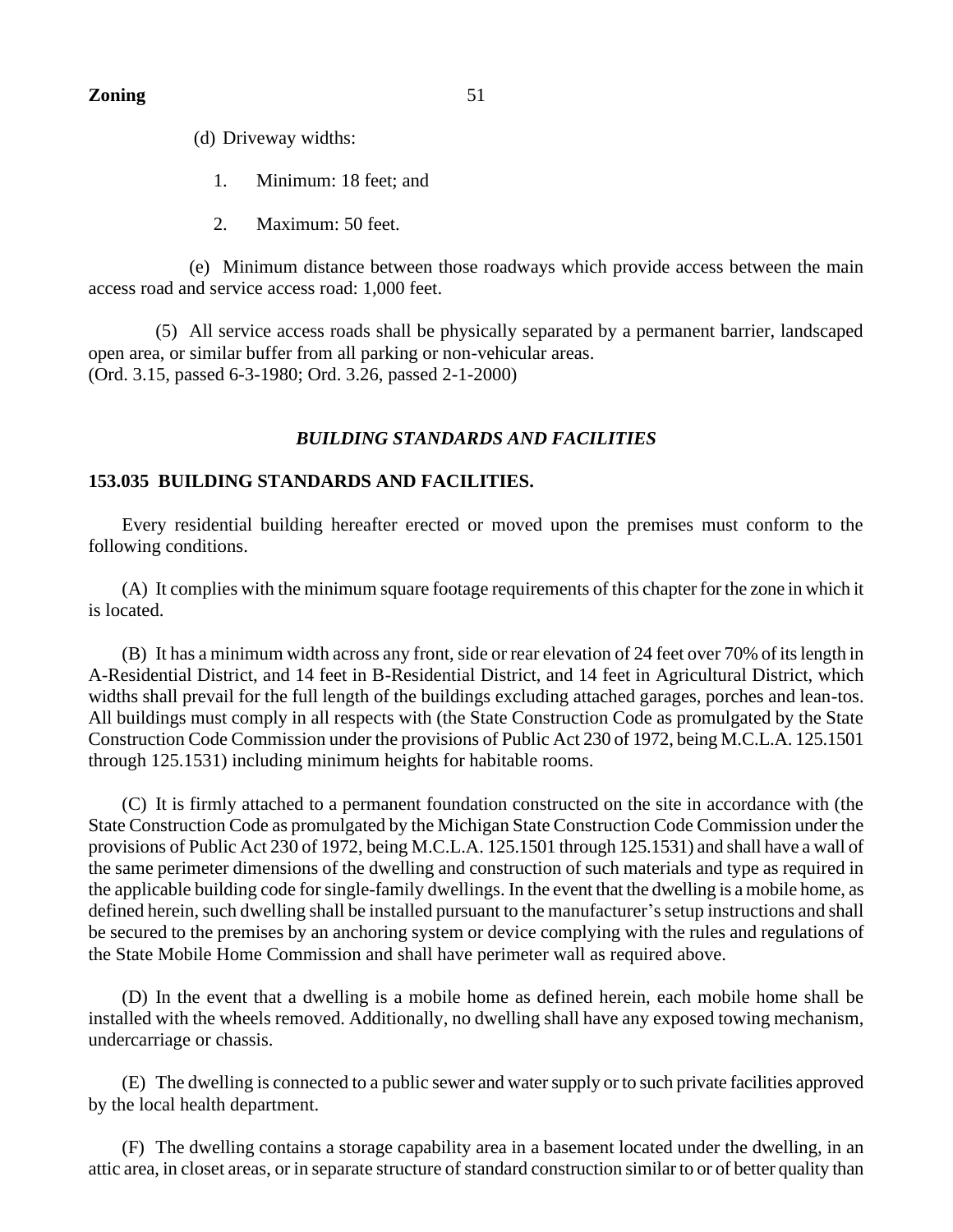(d) Driveway widths:

1. Minimum: 18 feet; and

2. Maximum: 50 feet.

(e) Minimum distance between those roadways which provide access between the main access road and service access road: 1,000 feet.

(5) All service access roads shall be physically separated by a permanent barrier, landscaped open area, or similar buffer from all parking or non-vehicular areas.
(Ord. 3.15, passed 6-3-1980; Ord. 3.26, passed 2-1-2000)

## *BUILDING STANDARDS AND FACILITIES*

### 153.035 BUILDING STANDARDS AND FACILITIES.

Every residential building hereafter erected or moved upon the premises must conform to the following conditions.

(A) It complies with the minimum square footage requirements of this chapter for the zone in which it is located.

(B) It has a minimum width across any front, side or rear elevation of 24 feet over 70% of its length in A-Residential District, and 14 feet in B-Residential District, and 14 feet in Agricultural District, which widths shall prevail for the full length of the buildings excluding attached garages, porches and lean-tos. All buildings must comply in all respects with (the State Construction Code as promulgated by the State Construction Code Commission under the provisions of Public Act 230 of 1972, being M.C.L.A. 125.1501 through 125.1531) including minimum heights for habitable rooms.

(C) It is firmly attached to a permanent foundation constructed on the site in accordance with (the State Construction Code as promulgated by the Michigan State Construction Code Commission under the provisions of Public Act 230 of 1972, being M.C.L.A. 125.1501 through 125.1531) and shall have a wall of the same perimeter dimensions of the dwelling and construction of such materials and type as required in the applicable building code for single-family dwellings. In the event that the dwelling is a mobile home, as defined herein, such dwelling shall be installed pursuant to the manufacturer's setup instructions and shall be secured to the premises by an anchoring system or device complying with the rules and regulations of the State Mobile Home Commission and shall have perimeter wall as required above.

(D) In the event that a dwelling is a mobile home as defined herein, each mobile home shall be installed with the wheels removed. Additionally, no dwelling shall have any exposed towing mechanism, undercarriage or chassis.

(E) The dwelling is connected to a public sewer and water supply or to such private facilities approved by the local health department.

(F) The dwelling contains a storage capability area in a basement located under the dwelling, in an attic area, in closet areas, or in separate structure of standard construction similar to or of better quality than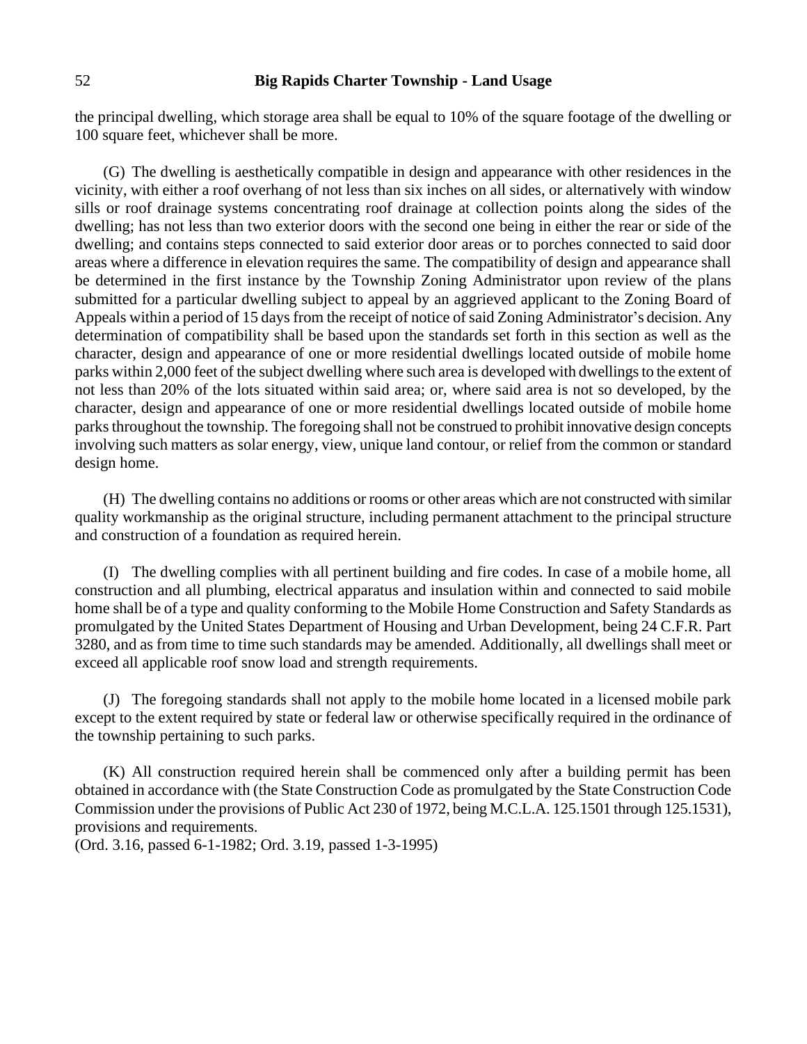the principal dwelling, which storage area shall be equal to 10% of the square footage of the dwelling or 100 square feet, whichever shall be more.

(G) The dwelling is aesthetically compatible in design and appearance with other residences in the vicinity, with either a roof overhang of not less than six inches on all sides, or alternatively with window sills or roof drainage systems concentrating roof drainage at collection points along the sides of the dwelling; has not less than two exterior doors with the second one being in either the rear or side of the dwelling; and contains steps connected to said exterior door areas or to porches connected to said door areas where a difference in elevation requires the same. The compatibility of design and appearance shall be determined in the first instance by the Township Zoning Administrator upon review of the plans submitted for a particular dwelling subject to appeal by an aggrieved applicant to the Zoning Board of Appeals within a period of 15 days from the receipt of notice of said Zoning Administrator's decision. Any determination of compatibility shall be based upon the standards set forth in this section as well as the character, design and appearance of one or more residential dwellings located outside of mobile home parks within 2,000 feet of the subject dwelling where such area is developed with dwellings to the extent of not less than 20% of the lots situated within said area; or, where said area is not so developed, by the character, design and appearance of one or more residential dwellings located outside of mobile home parks throughout the township. The foregoing shall not be construed to prohibit innovative design concepts involving such matters as solar energy, view, unique land contour, or relief from the common or standard design home.

(H) The dwelling contains no additions or rooms or other areas which are not constructed with similar quality workmanship as the original structure, including permanent attachment to the principal structure and construction of a foundation as required herein.

(I) The dwelling complies with all pertinent building and fire codes. In case of a mobile home, all construction and all plumbing, electrical apparatus and insulation within and connected to said mobile home shall be of a type and quality conforming to the Mobile Home Construction and Safety Standards as promulgated by the United States Department of Housing and Urban Development, being 24 C.F.R. Part 3280, and as from time to time such standards may be amended. Additionally, all dwellings shall meet or exceed all applicable roof snow load and strength requirements.

(J) The foregoing standards shall not apply to the mobile home located in a licensed mobile park except to the extent required by state or federal law or otherwise specifically required in the ordinance of the township pertaining to such parks.

(K) All construction required herein shall be commenced only after a building permit has been obtained in accordance with (the State Construction Code as promulgated by the State Construction Code Commission under the provisions of Public Act 230 of 1972, being M.C.L.A. 125.1501 through 125.1531), provisions and requirements.
(Ord. 3.16, passed 6-1-1982; Ord. 3.19, passed 1-3-1995)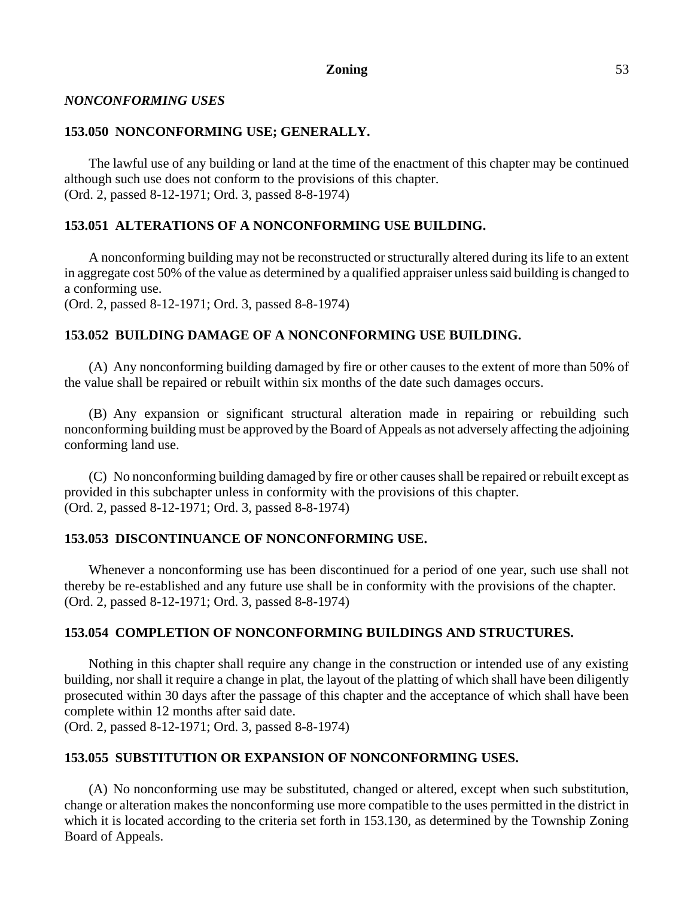*NONCONFORMING USES*

### 153.050 NONCONFORMING USE; GENERALLY.

The lawful use of any building or land at the time of the enactment of this chapter may be continued although such use does not conform to the provisions of this chapter.
(Ord. 2, passed 8-12-1971; Ord. 3, passed 8-8-1974)

### 153.051 ALTERATIONS OF A NONCONFORMING USE BUILDING.

A nonconforming building may not be reconstructed or structurally altered during its life to an extent in aggregate cost 50% of the value as determined by a qualified appraiser unless said building is changed to a conforming use.
(Ord. 2, passed 8-12-1971; Ord. 3, passed 8-8-1974)

### 153.052 BUILDING DAMAGE OF A NONCONFORMING USE BUILDING.

(A) Any nonconforming building damaged by fire or other causes to the extent of more than 50% of the value shall be repaired or rebuilt within six months of the date such damages occurs.

(B) Any expansion or significant structural alteration made in repairing or rebuilding such nonconforming building must be approved by the Board of Appeals as not adversely affecting the adjoining conforming land use.

(C) No nonconforming building damaged by fire or other causes shall be repaired or rebuilt except as provided in this subchapter unless in conformity with the provisions of this chapter.
(Ord. 2, passed 8-12-1971; Ord. 3, passed 8-8-1974)

### 153.053 DISCONTINUANCE OF NONCONFORMING USE.

Whenever a nonconforming use has been discontinued for a period of one year, such use shall not thereby be re-established and any future use shall be in conformity with the provisions of the chapter.
(Ord. 2, passed 8-12-1971; Ord. 3, passed 8-8-1974)

### 153.054 COMPLETION OF NONCONFORMING BUILDINGS AND STRUCTURES.

Nothing in this chapter shall require any change in the construction or intended use of any existing building, nor shall it require a change in plat, the layout of the platting of which shall have been diligently prosecuted within 30 days after the passage of this chapter and the acceptance of which shall have been complete within 12 months after said date.
(Ord. 2, passed 8-12-1971; Ord. 3, passed 8-8-1974)

### 153.055 SUBSTITUTION OR EXPANSION OF NONCONFORMING USES.

(A) No nonconforming use may be substituted, changed or altered, except when such substitution, change or alteration makes the nonconforming use more compatible to the uses permitted in the district in which it is located according to the criteria set forth in 153.130, as determined by the Township Zoning Board of Appeals.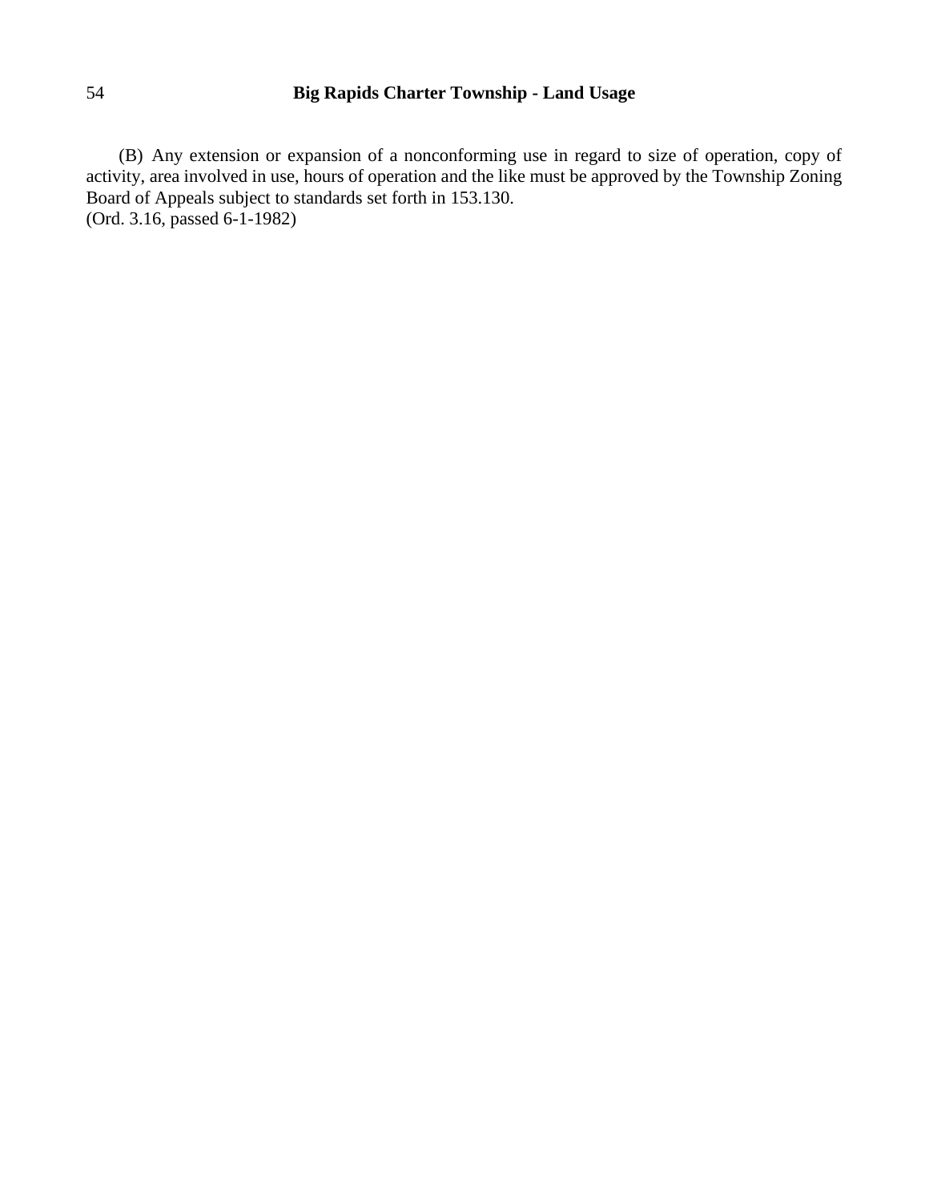(B) Any extension or expansion of a nonconforming use in regard to size of operation, copy of activity, area involved in use, hours of operation and the like must be approved by the Township Zoning Board of Appeals subject to standards set forth in 153.130.
(Ord. 3.16, passed 6-1-1982)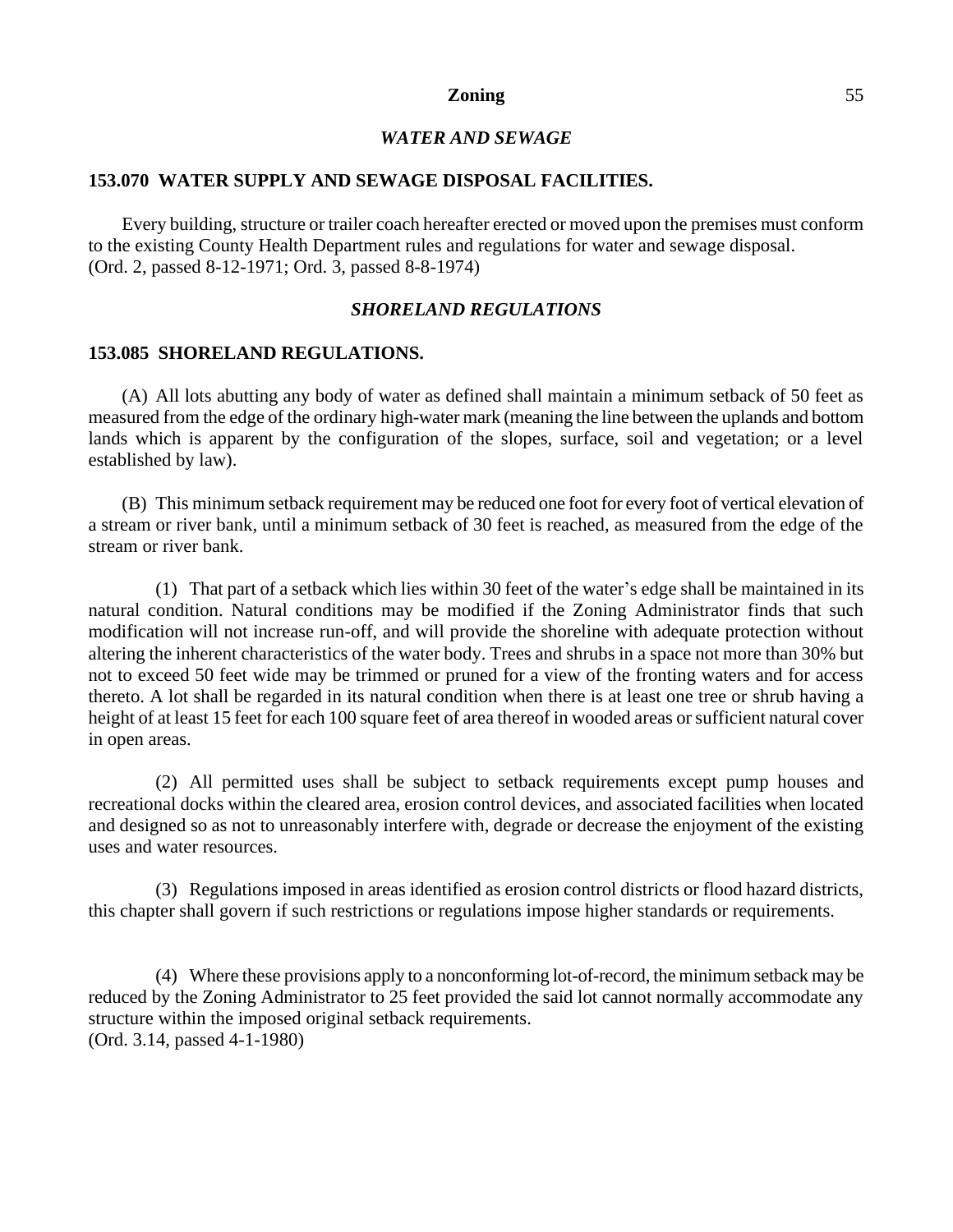### *WATER AND SEWAGE*

#### 153.070 WATER SUPPLY AND SEWAGE DISPOSAL FACILITIES.

Every building, structure or trailer coach hereafter erected or moved upon the premises must conform to the existing County Health Department rules and regulations for water and sewage disposal.
(Ord. 2, passed 8-12-1971; Ord. 3, passed 8-8-1974)

### *SHORELAND REGULATIONS*

#### 153.085 SHORELAND REGULATIONS.

(A) All lots abutting any body of water as defined shall maintain a minimum setback of 50 feet as measured from the edge of the ordinary high-water mark (meaning the line between the uplands and bottom lands which is apparent by the configuration of the slopes, surface, soil and vegetation; or a level established by law).

(B) This minimum setback requirement may be reduced one foot for every foot of vertical elevation of a stream or river bank, until a minimum setback of 30 feet is reached, as measured from the edge of the stream or river bank.

(1) That part of a setback which lies within 30 feet of the water's edge shall be maintained in its natural condition. Natural conditions may be modified if the Zoning Administrator finds that such modification will not increase run-off, and will provide the shoreline with adequate protection without altering the inherent characteristics of the water body. Trees and shrubs in a space not more than 30% but not to exceed 50 feet wide may be trimmed or pruned for a view of the fronting waters and for access thereto. A lot shall be regarded in its natural condition when there is at least one tree or shrub having a height of at least 15 feet for each 100 square feet of area thereof in wooded areas or sufficient natural cover in open areas.

(2) All permitted uses shall be subject to setback requirements except pump houses and recreational docks within the cleared area, erosion control devices, and associated facilities when located and designed so as not to unreasonably interfere with, degrade or decrease the enjoyment of the existing uses and water resources.

(3) Regulations imposed in areas identified as erosion control districts or flood hazard districts, this chapter shall govern if such restrictions or regulations impose higher standards or requirements.

(4) Where these provisions apply to a nonconforming lot-of-record, the minimum setback may be reduced by the Zoning Administrator to 25 feet provided the said lot cannot normally accommodate any structure within the imposed original setback requirements.
(Ord. 3.14, passed 4-1-1980)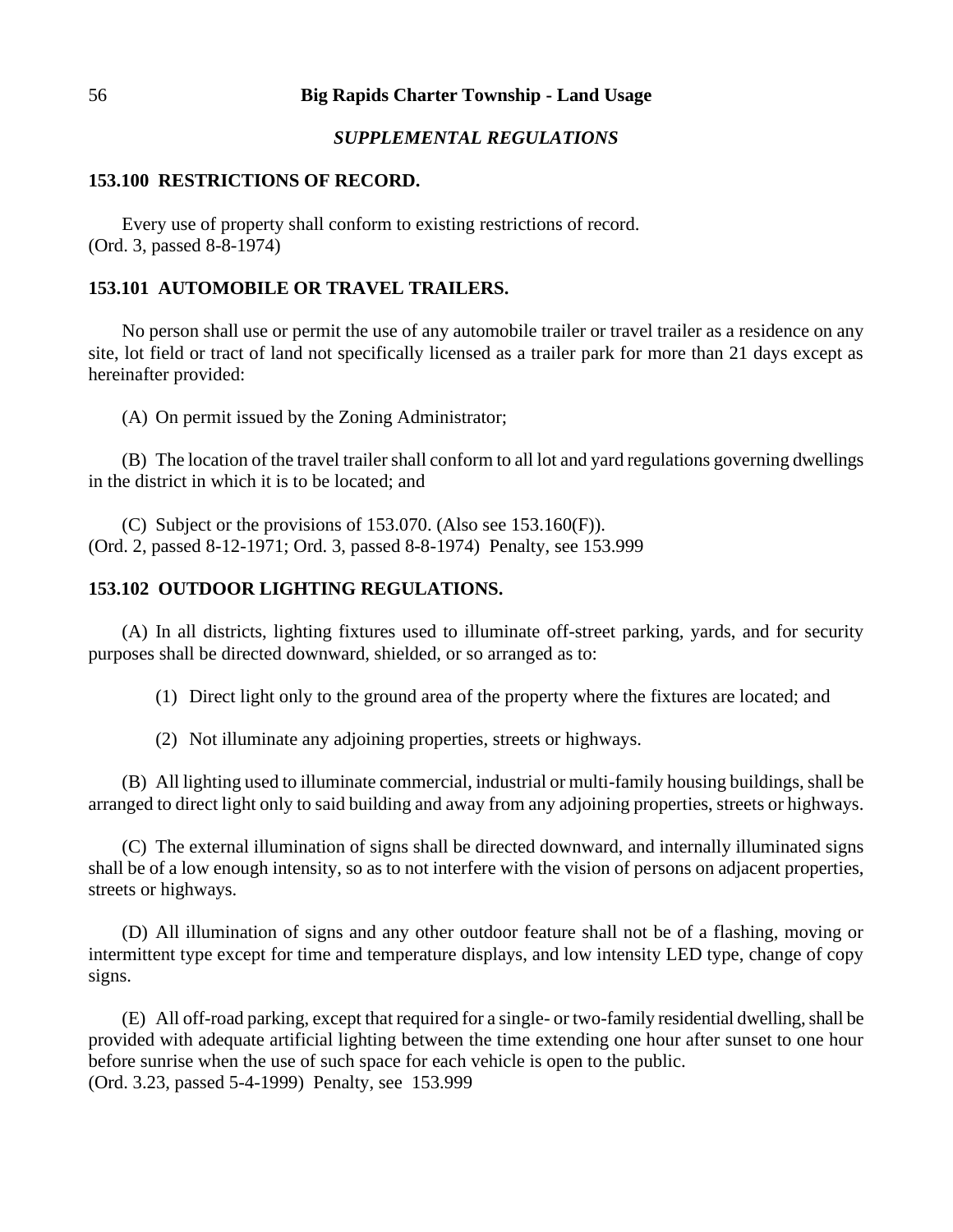## *SUPPLEMENTAL REGULATIONS*

### 153.100 RESTRICTIONS OF RECORD.

Every use of property shall conform to existing restrictions of record.
(Ord. 3, passed 8-8-1974)

### 153.101 AUTOMOBILE OR TRAVEL TRAILERS.

No person shall use or permit the use of any automobile trailer or travel trailer as a residence on any site, lot field or tract of land not specifically licensed as a trailer park for more than 21 days except as hereinafter provided:

(A) On permit issued by the Zoning Administrator;

(B) The location of the travel trailer shall conform to all lot and yard regulations governing dwellings in the district in which it is to be located; and

(C) Subject or the provisions of 153.070. (Also see 153.160(F)).
(Ord. 2, passed 8-12-1971; Ord. 3, passed 8-8-1974) Penalty, see 153.999

### 153.102 OUTDOOR LIGHTING REGULATIONS.

(A) In all districts, lighting fixtures used to illuminate off-street parking, yards, and for security purposes shall be directed downward, shielded, or so arranged as to:

(1) Direct light only to the ground area of the property where the fixtures are located; and

(2) Not illuminate any adjoining properties, streets or highways.

(B) All lighting used to illuminate commercial, industrial or multi-family housing buildings, shall be arranged to direct light only to said building and away from any adjoining properties, streets or highways.

(C) The external illumination of signs shall be directed downward, and internally illuminated signs shall be of a low enough intensity, so as to not interfere with the vision of persons on adjacent properties, streets or highways.

(D) All illumination of signs and any other outdoor feature shall not be of a flashing, moving or intermittent type except for time and temperature displays, and low intensity LED type, change of copy signs.

(E) All off-road parking, except that required for a single- or two-family residential dwelling, shall be provided with adequate artificial lighting between the time extending one hour after sunset to one hour before sunrise when the use of such space for each vehicle is open to the public.
(Ord. 3.23, passed 5-4-1999) Penalty, see 153.999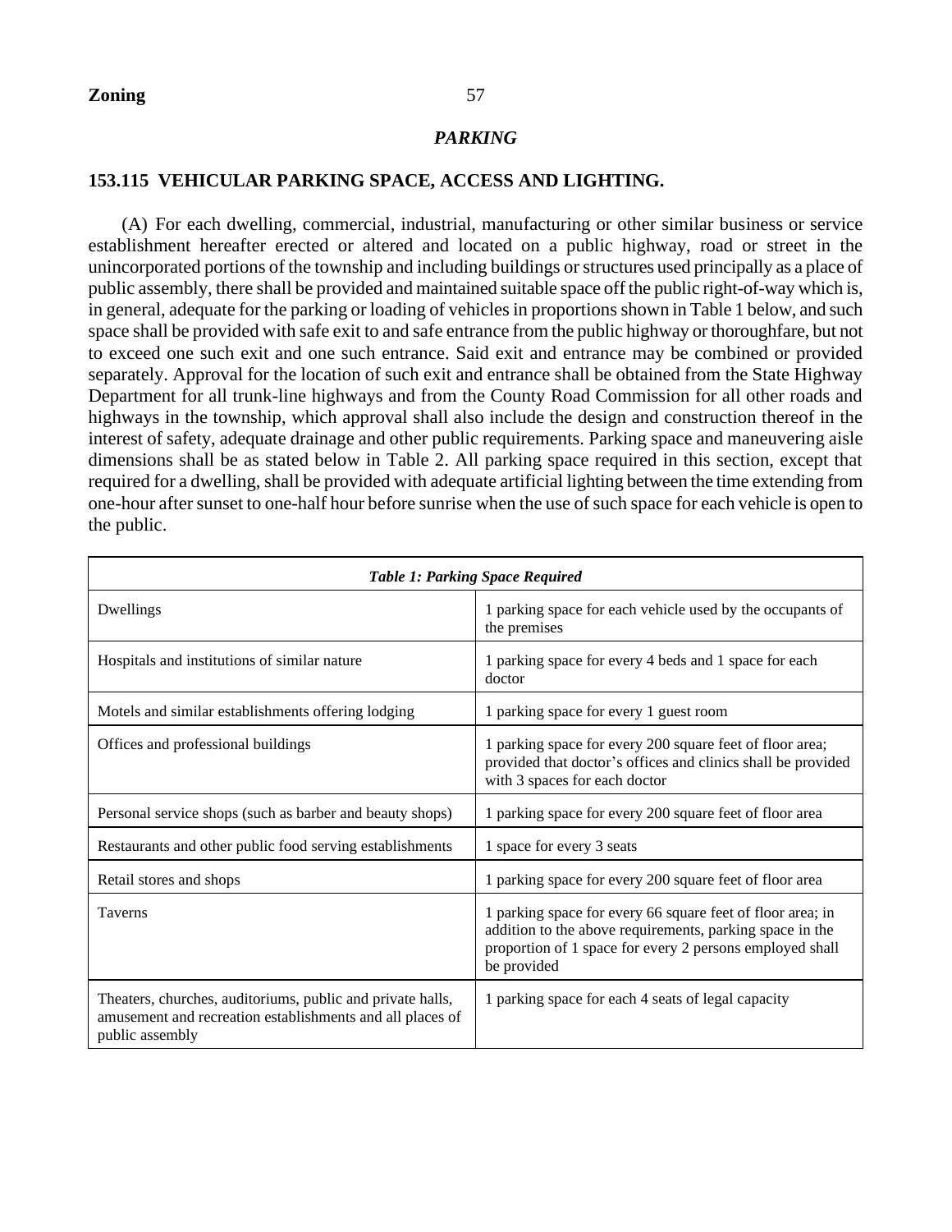## *PARKING*

### 153.115 VEHICULAR PARKING SPACE, ACCESS AND LIGHTING.

(A) For each dwelling, commercial, industrial, manufacturing or other similar business or service establishment hereafter erected or altered and located on a public highway, road or street in the unincorporated portions of the township and including buildings or structures used principally as a place of public assembly, there shall be provided and maintained suitable space off the public right-of-way which is, in general, adequate for the parking or loading of vehicles in proportions shown in Table 1 below, and such space shall be provided with safe exit to and safe entrance from the public highway or thoroughfare, but not to exceed one such exit and one such entrance. Said exit and entrance may be combined or provided separately. Approval for the location of such exit and entrance shall be obtained from the State Highway Department for all trunk-line highways and from the County Road Commission for all other roads and highways in the township, which approval shall also include the design and construction thereof in the interest of safety, adequate drainage and other public requirements. Parking space and maneuvering aisle dimensions shall be as stated below in Table 2. All parking space required in this section, except that required for a dwelling, shall be provided with adequate artificial lighting between the time extending from one-hour after sunset to one-half hour before sunrise when the use of such space for each vehicle is open to the public.

| *Table 1: Parking Space Required* | |
|---|---|
| Dwellings | 1 parking space for each vehicle used by the occupants of the premises |
| Hospitals and institutions of similar nature | 1 parking space for every 4 beds and 1 space for each doctor |
| Motels and similar establishments offering lodging | 1 parking space for every 1 guest room |
| Offices and professional buildings | 1 parking space for every 200 square feet of floor area; provided that doctor's offices and clinics shall be provided with 3 spaces for each doctor |
| Personal service shops (such as barber and beauty shops) | 1 parking space for every 200 square feet of floor area |
| Restaurants and other public food serving establishments | 1 space for every 3 seats |
| Retail stores and shops | 1 parking space for every 200 square feet of floor area |
| Taverns | 1 parking space for every 66 square feet of floor area; in addition to the above requirements, parking space in the proportion of 1 space for every 2 persons employed shall be provided |
| Theaters, churches, auditoriums, public and private halls, amusement and recreation establishments and all places of public assembly | 1 parking space for each 4 seats of legal capacity |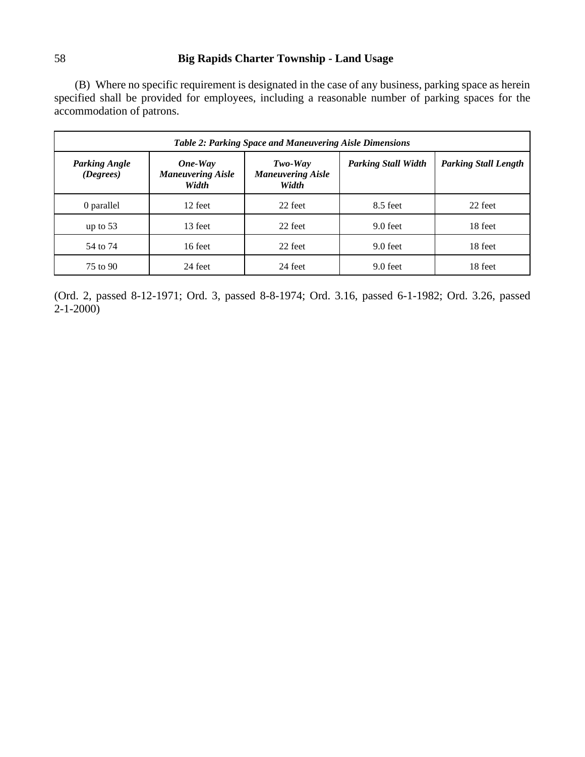(B) Where no specific requirement is designated in the case of any business, parking space as herein specified shall be provided for employees, including a reasonable number of parking spaces for the accommodation of patrons.

| ***Table 2: Parking Space and Maneuvering Aisle Dimensions*** | | | | |
|---|---|---|---|---|
| ***Parking Angle (Degrees)*** | ***One-Way Maneuvering Aisle Width*** | ***Two-Way Maneuvering Aisle Width*** | ***Parking Stall Width*** | ***Parking Stall Length*** |
| 0 parallel | 12 feet | 22 feet | 8.5 feet | 22 feet |
| up to 53 | 13 feet | 22 feet | 9.0 feet | 18 feet |
| 54 to 74 | 16 feet | 22 feet | 9.0 feet | 18 feet |
| 75 to 90 | 24 feet | 24 feet | 9.0 feet | 18 feet |

(Ord. 2, passed 8-12-1971; Ord. 3, passed 8-8-1974; Ord. 3.16, passed 6-1-1982; Ord. 3.26, passed 2-1-2000)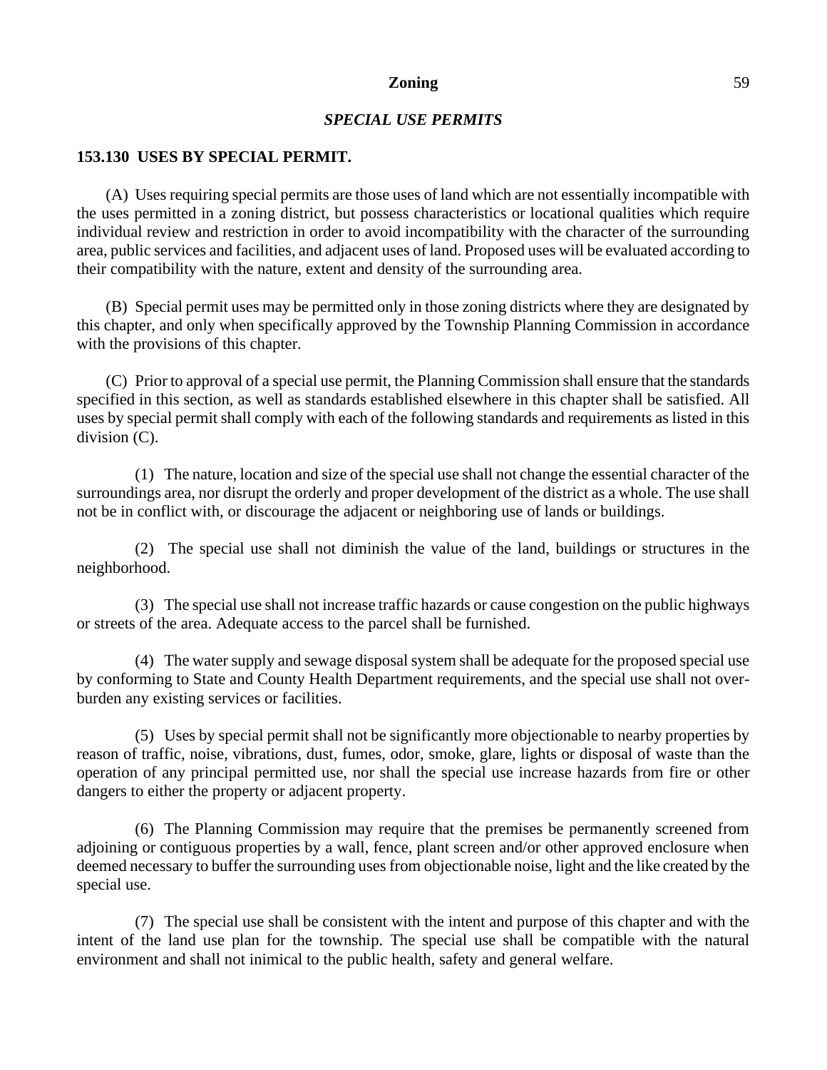## *SPECIAL USE PERMITS*

### 153.130 USES BY SPECIAL PERMIT.

(A) Uses requiring special permits are those uses of land which are not essentially incompatible with the uses permitted in a zoning district, but possess characteristics or locational qualities which require individual review and restriction in order to avoid incompatibility with the character of the surrounding area, public services and facilities, and adjacent uses of land. Proposed uses will be evaluated according to their compatibility with the nature, extent and density of the surrounding area.

(B) Special permit uses may be permitted only in those zoning districts where they are designated by this chapter, and only when specifically approved by the Township Planning Commission in accordance with the provisions of this chapter.

(C) Prior to approval of a special use permit, the Planning Commission shall ensure that the standards specified in this section, as well as standards established elsewhere in this chapter shall be satisfied. All uses by special permit shall comply with each of the following standards and requirements as listed in this division (C).

(1) The nature, location and size of the special use shall not change the essential character of the surroundings area, nor disrupt the orderly and proper development of the district as a whole. The use shall not be in conflict with, or discourage the adjacent or neighboring use of lands or buildings.

(2) The special use shall not diminish the value of the land, buildings or structures in the neighborhood.

(3) The special use shall not increase traffic hazards or cause congestion on the public highways or streets of the area. Adequate access to the parcel shall be furnished.

(4) The water supply and sewage disposal system shall be adequate for the proposed special use by conforming to State and County Health Department requirements, and the special use shall not over-burden any existing services or facilities.

(5) Uses by special permit shall not be significantly more objectionable to nearby properties by reason of traffic, noise, vibrations, dust, fumes, odor, smoke, glare, lights or disposal of waste than the operation of any principal permitted use, nor shall the special use increase hazards from fire or other dangers to either the property or adjacent property.

(6) The Planning Commission may require that the premises be permanently screened from adjoining or contiguous properties by a wall, fence, plant screen and/or other approved enclosure when deemed necessary to buffer the surrounding uses from objectionable noise, light and the like created by the special use.

(7) The special use shall be consistent with the intent and purpose of this chapter and with the intent of the land use plan for the township. The special use shall be compatible with the natural environment and shall not inimical to the public health, safety and general welfare.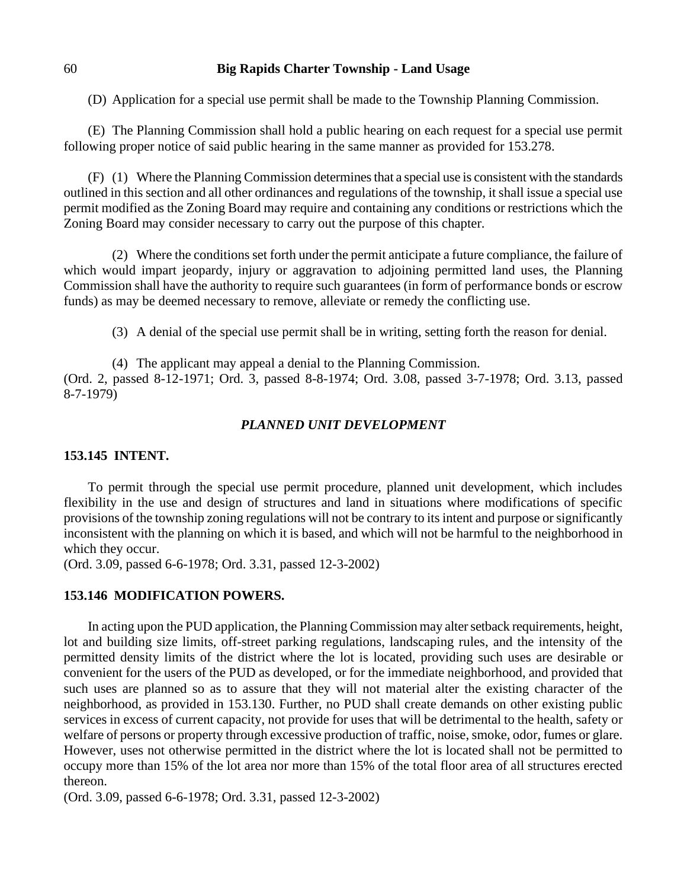(D) Application for a special use permit shall be made to the Township Planning Commission.

(E) The Planning Commission shall hold a public hearing on each request for a special use permit following proper notice of said public hearing in the same manner as provided for 153.278.

(F) (1) Where the Planning Commission determines that a special use is consistent with the standards outlined in this section and all other ordinances and regulations of the township, it shall issue a special use permit modified as the Zoning Board may require and containing any conditions or restrictions which the Zoning Board may consider necessary to carry out the purpose of this chapter.

(2) Where the conditions set forth under the permit anticipate a future compliance, the failure of which would impart jeopardy, injury or aggravation to adjoining permitted land uses, the Planning Commission shall have the authority to require such guarantees (in form of performance bonds or escrow funds) as may be deemed necessary to remove, alleviate or remedy the conflicting use.

(3) A denial of the special use permit shall be in writing, setting forth the reason for denial.

(4) The applicant may appeal a denial to the Planning Commission.

(Ord. 2, passed 8-12-1971; Ord. 3, passed 8-8-1974; Ord. 3.08, passed 3-7-1978; Ord. 3.13, passed 8-7-1979)

## *PLANNED UNIT DEVELOPMENT*

### 153.145 INTENT.

To permit through the special use permit procedure, planned unit development, which includes flexibility in the use and design of structures and land in situations where modifications of specific provisions of the township zoning regulations will not be contrary to its intent and purpose or significantly inconsistent with the planning on which it is based, and which will not be harmful to the neighborhood in which they occur.

(Ord. 3.09, passed 6-6-1978; Ord. 3.31, passed 12-3-2002)

### 153.146 MODIFICATION POWERS.

In acting upon the PUD application, the Planning Commission may alter setback requirements, height, lot and building size limits, off-street parking regulations, landscaping rules, and the intensity of the permitted density limits of the district where the lot is located, providing such uses are desirable or convenient for the users of the PUD as developed, or for the immediate neighborhood, and provided that such uses are planned so as to assure that they will not material alter the existing character of the neighborhood, as provided in 153.130. Further, no PUD shall create demands on other existing public services in excess of current capacity, not provide for uses that will be detrimental to the health, safety or welfare of persons or property through excessive production of traffic, noise, smoke, odor, fumes or glare. However, uses not otherwise permitted in the district where the lot is located shall not be permitted to occupy more than 15% of the lot area nor more than 15% of the total floor area of all structures erected thereon.

(Ord. 3.09, passed 6-6-1978; Ord. 3.31, passed 12-3-2002)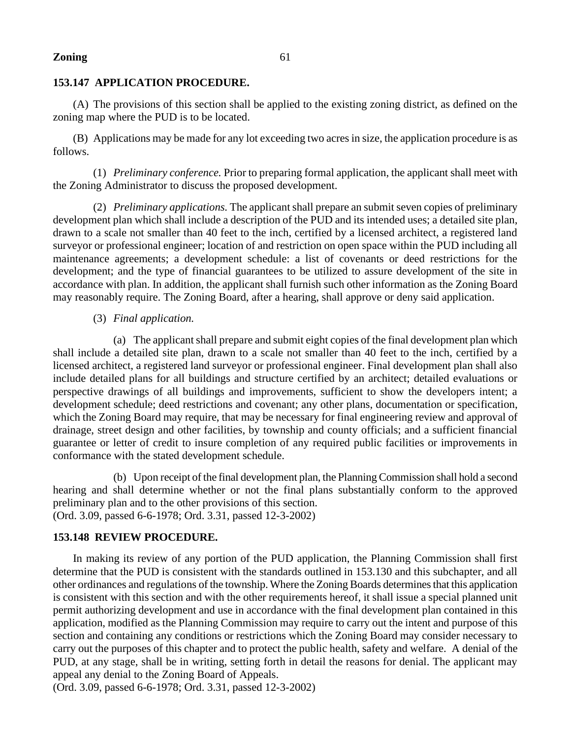### 153.147 APPLICATION PROCEDURE.

(A) The provisions of this section shall be applied to the existing zoning district, as defined on the zoning map where the PUD is to be located.

(B) Applications may be made for any lot exceeding two acres in size, the application procedure is as follows.

(1) *Preliminary conference.* Prior to preparing formal application, the applicant shall meet with the Zoning Administrator to discuss the proposed development.

(2) *Preliminary applications.* The applicant shall prepare an submit seven copies of preliminary development plan which shall include a description of the PUD and its intended uses; a detailed site plan, drawn to a scale not smaller than 40 feet to the inch, certified by a licensed architect, a registered land surveyor or professional engineer; location of and restriction on open space within the PUD including all maintenance agreements; a development schedule: a list of covenants or deed restrictions for the development; and the type of financial guarantees to be utilized to assure development of the site in accordance with plan. In addition, the applicant shall furnish such other information as the Zoning Board may reasonably require. The Zoning Board, after a hearing, shall approve or deny said application.

(3) *Final application.*

(a) The applicant shall prepare and submit eight copies of the final development plan which shall include a detailed site plan, drawn to a scale not smaller than 40 feet to the inch, certified by a licensed architect, a registered land surveyor or professional engineer. Final development plan shall also include detailed plans for all buildings and structure certified by an architect; detailed evaluations or perspective drawings of all buildings and improvements, sufficient to show the developers intent; a development schedule; deed restrictions and covenant; any other plans, documentation or specification, which the Zoning Board may require, that may be necessary for final engineering review and approval of drainage, street design and other facilities, by township and county officials; and a sufficient financial guarantee or letter of credit to insure completion of any required public facilities or improvements in conformance with the stated development schedule.

(b) Upon receipt of the final development plan, the Planning Commission shall hold a second hearing and shall determine whether or not the final plans substantially conform to the approved preliminary plan and to the other provisions of this section.
(Ord. 3.09, passed 6-6-1978; Ord. 3.31, passed 12-3-2002)

### 153.148 REVIEW PROCEDURE.

In making its review of any portion of the PUD application, the Planning Commission shall first determine that the PUD is consistent with the standards outlined in 153.130 and this subchapter, and all other ordinances and regulations of the township. Where the Zoning Boards determines that this application is consistent with this section and with the other requirements hereof, it shall issue a special planned unit permit authorizing development and use in accordance with the final development plan contained in this application, modified as the Planning Commission may require to carry out the intent and purpose of this section and containing any conditions or restrictions which the Zoning Board may consider necessary to carry out the purposes of this chapter and to protect the public health, safety and welfare. A denial of the PUD, at any stage, shall be in writing, setting forth in detail the reasons for denial. The applicant may appeal any denial to the Zoning Board of Appeals.
(Ord. 3.09, passed 6-6-1978; Ord. 3.31, passed 12-3-2002)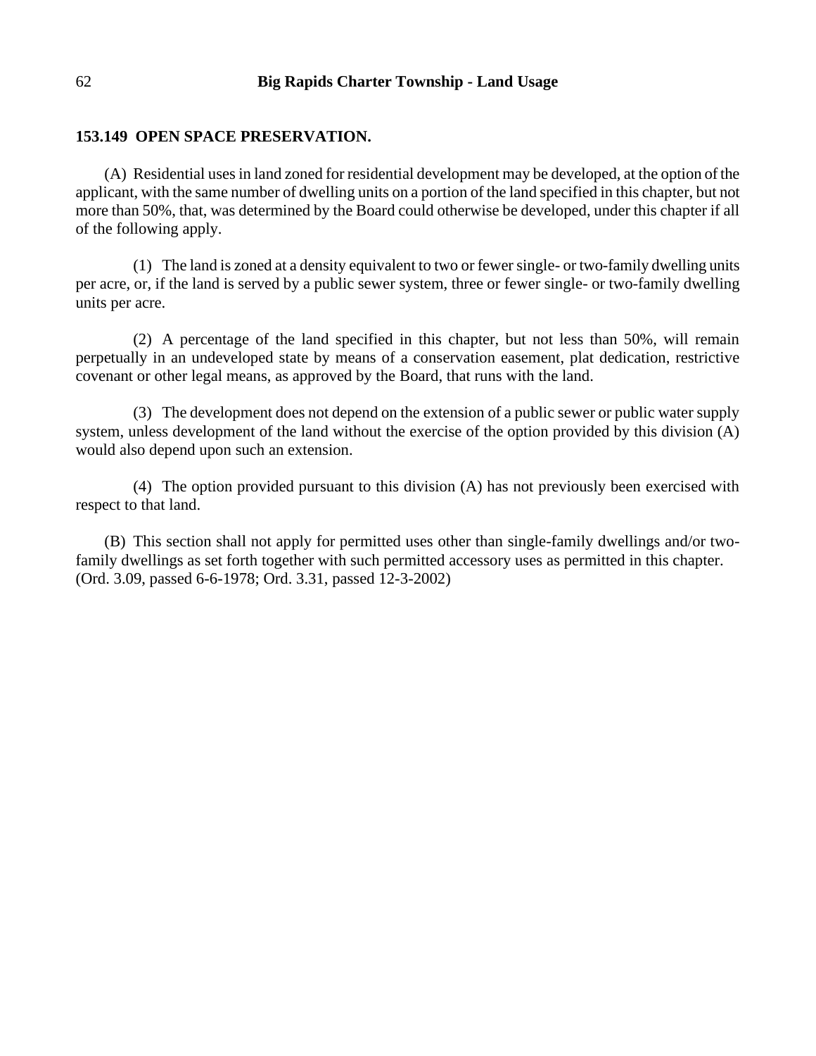### 153.149 OPEN SPACE PRESERVATION.

(A) Residential uses in land zoned for residential development may be developed, at the option of the applicant, with the same number of dwelling units on a portion of the land specified in this chapter, but not more than 50%, that, was determined by the Board could otherwise be developed, under this chapter if all of the following apply.

(1) The land is zoned at a density equivalent to two or fewer single- or two-family dwelling units per acre, or, if the land is served by a public sewer system, three or fewer single- or two-family dwelling units per acre.

(2) A percentage of the land specified in this chapter, but not less than 50%, will remain perpetually in an undeveloped state by means of a conservation easement, plat dedication, restrictive covenant or other legal means, as approved by the Board, that runs with the land.

(3) The development does not depend on the extension of a public sewer or public water supply system, unless development of the land without the exercise of the option provided by this division (A) would also depend upon such an extension.

(4) The option provided pursuant to this division (A) has not previously been exercised with respect to that land.

(B) This section shall not apply for permitted uses other than single-family dwellings and/or two-family dwellings as set forth together with such permitted accessory uses as permitted in this chapter.
(Ord. 3.09, passed 6-6-1978; Ord. 3.31, passed 12-3-2002)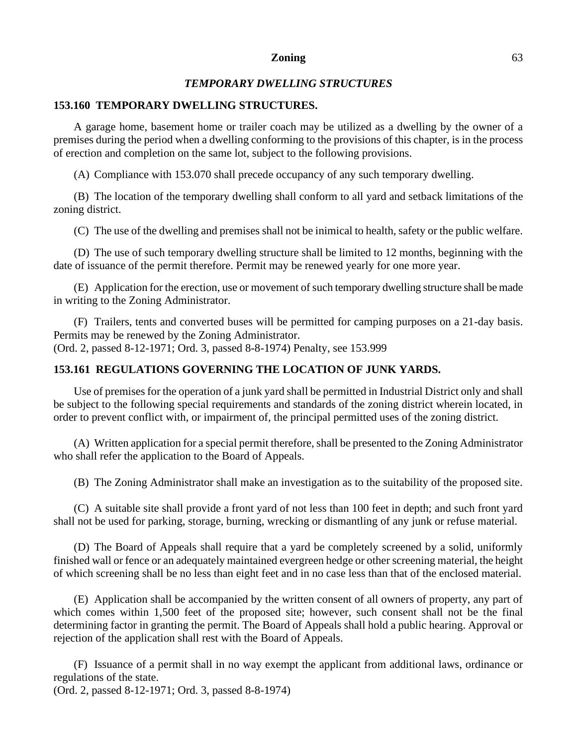## *TEMPORARY DWELLING STRUCTURES*

### 153.160 TEMPORARY DWELLING STRUCTURES.

A garage home, basement home or trailer coach may be utilized as a dwelling by the owner of a premises during the period when a dwelling conforming to the provisions of this chapter, is in the process of erection and completion on the same lot, subject to the following provisions.

(A) Compliance with 153.070 shall precede occupancy of any such temporary dwelling.

(B) The location of the temporary dwelling shall conform to all yard and setback limitations of the zoning district.

(C) The use of the dwelling and premises shall not be inimical to health, safety or the public welfare.

(D) The use of such temporary dwelling structure shall be limited to 12 months, beginning with the date of issuance of the permit therefore. Permit may be renewed yearly for one more year.

(E) Application for the erection, use or movement of such temporary dwelling structure shall be made in writing to the Zoning Administrator.

(F) Trailers, tents and converted buses will be permitted for camping purposes on a 21-day basis. Permits may be renewed by the Zoning Administrator.
(Ord. 2, passed 8-12-1971; Ord. 3, passed 8-8-1974) Penalty, see 153.999

### 153.161 REGULATIONS GOVERNING THE LOCATION OF JUNK YARDS.

Use of premises for the operation of a junk yard shall be permitted in Industrial District only and shall be subject to the following special requirements and standards of the zoning district wherein located, in order to prevent conflict with, or impairment of, the principal permitted uses of the zoning district.

(A) Written application for a special permit therefore, shall be presented to the Zoning Administrator who shall refer the application to the Board of Appeals.

(B) The Zoning Administrator shall make an investigation as to the suitability of the proposed site.

(C) A suitable site shall provide a front yard of not less than 100 feet in depth; and such front yard shall not be used for parking, storage, burning, wrecking or dismantling of any junk or refuse material.

(D) The Board of Appeals shall require that a yard be completely screened by a solid, uniformly finished wall or fence or an adequately maintained evergreen hedge or other screening material, the height of which screening shall be no less than eight feet and in no case less than that of the enclosed material.

(E) Application shall be accompanied by the written consent of all owners of property, any part of which comes within 1,500 feet of the proposed site; however, such consent shall not be the final determining factor in granting the permit. The Board of Appeals shall hold a public hearing. Approval or rejection of the application shall rest with the Board of Appeals.

(F) Issuance of a permit shall in no way exempt the applicant from additional laws, ordinance or regulations of the state.
(Ord. 2, passed 8-12-1971; Ord. 3, passed 8-8-1974)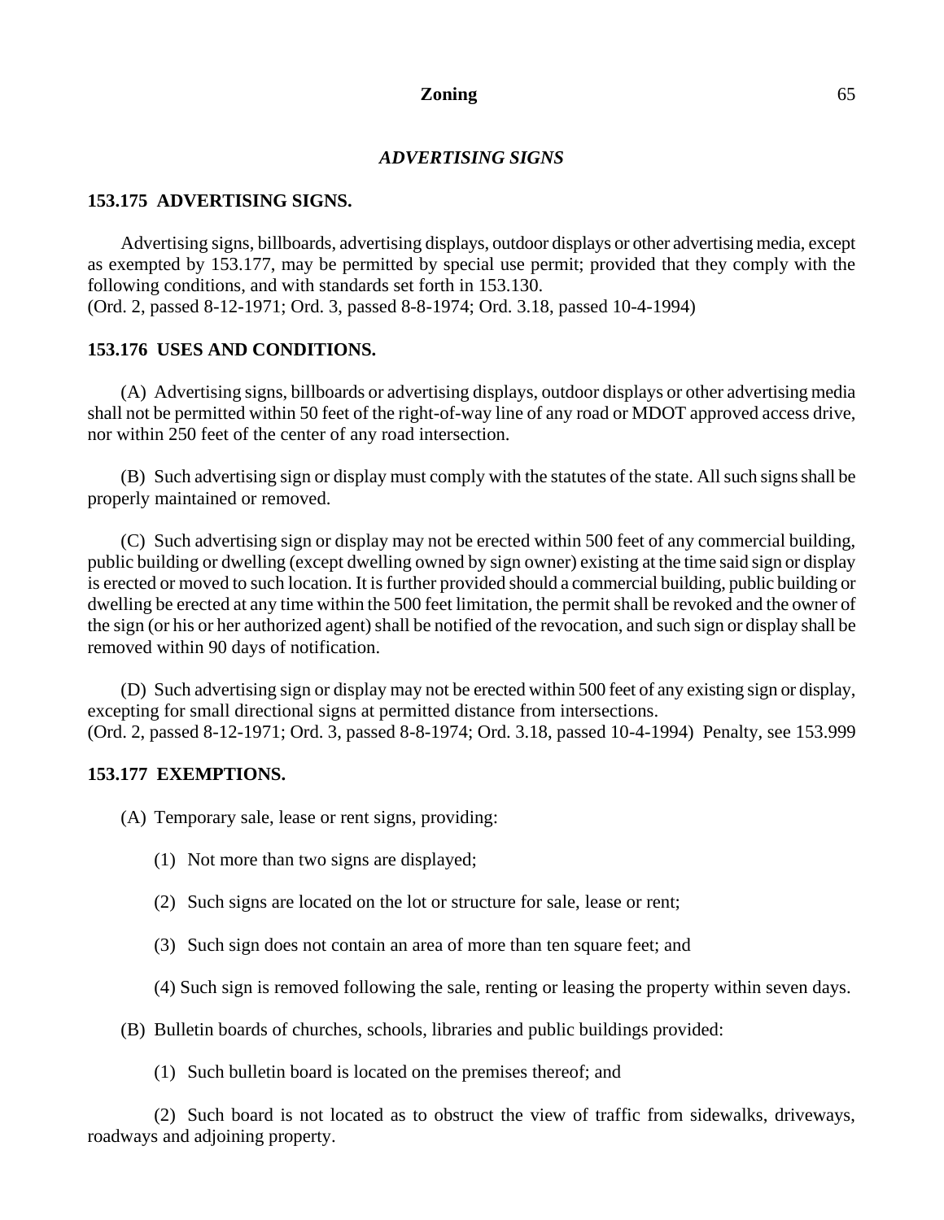## *ADVERTISING SIGNS*

### 153.175 ADVERTISING SIGNS.

Advertising signs, billboards, advertising displays, outdoor displays or other advertising media, except as exempted by 153.177, may be permitted by special use permit; provided that they comply with the following conditions, and with standards set forth in 153.130.
(Ord. 2, passed 8-12-1971; Ord. 3, passed 8-8-1974; Ord. 3.18, passed 10-4-1994)

### 153.176 USES AND CONDITIONS.

(A) Advertising signs, billboards or advertising displays, outdoor displays or other advertising media shall not be permitted within 50 feet of the right-of-way line of any road or MDOT approved access drive, nor within 250 feet of the center of any road intersection.

(B) Such advertising sign or display must comply with the statutes of the state. All such signs shall be properly maintained or removed.

(C) Such advertising sign or display may not be erected within 500 feet of any commercial building, public building or dwelling (except dwelling owned by sign owner) existing at the time said sign or display is erected or moved to such location. It is further provided should a commercial building, public building or dwelling be erected at any time within the 500 feet limitation, the permit shall be revoked and the owner of the sign (or his or her authorized agent) shall be notified of the revocation, and such sign or display shall be removed within 90 days of notification.

(D) Such advertising sign or display may not be erected within 500 feet of any existing sign or display, excepting for small directional signs at permitted distance from intersections.
(Ord. 2, passed 8-12-1971; Ord. 3, passed 8-8-1974; Ord. 3.18, passed 10-4-1994) Penalty, see 153.999

### 153.177 EXEMPTIONS.

(A) Temporary sale, lease or rent signs, providing:

(1) Not more than two signs are displayed;

(2) Such signs are located on the lot or structure for sale, lease or rent;

(3) Such sign does not contain an area of more than ten square feet; and

(4) Such sign is removed following the sale, renting or leasing the property within seven days.

(B) Bulletin boards of churches, schools, libraries and public buildings provided:

(1) Such bulletin board is located on the premises thereof; and

(2) Such board is not located as to obstruct the view of traffic from sidewalks, driveways, roadways and adjoining property.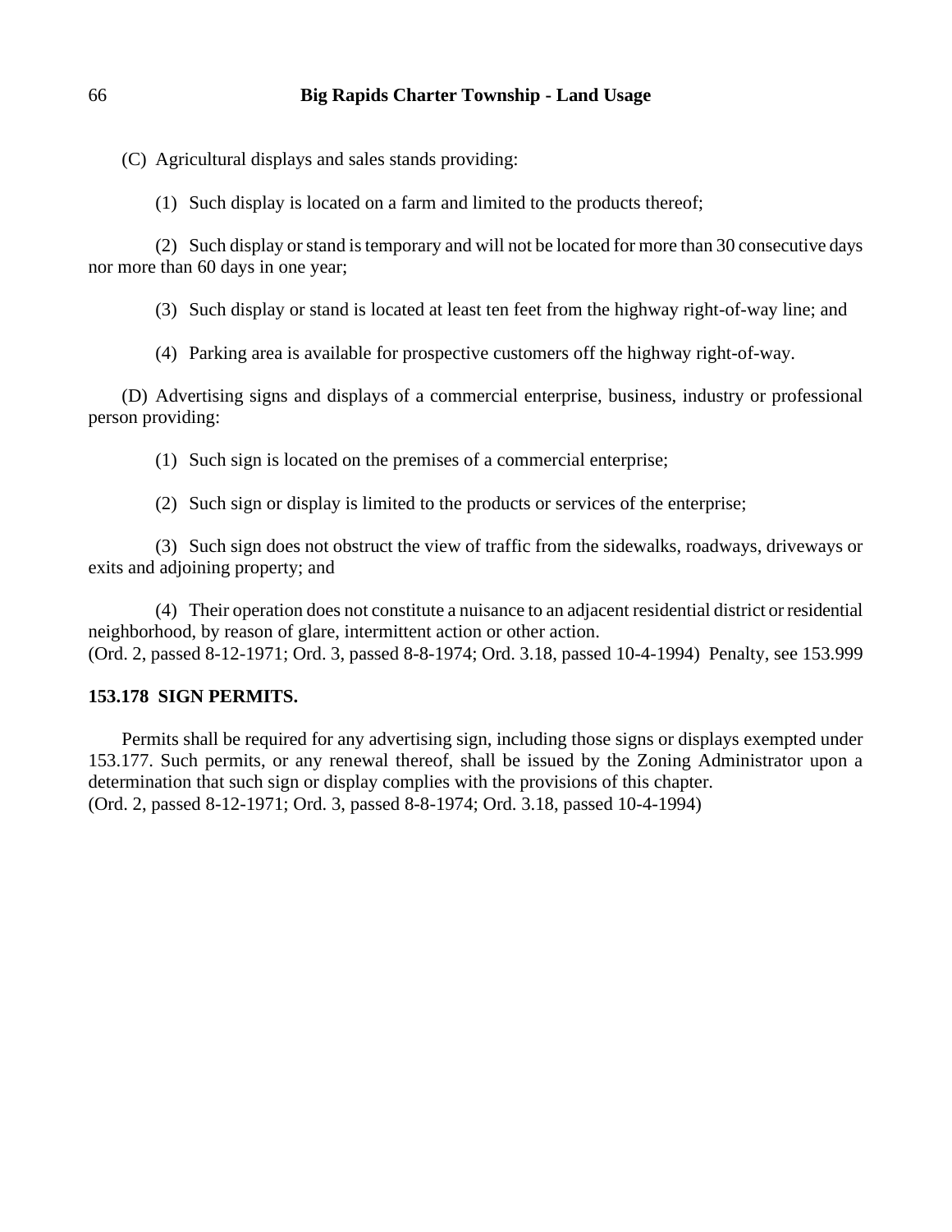(C) Agricultural displays and sales stands providing:

(1) Such display is located on a farm and limited to the products thereof;

(2) Such display or stand is temporary and will not be located for more than 30 consecutive days nor more than 60 days in one year;

(3) Such display or stand is located at least ten feet from the highway right-of-way line; and

(4) Parking area is available for prospective customers off the highway right-of-way.

(D) Advertising signs and displays of a commercial enterprise, business, industry or professional person providing:

(1) Such sign is located on the premises of a commercial enterprise;

(2) Such sign or display is limited to the products or services of the enterprise;

(3) Such sign does not obstruct the view of traffic from the sidewalks, roadways, driveways or exits and adjoining property; and

(4) Their operation does not constitute a nuisance to an adjacent residential district or residential neighborhood, by reason of glare, intermittent action or other action.
(Ord. 2, passed 8-12-1971; Ord. 3, passed 8-8-1974; Ord. 3.18, passed 10-4-1994) Penalty, see 153.999

**153.178 SIGN PERMITS.**

Permits shall be required for any advertising sign, including those signs or displays exempted under 153.177. Such permits, or any renewal thereof, shall be issued by the Zoning Administrator upon a determination that such sign or display complies with the provisions of this chapter.
(Ord. 2, passed 8-12-1971; Ord. 3, passed 8-8-1974; Ord. 3.18, passed 10-4-1994)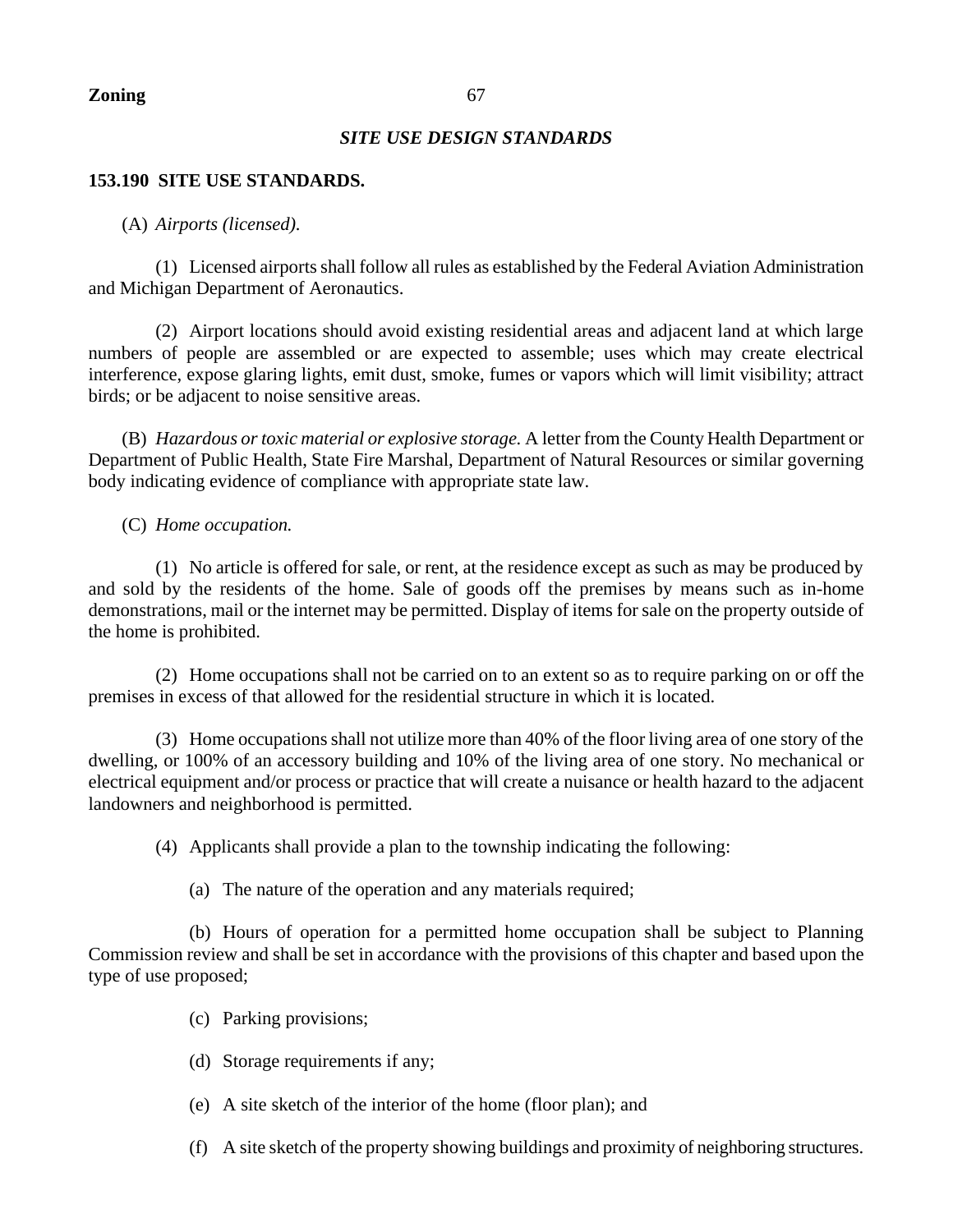## *SITE USE DESIGN STANDARDS*

### 153.190 SITE USE STANDARDS.

(A) *Airports (licensed).*

(1) Licensed airports shall follow all rules as established by the Federal Aviation Administration and Michigan Department of Aeronautics.

(2) Airport locations should avoid existing residential areas and adjacent land at which large numbers of people are assembled or are expected to assemble; uses which may create electrical interference, expose glaring lights, emit dust, smoke, fumes or vapors which will limit visibility; attract birds; or be adjacent to noise sensitive areas.

(B) *Hazardous or toxic material or explosive storage.* A letter from the County Health Department or Department of Public Health, State Fire Marshal, Department of Natural Resources or similar governing body indicating evidence of compliance with appropriate state law.

(C) *Home occupation.*

(1) No article is offered for sale, or rent, at the residence except as such as may be produced by and sold by the residents of the home. Sale of goods off the premises by means such as in-home demonstrations, mail or the internet may be permitted. Display of items for sale on the property outside of the home is prohibited.

(2) Home occupations shall not be carried on to an extent so as to require parking on or off the premises in excess of that allowed for the residential structure in which it is located.

(3) Home occupations shall not utilize more than 40% of the floor living area of one story of the dwelling, or 100% of an accessory building and 10% of the living area of one story. No mechanical or electrical equipment and/or process or practice that will create a nuisance or health hazard to the adjacent landowners and neighborhood is permitted.

(4) Applicants shall provide a plan to the township indicating the following:

(a) The nature of the operation and any materials required;

(b) Hours of operation for a permitted home occupation shall be subject to Planning Commission review and shall be set in accordance with the provisions of this chapter and based upon the type of use proposed;

(c) Parking provisions;

(d) Storage requirements if any;

(e) A site sketch of the interior of the home (floor plan); and

(f) A site sketch of the property showing buildings and proximity of neighboring structures.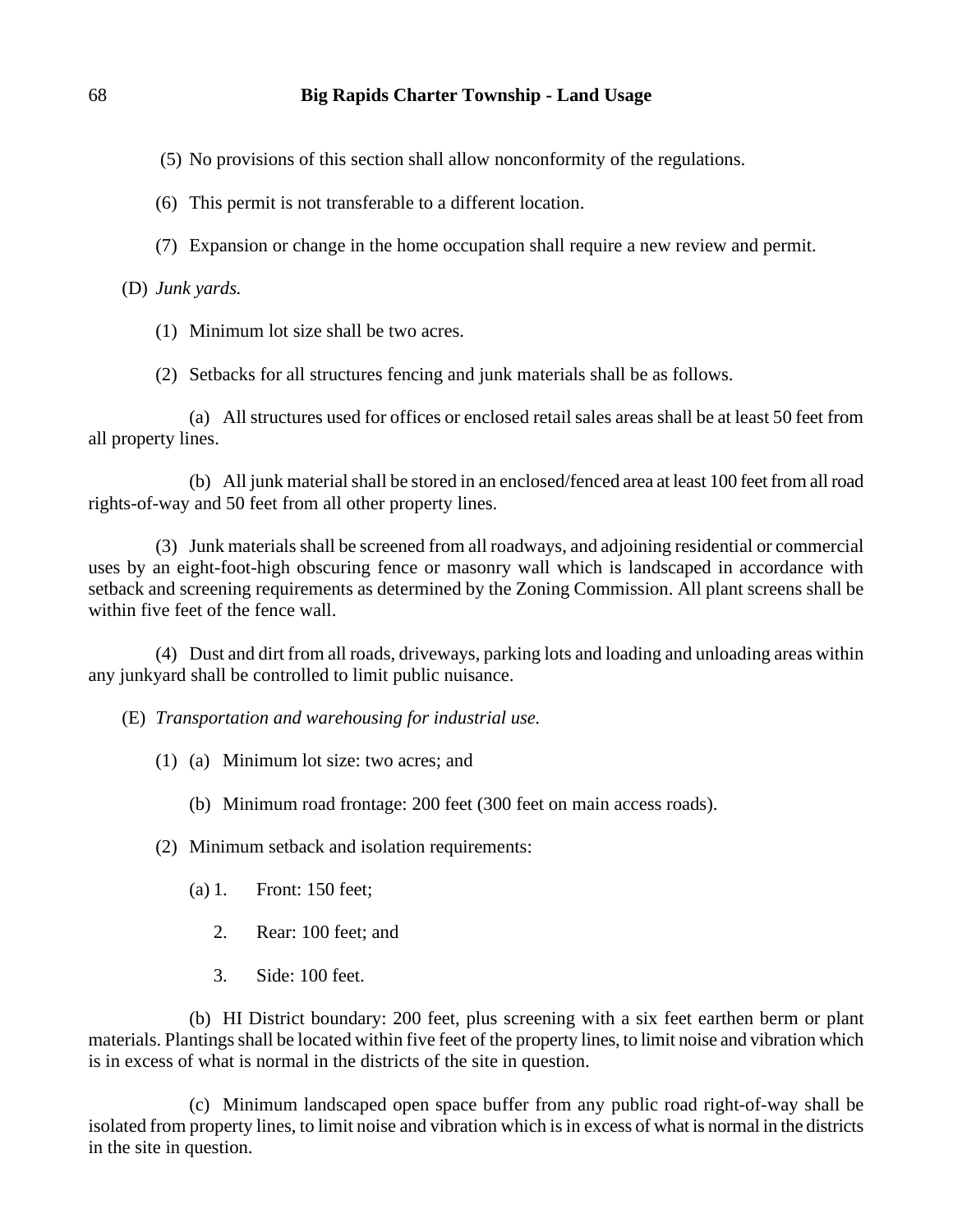(5) No provisions of this section shall allow nonconformity of the regulations.

(6) This permit is not transferable to a different location.

(7) Expansion or change in the home occupation shall require a new review and permit.

(D) *Junk yards.*

(1) Minimum lot size shall be two acres.

(2) Setbacks for all structures fencing and junk materials shall be as follows.

(a) All structures used for offices or enclosed retail sales areas shall be at least 50 feet from all property lines.

(b) All junk material shall be stored in an enclosed/fenced area at least 100 feet from all road rights-of-way and 50 feet from all other property lines.

(3) Junk materials shall be screened from all roadways, and adjoining residential or commercial uses by an eight-foot-high obscuring fence or masonry wall which is landscaped in accordance with setback and screening requirements as determined by the Zoning Commission. All plant screens shall be within five feet of the fence wall.

(4) Dust and dirt from all roads, driveways, parking lots and loading and unloading areas within any junkyard shall be controlled to limit public nuisance.

(E) *Transportation and warehousing for industrial use.*

(1) (a) Minimum lot size: two acres; and

(b) Minimum road frontage: 200 feet (300 feet on main access roads).

(2) Minimum setback and isolation requirements:

(a) 1. Front: 150 feet;

2. Rear: 100 feet; and

3. Side: 100 feet.

(b) HI District boundary: 200 feet, plus screening with a six feet earthen berm or plant materials. Plantings shall be located within five feet of the property lines, to limit noise and vibration which is in excess of what is normal in the districts of the site in question.

(c) Minimum landscaped open space buffer from any public road right-of-way shall be isolated from property lines, to limit noise and vibration which is in excess of what is normal in the districts in the site in question.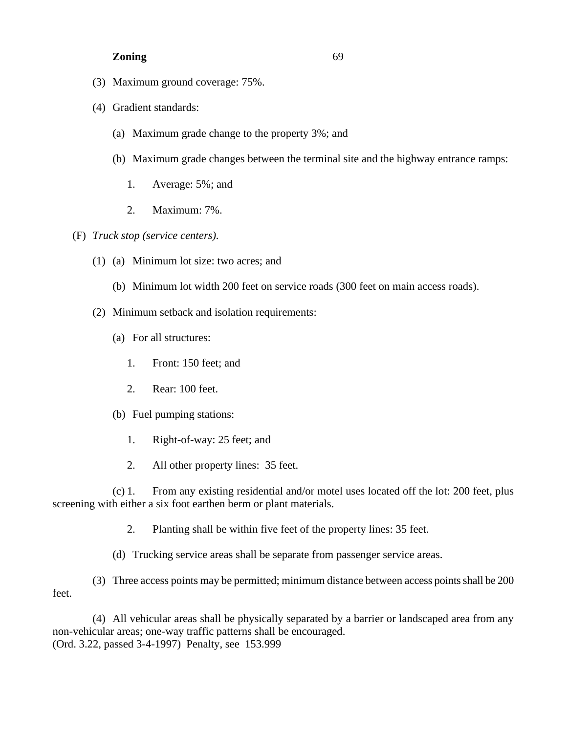(3) Maximum ground coverage: 75%.

(4) Gradient standards:

(a) Maximum grade change to the property 3%; and

(b) Maximum grade changes between the terminal site and the highway entrance ramps:

1. Average: 5%; and

2. Maximum: 7%.

(F) *Truck stop (service centers).*

(1) (a) Minimum lot size: two acres; and

(b) Minimum lot width 200 feet on service roads (300 feet on main access roads).

(2) Minimum setback and isolation requirements:

(a) For all structures:

1. Front: 150 feet; and

2. Rear: 100 feet.

(b) Fuel pumping stations:

1. Right-of-way: 25 feet; and

2. All other property lines: 35 feet.

(c) 1. From any existing residential and/or motel uses located off the lot: 200 feet, plus screening with either a six foot earthen berm or plant materials.

2. Planting shall be within five feet of the property lines: 35 feet.

(d) Trucking service areas shall be separate from passenger service areas.

(3) Three access points may be permitted; minimum distance between access points shall be 200 feet.

(4) All vehicular areas shall be physically separated by a barrier or landscaped area from any non-vehicular areas; one-way traffic patterns shall be encouraged.
(Ord. 3.22, passed 3-4-1997) Penalty, see 153.999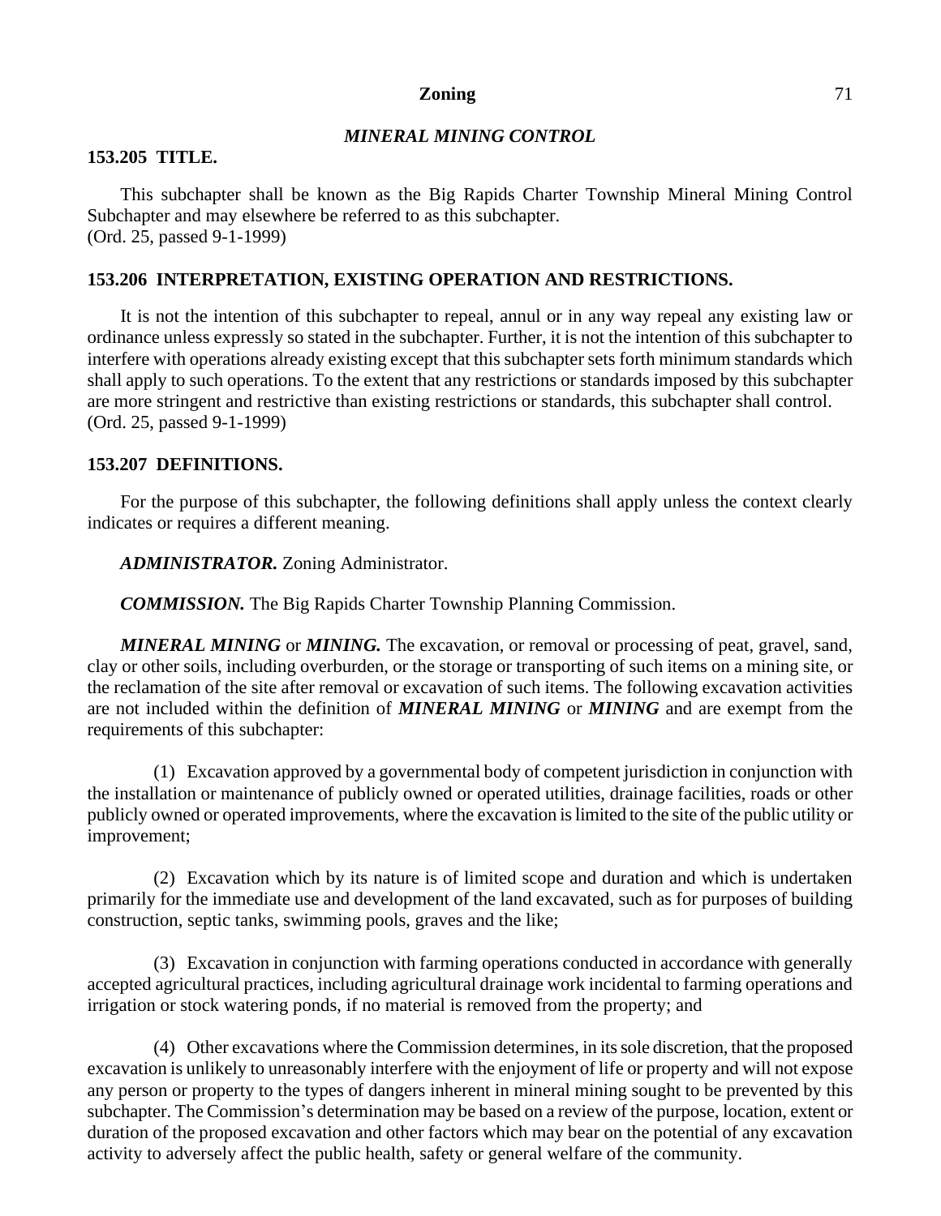## *MINERAL MINING CONTROL*

### 153.205 TITLE.

This subchapter shall be known as the Big Rapids Charter Township Mineral Mining Control Subchapter and may elsewhere be referred to as this subchapter.
(Ord. 25, passed 9-1-1999)

### 153.206 INTERPRETATION, EXISTING OPERATION AND RESTRICTIONS.

It is not the intention of this subchapter to repeal, annul or in any way repeal any existing law or ordinance unless expressly so stated in the subchapter. Further, it is not the intention of this subchapter to interfere with operations already existing except that this subchapter sets forth minimum standards which shall apply to such operations. To the extent that any restrictions or standards imposed by this subchapter are more stringent and restrictive than existing restrictions or standards, this subchapter shall control.
(Ord. 25, passed 9-1-1999)

### 153.207 DEFINITIONS.

For the purpose of this subchapter, the following definitions shall apply unless the context clearly indicates or requires a different meaning.

***ADMINISTRATOR.*** Zoning Administrator.

***COMMISSION.*** The Big Rapids Charter Township Planning Commission.

***MINERAL MINING*** or ***MINING.*** The excavation, or removal or processing of peat, gravel, sand, clay or other soils, including overburden, or the storage or transporting of such items on a mining site, or the reclamation of the site after removal or excavation of such items. The following excavation activities are not included within the definition of ***MINERAL MINING*** or ***MINING*** and are exempt from the requirements of this subchapter:

(1) Excavation approved by a governmental body of competent jurisdiction in conjunction with the installation or maintenance of publicly owned or operated utilities, drainage facilities, roads or other publicly owned or operated improvements, where the excavation is limited to the site of the public utility or improvement;

(2) Excavation which by its nature is of limited scope and duration and which is undertaken primarily for the immediate use and development of the land excavated, such as for purposes of building construction, septic tanks, swimming pools, graves and the like;

(3) Excavation in conjunction with farming operations conducted in accordance with generally accepted agricultural practices, including agricultural drainage work incidental to farming operations and irrigation or stock watering ponds, if no material is removed from the property; and

(4) Other excavations where the Commission determines, in its sole discretion, that the proposed excavation is unlikely to unreasonably interfere with the enjoyment of life or property and will not expose any person or property to the types of dangers inherent in mineral mining sought to be prevented by this subchapter. The Commission's determination may be based on a review of the purpose, location, extent or duration of the proposed excavation and other factors which may bear on the potential of any excavation activity to adversely affect the public health, safety or general welfare of the community.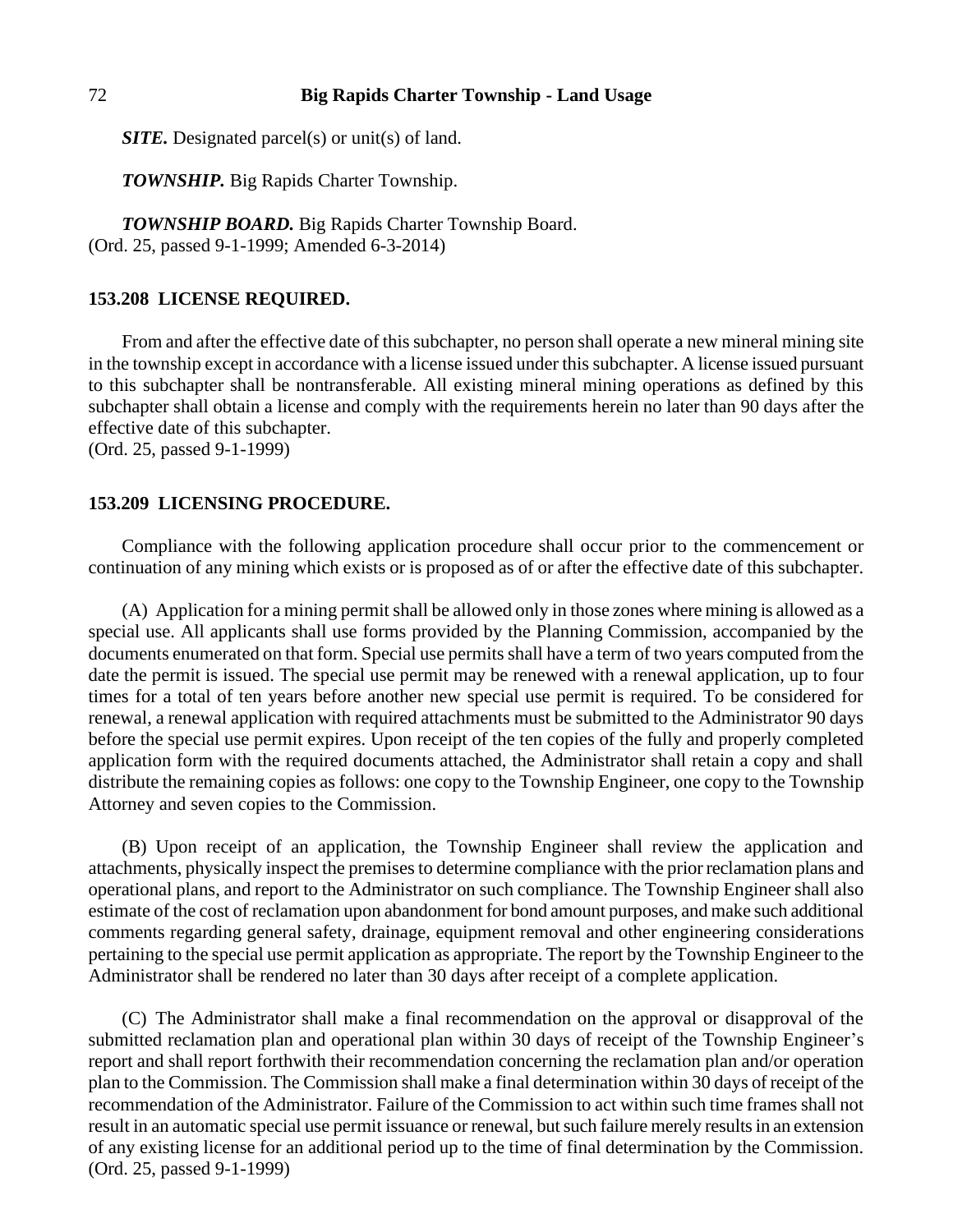***SITE.*** Designated parcel(s) or unit(s) of land.

***TOWNSHIP.*** Big Rapids Charter Township.

***TOWNSHIP BOARD.*** Big Rapids Charter Township Board.
(Ord. 25, passed 9-1-1999; Amended 6-3-2014)

### 153.208 LICENSE REQUIRED.

From and after the effective date of this subchapter, no person shall operate a new mineral mining site in the township except in accordance with a license issued under this subchapter. A license issued pursuant to this subchapter shall be nontransferable. All existing mineral mining operations as defined by this subchapter shall obtain a license and comply with the requirements herein no later than 90 days after the effective date of this subchapter.
(Ord. 25, passed 9-1-1999)

### 153.209 LICENSING PROCEDURE.

Compliance with the following application procedure shall occur prior to the commencement or continuation of any mining which exists or is proposed as of or after the effective date of this subchapter.

(A) Application for a mining permit shall be allowed only in those zones where mining is allowed as a special use. All applicants shall use forms provided by the Planning Commission, accompanied by the documents enumerated on that form. Special use permits shall have a term of two years computed from the date the permit is issued. The special use permit may be renewed with a renewal application, up to four times for a total of ten years before another new special use permit is required. To be considered for renewal, a renewal application with required attachments must be submitted to the Administrator 90 days before the special use permit expires. Upon receipt of the ten copies of the fully and properly completed application form with the required documents attached, the Administrator shall retain a copy and shall distribute the remaining copies as follows: one copy to the Township Engineer, one copy to the Township Attorney and seven copies to the Commission.

(B) Upon receipt of an application, the Township Engineer shall review the application and attachments, physically inspect the premises to determine compliance with the prior reclamation plans and operational plans, and report to the Administrator on such compliance. The Township Engineer shall also estimate of the cost of reclamation upon abandonment for bond amount purposes, and make such additional comments regarding general safety, drainage, equipment removal and other engineering considerations pertaining to the special use permit application as appropriate. The report by the Township Engineer to the Administrator shall be rendered no later than 30 days after receipt of a complete application.

(C) The Administrator shall make a final recommendation on the approval or disapproval of the submitted reclamation plan and operational plan within 30 days of receipt of the Township Engineer's report and shall report forthwith their recommendation concerning the reclamation plan and/or operation plan to the Commission. The Commission shall make a final determination within 30 days of receipt of the recommendation of the Administrator. Failure of the Commission to act within such time frames shall not result in an automatic special use permit issuance or renewal, but such failure merely results in an extension of any existing license for an additional period up to the time of final determination by the Commission.
(Ord. 25, passed 9-1-1999)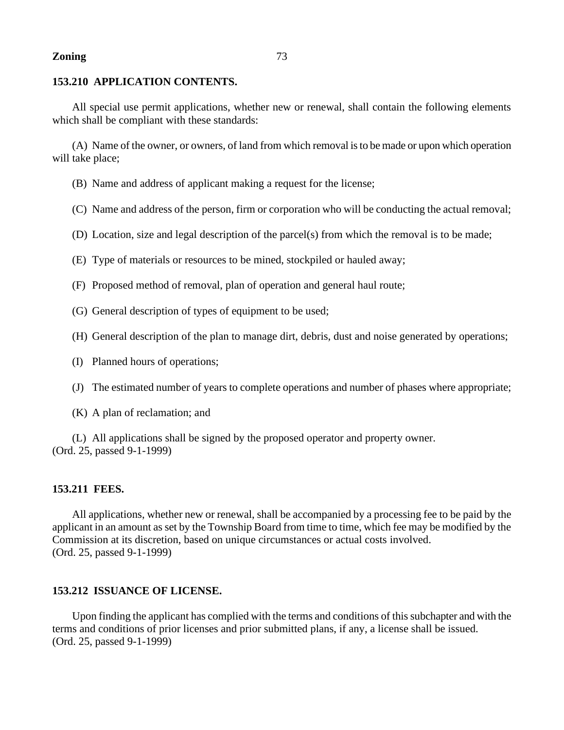## 153.210 APPLICATION CONTENTS.

All special use permit applications, whether new or renewal, shall contain the following elements which shall be compliant with these standards:

(A) Name of the owner, or owners, of land from which removal is to be made or upon which operation will take place;

(B) Name and address of applicant making a request for the license;

(C) Name and address of the person, firm or corporation who will be conducting the actual removal;

(D) Location, size and legal description of the parcel(s) from which the removal is to be made;

(E) Type of materials or resources to be mined, stockpiled or hauled away;

(F) Proposed method of removal, plan of operation and general haul route;

(G) General description of types of equipment to be used;

(H) General description of the plan to manage dirt, debris, dust and noise generated by operations;

(I) Planned hours of operations;

(J) The estimated number of years to complete operations and number of phases where appropriate;

(K) A plan of reclamation; and

(L) All applications shall be signed by the proposed operator and property owner.
(Ord. 25, passed 9-1-1999)

## 153.211 FEES.

All applications, whether new or renewal, shall be accompanied by a processing fee to be paid by the applicant in an amount as set by the Township Board from time to time, which fee may be modified by the Commission at its discretion, based on unique circumstances or actual costs involved.
(Ord. 25, passed 9-1-1999)

## 153.212 ISSUANCE OF LICENSE.

Upon finding the applicant has complied with the terms and conditions of this subchapter and with the terms and conditions of prior licenses and prior submitted plans, if any, a license shall be issued.
(Ord. 25, passed 9-1-1999)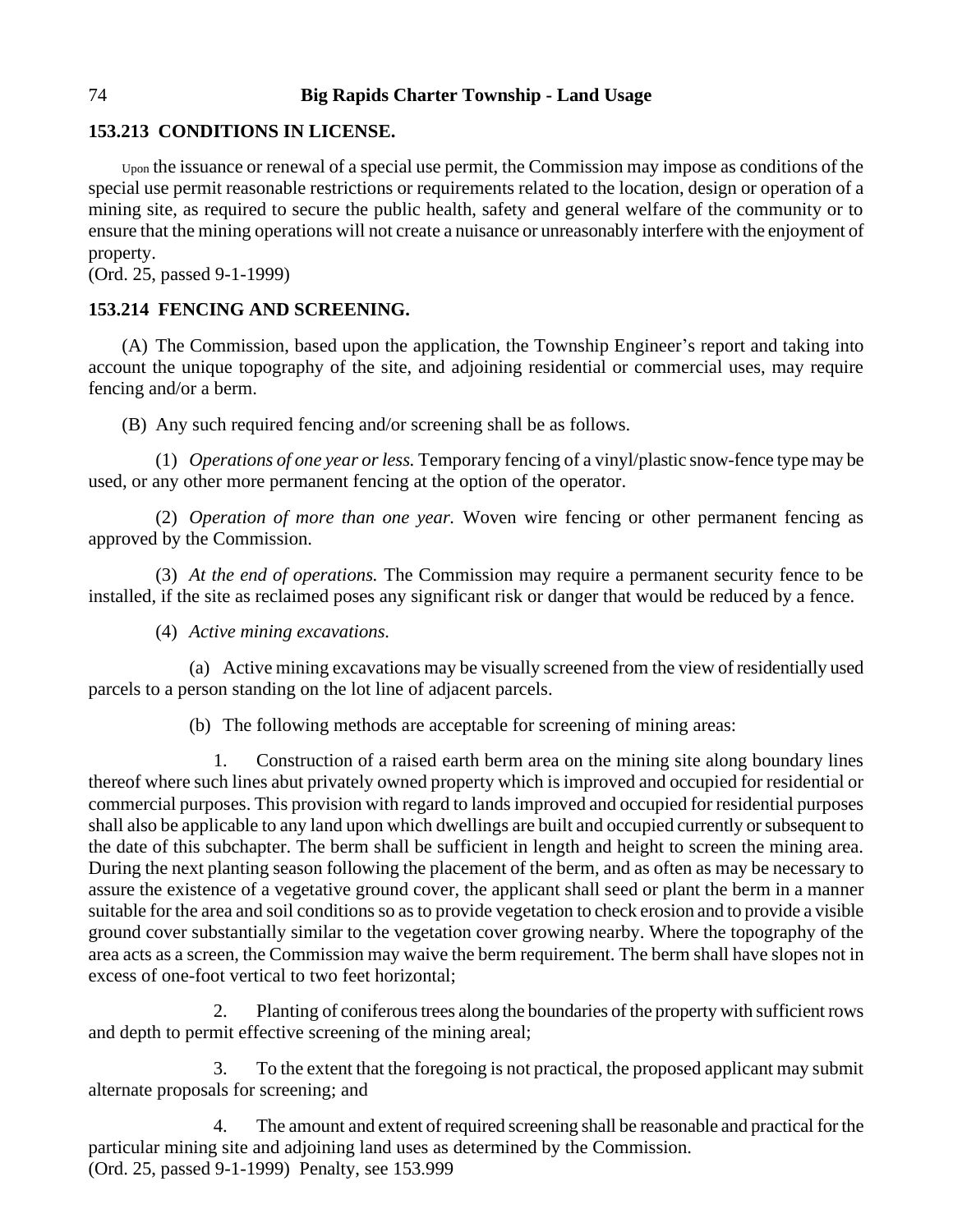## 153.213 CONDITIONS IN LICENSE.

Upon the issuance or renewal of a special use permit, the Commission may impose as conditions of the special use permit reasonable restrictions or requirements related to the location, design or operation of a mining site, as required to secure the public health, safety and general welfare of the community or to ensure that the mining operations will not create a nuisance or unreasonably interfere with the enjoyment of property.
(Ord. 25, passed 9-1-1999)

## 153.214 FENCING AND SCREENING.

(A) The Commission, based upon the application, the Township Engineer's report and taking into account the unique topography of the site, and adjoining residential or commercial uses, may require fencing and/or a berm.

(B) Any such required fencing and/or screening shall be as follows.

(1) *Operations of one year or less.* Temporary fencing of a vinyl/plastic snow-fence type may be used, or any other more permanent fencing at the option of the operator.

(2) *Operation of more than one year.* Woven wire fencing or other permanent fencing as approved by the Commission.

(3) *At the end of operations.* The Commission may require a permanent security fence to be installed, if the site as reclaimed poses any significant risk or danger that would be reduced by a fence.

(4) *Active mining excavations.*

(a) Active mining excavations may be visually screened from the view of residentially used parcels to a person standing on the lot line of adjacent parcels.

(b) The following methods are acceptable for screening of mining areas:

1. Construction of a raised earth berm area on the mining site along boundary lines thereof where such lines abut privately owned property which is improved and occupied for residential or commercial purposes. This provision with regard to lands improved and occupied for residential purposes shall also be applicable to any land upon which dwellings are built and occupied currently or subsequent to the date of this subchapter. The berm shall be sufficient in length and height to screen the mining area. During the next planting season following the placement of the berm, and as often as may be necessary to assure the existence of a vegetative ground cover, the applicant shall seed or plant the berm in a manner suitable for the area and soil conditions so as to provide vegetation to check erosion and to provide a visible ground cover substantially similar to the vegetation cover growing nearby. Where the topography of the area acts as a screen, the Commission may waive the berm requirement. The berm shall have slopes not in excess of one-foot vertical to two feet horizontal;

2. Planting of coniferous trees along the boundaries of the property with sufficient rows and depth to permit effective screening of the mining areal;

3. To the extent that the foregoing is not practical, the proposed applicant may submit alternate proposals for screening; and

4. The amount and extent of required screening shall be reasonable and practical for the particular mining site and adjoining land uses as determined by the Commission.
(Ord. 25, passed 9-1-1999) Penalty, see 153.999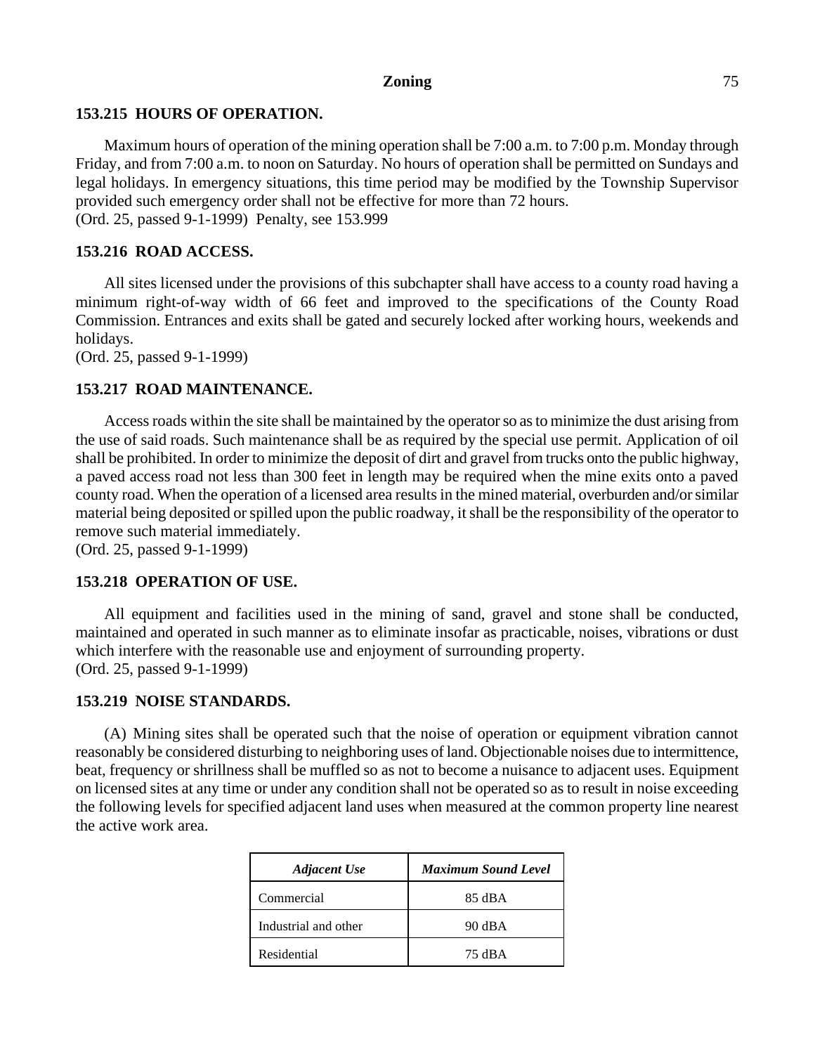### 153.215 HOURS OF OPERATION.

Maximum hours of operation of the mining operation shall be 7:00 a.m. to 7:00 p.m. Monday through Friday, and from 7:00 a.m. to noon on Saturday. No hours of operation shall be permitted on Sundays and legal holidays. In emergency situations, this time period may be modified by the Township Supervisor provided such emergency order shall not be effective for more than 72 hours.
(Ord. 25, passed 9-1-1999) Penalty, see 153.999

### 153.216 ROAD ACCESS.

All sites licensed under the provisions of this subchapter shall have access to a county road having a minimum right-of-way width of 66 feet and improved to the specifications of the County Road Commission. Entrances and exits shall be gated and securely locked after working hours, weekends and holidays.
(Ord. 25, passed 9-1-1999)

### 153.217 ROAD MAINTENANCE.

Access roads within the site shall be maintained by the operator so as to minimize the dust arising from the use of said roads. Such maintenance shall be as required by the special use permit. Application of oil shall be prohibited. In order to minimize the deposit of dirt and gravel from trucks onto the public highway, a paved access road not less than 300 feet in length may be required when the mine exits onto a paved county road. When the operation of a licensed area results in the mined material, overburden and/or similar material being deposited or spilled upon the public roadway, it shall be the responsibility of the operator to remove such material immediately.
(Ord. 25, passed 9-1-1999)

### 153.218 OPERATION OF USE.

All equipment and facilities used in the mining of sand, gravel and stone shall be conducted, maintained and operated in such manner as to eliminate insofar as practicable, noises, vibrations or dust which interfere with the reasonable use and enjoyment of surrounding property.
(Ord. 25, passed 9-1-1999)

### 153.219 NOISE STANDARDS.

(A) Mining sites shall be operated such that the noise of operation or equipment vibration cannot reasonably be considered disturbing to neighboring uses of land. Objectionable noises due to intermittence, beat, frequency or shrillness shall be muffled so as not to become a nuisance to adjacent uses. Equipment on licensed sites at any time or under any condition shall not be operated so as to result in noise exceeding the following levels for specified adjacent land uses when measured at the common property line nearest the active work area.

| *Adjacent Use* | *Maximum Sound Level* |
|---|---|
| Commercial | 85 dBA |
| Industrial and other | 90 dBA |
| Residential | 75 dBA |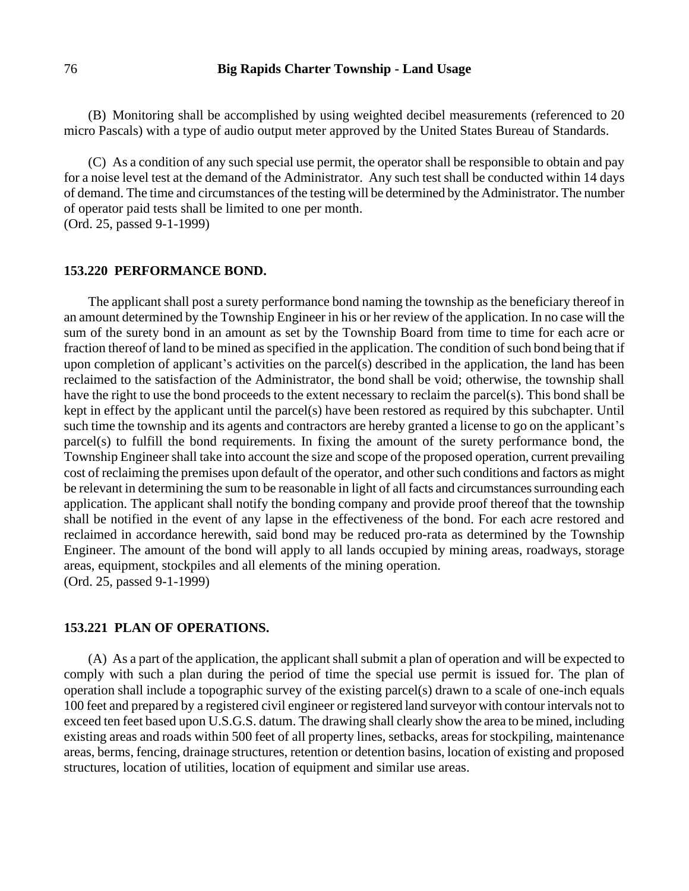(B) Monitoring shall be accomplished by using weighted decibel measurements (referenced to 20 micro Pascals) with a type of audio output meter approved by the United States Bureau of Standards.

(C) As a condition of any such special use permit, the operator shall be responsible to obtain and pay for a noise level test at the demand of the Administrator. Any such test shall be conducted within 14 days of demand. The time and circumstances of the testing will be determined by the Administrator. The number of operator paid tests shall be limited to one per month.
(Ord. 25, passed 9-1-1999)

### 153.220 PERFORMANCE BOND.

The applicant shall post a surety performance bond naming the township as the beneficiary thereof in an amount determined by the Township Engineer in his or her review of the application. In no case will the sum of the surety bond in an amount as set by the Township Board from time to time for each acre or fraction thereof of land to be mined as specified in the application. The condition of such bond being that if upon completion of applicant's activities on the parcel(s) described in the application, the land has been reclaimed to the satisfaction of the Administrator, the bond shall be void; otherwise, the township shall have the right to use the bond proceeds to the extent necessary to reclaim the parcel(s). This bond shall be kept in effect by the applicant until the parcel(s) have been restored as required by this subchapter. Until such time the township and its agents and contractors are hereby granted a license to go on the applicant's parcel(s) to fulfill the bond requirements. In fixing the amount of the surety performance bond, the Township Engineer shall take into account the size and scope of the proposed operation, current prevailing cost of reclaiming the premises upon default of the operator, and other such conditions and factors as might be relevant in determining the sum to be reasonable in light of all facts and circumstances surrounding each application. The applicant shall notify the bonding company and provide proof thereof that the township shall be notified in the event of any lapse in the effectiveness of the bond. For each acre restored and reclaimed in accordance herewith, said bond may be reduced pro-rata as determined by the Township Engineer. The amount of the bond will apply to all lands occupied by mining areas, roadways, storage areas, equipment, stockpiles and all elements of the mining operation.
(Ord. 25, passed 9-1-1999)

### 153.221 PLAN OF OPERATIONS.

(A) As a part of the application, the applicant shall submit a plan of operation and will be expected to comply with such a plan during the period of time the special use permit is issued for. The plan of operation shall include a topographic survey of the existing parcel(s) drawn to a scale of one-inch equals 100 feet and prepared by a registered civil engineer or registered land surveyor with contour intervals not to exceed ten feet based upon U.S.G.S. datum. The drawing shall clearly show the area to be mined, including existing areas and roads within 500 feet of all property lines, setbacks, areas for stockpiling, maintenance areas, berms, fencing, drainage structures, retention or detention basins, location of existing and proposed structures, location of utilities, location of equipment and similar use areas.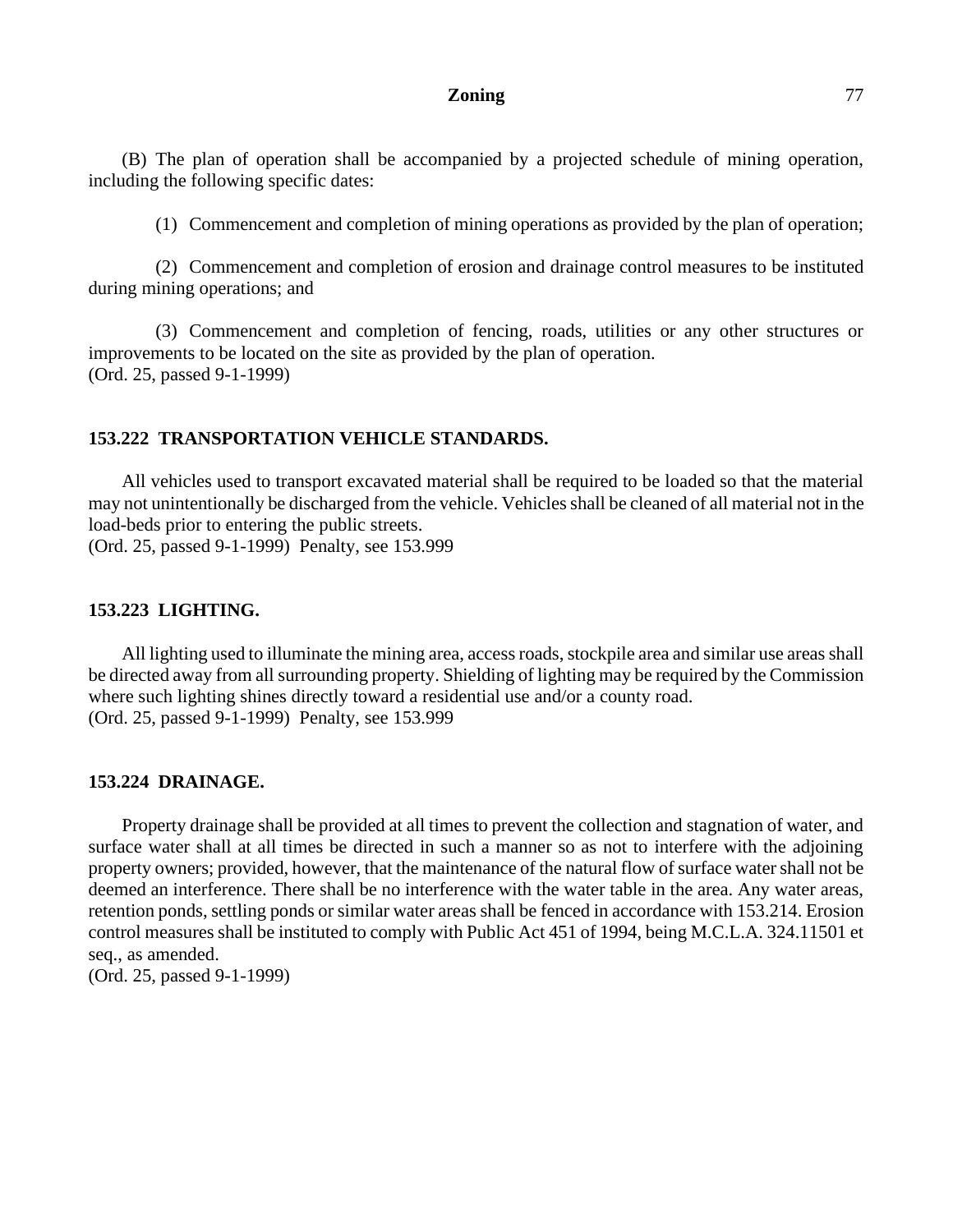(B) The plan of operation shall be accompanied by a projected schedule of mining operation, including the following specific dates:

(1) Commencement and completion of mining operations as provided by the plan of operation;

(2) Commencement and completion of erosion and drainage control measures to be instituted during mining operations; and

(3) Commencement and completion of fencing, roads, utilities or any other structures or improvements to be located on the site as provided by the plan of operation.
(Ord. 25, passed 9-1-1999)

### 153.222 TRANSPORTATION VEHICLE STANDARDS.

All vehicles used to transport excavated material shall be required to be loaded so that the material may not unintentionally be discharged from the vehicle. Vehicles shall be cleaned of all material not in the load-beds prior to entering the public streets.
(Ord. 25, passed 9-1-1999) Penalty, see 153.999

### 153.223 LIGHTING.

All lighting used to illuminate the mining area, access roads, stockpile area and similar use areas shall be directed away from all surrounding property. Shielding of lighting may be required by the Commission where such lighting shines directly toward a residential use and/or a county road.
(Ord. 25, passed 9-1-1999) Penalty, see 153.999

### 153.224 DRAINAGE.

Property drainage shall be provided at all times to prevent the collection and stagnation of water, and surface water shall at all times be directed in such a manner so as not to interfere with the adjoining property owners; provided, however, that the maintenance of the natural flow of surface water shall not be deemed an interference. There shall be no interference with the water table in the area. Any water areas, retention ponds, settling ponds or similar water areas shall be fenced in accordance with 153.214. Erosion control measures shall be instituted to comply with Public Act 451 of 1994, being M.C.L.A. 324.11501 et seq., as amended.
(Ord. 25, passed 9-1-1999)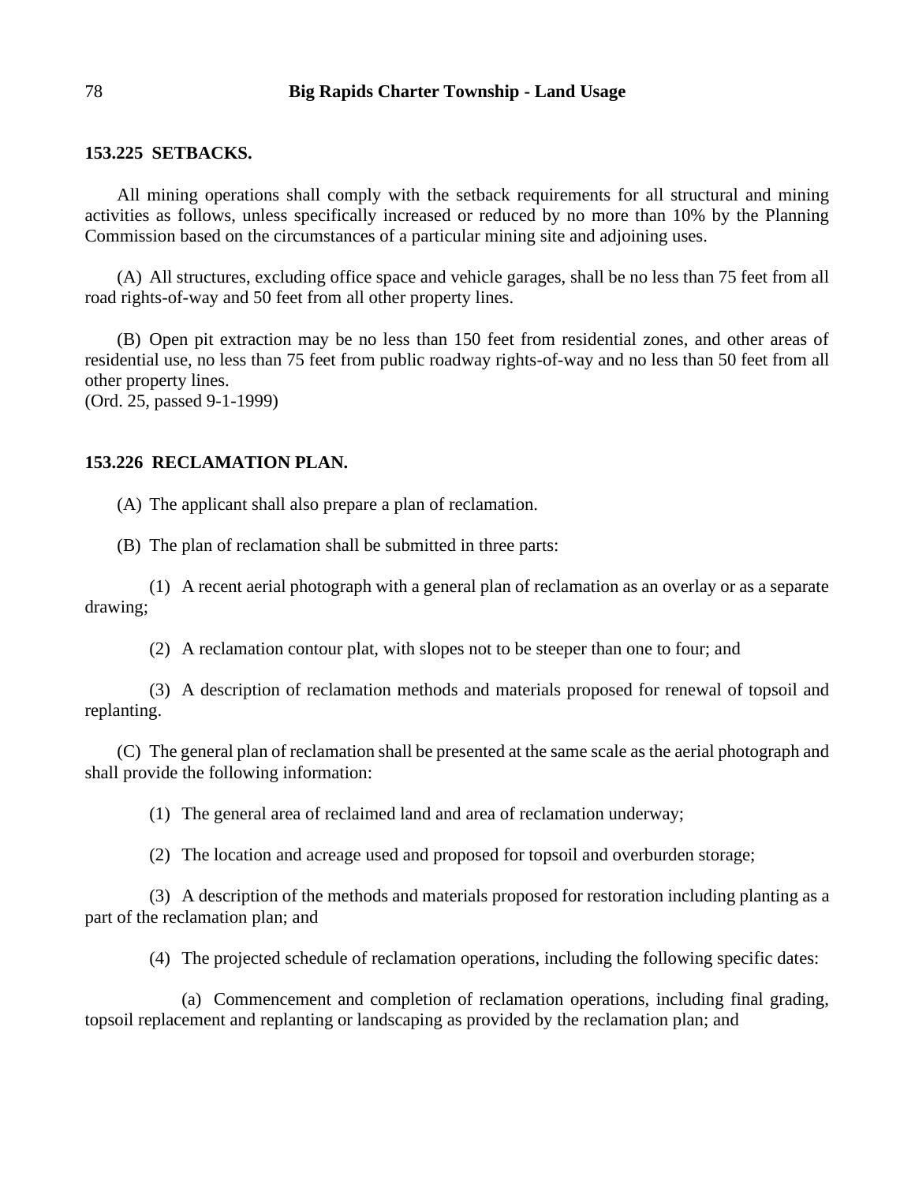### 153.225 SETBACKS.

All mining operations shall comply with the setback requirements for all structural and mining activities as follows, unless specifically increased or reduced by no more than 10% by the Planning Commission based on the circumstances of a particular mining site and adjoining uses.

(A) All structures, excluding office space and vehicle garages, shall be no less than 75 feet from all road rights-of-way and 50 feet from all other property lines.

(B) Open pit extraction may be no less than 150 feet from residential zones, and other areas of residential use, no less than 75 feet from public roadway rights-of-way and no less than 50 feet from all other property lines.
(Ord. 25, passed 9-1-1999)

### 153.226 RECLAMATION PLAN.

(A) The applicant shall also prepare a plan of reclamation.

(B) The plan of reclamation shall be submitted in three parts:

(1) A recent aerial photograph with a general plan of reclamation as an overlay or as a separate drawing;

(2) A reclamation contour plat, with slopes not to be steeper than one to four; and

(3) A description of reclamation methods and materials proposed for renewal of topsoil and replanting.

(C) The general plan of reclamation shall be presented at the same scale as the aerial photograph and shall provide the following information:

(1) The general area of reclaimed land and area of reclamation underway;

(2) The location and acreage used and proposed for topsoil and overburden storage;

(3) A description of the methods and materials proposed for restoration including planting as a part of the reclamation plan; and

(4) The projected schedule of reclamation operations, including the following specific dates:

(a) Commencement and completion of reclamation operations, including final grading, topsoil replacement and replanting or landscaping as provided by the reclamation plan; and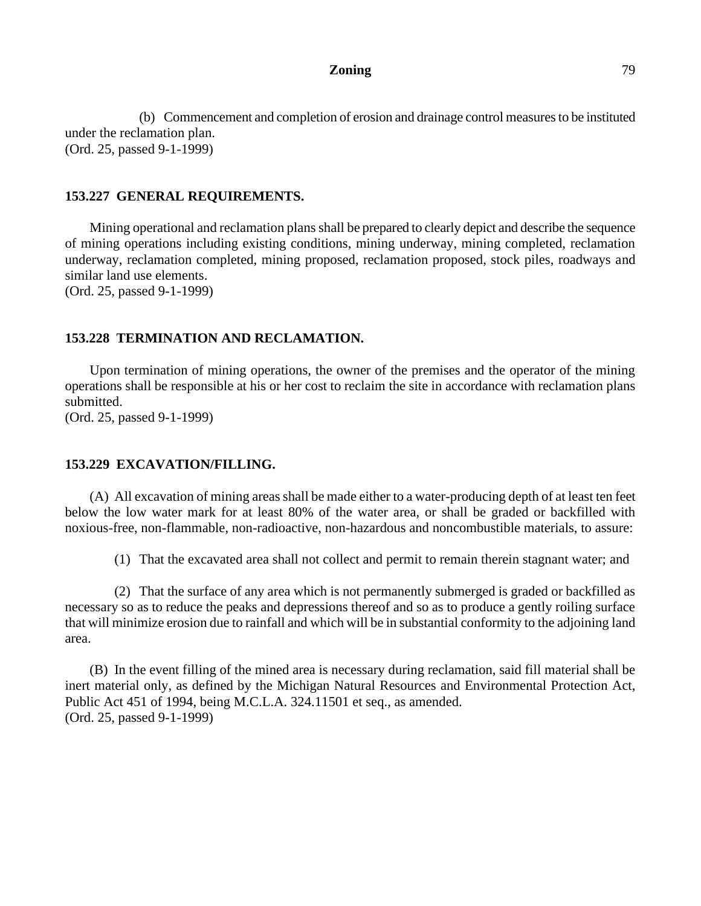(b) Commencement and completion of erosion and drainage control measures to be instituted under the reclamation plan.
(Ord. 25, passed 9-1-1999)

### 153.227 GENERAL REQUIREMENTS.

Mining operational and reclamation plans shall be prepared to clearly depict and describe the sequence of mining operations including existing conditions, mining underway, mining completed, reclamation underway, reclamation completed, mining proposed, reclamation proposed, stock piles, roadways and similar land use elements.
(Ord. 25, passed 9-1-1999)

### 153.228 TERMINATION AND RECLAMATION.

Upon termination of mining operations, the owner of the premises and the operator of the mining operations shall be responsible at his or her cost to reclaim the site in accordance with reclamation plans submitted.
(Ord. 25, passed 9-1-1999)

### 153.229 EXCAVATION/FILLING.

(A) All excavation of mining areas shall be made either to a water-producing depth of at least ten feet below the low water mark for at least 80% of the water area, or shall be graded or backfilled with noxious-free, non-flammable, non-radioactive, non-hazardous and noncombustible materials, to assure:

(1) That the excavated area shall not collect and permit to remain therein stagnant water; and

(2) That the surface of any area which is not permanently submerged is graded or backfilled as necessary so as to reduce the peaks and depressions thereof and so as to produce a gently roiling surface that will minimize erosion due to rainfall and which will be in substantial conformity to the adjoining land area.

(B) In the event filling of the mined area is necessary during reclamation, said fill material shall be inert material only, as defined by the Michigan Natural Resources and Environmental Protection Act, Public Act 451 of 1994, being M.C.L.A. 324.11501 et seq., as amended.
(Ord. 25, passed 9-1-1999)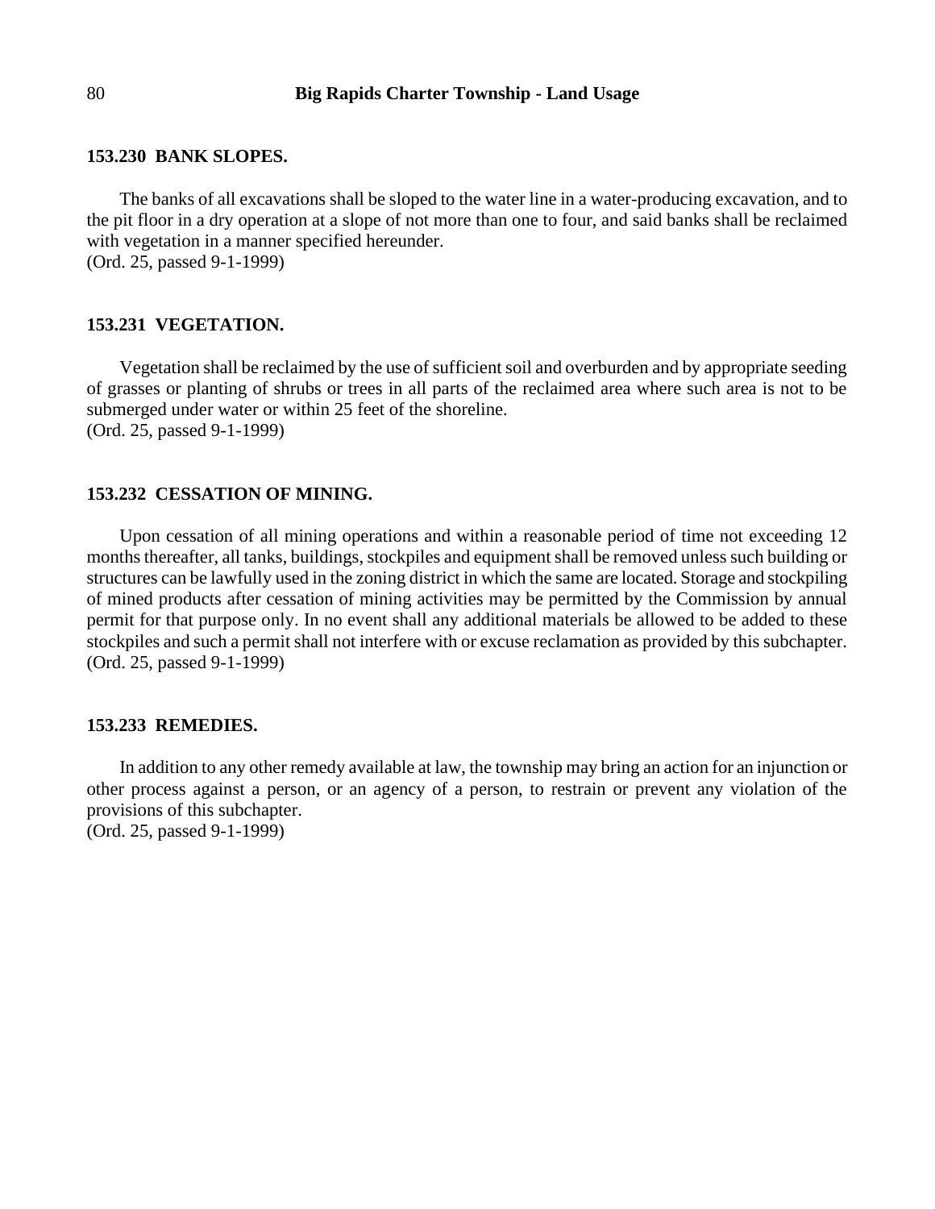### 153.230 BANK SLOPES.

The banks of all excavations shall be sloped to the water line in a water-producing excavation, and to the pit floor in a dry operation at a slope of not more than one to four, and said banks shall be reclaimed with vegetation in a manner specified hereunder.
(Ord. 25, passed 9-1-1999)

### 153.231 VEGETATION.

Vegetation shall be reclaimed by the use of sufficient soil and overburden and by appropriate seeding of grasses or planting of shrubs or trees in all parts of the reclaimed area where such area is not to be submerged under water or within 25 feet of the shoreline.
(Ord. 25, passed 9-1-1999)

### 153.232 CESSATION OF MINING.

Upon cessation of all mining operations and within a reasonable period of time not exceeding 12 months thereafter, all tanks, buildings, stockpiles and equipment shall be removed unless such building or structures can be lawfully used in the zoning district in which the same are located. Storage and stockpiling of mined products after cessation of mining activities may be permitted by the Commission by annual permit for that purpose only. In no event shall any additional materials be allowed to be added to these stockpiles and such a permit shall not interfere with or excuse reclamation as provided by this subchapter.
(Ord. 25, passed 9-1-1999)

### 153.233 REMEDIES.

In addition to any other remedy available at law, the township may bring an action for an injunction or other process against a person, or an agency of a person, to restrain or prevent any violation of the provisions of this subchapter.
(Ord. 25, passed 9-1-1999)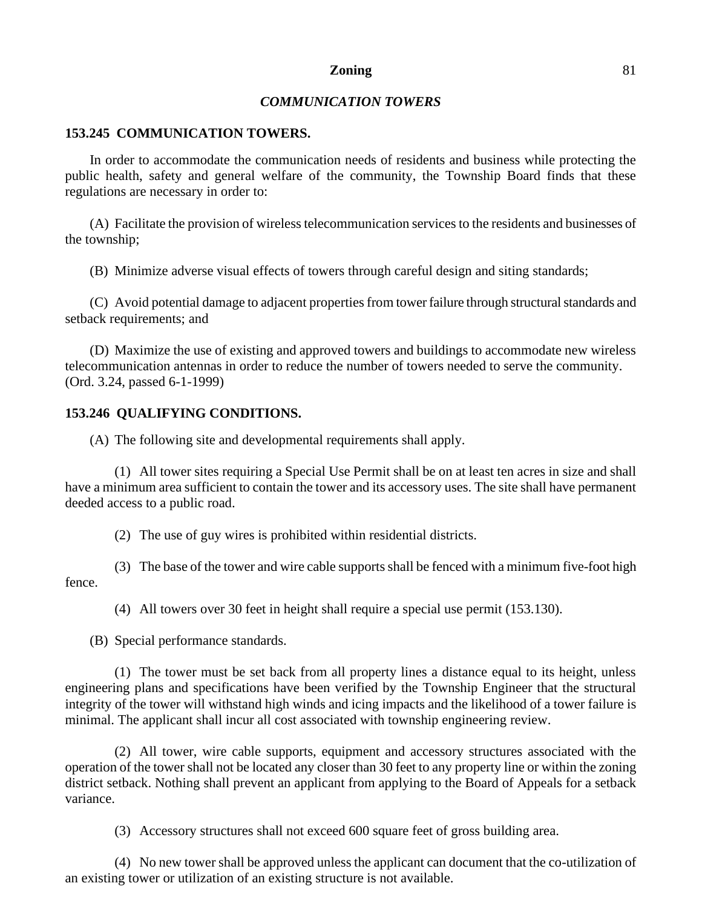## *COMMUNICATION TOWERS*

### 153.245 COMMUNICATION TOWERS.

In order to accommodate the communication needs of residents and business while protecting the public health, safety and general welfare of the community, the Township Board finds that these regulations are necessary in order to:

(A) Facilitate the provision of wireless telecommunication services to the residents and businesses of the township;

(B) Minimize adverse visual effects of towers through careful design and siting standards;

(C) Avoid potential damage to adjacent properties from tower failure through structural standards and setback requirements; and

(D) Maximize the use of existing and approved towers and buildings to accommodate new wireless telecommunication antennas in order to reduce the number of towers needed to serve the community.
(Ord. 3.24, passed 6-1-1999)

### 153.246 QUALIFYING CONDITIONS.

(A) The following site and developmental requirements shall apply.

(1) All tower sites requiring a Special Use Permit shall be on at least ten acres in size and shall have a minimum area sufficient to contain the tower and its accessory uses. The site shall have permanent deeded access to a public road.

(2) The use of guy wires is prohibited within residential districts.

(3) The base of the tower and wire cable supports shall be fenced with a minimum five-foot high fence.

(4) All towers over 30 feet in height shall require a special use permit (153.130).

(B) Special performance standards.

(1) The tower must be set back from all property lines a distance equal to its height, unless engineering plans and specifications have been verified by the Township Engineer that the structural integrity of the tower will withstand high winds and icing impacts and the likelihood of a tower failure is minimal. The applicant shall incur all cost associated with township engineering review.

(2) All tower, wire cable supports, equipment and accessory structures associated with the operation of the tower shall not be located any closer than 30 feet to any property line or within the zoning district setback. Nothing shall prevent an applicant from applying to the Board of Appeals for a setback variance.

(3) Accessory structures shall not exceed 600 square feet of gross building area.

(4) No new tower shall be approved unless the applicant can document that the co-utilization of an existing tower or utilization of an existing structure is not available.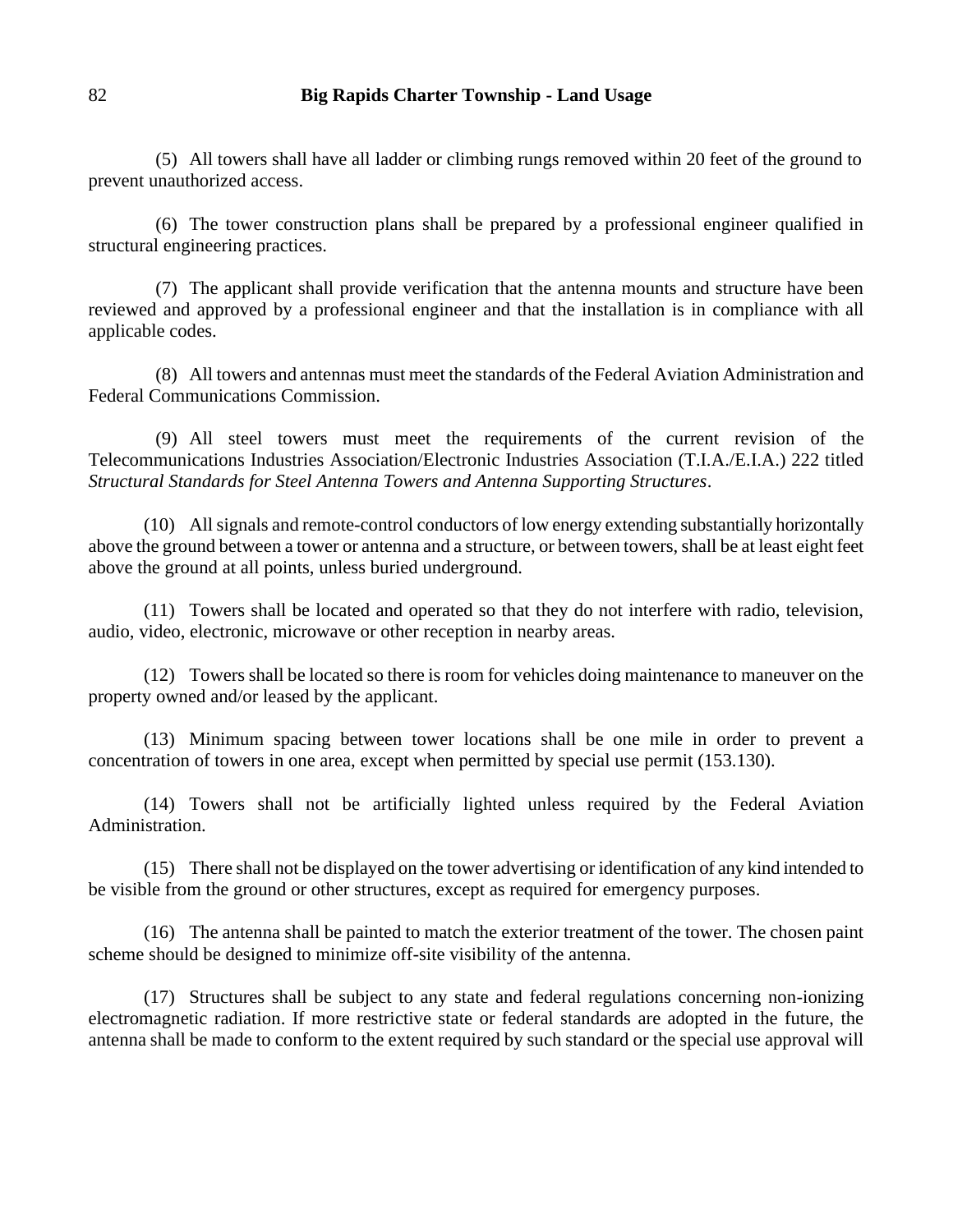(5) All towers shall have all ladder or climbing rungs removed within 20 feet of the ground to prevent unauthorized access.

(6) The tower construction plans shall be prepared by a professional engineer qualified in structural engineering practices.

(7) The applicant shall provide verification that the antenna mounts and structure have been reviewed and approved by a professional engineer and that the installation is in compliance with all applicable codes.

(8) All towers and antennas must meet the standards of the Federal Aviation Administration and Federal Communications Commission.

(9) All steel towers must meet the requirements of the current revision of the Telecommunications Industries Association/Electronic Industries Association (T.I.A./E.I.A.) 222 titled *Structural Standards for Steel Antenna Towers and Antenna Supporting Structures*.

(10) All signals and remote-control conductors of low energy extending substantially horizontally above the ground between a tower or antenna and a structure, or between towers, shall be at least eight feet above the ground at all points, unless buried underground.

(11) Towers shall be located and operated so that they do not interfere with radio, television, audio, video, electronic, microwave or other reception in nearby areas.

(12) Towers shall be located so there is room for vehicles doing maintenance to maneuver on the property owned and/or leased by the applicant.

(13) Minimum spacing between tower locations shall be one mile in order to prevent a concentration of towers in one area, except when permitted by special use permit (153.130).

(14) Towers shall not be artificially lighted unless required by the Federal Aviation Administration.

(15) There shall not be displayed on the tower advertising or identification of any kind intended to be visible from the ground or other structures, except as required for emergency purposes.

(16) The antenna shall be painted to match the exterior treatment of the tower. The chosen paint scheme should be designed to minimize off-site visibility of the antenna.

(17) Structures shall be subject to any state and federal regulations concerning non-ionizing electromagnetic radiation. If more restrictive state or federal standards are adopted in the future, the antenna shall be made to conform to the extent required by such standard or the special use approval will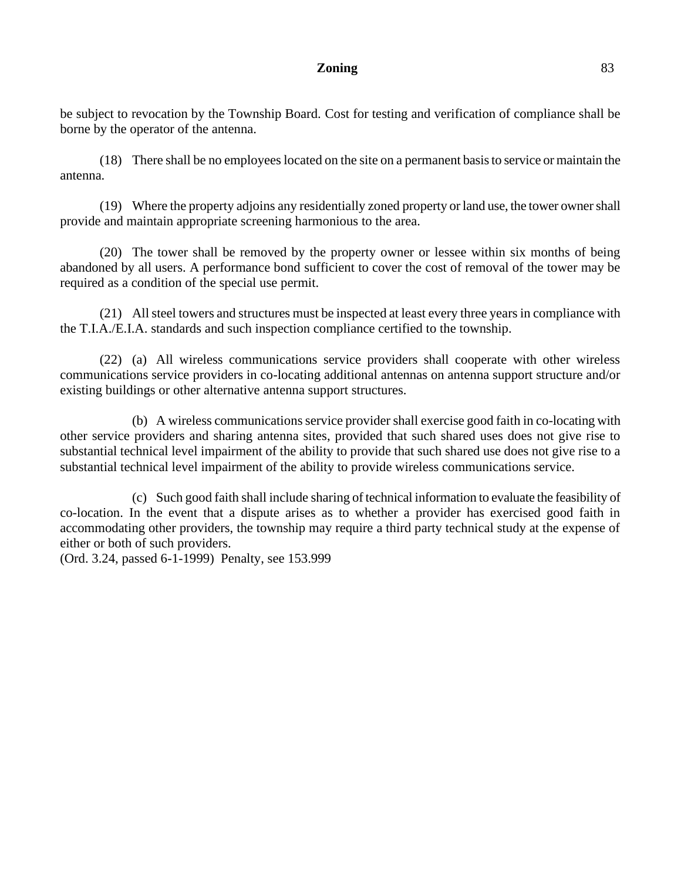be subject to revocation by the Township Board. Cost for testing and verification of compliance shall be borne by the operator of the antenna.

(18) There shall be no employees located on the site on a permanent basis to service or maintain the antenna.

(19) Where the property adjoins any residentially zoned property or land use, the tower owner shall provide and maintain appropriate screening harmonious to the area.

(20) The tower shall be removed by the property owner or lessee within six months of being abandoned by all users. A performance bond sufficient to cover the cost of removal of the tower may be required as a condition of the special use permit.

(21) All steel towers and structures must be inspected at least every three years in compliance with the T.I.A./E.I.A. standards and such inspection compliance certified to the township.

(22) (a) All wireless communications service providers shall cooperate with other wireless communications service providers in co-locating additional antennas on antenna support structure and/or existing buildings or other alternative antenna support structures.

(b) A wireless communications service provider shall exercise good faith in co-locating with other service providers and sharing antenna sites, provided that such shared uses does not give rise to substantial technical level impairment of the ability to provide that such shared use does not give rise to a substantial technical level impairment of the ability to provide wireless communications service.

(c) Such good faith shall include sharing of technical information to evaluate the feasibility of co-location. In the event that a dispute arises as to whether a provider has exercised good faith in accommodating other providers, the township may require a third party technical study at the expense of either or both of such providers.

(Ord. 3.24, passed 6-1-1999) Penalty, see 153.999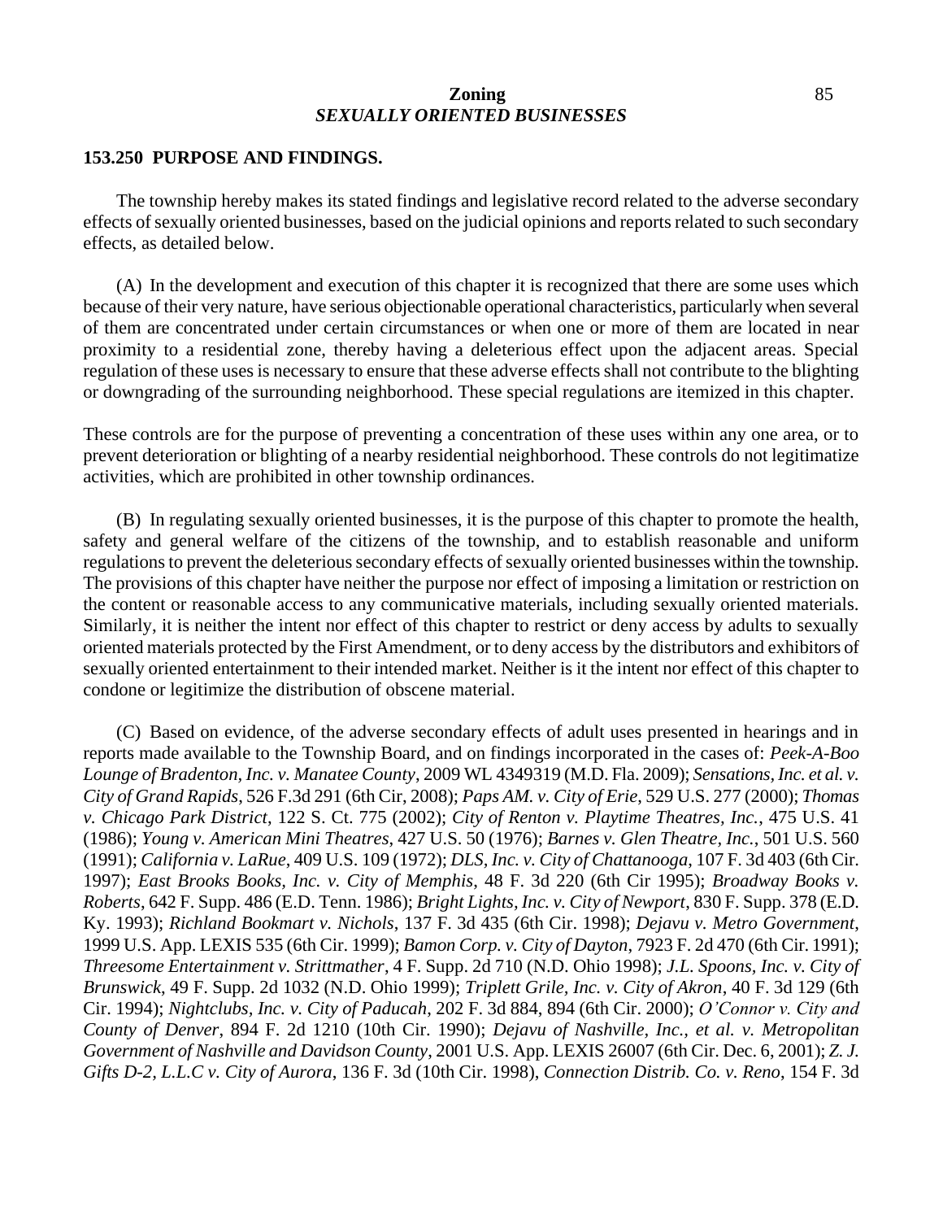## Zoning
### *SEXUALLY ORIENTED BUSINESSES*

**153.250 PURPOSE AND FINDINGS.**

The township hereby makes its stated findings and legislative record related to the adverse secondary effects of sexually oriented businesses, based on the judicial opinions and reports related to such secondary effects, as detailed below.

(A) In the development and execution of this chapter it is recognized that there are some uses which because of their very nature, have serious objectionable operational characteristics, particularly when several of them are concentrated under certain circumstances or when one or more of them are located in near proximity to a residential zone, thereby having a deleterious effect upon the adjacent areas. Special regulation of these uses is necessary to ensure that these adverse effects shall not contribute to the blighting or downgrading of the surrounding neighborhood. These special regulations are itemized in this chapter.

These controls are for the purpose of preventing a concentration of these uses within any one area, or to prevent deterioration or blighting of a nearby residential neighborhood. These controls do not legitimatize activities, which are prohibited in other township ordinances.

(B) In regulating sexually oriented businesses, it is the purpose of this chapter to promote the health, safety and general welfare of the citizens of the township, and to establish reasonable and uniform regulations to prevent the deleterious secondary effects of sexually oriented businesses within the township. The provisions of this chapter have neither the purpose nor effect of imposing a limitation or restriction on the content or reasonable access to any communicative materials, including sexually oriented materials. Similarly, it is neither the intent nor effect of this chapter to restrict or deny access by adults to sexually oriented materials protected by the First Amendment, or to deny access by the distributors and exhibitors of sexually oriented entertainment to their intended market. Neither is it the intent nor effect of this chapter to condone or legitimize the distribution of obscene material.

(C) Based on evidence, of the adverse secondary effects of adult uses presented in hearings and in reports made available to the Township Board, and on findings incorporated in the cases of: *Peek-A-Boo Lounge of Bradenton, Inc. v. Manatee County*, 2009 WL 4349319 (M.D. Fla. 2009); *Sensations, Inc. et al. v. City of Grand Rapids*, 526 F.3d 291 (6th Cir, 2008); *Paps AM. v. City of Erie*, 529 U.S. 277 (2000); *Thomas v. Chicago Park District*, 122 S. Ct. 775 (2002); *City of Renton v. Playtime Theatres, Inc.*, 475 U.S. 41 (1986); *Young v. American Mini Theatres*, 427 U.S. 50 (1976); *Barnes v. Glen Theatre, Inc.*, 501 U.S. 560 (1991); *California v. LaRue*, 409 U.S. 109 (1972); *DLS, Inc. v. City of Chattanooga*, 107 F. 3d 403 (6th Cir. 1997); *East Brooks Books, Inc. v. City of Memphis*, 48 F. 3d 220 (6th Cir 1995); *Broadway Books v. Roberts*, 642 F. Supp. 486 (E.D. Tenn. 1986); *Bright Lights, Inc. v. City of Newport*, 830 F. Supp. 378 (E.D. Ky. 1993); *Richland Bookmart v. Nichols*, 137 F. 3d 435 (6th Cir. 1998); *Dejavu v. Metro Government*, 1999 U.S. App. LEXIS 535 (6th Cir. 1999); *Bamon Corp. v. City of Dayton*, 7923 F. 2d 470 (6th Cir. 1991); *Threesome Entertainment v. Strittmather*, 4 F. Supp. 2d 710 (N.D. Ohio 1998); *J.L. Spoons, Inc. v. City of Brunswick*, 49 F. Supp. 2d 1032 (N.D. Ohio 1999); *Triplett Grile, Inc. v. City of Akron*, 40 F. 3d 129 (6th Cir. 1994); *Nightclubs, Inc. v. City of Paducah*, 202 F. 3d 884, 894 (6th Cir. 2000); *O'Connor v. City and County of Denver*, 894 F. 2d 1210 (10th Cir. 1990); *Dejavu of Nashville, Inc., et al. v. Metropolitan Government of Nashville and Davidson County*, 2001 U.S. App. LEXIS 26007 (6th Cir. Dec. 6, 2001); *Z. J. Gifts D-2, L.L.C v. City of Aurora*, 136 F. 3d (10th Cir. 1998), *Connection Distrib. Co. v. Reno*, 154 F. 3d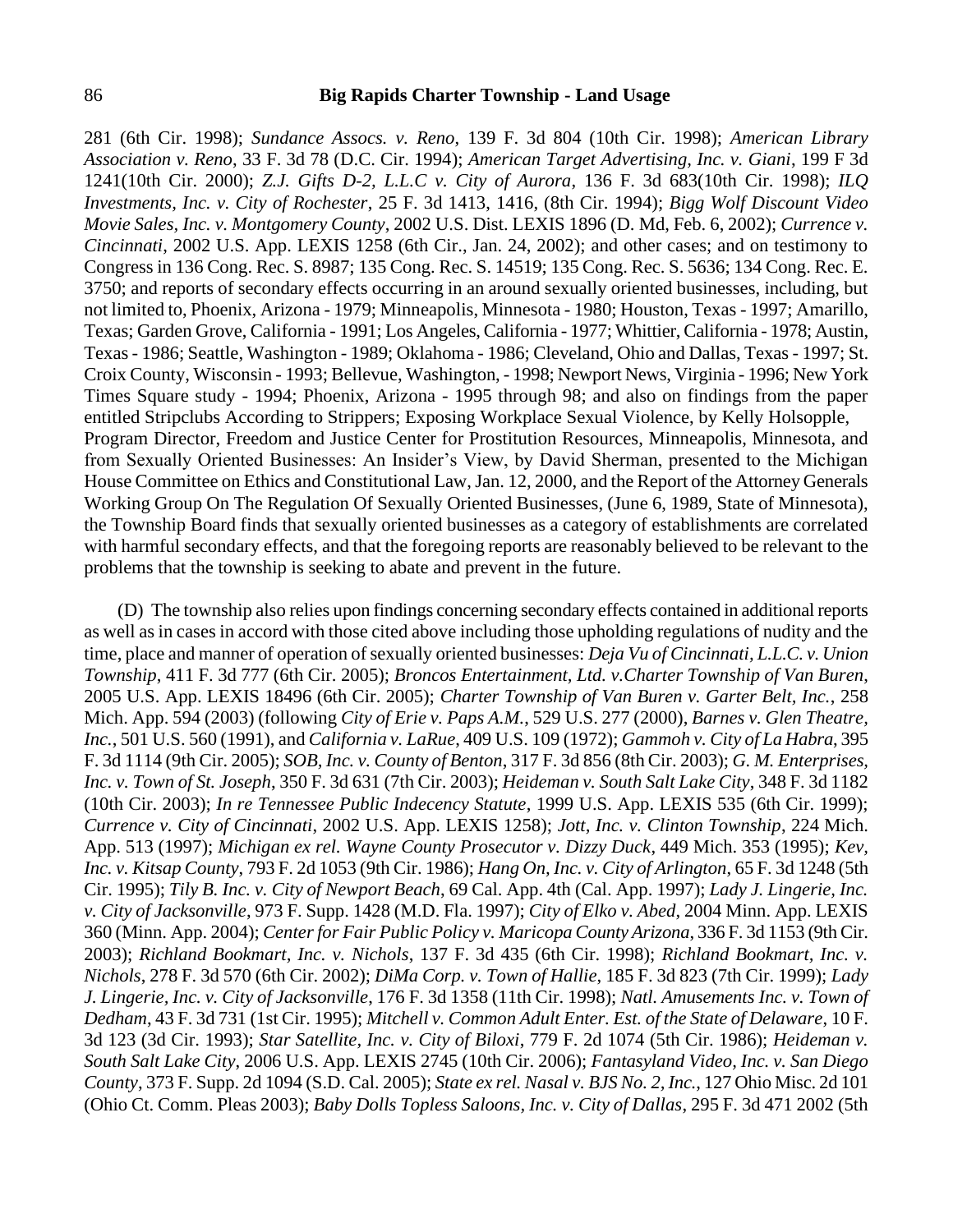281 (6th Cir. 1998); *Sundance Assocs. v. Reno*, 139 F. 3d 804 (10th Cir. 1998); *American Library Association v. Reno*, 33 F. 3d 78 (D.C. Cir. 1994); *American Target Advertising, Inc. v. Giani*, 199 F 3d 1241(10th Cir. 2000); *Z.J. Gifts D-2, L.L.C v. City of Aurora*, 136 F. 3d 683(10th Cir. 1998); *ILQ Investments, Inc. v. City of Rochester*, 25 F. 3d 1413, 1416, (8th Cir. 1994); *Bigg Wolf Discount Video Movie Sales, Inc. v. Montgomery County*, 2002 U.S. Dist. LEXIS 1896 (D. Md, Feb. 6, 2002); *Currence v. Cincinnati*, 2002 U.S. App. LEXIS 1258 (6th Cir., Jan. 24, 2002); and other cases; and on testimony to Congress in 136 Cong. Rec. S. 8987; 135 Cong. Rec. S. 14519; 135 Cong. Rec. S. 5636; 134 Cong. Rec. E. 3750; and reports of secondary effects occurring in an around sexually oriented businesses, including, but not limited to, Phoenix, Arizona - 1979; Minneapolis, Minnesota - 1980; Houston, Texas - 1997; Amarillo, Texas; Garden Grove, California - 1991; Los Angeles, California - 1977; Whittier, California - 1978; Austin, Texas - 1986; Seattle, Washington - 1989; Oklahoma - 1986; Cleveland, Ohio and Dallas, Texas - 1997; St. Croix County, Wisconsin - 1993; Bellevue, Washington, - 1998; Newport News, Virginia - 1996; New York Times Square study - 1994; Phoenix, Arizona - 1995 through 98; and also on findings from the paper entitled Stripclubs According to Strippers; Exposing Workplace Sexual Violence, by Kelly Holsopple, Program Director, Freedom and Justice Center for Prostitution Resources, Minneapolis, Minnesota, and from Sexually Oriented Businesses: An Insider's View, by David Sherman, presented to the Michigan House Committee on Ethics and Constitutional Law, Jan. 12, 2000, and the Report of the Attorney Generals Working Group On The Regulation Of Sexually Oriented Businesses, (June 6, 1989, State of Minnesota), the Township Board finds that sexually oriented businesses as a category of establishments are correlated with harmful secondary effects, and that the foregoing reports are reasonably believed to be relevant to the problems that the township is seeking to abate and prevent in the future.

(D) The township also relies upon findings concerning secondary effects contained in additional reports as well as in cases in accord with those cited above including those upholding regulations of nudity and the time, place and manner of operation of sexually oriented businesses: *Deja Vu of Cincinnati, L.L.C. v. Union Township*, 411 F. 3d 777 (6th Cir. 2005); *Broncos Entertainment, Ltd. v.Charter Township of Van Buren*, 2005 U.S. App. LEXIS 18496 (6th Cir. 2005); *Charter Township of Van Buren v. Garter Belt, Inc.*, 258 Mich. App. 594 (2003) (following *City of Erie v. Paps A.M.*, 529 U.S. 277 (2000), *Barnes v. Glen Theatre, Inc.*, 501 U.S. 560 (1991), and *California v. LaRue*, 409 U.S. 109 (1972); *Gammoh v. City of La Habra*, 395 F. 3d 1114 (9th Cir. 2005); *SOB, Inc. v. County of Benton*, 317 F. 3d 856 (8th Cir. 2003); *G. M. Enterprises, Inc. v. Town of St. Joseph*, 350 F. 3d 631 (7th Cir. 2003); *Heideman v. South Salt Lake City*, 348 F. 3d 1182 (10th Cir. 2003); *In re Tennessee Public Indecency Statute*, 1999 U.S. App. LEXIS 535 (6th Cir. 1999); *Currence v. City of Cincinnati*, 2002 U.S. App. LEXIS 1258); *Jott, Inc. v. Clinton Township*, 224 Mich. App. 513 (1997); *Michigan ex rel. Wayne County Prosecutor v. Dizzy Duck*, 449 Mich. 353 (1995); *Kev, Inc. v. Kitsap County*, 793 F. 2d 1053 (9th Cir. 1986); *Hang On, Inc. v. City of Arlington*, 65 F. 3d 1248 (5th Cir. 1995); *Tily B. Inc. v. City of Newport Beach*, 69 Cal. App. 4th (Cal. App. 1997); *Lady J. Lingerie, Inc. v. City of Jacksonville*, 973 F. Supp. 1428 (M.D. Fla. 1997); *City of Elko v. Abed*, 2004 Minn. App. LEXIS 360 (Minn. App. 2004); *Center for Fair Public Policy v. Maricopa County Arizona*, 336 F. 3d 1153 (9th Cir. 2003); *Richland Bookmart, Inc. v. Nichols*, 137 F. 3d 435 (6th Cir. 1998); *Richland Bookmart, Inc. v. Nichols*, 278 F. 3d 570 (6th Cir. 2002); *DiMa Corp. v. Town of Hallie*, 185 F. 3d 823 (7th Cir. 1999); *Lady J. Lingerie, Inc. v. City of Jacksonville*, 176 F. 3d 1358 (11th Cir. 1998); *Natl. Amusements Inc. v. Town of Dedham*, 43 F. 3d 731 (1st Cir. 1995); *Mitchell v. Common Adult Enter. Est. of the State of Delaware*, 10 F. 3d 123 (3d Cir. 1993); *Star Satellite, Inc. v. City of Biloxi*, 779 F. 2d 1074 (5th Cir. 1986); *Heideman v. South Salt Lake City*, 2006 U.S. App. LEXIS 2745 (10th Cir. 2006); *Fantasyland Video, Inc. v. San Diego County*, 373 F. Supp. 2d 1094 (S.D. Cal. 2005); *State ex rel. Nasal v. BJS No. 2, Inc.*, 127 Ohio Misc. 2d 101 (Ohio Ct. Comm. Pleas 2003); *Baby Dolls Topless Saloons, Inc. v. City of Dallas*, 295 F. 3d 471 2002 (5th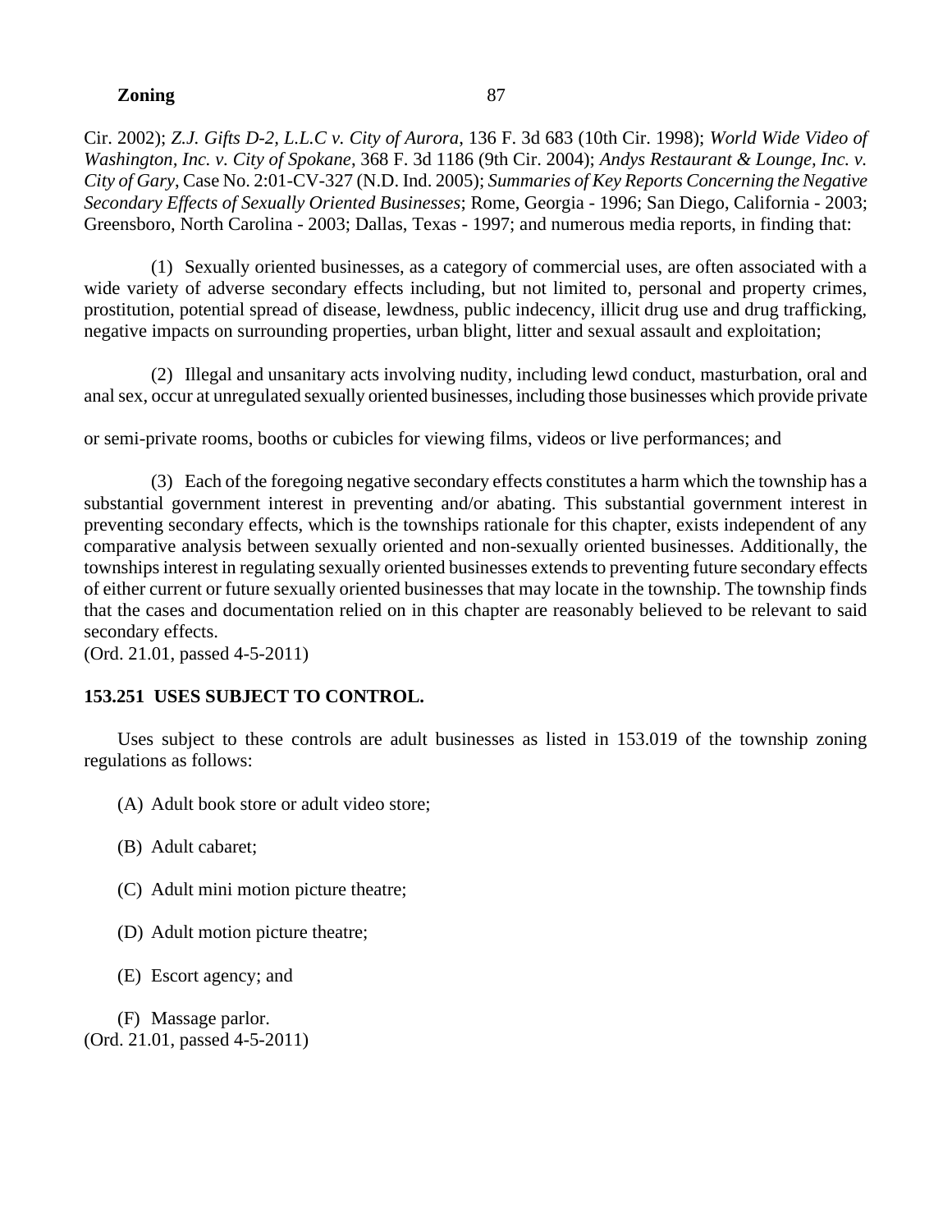Cir. 2002); *Z.J. Gifts D-2, L.L.C v. City of Aurora*, 136 F. 3d 683 (10th Cir. 1998); *World Wide Video of Washington, Inc. v. City of Spokane*, 368 F. 3d 1186 (9th Cir. 2004); *Andys Restaurant & Lounge, Inc. v. City of Gary*, Case No. 2:01-CV-327 (N.D. Ind. 2005); *Summaries of Key Reports Concerning the Negative Secondary Effects of Sexually Oriented Businesses*; Rome, Georgia - 1996; San Diego, California - 2003; Greensboro, North Carolina - 2003; Dallas, Texas - 1997; and numerous media reports, in finding that:

(1) Sexually oriented businesses, as a category of commercial uses, are often associated with a wide variety of adverse secondary effects including, but not limited to, personal and property crimes, prostitution, potential spread of disease, lewdness, public indecency, illicit drug use and drug trafficking, negative impacts on surrounding properties, urban blight, litter and sexual assault and exploitation;

(2) Illegal and unsanitary acts involving nudity, including lewd conduct, masturbation, oral and anal sex, occur at unregulated sexually oriented businesses, including those businesses which provide private or semi-private rooms, booths or cubicles for viewing films, videos or live performances; and

(3) Each of the foregoing negative secondary effects constitutes a harm which the township has a substantial government interest in preventing and/or abating. This substantial government interest in preventing secondary effects, which is the townships rationale for this chapter, exists independent of any comparative analysis between sexually oriented and non-sexually oriented businesses. Additionally, the townships interest in regulating sexually oriented businesses extends to preventing future secondary effects of either current or future sexually oriented businesses that may locate in the township. The township finds that the cases and documentation relied on in this chapter are reasonably believed to be relevant to said secondary effects.
(Ord. 21.01, passed 4-5-2011)

**153.251 USES SUBJECT TO CONTROL.**

Uses subject to these controls are adult businesses as listed in 153.019 of the township zoning regulations as follows:

(A) Adult book store or adult video store;

(B) Adult cabaret;

(C) Adult mini motion picture theatre;

(D) Adult motion picture theatre;

(E) Escort agency; and

(F) Massage parlor.
(Ord. 21.01, passed 4-5-2011)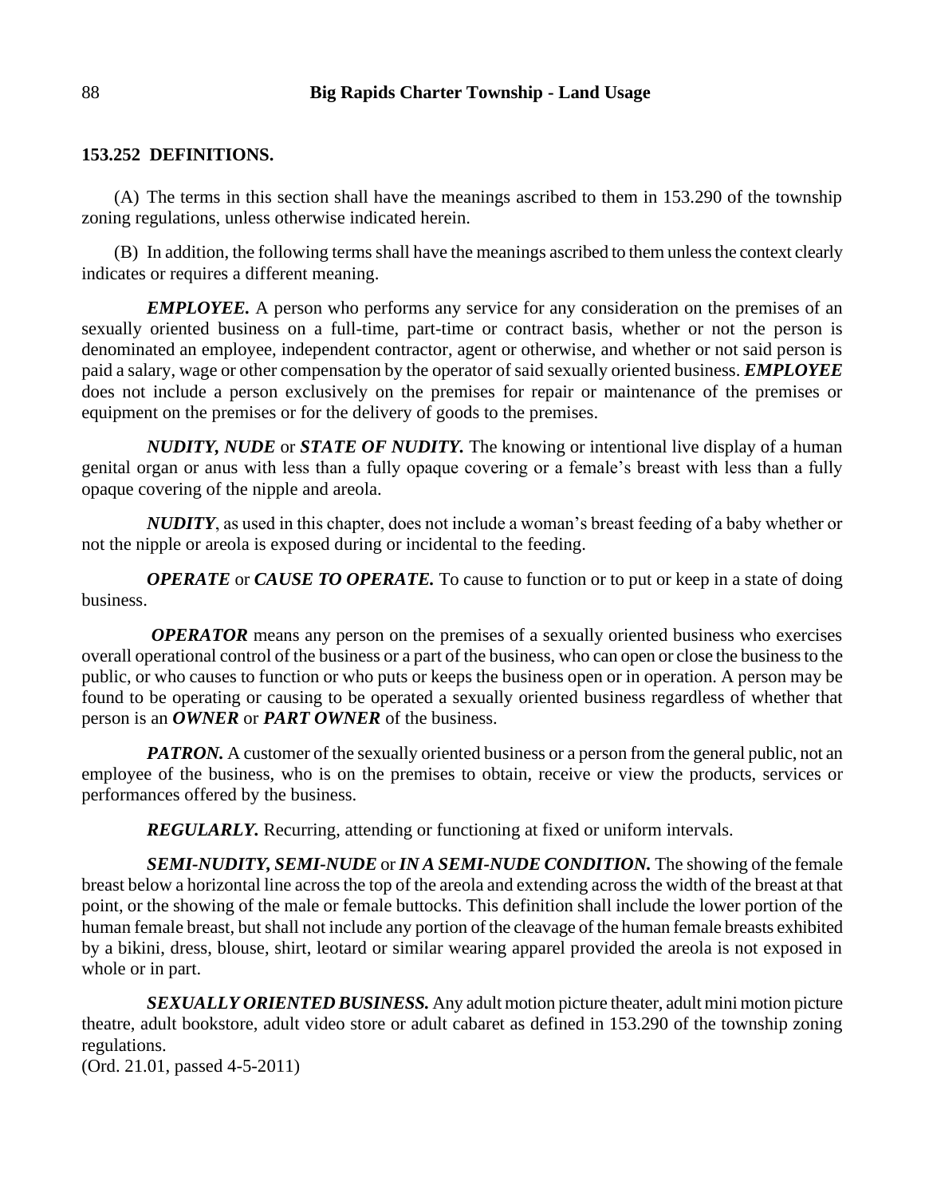**153.252 DEFINITIONS.**

(A) The terms in this section shall have the meanings ascribed to them in 153.290 of the township zoning regulations, unless otherwise indicated herein.

(B) In addition, the following terms shall have the meanings ascribed to them unless the context clearly indicates or requires a different meaning.

***EMPLOYEE.*** A person who performs any service for any consideration on the premises of an sexually oriented business on a full-time, part-time or contract basis, whether or not the person is denominated an employee, independent contractor, agent or otherwise, and whether or not said person is paid a salary, wage or other compensation by the operator of said sexually oriented business. ***EMPLOYEE*** does not include a person exclusively on the premises for repair or maintenance of the premises or equipment on the premises or for the delivery of goods to the premises.

***NUDITY, NUDE*** or ***STATE OF NUDITY.*** The knowing or intentional live display of a human genital organ or anus with less than a fully opaque covering or a female's breast with less than a fully opaque covering of the nipple and areola.

***NUDITY***, as used in this chapter, does not include a woman's breast feeding of a baby whether or not the nipple or areola is exposed during or incidental to the feeding.

***OPERATE*** or ***CAUSE TO OPERATE.*** To cause to function or to put or keep in a state of doing business.

***OPERATOR*** means any person on the premises of a sexually oriented business who exercises overall operational control of the business or a part of the business, who can open or close the business to the public, or who causes to function or who puts or keeps the business open or in operation. A person may be found to be operating or causing to be operated a sexually oriented business regardless of whether that person is an ***OWNER*** or ***PART OWNER*** of the business.

***PATRON.*** A customer of the sexually oriented business or a person from the general public, not an employee of the business, who is on the premises to obtain, receive or view the products, services or performances offered by the business.

***REGULARLY.*** Recurring, attending or functioning at fixed or uniform intervals.

***SEMI-NUDITY, SEMI-NUDE*** or ***IN A SEMI-NUDE CONDITION.*** The showing of the female breast below a horizontal line across the top of the areola and extending across the width of the breast at that point, or the showing of the male or female buttocks. This definition shall include the lower portion of the human female breast, but shall not include any portion of the cleavage of the human female breasts exhibited by a bikini, dress, blouse, shirt, leotard or similar wearing apparel provided the areola is not exposed in whole or in part.

***SEXUALLY ORIENTED BUSINESS.*** Any adult motion picture theater, adult mini motion picture theatre, adult bookstore, adult video store or adult cabaret as defined in 153.290 of the township zoning regulations.
(Ord. 21.01, passed 4-5-2011)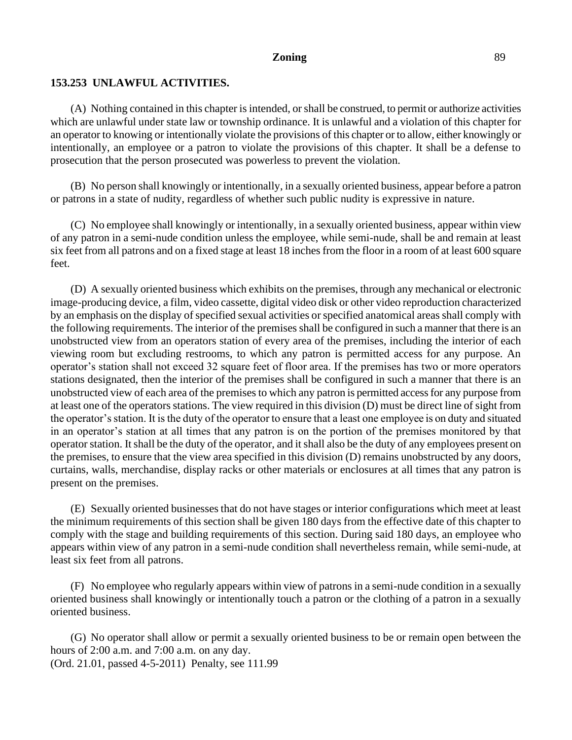**153.253 UNLAWFUL ACTIVITIES.**

(A) Nothing contained in this chapter is intended, or shall be construed, to permit or authorize activities which are unlawful under state law or township ordinance. It is unlawful and a violation of this chapter for an operator to knowing or intentionally violate the provisions of this chapter or to allow, either knowingly or intentionally, an employee or a patron to violate the provisions of this chapter. It shall be a defense to prosecution that the person prosecuted was powerless to prevent the violation.

(B) No person shall knowingly or intentionally, in a sexually oriented business, appear before a patron or patrons in a state of nudity, regardless of whether such public nudity is expressive in nature.

(C) No employee shall knowingly or intentionally, in a sexually oriented business, appear within view of any patron in a semi-nude condition unless the employee, while semi-nude, shall be and remain at least six feet from all patrons and on a fixed stage at least 18 inches from the floor in a room of at least 600 square feet.

(D) A sexually oriented business which exhibits on the premises, through any mechanical or electronic image-producing device, a film, video cassette, digital video disk or other video reproduction characterized by an emphasis on the display of specified sexual activities or specified anatomical areas shall comply with the following requirements. The interior of the premises shall be configured in such a manner that there is an unobstructed view from an operators station of every area of the premises, including the interior of each viewing room but excluding restrooms, to which any patron is permitted access for any purpose. An operator's station shall not exceed 32 square feet of floor area. If the premises has two or more operators stations designated, then the interior of the premises shall be configured in such a manner that there is an unobstructed view of each area of the premises to which any patron is permitted access for any purpose from at least one of the operators stations. The view required in this division (D) must be direct line of sight from the operator's station. It is the duty of the operator to ensure that a least one employee is on duty and situated in an operator's station at all times that any patron is on the portion of the premises monitored by that operator station. It shall be the duty of the operator, and it shall also be the duty of any employees present on the premises, to ensure that the view area specified in this division (D) remains unobstructed by any doors, curtains, walls, merchandise, display racks or other materials or enclosures at all times that any patron is present on the premises.

(E) Sexually oriented businesses that do not have stages or interior configurations which meet at least the minimum requirements of this section shall be given 180 days from the effective date of this chapter to comply with the stage and building requirements of this section. During said 180 days, an employee who appears within view of any patron in a semi-nude condition shall nevertheless remain, while semi-nude, at least six feet from all patrons.

(F) No employee who regularly appears within view of patrons in a semi-nude condition in a sexually oriented business shall knowingly or intentionally touch a patron or the clothing of a patron in a sexually oriented business.

(G) No operator shall allow or permit a sexually oriented business to be or remain open between the hours of 2:00 a.m. and 7:00 a.m. on any day.
(Ord. 21.01, passed 4-5-2011) Penalty, see 111.99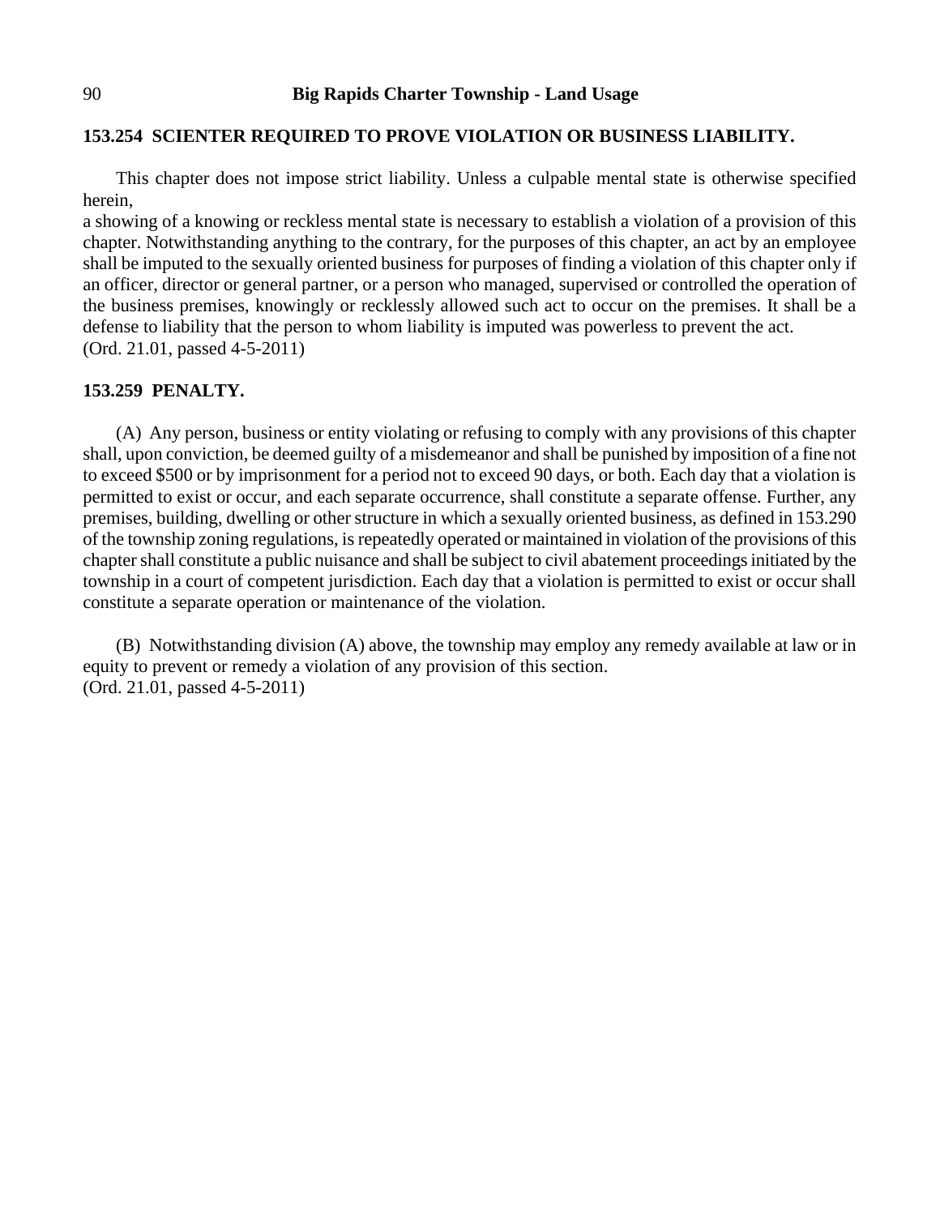### 153.254 SCIENTER REQUIRED TO PROVE VIOLATION OR BUSINESS LIABILITY.

This chapter does not impose strict liability. Unless a culpable mental state is otherwise specified herein,
a showing of a knowing or reckless mental state is necessary to establish a violation of a provision of this chapter. Notwithstanding anything to the contrary, for the purposes of this chapter, an act by an employee shall be imputed to the sexually oriented business for purposes of finding a violation of this chapter only if an officer, director or general partner, or a person who managed, supervised or controlled the operation of the business premises, knowingly or recklessly allowed such act to occur on the premises. It shall be a defense to liability that the person to whom liability is imputed was powerless to prevent the act.
(Ord. 21.01, passed 4-5-2011)

### 153.259 PENALTY.

(A) Any person, business or entity violating or refusing to comply with any provisions of this chapter shall, upon conviction, be deemed guilty of a misdemeanor and shall be punished by imposition of a fine not to exceed $500 or by imprisonment for a period not to exceed 90 days, or both. Each day that a violation is permitted to exist or occur, and each separate occurrence, shall constitute a separate offense. Further, any premises, building, dwelling or other structure in which a sexually oriented business, as defined in 153.290 of the township zoning regulations, is repeatedly operated or maintained in violation of the provisions of this chapter shall constitute a public nuisance and shall be subject to civil abatement proceedings initiated by the township in a court of competent jurisdiction. Each day that a violation is permitted to exist or occur shall constitute a separate operation or maintenance of the violation.

(B) Notwithstanding division (A) above, the township may employ any remedy available at law or in equity to prevent or remedy a violation of any provision of this section.
(Ord. 21.01, passed 4-5-2011)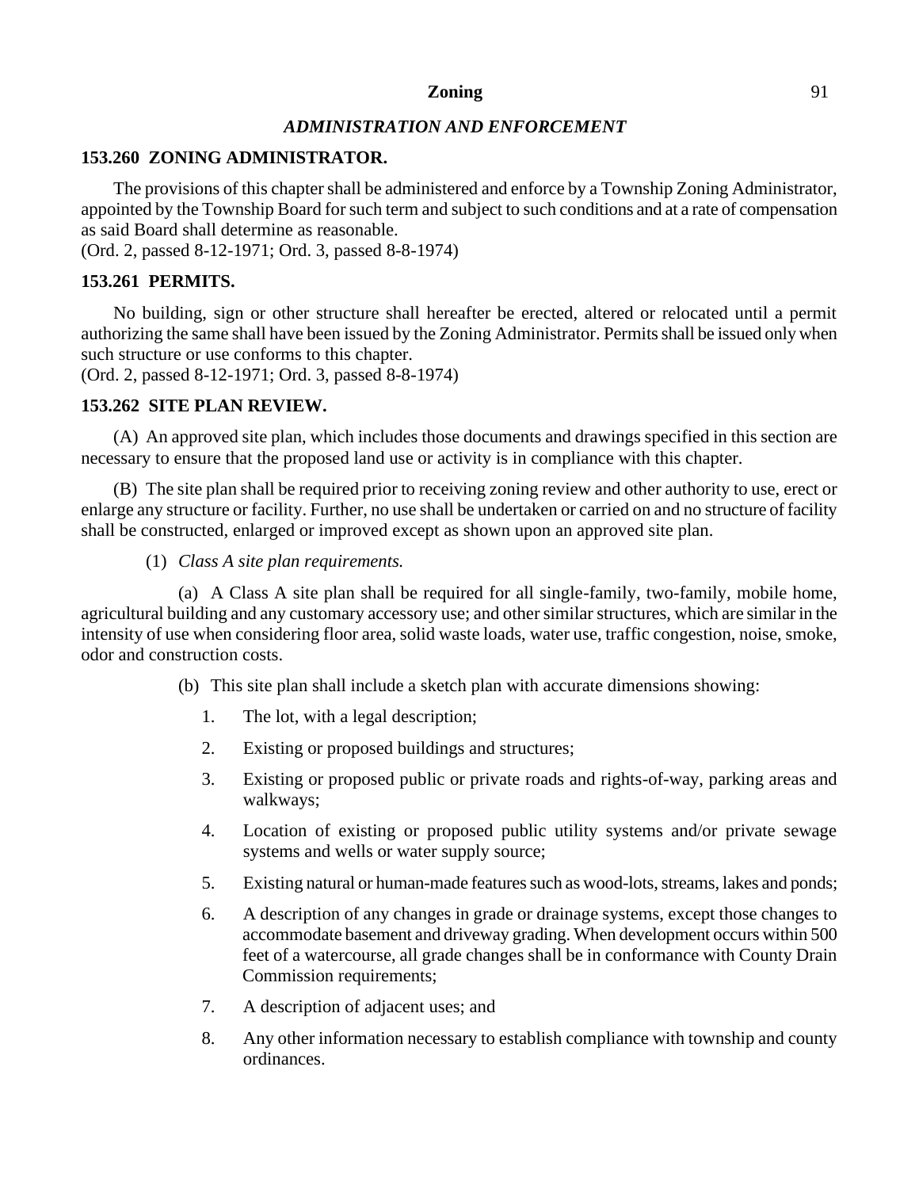## *ADMINISTRATION AND ENFORCEMENT*

### 153.260 ZONING ADMINISTRATOR.

The provisions of this chapter shall be administered and enforce by a Township Zoning Administrator, appointed by the Township Board for such term and subject to such conditions and at a rate of compensation as said Board shall determine as reasonable.
(Ord. 2, passed 8-12-1971; Ord. 3, passed 8-8-1974)

### 153.261 PERMITS.

No building, sign or other structure shall hereafter be erected, altered or relocated until a permit authorizing the same shall have been issued by the Zoning Administrator. Permits shall be issued only when such structure or use conforms to this chapter.
(Ord. 2, passed 8-12-1971; Ord. 3, passed 8-8-1974)

### 153.262 SITE PLAN REVIEW.

(A) An approved site plan, which includes those documents and drawings specified in this section are necessary to ensure that the proposed land use or activity is in compliance with this chapter.

(B) The site plan shall be required prior to receiving zoning review and other authority to use, erect or enlarge any structure or facility. Further, no use shall be undertaken or carried on and no structure of facility shall be constructed, enlarged or improved except as shown upon an approved site plan.

(1) *Class A site plan requirements.*

(a) A Class A site plan shall be required for all single-family, two-family, mobile home, agricultural building and any customary accessory use; and other similar structures, which are similar in the intensity of use when considering floor area, solid waste loads, water use, traffic congestion, noise, smoke, odor and construction costs.

(b) This site plan shall include a sketch plan with accurate dimensions showing:

1. The lot, with a legal description;
2. Existing or proposed buildings and structures;
3. Existing or proposed public or private roads and rights-of-way, parking areas and walkways;
4. Location of existing or proposed public utility systems and/or private sewage systems and wells or water supply source;
5. Existing natural or human-made features such as wood-lots, streams, lakes and ponds;
6. A description of any changes in grade or drainage systems, except those changes to accommodate basement and driveway grading. When development occurs within 500 feet of a watercourse, all grade changes shall be in conformance with County Drain Commission requirements;
7. A description of adjacent uses; and
8. Any other information necessary to establish compliance with township and county ordinances.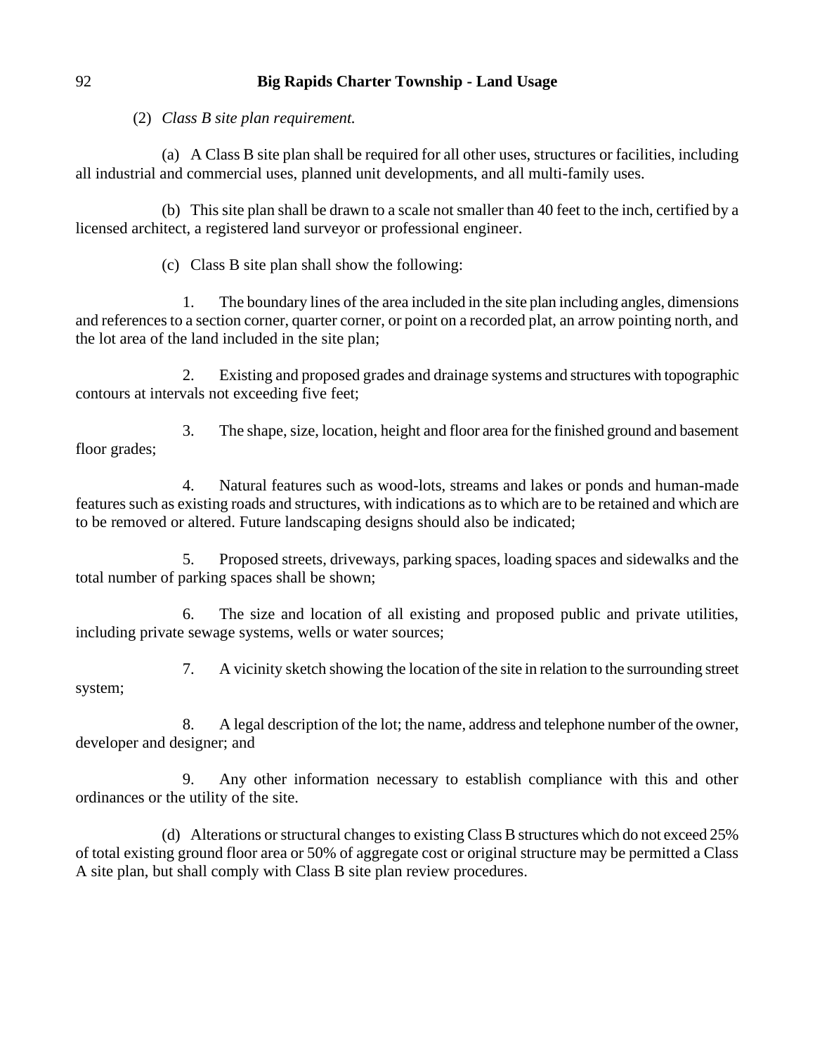(2) *Class B site plan requirement.*

(a) A Class B site plan shall be required for all other uses, structures or facilities, including all industrial and commercial uses, planned unit developments, and all multi-family uses.

(b) This site plan shall be drawn to a scale not smaller than 40 feet to the inch, certified by a licensed architect, a registered land surveyor or professional engineer.

(c) Class B site plan shall show the following:

1. The boundary lines of the area included in the site plan including angles, dimensions and references to a section corner, quarter corner, or point on a recorded plat, an arrow pointing north, and the lot area of the land included in the site plan;

2. Existing and proposed grades and drainage systems and structures with topographic contours at intervals not exceeding five feet;

3. The shape, size, location, height and floor area for the finished ground and basement floor grades;

4. Natural features such as wood-lots, streams and lakes or ponds and human-made features such as existing roads and structures, with indications as to which are to be retained and which are to be removed or altered. Future landscaping designs should also be indicated;

5. Proposed streets, driveways, parking spaces, loading spaces and sidewalks and the total number of parking spaces shall be shown;

6. The size and location of all existing and proposed public and private utilities, including private sewage systems, wells or water sources;

7. A vicinity sketch showing the location of the site in relation to the surrounding street system;

8. A legal description of the lot; the name, address and telephone number of the owner, developer and designer; and

9. Any other information necessary to establish compliance with this and other ordinances or the utility of the site.

(d) Alterations or structural changes to existing Class B structures which do not exceed 25% of total existing ground floor area or 50% of aggregate cost or original structure may be permitted a Class A site plan, but shall comply with Class B site plan review procedures.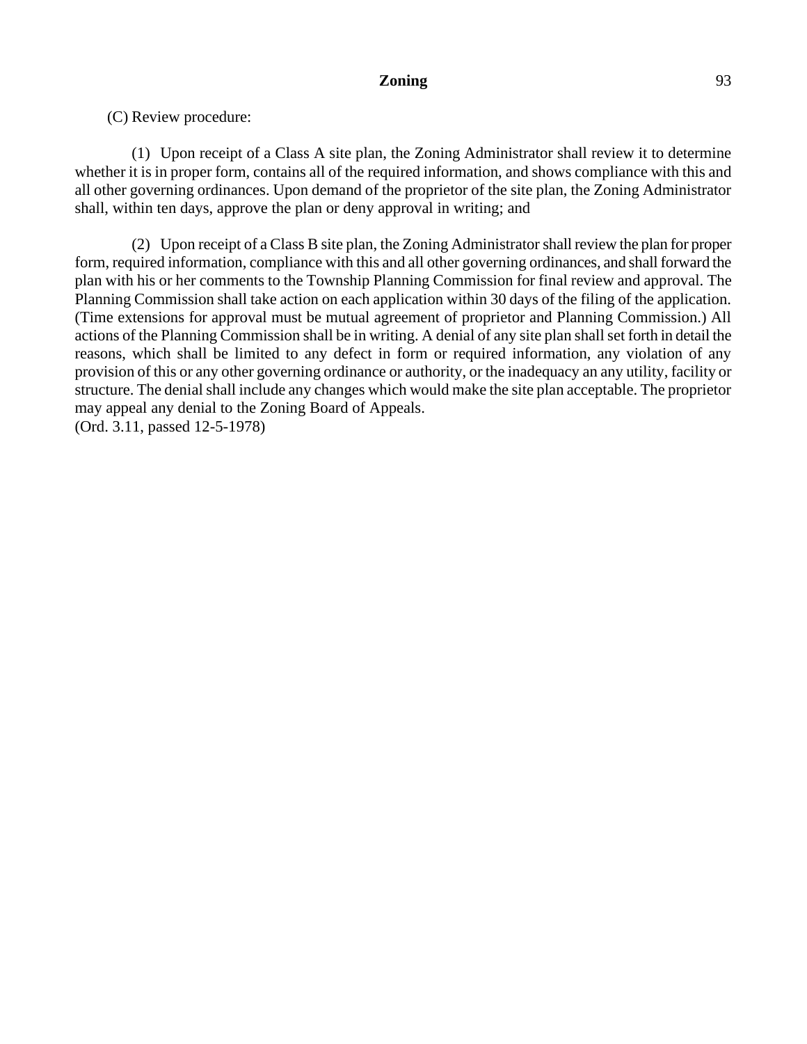(C) Review procedure:

(1) Upon receipt of a Class A site plan, the Zoning Administrator shall review it to determine whether it is in proper form, contains all of the required information, and shows compliance with this and all other governing ordinances. Upon demand of the proprietor of the site plan, the Zoning Administrator shall, within ten days, approve the plan or deny approval in writing; and

(2) Upon receipt of a Class B site plan, the Zoning Administrator shall review the plan for proper form, required information, compliance with this and all other governing ordinances, and shall forward the plan with his or her comments to the Township Planning Commission for final review and approval. The Planning Commission shall take action on each application within 30 days of the filing of the application. (Time extensions for approval must be mutual agreement of proprietor and Planning Commission.) All actions of the Planning Commission shall be in writing. A denial of any site plan shall set forth in detail the reasons, which shall be limited to any defect in form or required information, any violation of any provision of this or any other governing ordinance or authority, or the inadequacy an any utility, facility or structure. The denial shall include any changes which would make the site plan acceptable. The proprietor may appeal any denial to the Zoning Board of Appeals.

(Ord. 3.11, passed 12-5-1978)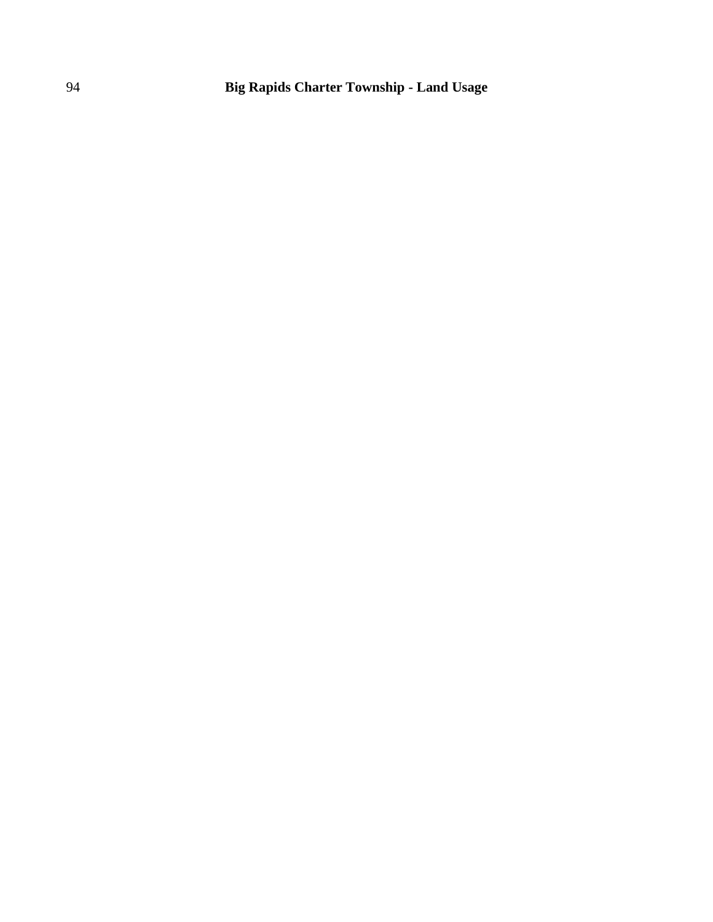# Big Rapids Charter Township - Land Usage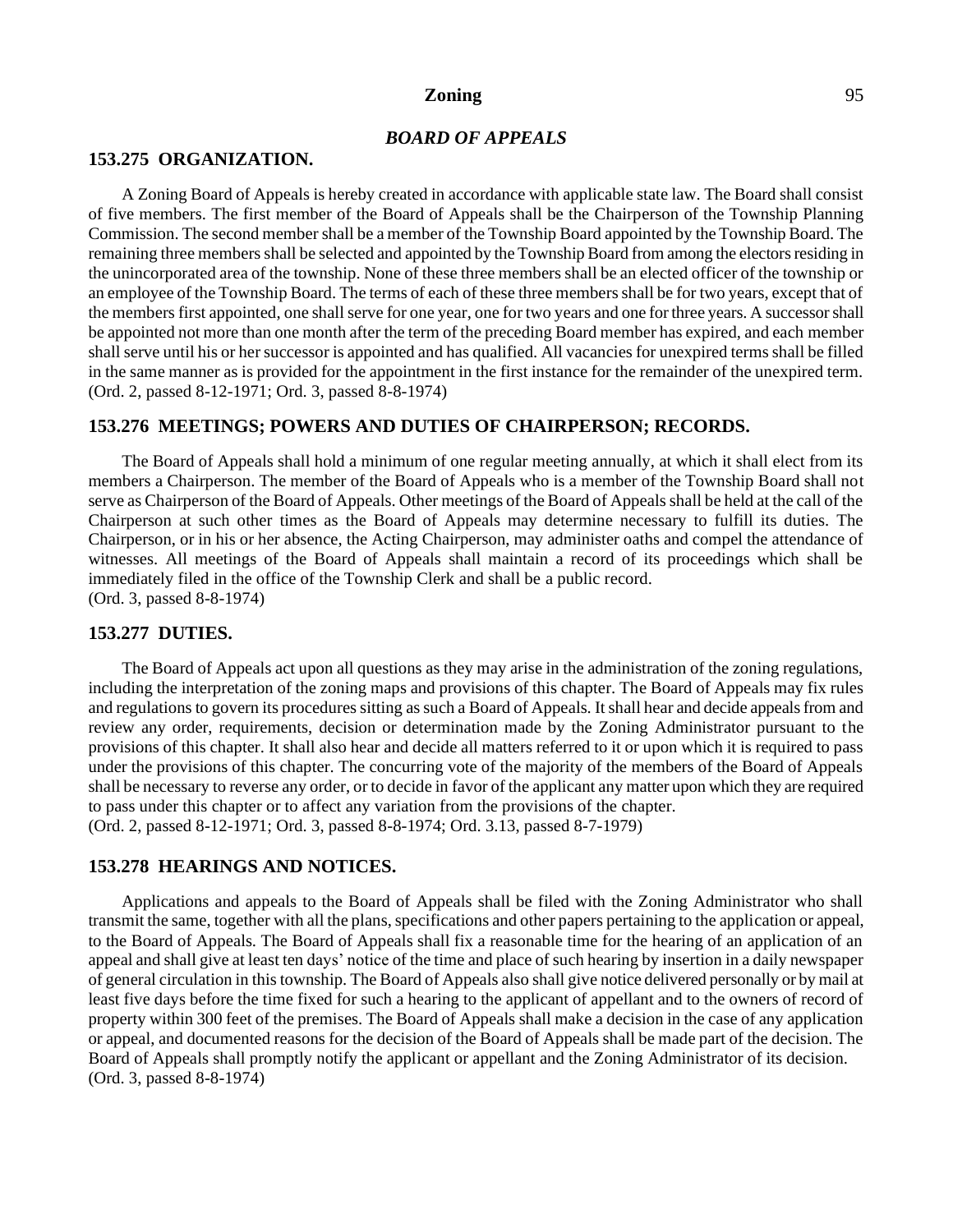## *BOARD OF APPEALS*

### 153.275 ORGANIZATION.

A Zoning Board of Appeals is hereby created in accordance with applicable state law. The Board shall consist of five members. The first member of the Board of Appeals shall be the Chairperson of the Township Planning Commission. The second member shall be a member of the Township Board appointed by the Township Board. The remaining three members shall be selected and appointed by the Township Board from among the electors residing in the unincorporated area of the township. None of these three members shall be an elected officer of the township or an employee of the Township Board. The terms of each of these three members shall be for two years, except that of the members first appointed, one shall serve for one year, one for two years and one for three years. A successor shall be appointed not more than one month after the term of the preceding Board member has expired, and each member shall serve until his or her successor is appointed and has qualified. All vacancies for unexpired terms shall be filled in the same manner as is provided for the appointment in the first instance for the remainder of the unexpired term.
(Ord. 2, passed 8-12-1971; Ord. 3, passed 8-8-1974)

### 153.276 MEETINGS; POWERS AND DUTIES OF CHAIRPERSON; RECORDS.

The Board of Appeals shall hold a minimum of one regular meeting annually, at which it shall elect from its members a Chairperson. The member of the Board of Appeals who is a member of the Township Board shall not serve as Chairperson of the Board of Appeals. Other meetings of the Board of Appeals shall be held at the call of the Chairperson at such other times as the Board of Appeals may determine necessary to fulfill its duties. The Chairperson, or in his or her absence, the Acting Chairperson, may administer oaths and compel the attendance of witnesses. All meetings of the Board of Appeals shall maintain a record of its proceedings which shall be immediately filed in the office of the Township Clerk and shall be a public record.
(Ord. 3, passed 8-8-1974)

### 153.277 DUTIES.

The Board of Appeals act upon all questions as they may arise in the administration of the zoning regulations, including the interpretation of the zoning maps and provisions of this chapter. The Board of Appeals may fix rules and regulations to govern its procedures sitting as such a Board of Appeals. It shall hear and decide appeals from and review any order, requirements, decision or determination made by the Zoning Administrator pursuant to the provisions of this chapter. It shall also hear and decide all matters referred to it or upon which it is required to pass under the provisions of this chapter. The concurring vote of the majority of the members of the Board of Appeals shall be necessary to reverse any order, or to decide in favor of the applicant any matter upon which they are required to pass under this chapter or to affect any variation from the provisions of the chapter.
(Ord. 2, passed 8-12-1971; Ord. 3, passed 8-8-1974; Ord. 3.13, passed 8-7-1979)

### 153.278 HEARINGS AND NOTICES.

Applications and appeals to the Board of Appeals shall be filed with the Zoning Administrator who shall transmit the same, together with all the plans, specifications and other papers pertaining to the application or appeal, to the Board of Appeals. The Board of Appeals shall fix a reasonable time for the hearing of an application of an appeal and shall give at least ten days' notice of the time and place of such hearing by insertion in a daily newspaper of general circulation in this township. The Board of Appeals also shall give notice delivered personally or by mail at least five days before the time fixed for such a hearing to the applicant of appellant and to the owners of record of property within 300 feet of the premises. The Board of Appeals shall make a decision in the case of any application or appeal, and documented reasons for the decision of the Board of Appeals shall be made part of the decision. The Board of Appeals shall promptly notify the applicant or appellant and the Zoning Administrator of its decision.
(Ord. 3, passed 8-8-1974)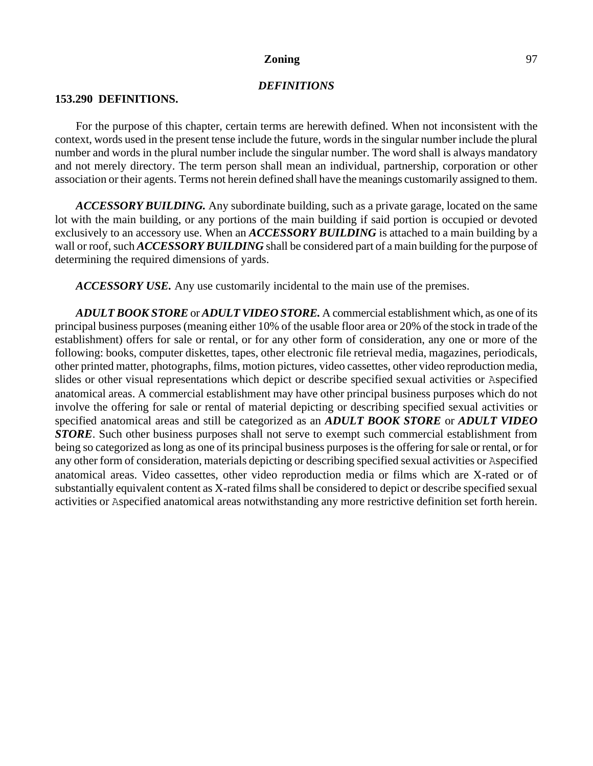## DEFINITIONS

### 153.290 DEFINITIONS.

For the purpose of this chapter, certain terms are herewith defined. When not inconsistent with the context, words used in the present tense include the future, words in the singular number include the plural number and words in the plural number include the singular number. The word shall is always mandatory and not merely directory. The term person shall mean an individual, partnership, corporation or other association or their agents. Terms not herein defined shall have the meanings customarily assigned to them.

***ACCESSORY BUILDING.*** Any subordinate building, such as a private garage, located on the same lot with the main building, or any portions of the main building if said portion is occupied or devoted exclusively to an accessory use. When an ***ACCESSORY BUILDING*** is attached to a main building by a wall or roof, such ***ACCESSORY BUILDING*** shall be considered part of a main building for the purpose of determining the required dimensions of yards.

***ACCESSORY USE.*** Any use customarily incidental to the main use of the premises.

***ADULT BOOK STORE*** or ***ADULT VIDEO STORE.*** A commercial establishment which, as one of its principal business purposes (meaning either 10% of the usable floor area or 20% of the stock in trade of the establishment) offers for sale or rental, or for any other form of consideration, any one or more of the following: books, computer diskettes, tapes, other electronic file retrieval media, magazines, periodicals, other printed matter, photographs, films, motion pictures, video cassettes, other video reproduction media, slides or other visual representations which depict or describe specified sexual activities or Aspecified anatomical areas. A commercial establishment may have other principal business purposes which do not involve the offering for sale or rental of material depicting or describing specified sexual activities or specified anatomical areas and still be categorized as an ***ADULT BOOK STORE*** or ***ADULT VIDEO STORE***. Such other business purposes shall not serve to exempt such commercial establishment from being so categorized as long as one of its principal business purposes is the offering for sale or rental, or for any other form of consideration, materials depicting or describing specified sexual activities or Aspecified anatomical areas. Video cassettes, other video reproduction media or films which are X-rated or of substantially equivalent content as X-rated films shall be considered to depict or describe specified sexual activities or Aspecified anatomical areas notwithstanding any more restrictive definition set forth herein.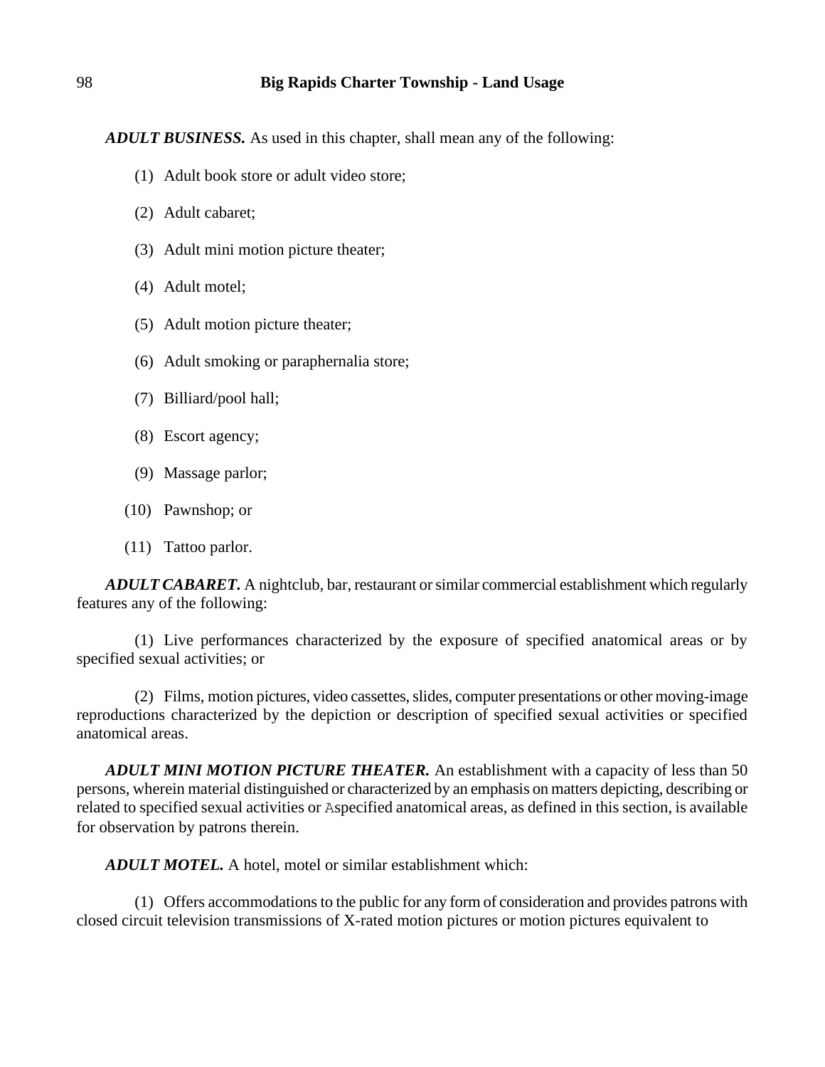***ADULT BUSINESS.*** As used in this chapter, shall mean any of the following:

(1) Adult book store or adult video store;

(2) Adult cabaret;

(3) Adult mini motion picture theater;

(4) Adult motel;

(5) Adult motion picture theater;

(6) Adult smoking or paraphernalia store;

(7) Billiard/pool hall;

(8) Escort agency;

(9) Massage parlor;

(10) Pawnshop; or

(11) Tattoo parlor.

***ADULT CABARET.*** A nightclub, bar, restaurant or similar commercial establishment which regularly features any of the following:

(1) Live performances characterized by the exposure of specified anatomical areas or by specified sexual activities; or

(2) Films, motion pictures, video cassettes, slides, computer presentations or other moving-image reproductions characterized by the depiction or description of specified sexual activities or specified anatomical areas.

***ADULT MINI MOTION PICTURE THEATER.*** An establishment with a capacity of less than 50 persons, wherein material distinguished or characterized by an emphasis on matters depicting, describing or related to specified sexual activities or Aspecified anatomical areas, as defined in this section, is available for observation by patrons therein.

***ADULT MOTEL.*** A hotel, motel or similar establishment which:

(1) Offers accommodations to the public for any form of consideration and provides patrons with closed circuit television transmissions of X-rated motion pictures or motion pictures equivalent to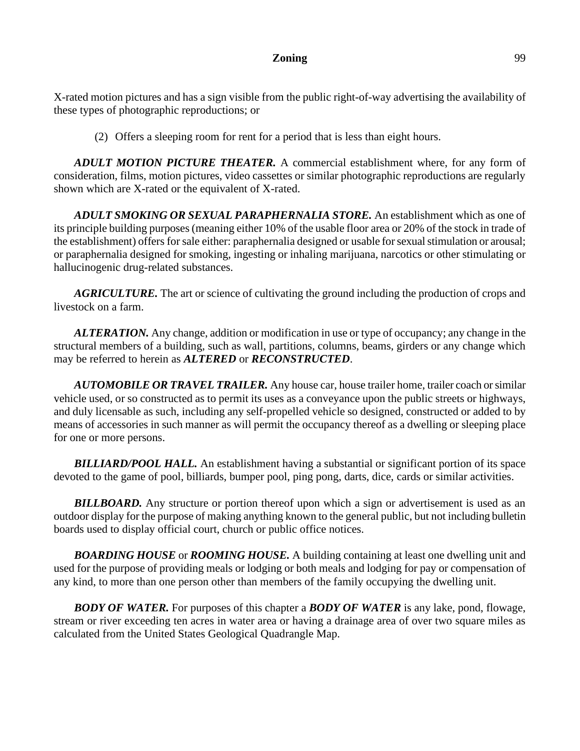X-rated motion pictures and has a sign visible from the public right-of-way advertising the availability of these types of photographic reproductions; or

(2) Offers a sleeping room for rent for a period that is less than eight hours.

***ADULT MOTION PICTURE THEATER.*** A commercial establishment where, for any form of consideration, films, motion pictures, video cassettes or similar photographic reproductions are regularly shown which are X-rated or the equivalent of X-rated.

***ADULT SMOKING OR SEXUAL PARAPHERNALIA STORE.*** An establishment which as one of its principle building purposes (meaning either 10% of the usable floor area or 20% of the stock in trade of the establishment) offers for sale either: paraphernalia designed or usable for sexual stimulation or arousal; or paraphernalia designed for smoking, ingesting or inhaling marijuana, narcotics or other stimulating or hallucinogenic drug-related substances.

***AGRICULTURE.*** The art or science of cultivating the ground including the production of crops and livestock on a farm.

***ALTERATION.*** Any change, addition or modification in use or type of occupancy; any change in the structural members of a building, such as wall, partitions, columns, beams, girders or any change which may be referred to herein as ***ALTERED*** or ***RECONSTRUCTED***.

***AUTOMOBILE OR TRAVEL TRAILER.*** Any house car, house trailer home, trailer coach or similar vehicle used, or so constructed as to permit its uses as a conveyance upon the public streets or highways, and duly licensable as such, including any self-propelled vehicle so designed, constructed or added to by means of accessories in such manner as will permit the occupancy thereof as a dwelling or sleeping place for one or more persons.

***BILLIARD/POOL HALL.*** An establishment having a substantial or significant portion of its space devoted to the game of pool, billiards, bumper pool, ping pong, darts, dice, cards or similar activities.

***BILLBOARD.*** Any structure or portion thereof upon which a sign or advertisement is used as an outdoor display for the purpose of making anything known to the general public, but not including bulletin boards used to display official court, church or public office notices.

***BOARDING HOUSE*** or ***ROOMING HOUSE.*** A building containing at least one dwelling unit and used for the purpose of providing meals or lodging or both meals and lodging for pay or compensation of any kind, to more than one person other than members of the family occupying the dwelling unit.

***BODY OF WATER.*** For purposes of this chapter a ***BODY OF WATER*** is any lake, pond, flowage, stream or river exceeding ten acres in water area or having a drainage area of over two square miles as calculated from the United States Geological Quadrangle Map.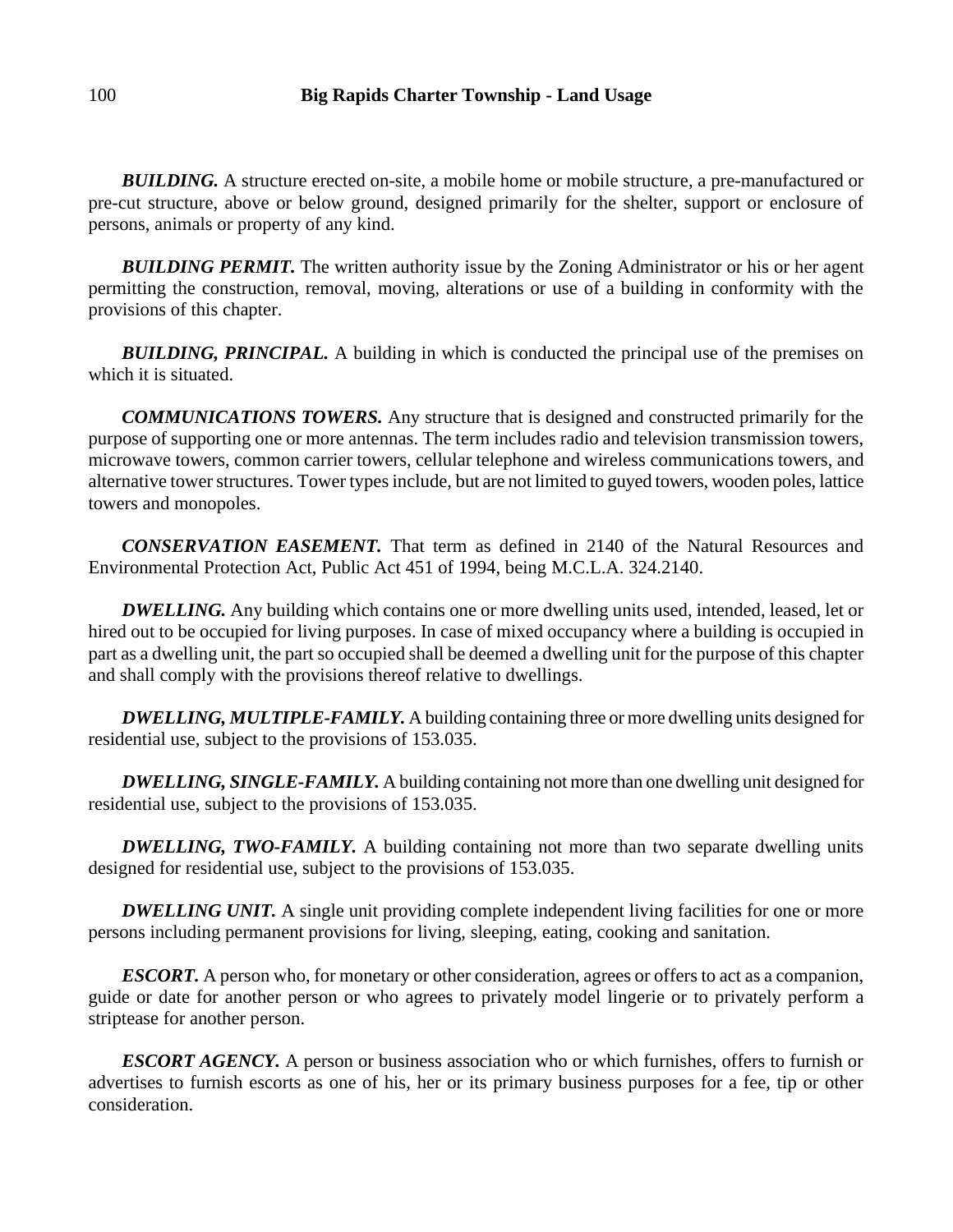***BUILDING.*** A structure erected on-site, a mobile home or mobile structure, a pre-manufactured or pre-cut structure, above or below ground, designed primarily for the shelter, support or enclosure of persons, animals or property of any kind.

***BUILDING PERMIT.*** The written authority issue by the Zoning Administrator or his or her agent permitting the construction, removal, moving, alterations or use of a building in conformity with the provisions of this chapter.

***BUILDING, PRINCIPAL.*** A building in which is conducted the principal use of the premises on which it is situated.

***COMMUNICATIONS TOWERS.*** Any structure that is designed and constructed primarily for the purpose of supporting one or more antennas. The term includes radio and television transmission towers, microwave towers, common carrier towers, cellular telephone and wireless communications towers, and alternative tower structures. Tower types include, but are not limited to guyed towers, wooden poles, lattice towers and monopoles.

***CONSERVATION EASEMENT.*** That term as defined in 2140 of the Natural Resources and Environmental Protection Act, Public Act 451 of 1994, being M.C.L.A. 324.2140.

***DWELLING.*** Any building which contains one or more dwelling units used, intended, leased, let or hired out to be occupied for living purposes. In case of mixed occupancy where a building is occupied in part as a dwelling unit, the part so occupied shall be deemed a dwelling unit for the purpose of this chapter and shall comply with the provisions thereof relative to dwellings.

***DWELLING, MULTIPLE-FAMILY.*** A building containing three or more dwelling units designed for residential use, subject to the provisions of 153.035.

***DWELLING, SINGLE-FAMILY.*** A building containing not more than one dwelling unit designed for residential use, subject to the provisions of 153.035.

***DWELLING, TWO-FAMILY.*** A building containing not more than two separate dwelling units designed for residential use, subject to the provisions of 153.035.

***DWELLING UNIT.*** A single unit providing complete independent living facilities for one or more persons including permanent provisions for living, sleeping, eating, cooking and sanitation.

***ESCORT.*** A person who, for monetary or other consideration, agrees or offers to act as a companion, guide or date for another person or who agrees to privately model lingerie or to privately perform a striptease for another person.

***ESCORT AGENCY.*** A person or business association who or which furnishes, offers to furnish or advertises to furnish escorts as one of his, her or its primary business purposes for a fee, tip or other consideration.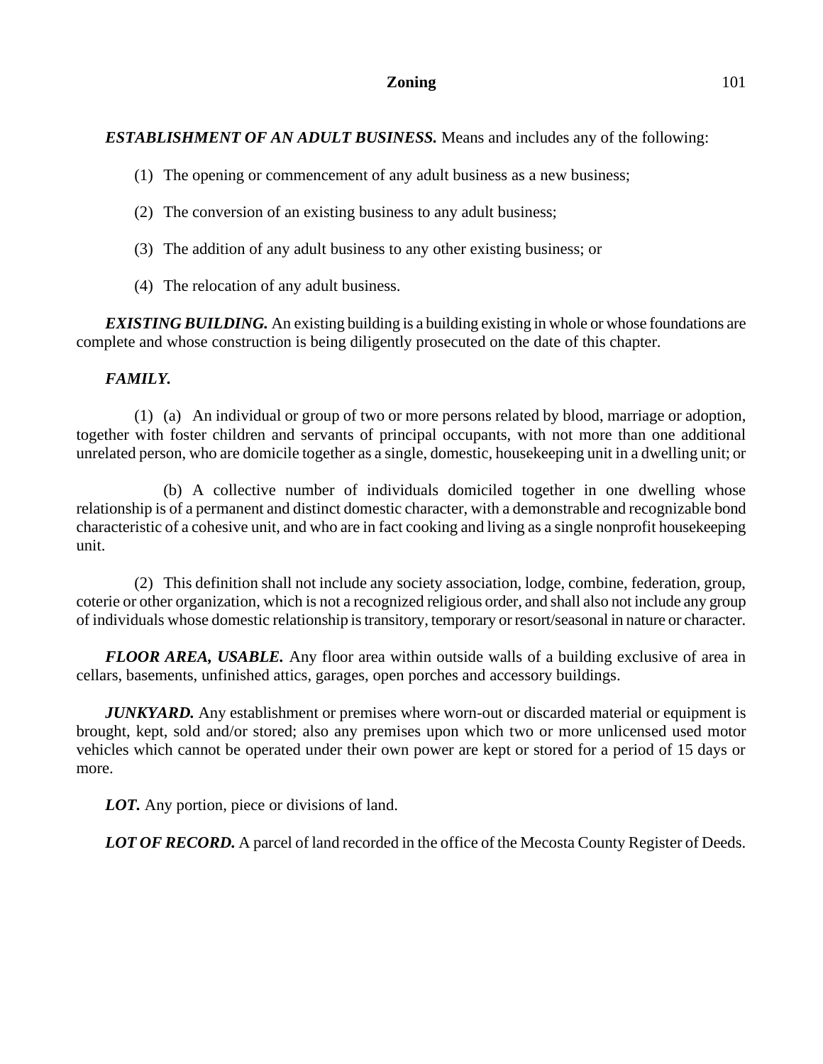***ESTABLISHMENT OF AN ADULT BUSINESS.*** Means and includes any of the following:

(1) The opening or commencement of any adult business as a new business;

(2) The conversion of an existing business to any adult business;

(3) The addition of any adult business to any other existing business; or

(4) The relocation of any adult business.

***EXISTING BUILDING.*** An existing building is a building existing in whole or whose foundations are complete and whose construction is being diligently prosecuted on the date of this chapter.

***FAMILY.***

(1) (a) An individual or group of two or more persons related by blood, marriage or adoption, together with foster children and servants of principal occupants, with not more than one additional unrelated person, who are domicile together as a single, domestic, housekeeping unit in a dwelling unit; or

(b) A collective number of individuals domiciled together in one dwelling whose relationship is of a permanent and distinct domestic character, with a demonstrable and recognizable bond characteristic of a cohesive unit, and who are in fact cooking and living as a single nonprofit housekeeping unit.

(2) This definition shall not include any society association, lodge, combine, federation, group, coterie or other organization, which is not a recognized religious order, and shall also not include any group of individuals whose domestic relationship is transitory, temporary or resort/seasonal in nature or character.

***FLOOR AREA, USABLE.*** Any floor area within outside walls of a building exclusive of area in cellars, basements, unfinished attics, garages, open porches and accessory buildings.

***JUNKYARD.*** Any establishment or premises where worn-out or discarded material or equipment is brought, kept, sold and/or stored; also any premises upon which two or more unlicensed used motor vehicles which cannot be operated under their own power are kept or stored for a period of 15 days or more.

***LOT.*** Any portion, piece or divisions of land.

***LOT OF RECORD.*** A parcel of land recorded in the office of the Mecosta County Register of Deeds.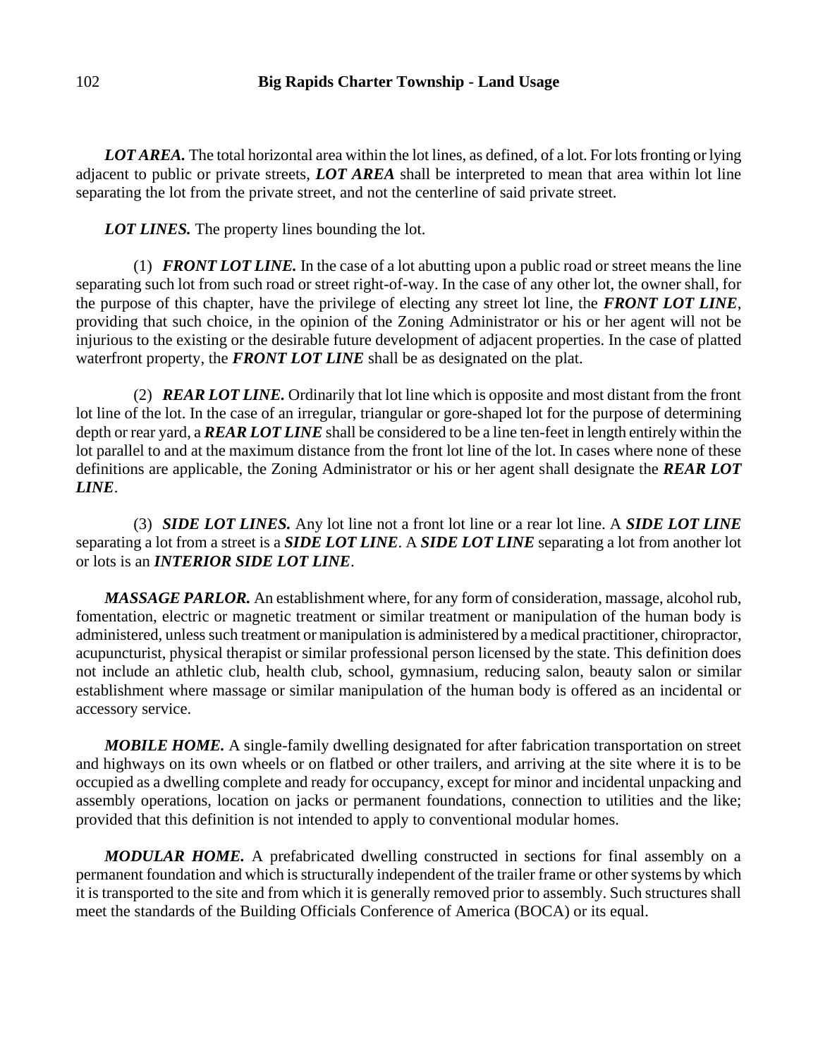***LOT AREA.*** The total horizontal area within the lot lines, as defined, of a lot. For lots fronting or lying adjacent to public or private streets, ***LOT AREA*** shall be interpreted to mean that area within lot line separating the lot from the private street, and not the centerline of said private street.

***LOT LINES.*** The property lines bounding the lot.

(1) ***FRONT LOT LINE.*** In the case of a lot abutting upon a public road or street means the line separating such lot from such road or street right-of-way. In the case of any other lot, the owner shall, for the purpose of this chapter, have the privilege of electing any street lot line, the ***FRONT LOT LINE***, providing that such choice, in the opinion of the Zoning Administrator or his or her agent will not be injurious to the existing or the desirable future development of adjacent properties. In the case of platted waterfront property, the ***FRONT LOT LINE*** shall be as designated on the plat.

(2) ***REAR LOT LINE.*** Ordinarily that lot line which is opposite and most distant from the front lot line of the lot. In the case of an irregular, triangular or gore-shaped lot for the purpose of determining depth or rear yard, a ***REAR LOT LINE*** shall be considered to be a line ten-feet in length entirely within the lot parallel to and at the maximum distance from the front lot line of the lot. In cases where none of these definitions are applicable, the Zoning Administrator or his or her agent shall designate the ***REAR LOT LINE***.

(3) ***SIDE LOT LINES.*** Any lot line not a front lot line or a rear lot line. A ***SIDE LOT LINE*** separating a lot from a street is a ***SIDE LOT LINE***. A ***SIDE LOT LINE*** separating a lot from another lot or lots is an ***INTERIOR SIDE LOT LINE***.

***MASSAGE PARLOR.*** An establishment where, for any form of consideration, massage, alcohol rub, fomentation, electric or magnetic treatment or similar treatment or manipulation of the human body is administered, unless such treatment or manipulation is administered by a medical practitioner, chiropractor, acupuncturist, physical therapist or similar professional person licensed by the state. This definition does not include an athletic club, health club, school, gymnasium, reducing salon, beauty salon or similar establishment where massage or similar manipulation of the human body is offered as an incidental or accessory service.

***MOBILE HOME.*** A single-family dwelling designated for after fabrication transportation on street and highways on its own wheels or on flatbed or other trailers, and arriving at the site where it is to be occupied as a dwelling complete and ready for occupancy, except for minor and incidental unpacking and assembly operations, location on jacks or permanent foundations, connection to utilities and the like; provided that this definition is not intended to apply to conventional modular homes.

***MODULAR HOME.*** A prefabricated dwelling constructed in sections for final assembly on a permanent foundation and which is structurally independent of the trailer frame or other systems by which it is transported to the site and from which it is generally removed prior to assembly. Such structures shall meet the standards of the Building Officials Conference of America (BOCA) or its equal.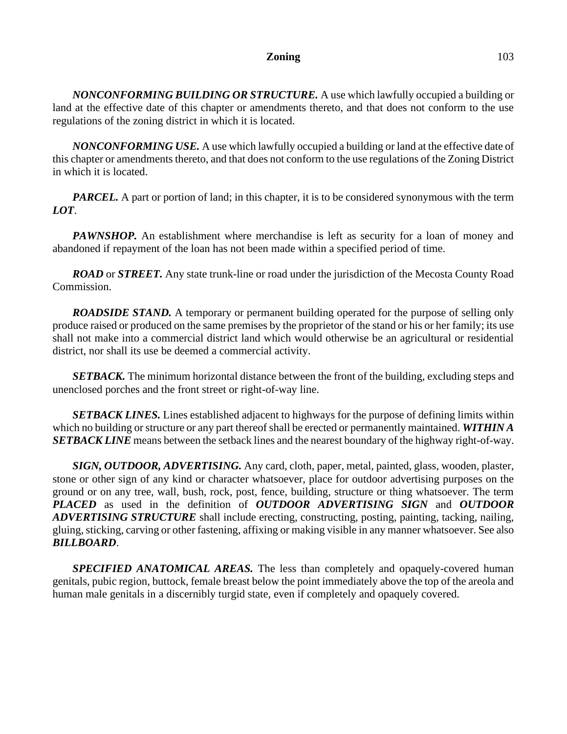***NONCONFORMING BUILDING OR STRUCTURE.*** A use which lawfully occupied a building or land at the effective date of this chapter or amendments thereto, and that does not conform to the use regulations of the zoning district in which it is located.

***NONCONFORMING USE.*** A use which lawfully occupied a building or land at the effective date of this chapter or amendments thereto, and that does not conform to the use regulations of the Zoning District in which it is located.

***PARCEL.*** A part or portion of land; in this chapter, it is to be considered synonymous with the term ***LOT***.

***PAWNSHOP.*** An establishment where merchandise is left as security for a loan of money and abandoned if repayment of the loan has not been made within a specified period of time.

***ROAD*** or ***STREET.*** Any state trunk-line or road under the jurisdiction of the Mecosta County Road Commission.

***ROADSIDE STAND.*** A temporary or permanent building operated for the purpose of selling only produce raised or produced on the same premises by the proprietor of the stand or his or her family; its use shall not make into a commercial district land which would otherwise be an agricultural or residential district, nor shall its use be deemed a commercial activity.

***SETBACK.*** The minimum horizontal distance between the front of the building, excluding steps and unenclosed porches and the front street or right-of-way line.

***SETBACK LINES.*** Lines established adjacent to highways for the purpose of defining limits within which no building or structure or any part thereof shall be erected or permanently maintained. ***WITHIN A SETBACK LINE*** means between the setback lines and the nearest boundary of the highway right-of-way.

***SIGN, OUTDOOR, ADVERTISING.*** Any card, cloth, paper, metal, painted, glass, wooden, plaster, stone or other sign of any kind or character whatsoever, place for outdoor advertising purposes on the ground or on any tree, wall, bush, rock, post, fence, building, structure or thing whatsoever. The term ***PLACED*** as used in the definition of ***OUTDOOR ADVERTISING SIGN*** and ***OUTDOOR ADVERTISING STRUCTURE*** shall include erecting, constructing, posting, painting, tacking, nailing, gluing, sticking, carving or other fastening, affixing or making visible in any manner whatsoever. See also ***BILLBOARD***.

***SPECIFIED ANATOMICAL AREAS.*** The less than completely and opaquely-covered human genitals, pubic region, buttock, female breast below the point immediately above the top of the areola and human male genitals in a discernibly turgid state, even if completely and opaquely covered.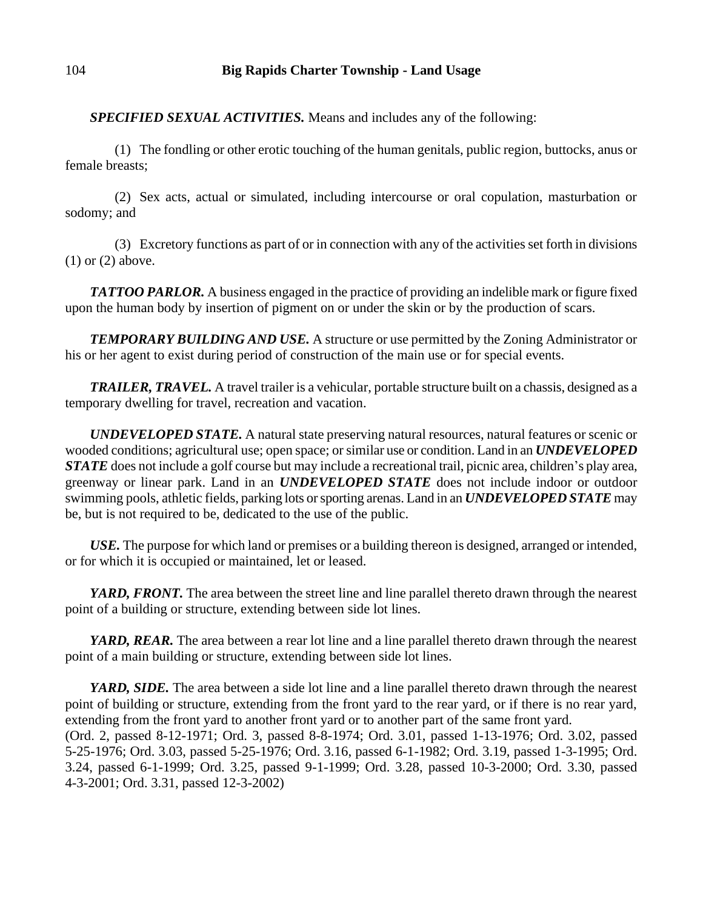***SPECIFIED SEXUAL ACTIVITIES.*** Means and includes any of the following:

(1) The fondling or other erotic touching of the human genitals, public region, buttocks, anus or female breasts;

(2) Sex acts, actual or simulated, including intercourse or oral copulation, masturbation or sodomy; and

(3) Excretory functions as part of or in connection with any of the activities set forth in divisions (1) or (2) above.

***TATTOO PARLOR.*** A business engaged in the practice of providing an indelible mark or figure fixed upon the human body by insertion of pigment on or under the skin or by the production of scars.

***TEMPORARY BUILDING AND USE.*** A structure or use permitted by the Zoning Administrator or his or her agent to exist during period of construction of the main use or for special events.

***TRAILER, TRAVEL.*** A travel trailer is a vehicular, portable structure built on a chassis, designed as a temporary dwelling for travel, recreation and vacation.

***UNDEVELOPED STATE.*** A natural state preserving natural resources, natural features or scenic or wooded conditions; agricultural use; open space; or similar use or condition. Land in an ***UNDEVELOPED STATE*** does not include a golf course but may include a recreational trail, picnic area, children's play area, greenway or linear park. Land in an ***UNDEVELOPED STATE*** does not include indoor or outdoor swimming pools, athletic fields, parking lots or sporting arenas. Land in an ***UNDEVELOPED STATE*** may be, but is not required to be, dedicated to the use of the public.

***USE.*** The purpose for which land or premises or a building thereon is designed, arranged or intended, or for which it is occupied or maintained, let or leased.

***YARD, FRONT.*** The area between the street line and line parallel thereto drawn through the nearest point of a building or structure, extending between side lot lines.

***YARD, REAR.*** The area between a rear lot line and a line parallel thereto drawn through the nearest point of a main building or structure, extending between side lot lines.

***YARD, SIDE.*** The area between a side lot line and a line parallel thereto drawn through the nearest point of building or structure, extending from the front yard to the rear yard, or if there is no rear yard, extending from the front yard to another front yard or to another part of the same front yard.
(Ord. 2, passed 8-12-1971; Ord. 3, passed 8-8-1974; Ord. 3.01, passed 1-13-1976; Ord. 3.02, passed 5-25-1976; Ord. 3.03, passed 5-25-1976; Ord. 3.16, passed 6-1-1982; Ord. 3.19, passed 1-3-1995; Ord. 3.24, passed 6-1-1999; Ord. 3.25, passed 9-1-1999; Ord. 3.28, passed 10-3-2000; Ord. 3.30, passed 4-3-2001; Ord. 3.31, passed 12-3-2002)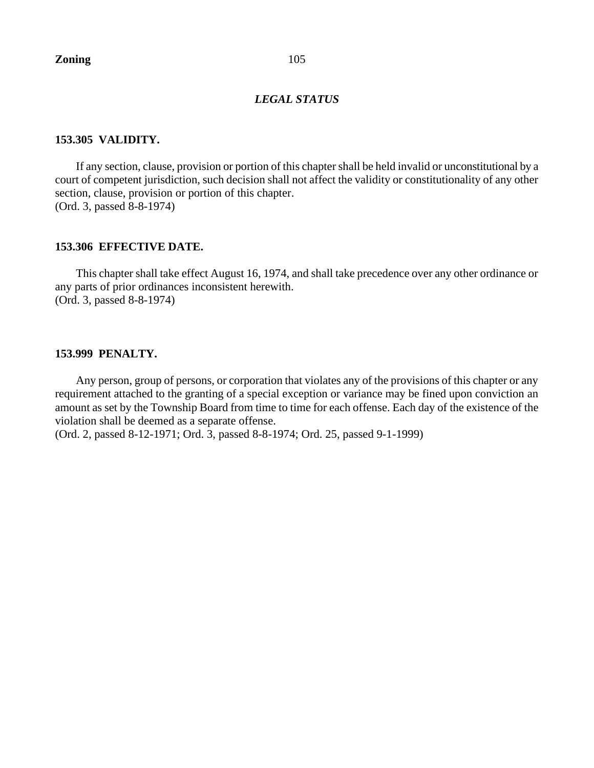## *LEGAL STATUS*

### 153.305 VALIDITY.

If any section, clause, provision or portion of this chapter shall be held invalid or unconstitutional by a court of competent jurisdiction, such decision shall not affect the validity or constitutionality of any other section, clause, provision or portion of this chapter.
(Ord. 3, passed 8-8-1974)

### 153.306 EFFECTIVE DATE.

This chapter shall take effect August 16, 1974, and shall take precedence over any other ordinance or any parts of prior ordinances inconsistent herewith.
(Ord. 3, passed 8-8-1974)

### 153.999 PENALTY.

Any person, group of persons, or corporation that violates any of the provisions of this chapter or any requirement attached to the granting of a special exception or variance may be fined upon conviction an amount as set by the Township Board from time to time for each offense. Each day of the existence of the violation shall be deemed as a separate offense.
(Ord. 2, passed 8-12-1971; Ord. 3, passed 8-8-1974; Ord. 25, passed 9-1-1999)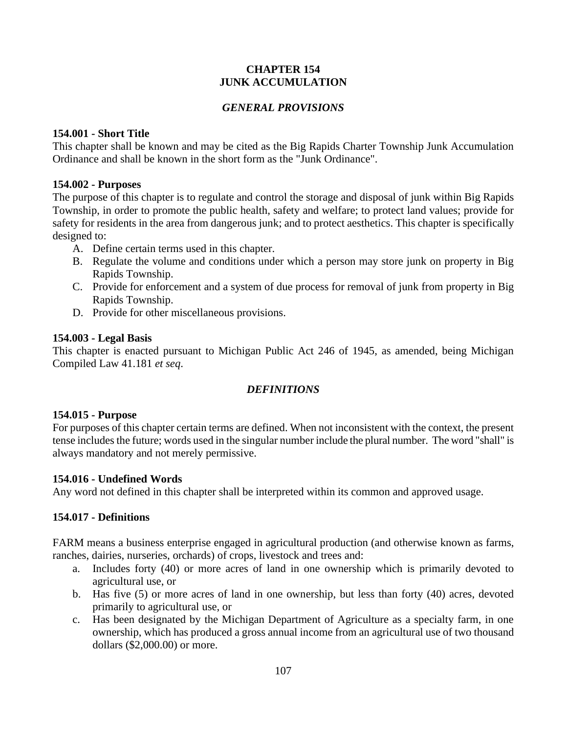# CHAPTER 154
# JUNK ACCUMULATION

## *GENERAL PROVISIONS*

### 154.001 - Short Title

This chapter shall be known and may be cited as the Big Rapids Charter Township Junk Accumulation Ordinance and shall be known in the short form as the "Junk Ordinance".

### 154.002 - Purposes

The purpose of this chapter is to regulate and control the storage and disposal of junk within Big Rapids Township, in order to promote the public health, safety and welfare; to protect land values; provide for safety for residents in the area from dangerous junk; and to protect aesthetics. This chapter is specifically designed to:

A. Define certain terms used in this chapter.
B. Regulate the volume and conditions under which a person may store junk on property in Big Rapids Township.
C. Provide for enforcement and a system of due process for removal of junk from property in Big Rapids Township.
D. Provide for other miscellaneous provisions.

### 154.003 - Legal Basis

This chapter is enacted pursuant to Michigan Public Act 246 of 1945, as amended, being Michigan Compiled Law 41.181 *et seq*.

## *DEFINITIONS*

### 154.015 - Purpose

For purposes of this chapter certain terms are defined. When not inconsistent with the context, the present tense includes the future; words used in the singular number include the plural number. The word "shall" is always mandatory and not merely permissive.

### 154.016 - Undefined Words

Any word not defined in this chapter shall be interpreted within its common and approved usage.

### 154.017 - Definitions

FARM means a business enterprise engaged in agricultural production (and otherwise known as farms, ranches, dairies, nurseries, orchards) of crops, livestock and trees and:

a. Includes forty (40) or more acres of land in one ownership which is primarily devoted to agricultural use, or
b. Has five (5) or more acres of land in one ownership, but less than forty (40) acres, devoted primarily to agricultural use, or
c. Has been designated by the Michigan Department of Agriculture as a specialty farm, in one ownership, which has produced a gross annual income from an agricultural use of two thousand dollars ($2,000.00) or more.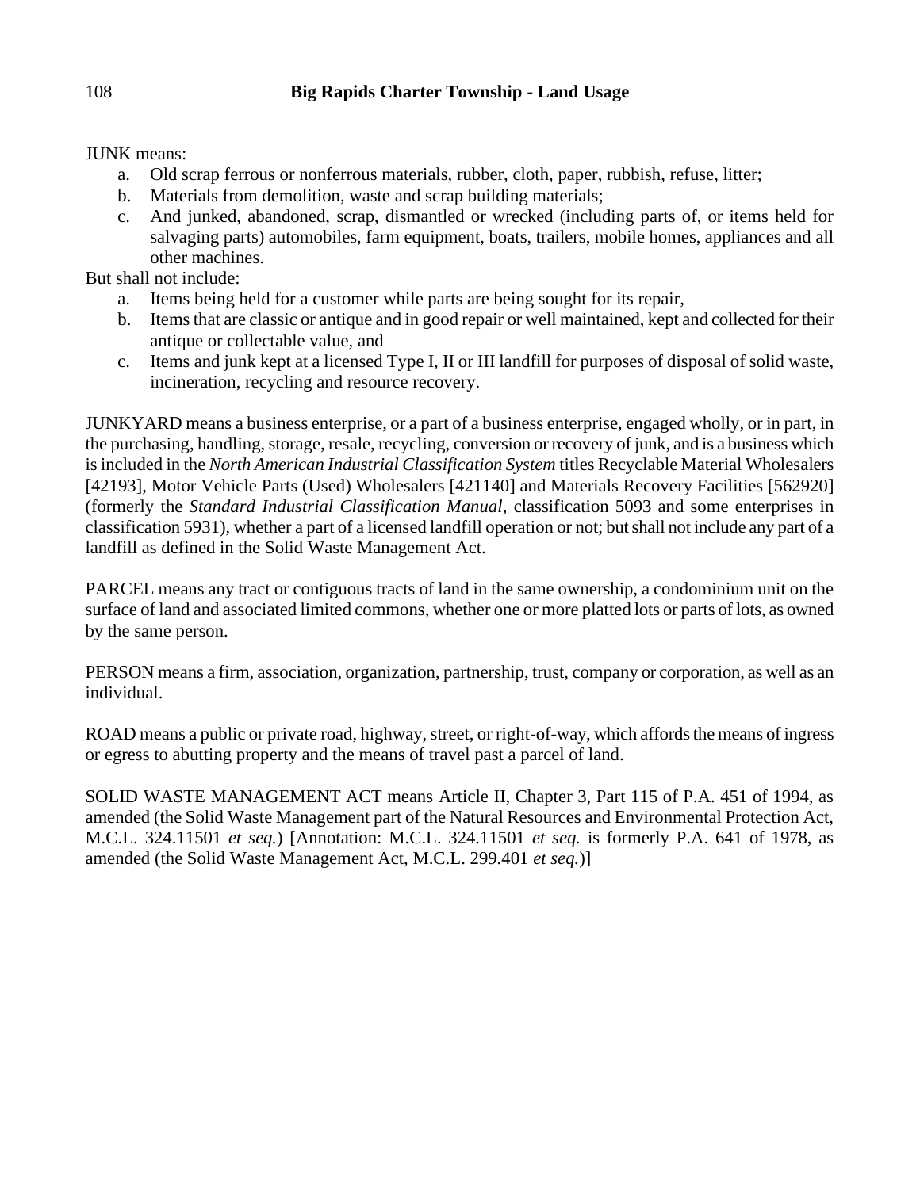JUNK means:

a. Old scrap ferrous or nonferrous materials, rubber, cloth, paper, rubbish, refuse, litter;
b. Materials from demolition, waste and scrap building materials;
c. And junked, abandoned, scrap, dismantled or wrecked (including parts of, or items held for salvaging parts) automobiles, farm equipment, boats, trailers, mobile homes, appliances and all other machines.

But shall not include:

a. Items being held for a customer while parts are being sought for its repair,
b. Items that are classic or antique and in good repair or well maintained, kept and collected for their antique or collectable value, and
c. Items and junk kept at a licensed Type I, II or III landfill for purposes of disposal of solid waste, incineration, recycling and resource recovery.

JUNKYARD means a business enterprise, or a part of a business enterprise, engaged wholly, or in part, in the purchasing, handling, storage, resale, recycling, conversion or recovery of junk, and is a business which is included in the *North American Industrial Classification System* titles Recyclable Material Wholesalers [42193], Motor Vehicle Parts (Used) Wholesalers [421140] and Materials Recovery Facilities [562920] (formerly the *Standard Industrial Classification Manual*, classification 5093 and some enterprises in classification 5931), whether a part of a licensed landfill operation or not; but shall not include any part of a landfill as defined in the Solid Waste Management Act.

PARCEL means any tract or contiguous tracts of land in the same ownership, a condominium unit on the surface of land and associated limited commons, whether one or more platted lots or parts of lots, as owned by the same person.

PERSON means a firm, association, organization, partnership, trust, company or corporation, as well as an individual.

ROAD means a public or private road, highway, street, or right-of-way, which affords the means of ingress or egress to abutting property and the means of travel past a parcel of land.

SOLID WASTE MANAGEMENT ACT means Article II, Chapter 3, Part 115 of P.A. 451 of 1994, as amended (the Solid Waste Management part of the Natural Resources and Environmental Protection Act, M.C.L. 324.11501 *et seq.*) [Annotation: M.C.L. 324.11501 *et seq.* is formerly P.A. 641 of 1978, as amended (the Solid Waste Management Act, M.C.L. 299.401 *et seq.*)]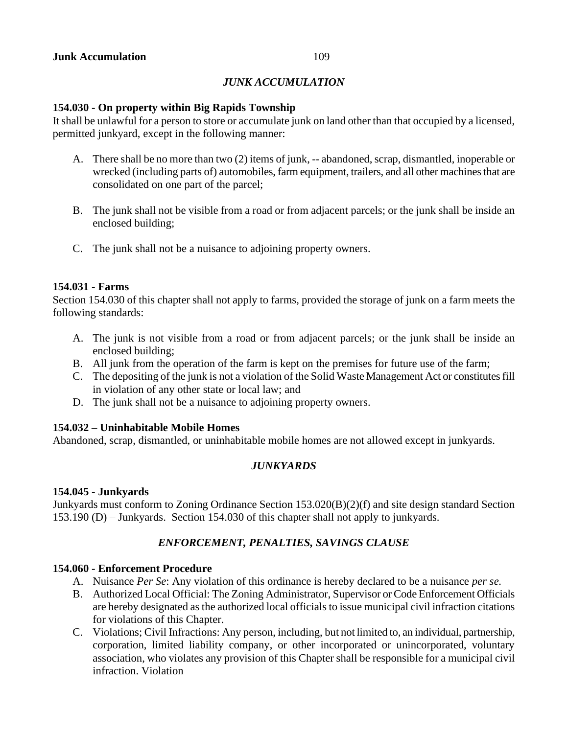## *JUNK ACCUMULATION*

### 154.030 - On property within Big Rapids Township

It shall be unlawful for a person to store or accumulate junk on land other than that occupied by a licensed, permitted junkyard, except in the following manner:

A. There shall be no more than two (2) items of junk, -- abandoned, scrap, dismantled, inoperable or wrecked (including parts of) automobiles, farm equipment, trailers, and all other machines that are consolidated on one part of the parcel;

B. The junk shall not be visible from a road or from adjacent parcels; or the junk shall be inside an enclosed building;

C. The junk shall not be a nuisance to adjoining property owners.

### 154.031 - Farms

Section 154.030 of this chapter shall not apply to farms, provided the storage of junk on a farm meets the following standards:

A. The junk is not visible from a road or from adjacent parcels; or the junk shall be inside an enclosed building;
B. All junk from the operation of the farm is kept on the premises for future use of the farm;
C. The depositing of the junk is not a violation of the Solid Waste Management Act or constitutes fill in violation of any other state or local law; and
D. The junk shall not be a nuisance to adjoining property owners.

### 154.032 – Uninhabitable Mobile Homes

Abandoned, scrap, dismantled, or uninhabitable mobile homes are not allowed except in junkyards.

## *JUNKYARDS*

### 154.045 - Junkyards

Junkyards must conform to Zoning Ordinance Section 153.020(B)(2)(f) and site design standard Section 153.190 (D) – Junkyards. Section 154.030 of this chapter shall not apply to junkyards.

## *ENFORCEMENT, PENALTIES, SAVINGS CLAUSE*

### 154.060 - Enforcement Procedure

A. Nuisance *Per Se*: Any violation of this ordinance is hereby declared to be a nuisance *per se.*
B. Authorized Local Official: The Zoning Administrator, Supervisor or Code Enforcement Officials are hereby designated as the authorized local officials to issue municipal civil infraction citations for violations of this Chapter.
C. Violations; Civil Infractions: Any person, including, but not limited to, an individual, partnership, corporation, limited liability company, or other incorporated or unincorporated, voluntary association, who violates any provision of this Chapter shall be responsible for a municipal civil infraction. Violation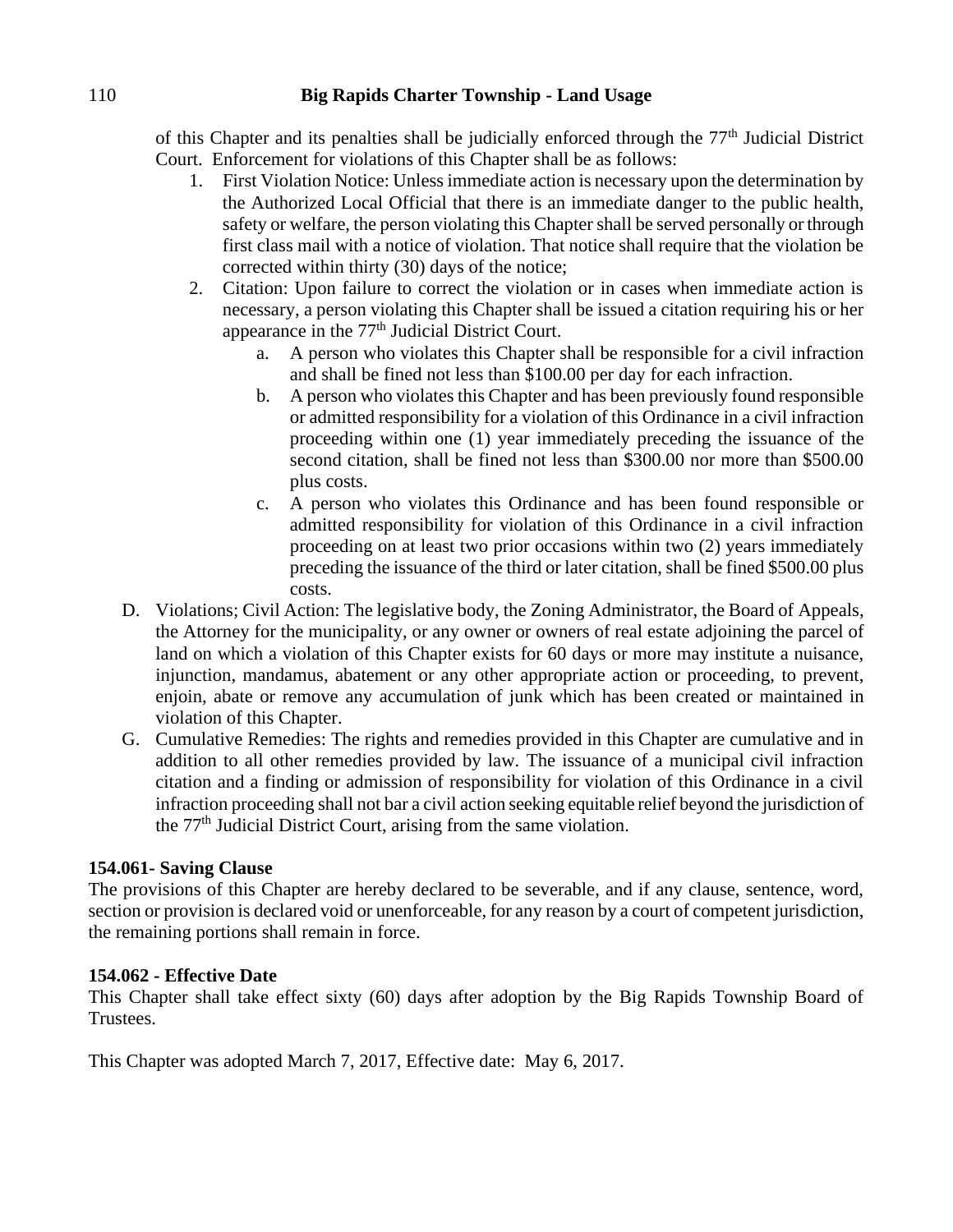of this Chapter and its penalties shall be judicially enforced through the 77th Judicial District Court. Enforcement for violations of this Chapter shall be as follows:

1. First Violation Notice: Unless immediate action is necessary upon the determination by the Authorized Local Official that there is an immediate danger to the public health, safety or welfare, the person violating this Chapter shall be served personally or through first class mail with a notice of violation. That notice shall require that the violation be corrected within thirty (30) days of the notice;
2. Citation: Upon failure to correct the violation or in cases when immediate action is necessary, a person violating this Chapter shall be issued a citation requiring his or her appearance in the 77th Judicial District Court.
    a. A person who violates this Chapter shall be responsible for a civil infraction and shall be fined not less than $100.00 per day for each infraction.
    b. A person who violates this Chapter and has been previously found responsible or admitted responsibility for a violation of this Ordinance in a civil infraction proceeding within one (1) year immediately preceding the issuance of the second citation, shall be fined not less than $300.00 nor more than $500.00 plus costs.
    c. A person who violates this Ordinance and has been found responsible or admitted responsibility for violation of this Ordinance in a civil infraction proceeding on at least two prior occasions within two (2) years immediately preceding the issuance of the third or later citation, shall be fined $500.00 plus costs.

D. Violations; Civil Action: The legislative body, the Zoning Administrator, the Board of Appeals, the Attorney for the municipality, or any owner or owners of real estate adjoining the parcel of land on which a violation of this Chapter exists for 60 days or more may institute a nuisance, injunction, mandamus, abatement or any other appropriate action or proceeding, to prevent, enjoin, abate or remove any accumulation of junk which has been created or maintained in violation of this Chapter.

G. Cumulative Remedies: The rights and remedies provided in this Chapter are cumulative and in addition to all other remedies provided by law. The issuance of a municipal civil infraction citation and a finding or admission of responsibility for violation of this Ordinance in a civil infraction proceeding shall not bar a civil action seeking equitable relief beyond the jurisdiction of the 77th Judicial District Court, arising from the same violation.

**154.061- Saving Clause**

The provisions of this Chapter are hereby declared to be severable, and if any clause, sentence, word, section or provision is declared void or unenforceable, for any reason by a court of competent jurisdiction, the remaining portions shall remain in force.

**154.062 - Effective Date**

This Chapter shall take effect sixty (60) days after adoption by the Big Rapids Township Board of Trustees.

This Chapter was adopted March 7, 2017, Effective date: May 6, 2017.